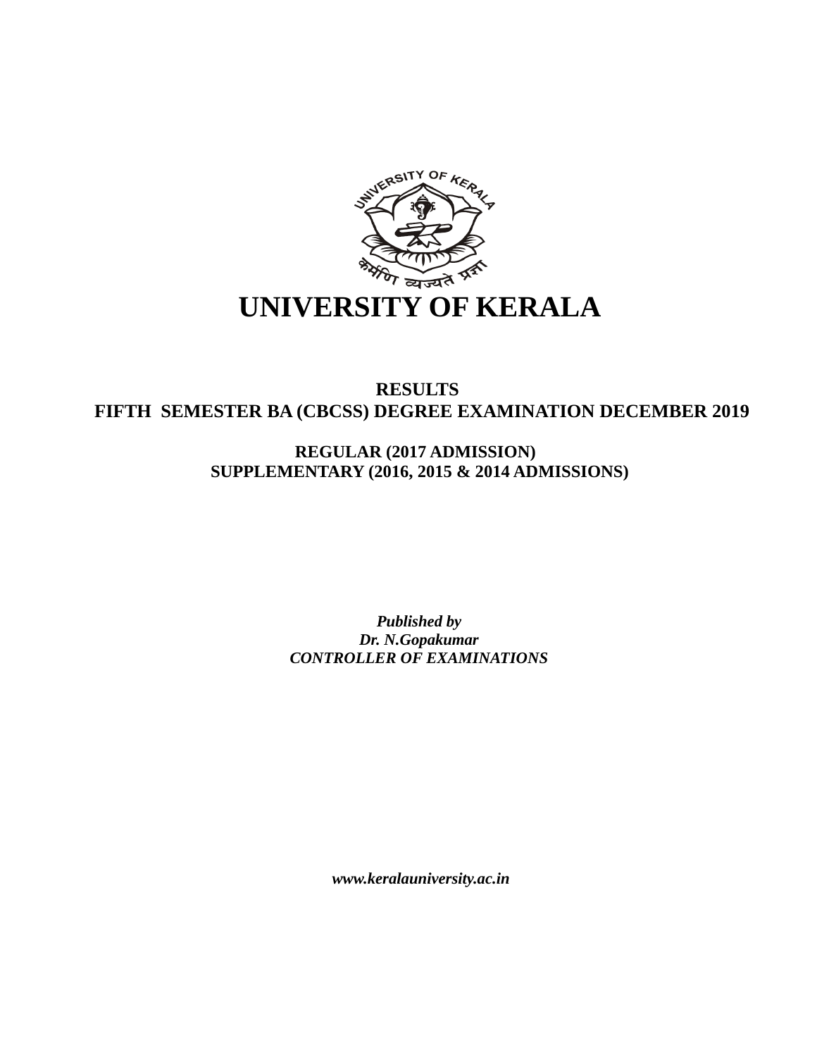# UNIVERSITY OF KERALA

## RESULTS
## FIFTH SEMESTER BA (CBCSS) DEGREE EXAMINATION DECEMBER 2019

### REGULAR (2017 ADMISSION)
### SUPPLEMENTARY (2016, 2015 & 2014 ADMISSIONS)

***Published by***
***Dr. N.Gopakumar***
***CONTROLLER OF EXAMINATIONS***

***www.keralauniversity.ac.in***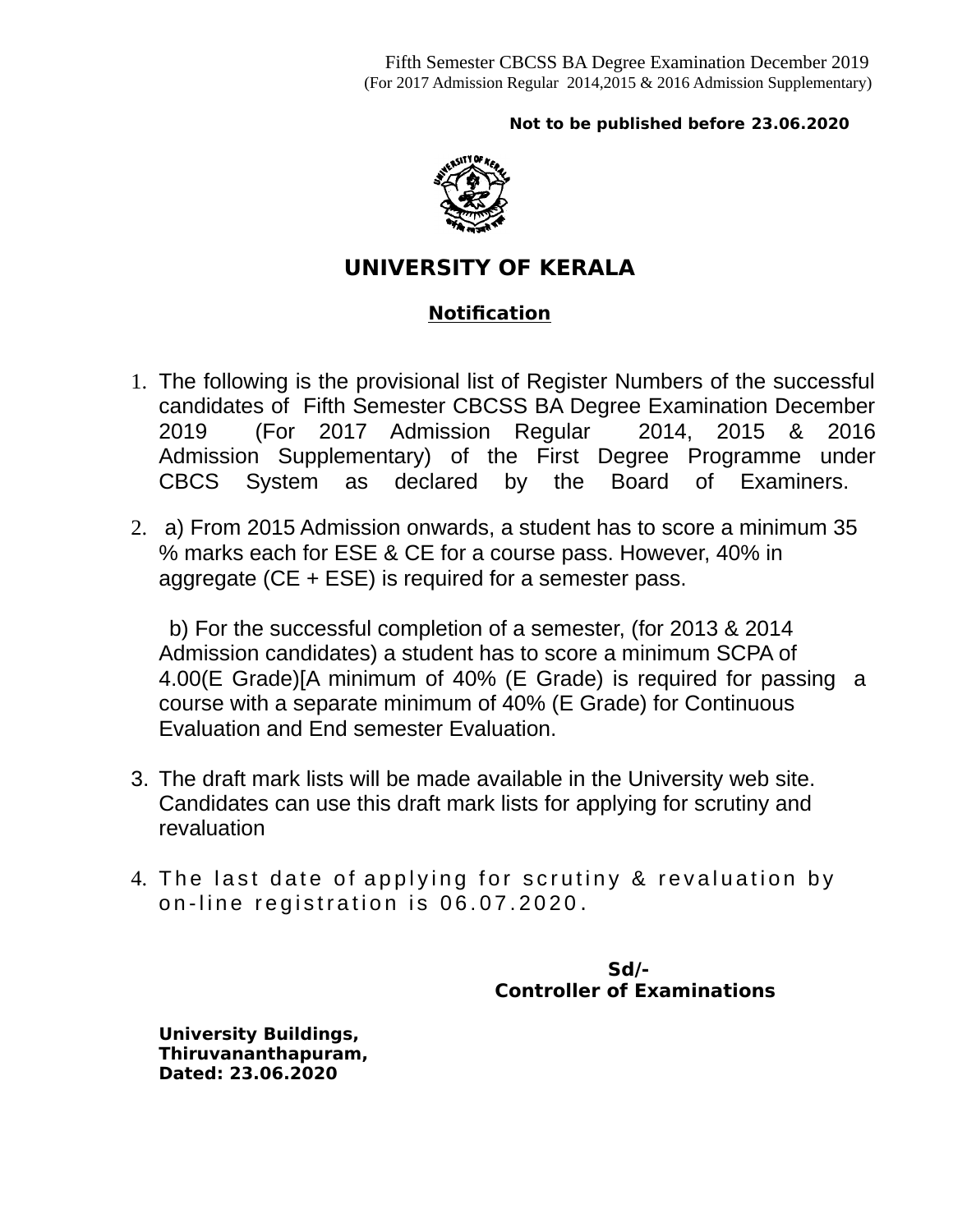Fifth Semester CBCSS BA Degree Examination December 2019
(For 2017 Admission Regular 2014,2015 & 2016 Admission Supplementary)

**Not to be published before 23.06.2020**

# UNIVERSITY OF KERALA

## Notification

1. The following is the provisional list of Register Numbers of the successful candidates of Fifth Semester CBCSS BA Degree Examination December 2019 (For 2017 Admission Regular 2014, 2015 & 2016 Admission Supplementary) of the First Degree Programme under CBCS System as declared by the Board of Examiners.

2. a) From 2015 Admission onwards, a student has to score a minimum 35 % marks each for ESE & CE for a course pass. However, 40% in aggregate (CE + ESE) is required for a semester pass.

   b) For the successful completion of a semester, (for 2013 & 2014 Admission candidates) a student has to score a minimum SCPA of 4.00(E Grade)[A minimum of 40% (E Grade) is required for passing a course with a separate minimum of 40% (E Grade) for Continuous Evaluation and End semester Evaluation.

3. The draft mark lists will be made available in the University web site. Candidates can use this draft mark lists for applying for scrutiny and revaluation

4. The last date of applying for scrutiny & revaluation by on-line registration is 06.07.2020.

**Sd/-**
**Controller of Examinations**

**University Buildings,**
**Thiruvananthapuram,**
**Dated: 23.06.2020**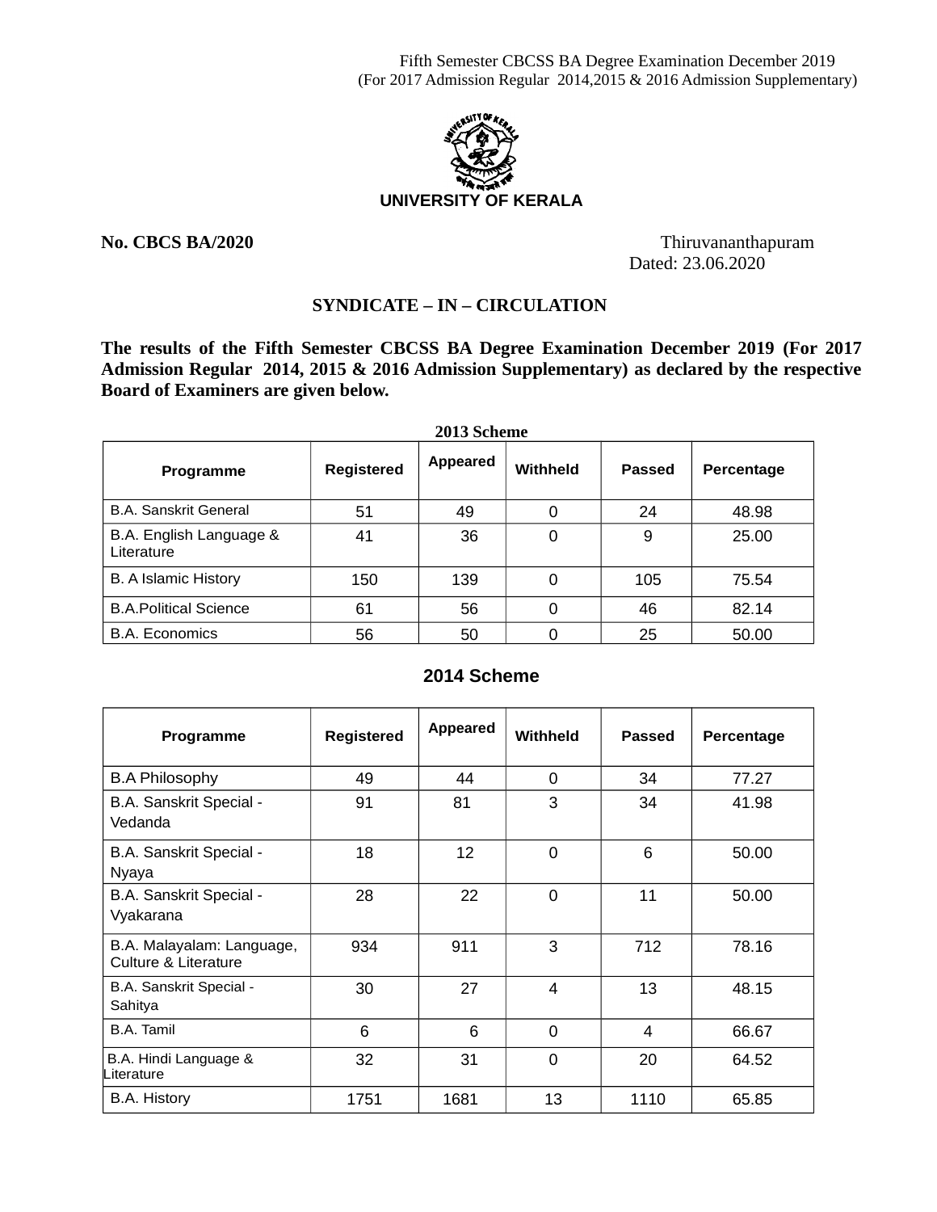Fifth Semester CBCSS BA Degree Examination December 2019
(For 2017 Admission Regular 2014,2015 & 2016 Admission Supplementary)

**UNIVERSITY OF KERALA**

**No. CBCS BA/2020** Thiruvananthapuram
Dated: 23.06.2020

## SYNDICATE – IN – CIRCULATION

**The results of the Fifth Semester CBCSS BA Degree Examination December 2019 (For 2017 Admission Regular 2014, 2015 & 2016 Admission Supplementary) as declared by the respective Board of Examiners are given below.**

### 2013 Scheme

| Programme | Registered | Appeared | Withheld | Passed | Percentage |
|---|---|---|---|---|---|
| B.A. Sanskrit General | 51 | 49 | 0 | 24 | 48.98 |
| B.A. English Language & Literature | 41 | 36 | 0 | 9 | 25.00 |
| B. A Islamic History | 150 | 139 | 0 | 105 | 75.54 |
| B.A.Political Science | 61 | 56 | 0 | 46 | 82.14 |
| B.A. Economics | 56 | 50 | 0 | 25 | 50.00 |

### 2014 Scheme

| Programme | Registered | Appeared | Withheld | Passed | Percentage |
|---|---|---|---|---|---|
| B.A Philosophy | 49 | 44 | 0 | 34 | 77.27 |
| B.A. Sanskrit Special - Vedanda | 91 | 81 | 3 | 34 | 41.98 |
| B.A. Sanskrit Special - Nyaya | 18 | 12 | 0 | 6 | 50.00 |
| B.A. Sanskrit Special - Vyakarana | 28 | 22 | 0 | 11 | 50.00 |
| B.A. Malayalam: Language, Culture & Literature | 934 | 911 | 3 | 712 | 78.16 |
| B.A. Sanskrit Special - Sahitya | 30 | 27 | 4 | 13 | 48.15 |
| B.A. Tamil | 6 | 6 | 0 | 4 | 66.67 |
| B.A. Hindi Language & Literature | 32 | 31 | 0 | 20 | 64.52 |
| B.A. History | 1751 | 1681 | 13 | 1110 | 65.85 |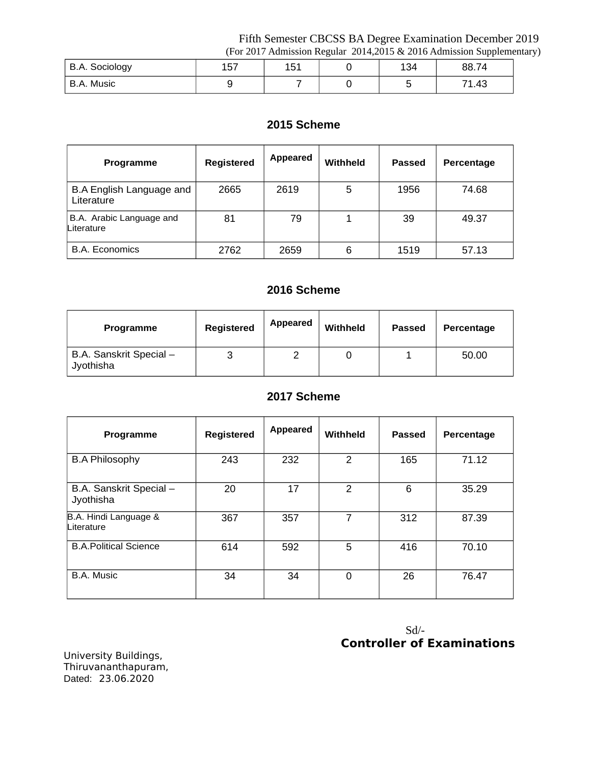| B.A. Sociology | 157 | 151 | 0 | 134 | 88.74 |
|---|---|---|---|---|---|
| B.A. Music | 9 | 7 | 0 | 5 | 71.43 |

## 2015 Scheme

| Programme | Registered | Appeared | Withheld | Passed | Percentage |
|---|---|---|---|---|---|
| B.A English Language and Literature | 2665 | 2619 | 5 | 1956 | 74.68 |
| B.A. Arabic Language and Literature | 81 | 79 | 1 | 39 | 49.37 |
| B.A. Economics | 2762 | 2659 | 6 | 1519 | 57.13 |

## 2016 Scheme

| Programme | Registered | Appeared | Withheld | Passed | Percentage |
|---|---|---|---|---|---|
| B.A. Sanskrit Special – Jyothisha | 3 | 2 | 0 | 1 | 50.00 |

## 2017 Scheme

| Programme | Registered | Appeared | Withheld | Passed | Percentage |
|---|---|---|---|---|---|
| B.A Philosophy | 243 | 232 | 2 | 165 | 71.12 |
| B.A. Sanskrit Special – Jyothisha | 20 | 17 | 2 | 6 | 35.29 |
| B.A. Hindi Language & Literature | 367 | 357 | 7 | 312 | 87.39 |
| B.A.Political Science | 614 | 592 | 5 | 416 | 70.10 |
| B.A. Music | 34 | 34 | 0 | 26 | 76.47 |

Sd/-
**Controller of Examinations**

University Buildings,
Thiruvananthapuram,
Dated: 23.06.2020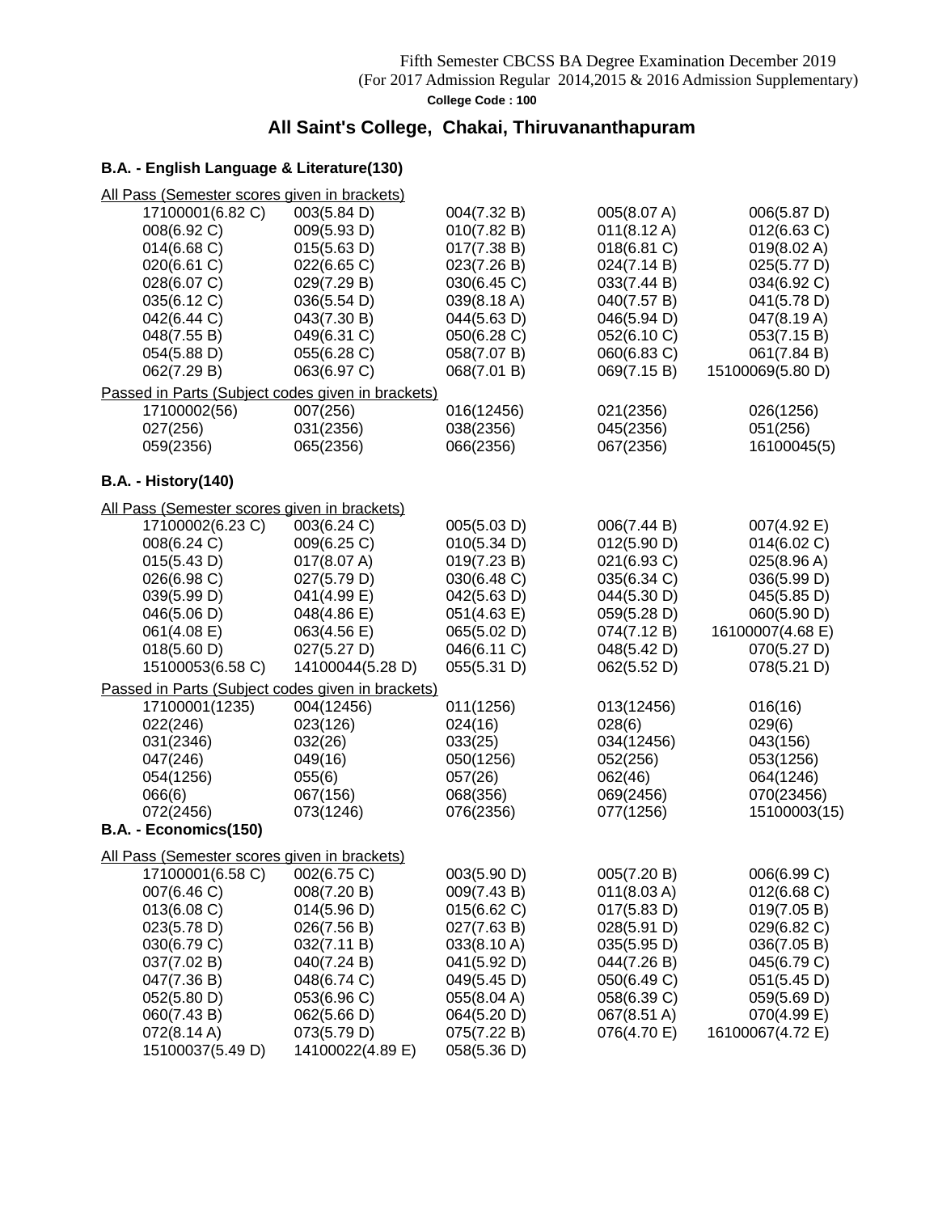Fifth Semester CBCSS BA Degree Examination December 2019
(For 2017 Admission Regular 2014,2015 & 2016 Admission Supplementary)

**College Code : 100**

## All Saint's College, Chakai, Thiruvananthapuram

### B.A. - English Language & Literature(130)

All Pass (Semester scores given in brackets)

| | | | | |
|---|---|---|---|---|
| 17100001(6.82 C) | 003(5.84 D) | 004(7.32 B) | 005(8.07 A) | 006(5.87 D) |
| 008(6.92 C) | 009(5.93 D) | 010(7.82 B) | 011(8.12 A) | 012(6.63 C) |
| 014(6.68 C) | 015(5.63 D) | 017(7.38 B) | 018(6.81 C) | 019(8.02 A) |
| 020(6.61 C) | 022(6.65 C) | 023(7.26 B) | 024(7.14 B) | 025(5.77 D) |
| 028(6.07 C) | 029(7.29 B) | 030(6.45 C) | 033(7.44 B) | 034(6.92 C) |
| 035(6.12 C) | 036(5.54 D) | 039(8.18 A) | 040(7.57 B) | 041(5.78 D) |
| 042(6.44 C) | 043(7.30 B) | 044(5.63 D) | 046(5.94 D) | 047(8.19 A) |
| 048(7.55 B) | 049(6.31 C) | 050(6.28 C) | 052(6.10 C) | 053(7.15 B) |
| 054(5.88 D) | 055(6.28 C) | 058(7.07 B) | 060(6.83 C) | 061(7.84 B) |
| 062(7.29 B) | 063(6.97 C) | 068(7.01 B) | 069(7.15 B) | 15100069(5.80 D) |

Passed in Parts (Subject codes given in brackets)

| | | | | |
|---|---|---|---|---|
| 17100002(56) | 007(256) | 016(12456) | 021(2356) | 026(1256) |
| 027(256) | 031(2356) | 038(2356) | 045(2356) | 051(256) |
| 059(2356) | 065(2356) | 066(2356) | 067(2356) | 16100045(5) |

### B.A. - History(140)

All Pass (Semester scores given in brackets)

| | | | | |
|---|---|---|---|---|
| 17100002(6.23 C) | 003(6.24 C) | 005(5.03 D) | 006(7.44 B) | 007(4.92 E) |
| 008(6.24 C) | 009(6.25 C) | 010(5.34 D) | 012(5.90 D) | 014(6.02 C) |
| 015(5.43 D) | 017(8.07 A) | 019(7.23 B) | 021(6.93 C) | 025(8.96 A) |
| 026(6.98 C) | 027(5.79 D) | 030(6.48 C) | 035(6.34 C) | 036(5.99 D) |
| 039(5.99 D) | 041(4.99 E) | 042(5.63 D) | 044(5.30 D) | 045(5.85 D) |
| 046(5.06 D) | 048(4.86 E) | 051(4.63 E) | 059(5.28 D) | 060(5.90 D) |
| 061(4.08 E) | 063(4.56 E) | 065(5.02 D) | 074(7.12 B) | 16100007(4.68 E) |
| 018(5.60 D) | 027(5.27 D) | 046(6.11 C) | 048(5.42 D) | 070(5.27 D) |
| 15100053(6.58 C) | 14100044(5.28 D) | 055(5.31 D) | 062(5.52 D) | 078(5.21 D) |

Passed in Parts (Subject codes given in brackets)

| | | | | |
|---|---|---|---|---|
| 17100001(1235) | 004(12456) | 011(1256) | 013(12456) | 016(16) |
| 022(246) | 023(126) | 024(16) | 028(6) | 029(6) |
| 031(2346) | 032(26) | 033(25) | 034(12456) | 043(156) |
| 047(246) | 049(16) | 050(1256) | 052(256) | 053(1256) |
| 054(1256) | 055(6) | 057(26) | 062(46) | 064(1246) |
| 066(6) | 067(156) | 068(356) | 069(2456) | 070(23456) |
| 072(2456) | 073(1246) | 076(2356) | 077(1256) | 15100003(15) |

### B.A. - Economics(150)

All Pass (Semester scores given in brackets)

| | | | | |
|---|---|---|---|---|
| 17100001(6.58 C) | 002(6.75 C) | 003(5.90 D) | 005(7.20 B) | 006(6.99 C) |
| 007(6.46 C) | 008(7.20 B) | 009(7.43 B) | 011(8.03 A) | 012(6.68 C) |
| 013(6.08 C) | 014(5.96 D) | 015(6.62 C) | 017(5.83 D) | 019(7.05 B) |
| 023(5.78 D) | 026(7.56 B) | 027(7.63 B) | 028(5.91 D) | 029(6.82 C) |
| 030(6.79 C) | 032(7.11 B) | 033(8.10 A) | 035(5.95 D) | 036(7.05 B) |
| 037(7.02 B) | 040(7.24 B) | 041(5.92 D) | 044(7.26 B) | 045(6.79 C) |
| 047(7.36 B) | 048(6.74 C) | 049(5.45 D) | 050(6.49 C) | 051(5.45 D) |
| 052(5.80 D) | 053(6.96 C) | 055(8.04 A) | 058(6.39 C) | 059(5.69 D) |
| 060(7.43 B) | 062(5.66 D) | 064(5.20 D) | 067(8.51 A) | 070(4.99 E) |
| 072(8.14 A) | 073(5.79 D) | 075(7.22 B) | 076(4.70 E) | 16100067(4.72 E) |
| 15100037(5.49 D) | 14100022(4.89 E) | 058(5.36 D) | | |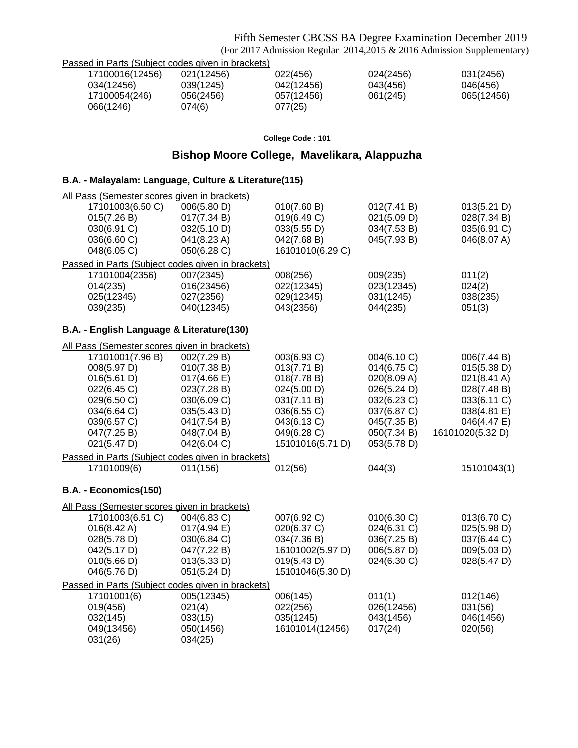Fifth Semester CBCSS BA Degree Examination December 2019
(For 2017 Admission Regular 2014,2015 & 2016 Admission Supplementary)

Passed in Parts (Subject codes given in brackets)

| | | | | |
|---|---|---|---|---|
| 17100016(12456) | 021(12456) | 022(456) | 024(2456) | 031(2456) |
| 034(12456) | 039(1245) | 042(12456) | 043(456) | 046(456) |
| 17100054(246) | 056(2456) | 057(12456) | 061(245) | 065(12456) |
| 066(1246) | 074(6) | 077(25) | | |

**College Code : 101**

## Bishop Moore College, Mavelikara, Alappuzha

### B.A. - Malayalam: Language, Culture & Literature(115)

All Pass (Semester scores given in brackets)

| | | | | |
|---|---|---|---|---|
| 17101003(6.50 C) | 006(5.80 D) | 010(7.60 B) | 012(7.41 B) | 013(5.21 D) |
| 015(7.26 B) | 017(7.34 B) | 019(6.49 C) | 021(5.09 D) | 028(7.34 B) |
| 030(6.91 C) | 032(5.10 D) | 033(5.55 D) | 034(7.53 B) | 035(6.91 C) |
| 036(6.60 C) | 041(8.23 A) | 042(7.68 B) | 045(7.93 B) | 046(8.07 A) |
| 048(6.05 C) | 050(6.28 C) | 16101010(6.29 C) | | |

Passed in Parts (Subject codes given in brackets)

| | | | | |
|---|---|---|---|---|
| 17101004(2356) | 007(2345) | 008(256) | 009(235) | 011(2) |
| 014(235) | 016(23456) | 022(12345) | 023(12345) | 024(2) |
| 025(12345) | 027(2356) | 029(12345) | 031(1245) | 038(235) |
| 039(235) | 040(12345) | 043(2356) | 044(235) | 051(3) |

### B.A. - English Language & Literature(130)

All Pass (Semester scores given in brackets)

| | | | | |
|---|---|---|---|---|
| 17101001(7.96 B) | 002(7.29 B) | 003(6.93 C) | 004(6.10 C) | 006(7.44 B) |
| 008(5.97 D) | 010(7.38 B) | 013(7.71 B) | 014(6.75 C) | 015(5.38 D) |
| 016(5.61 D) | 017(4.66 E) | 018(7.78 B) | 020(8.09 A) | 021(8.41 A) |
| 022(6.45 C) | 023(7.28 B) | 024(5.00 D) | 026(5.24 D) | 028(7.48 B) |
| 029(6.50 C) | 030(6.09 C) | 031(7.11 B) | 032(6.23 C) | 033(6.11 C) |
| 034(6.64 C) | 035(5.43 D) | 036(6.55 C) | 037(6.87 C) | 038(4.81 E) |
| 039(6.57 C) | 041(7.54 B) | 043(6.13 C) | 045(7.35 B) | 046(4.47 E) |
| 047(7.25 B) | 048(7.04 B) | 049(6.28 C) | 050(7.34 B) | 16101020(5.32 D) |
| 021(5.47 D) | 042(6.04 C) | 15101016(5.71 D) | 053(5.78 D) | |

Passed in Parts (Subject codes given in brackets)

| | | | | |
|---|---|---|---|---|
| 17101009(6) | 011(156) | 012(56) | 044(3) | 15101043(1) |

### B.A. - Economics(150)

All Pass (Semester scores given in brackets)

| | | | | |
|---|---|---|---|---|
| 17101003(6.51 C) | 004(6.83 C) | 007(6.92 C) | 010(6.30 C) | 013(6.70 C) |
| 016(8.42 A) | 017(4.94 E) | 020(6.37 C) | 024(6.31 C) | 025(5.98 D) |
| 028(5.78 D) | 030(6.84 C) | 034(7.36 B) | 036(7.25 B) | 037(6.44 C) |
| 042(5.17 D) | 047(7.22 B) | 16101002(5.97 D) | 006(5.87 D) | 009(5.03 D) |
| 010(5.66 D) | 013(5.33 D) | 019(5.43 D) | 024(6.30 C) | 028(5.47 D) |
| 046(5.76 D) | 051(5.24 D) | 15101046(5.30 D) | | |

Passed in Parts (Subject codes given in brackets)

| | | | | |
|---|---|---|---|---|
| 17101001(6) | 005(12345) | 006(145) | 011(1) | 012(146) |
| 019(456) | 021(4) | 022(256) | 026(12456) | 031(56) |
| 032(145) | 033(15) | 035(1245) | 043(1456) | 046(1456) |
| 049(13456) | 050(1456) | 16101014(12456) | 017(24) | 020(56) |
| 031(26) | 034(25) | | | |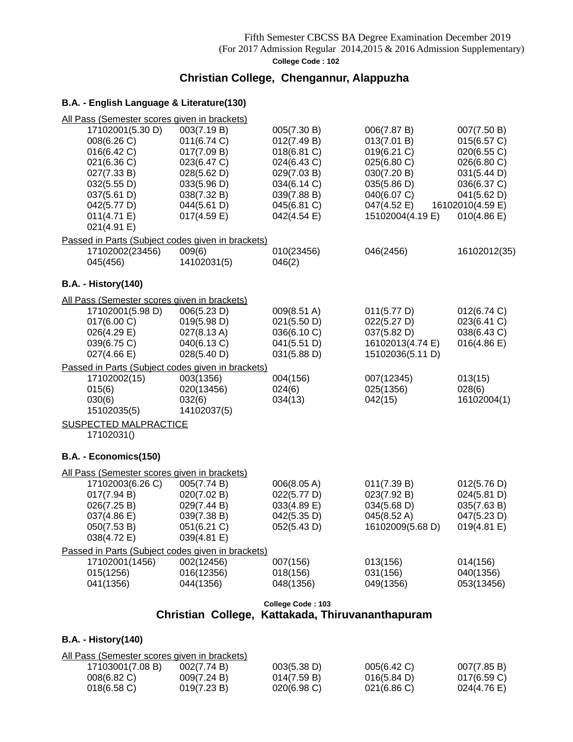Fifth Semester CBCSS BA Degree Examination December 2019
(For 2017 Admission Regular 2014,2015 & 2016 Admission Supplementary)

**College Code : 102**

## Christian College, Chengannur, Alappuzha

### B.A. - English Language & Literature(130)

All Pass (Semester scores given in brackets)

| | | | | |
|---|---|---|---|---|
| 17102001(5.30 D) | 003(7.19 B) | 005(7.30 B) | 006(7.87 B) | 007(7.50 B) |
| 008(6.26 C) | 011(6.74 C) | 012(7.49 B) | 013(7.01 B) | 015(6.57 C) |
| 016(6.42 C) | 017(7.09 B) | 018(6.81 C) | 019(6.21 C) | 020(6.55 C) |
| 021(6.36 C) | 023(6.47 C) | 024(6.43 C) | 025(6.80 C) | 026(6.80 C) |
| 027(7.33 B) | 028(5.62 D) | 029(7.03 B) | 030(7.20 B) | 031(5.44 D) |
| 032(5.55 D) | 033(5.96 D) | 034(6.14 C) | 035(5.86 D) | 036(6.37 C) |
| 037(5.61 D) | 038(7.32 B) | 039(7.88 B) | 040(6.07 C) | 041(5.62 D) |
| 042(5.77 D) | 044(5.61 D) | 045(6.81 C) | 047(4.52 E) | 16102010(4.59 E) |
| 011(4.71 E) | 017(4.59 E) | 042(4.54 E) | 15102004(4.19 E) | 010(4.86 E) |
| 021(4.91 E) | | | | |

Passed in Parts (Subject codes given in brackets)

| | | | | |
|---|---|---|---|---|
| 17102002(23456) | 009(6) | 010(23456) | 046(2456) | 16102012(35) |
| 045(456) | 14102031(5) | 046(2) | | |

### B.A. - History(140)

All Pass (Semester scores given in brackets)

| | | | | |
|---|---|---|---|---|
| 17102001(5.98 D) | 006(5.23 D) | 009(8.51 A) | 011(5.77 D) | 012(6.74 C) |
| 017(6.00 C) | 019(5.98 D) | 021(5.50 D) | 022(5.27 D) | 023(6.41 C) |
| 026(4.29 E) | 027(8.13 A) | 036(6.10 C) | 037(5.82 D) | 038(6.43 C) |
| 039(6.75 C) | 040(6.13 C) | 041(5.51 D) | 16102013(4.74 E) | 016(4.86 E) |
| 027(4.66 E) | 028(5.40 D) | 031(5.88 D) | 15102036(5.11 D) | |

Passed in Parts (Subject codes given in brackets)

| | | | | |
|---|---|---|---|---|
| 17102002(15) | 003(1356) | 004(156) | 007(12345) | 013(15) |
| 015(6) | 020(13456) | 024(6) | 025(1356) | 028(6) |
| 030(6) | 032(6) | 034(13) | 042(15) | 16102004(1) |
| 15102035(5) | 14102037(5) | | | |

SUSPECTED MALPRACTICE

17102031()

### B.A. - Economics(150)

All Pass (Semester scores given in brackets)

| | | | | |
|---|---|---|---|---|
| 17102003(6.26 C) | 005(7.74 B) | 006(8.05 A) | 011(7.39 B) | 012(5.76 D) |
| 017(7.94 B) | 020(7.02 B) | 022(5.77 D) | 023(7.92 B) | 024(5.81 D) |
| 026(7.25 B) | 029(7.44 B) | 033(4.89 E) | 034(5.68 D) | 035(7.63 B) |
| 037(4.86 E) | 039(7.38 B) | 042(5.35 D) | 045(8.52 A) | 047(5.23 D) |
| 050(7.53 B) | 051(6.21 C) | 052(5.43 D) | 16102009(5.68 D) | 019(4.81 E) |
| 038(4.72 E) | 039(4.81 E) | | | |

Passed in Parts (Subject codes given in brackets)

| | | | | |
|---|---|---|---|---|
| 17102001(1456) | 002(12456) | 007(156) | 013(156) | 014(156) |
| 015(1256) | 016(12356) | 018(156) | 031(156) | 040(1356) |
| 041(1356) | 044(1356) | 048(1356) | 049(1356) | 053(13456) |

**College Code : 103**

## Christian College, Kattakada, Thiruvananthapuram

### B.A. - History(140)

All Pass (Semester scores given in brackets)

| | | | | |
|---|---|---|---|---|
| 17103001(7.08 B) | 002(7.74 B) | 003(5.38 D) | 005(6.42 C) | 007(7.85 B) |
| 008(6.82 C) | 009(7.24 B) | 014(7.59 B) | 016(5.84 D) | 017(6.59 C) |
| 018(6.58 C) | 019(7.23 B) | 020(6.98 C) | 021(6.86 C) | 024(4.76 E) |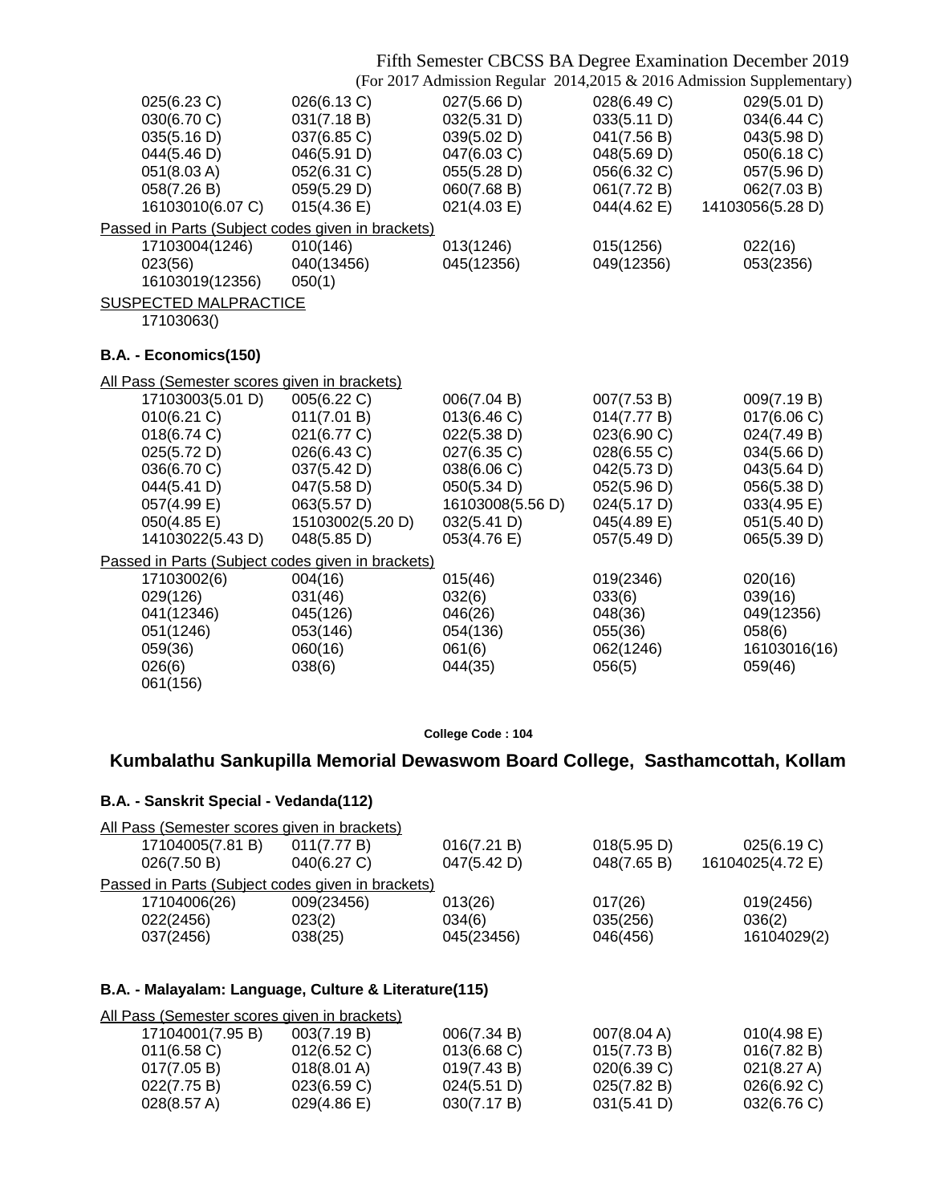| | | | | |
|---|---|---|---|---|
| 025(6.23 C) | 026(6.13 C) | 027(5.66 D) | 028(6.49 C) | 029(5.01 D) |
| 030(6.70 C) | 031(7.18 B) | 032(5.31 D) | 033(5.11 D) | 034(6.44 C) |
| 035(5.16 D) | 037(6.85 C) | 039(5.02 D) | 041(7.56 B) | 043(5.98 D) |
| 044(5.46 D) | 046(5.91 D) | 047(6.03 C) | 048(5.69 D) | 050(6.18 C) |
| 051(8.03 A) | 052(6.31 C) | 055(5.28 D) | 056(6.32 C) | 057(5.96 D) |
| 058(7.26 B) | 059(5.29 D) | 060(7.68 B) | 061(7.72 B) | 062(7.03 B) |
| 16103010(6.07 C) | 015(4.36 E) | 021(4.03 E) | 044(4.62 E) | 14103056(5.28 D) |

Passed in Parts (Subject codes given in brackets)

| | | | | |
|---|---|---|---|---|
| 17103004(1246) | 010(146) | 013(1246) | 015(1256) | 022(16) |
| 023(56) | 040(13456) | 045(12356) | 049(12356) | 053(2356) |
| 16103019(12356) | 050(1) | | | |

SUSPECTED MALPRACTICE

17103063()

### B.A. - Economics(150)

All Pass (Semester scores given in brackets)

| | | | | |
|---|---|---|---|---|
| 17103003(5.01 D) | 005(6.22 C) | 006(7.04 B) | 007(7.53 B) | 009(7.19 B) |
| 010(6.21 C) | 011(7.01 B) | 013(6.46 C) | 014(7.77 B) | 017(6.06 C) |
| 018(6.74 C) | 021(6.77 C) | 022(5.38 D) | 023(6.90 C) | 024(7.49 B) |
| 025(5.72 D) | 026(6.43 C) | 027(6.35 C) | 028(6.55 C) | 034(5.66 D) |
| 036(6.70 C) | 037(5.42 D) | 038(6.06 C) | 042(5.73 D) | 043(5.64 D) |
| 044(5.41 D) | 047(5.58 D) | 050(5.34 D) | 052(5.96 D) | 056(5.38 D) |
| 057(4.99 E) | 063(5.57 D) | 16103008(5.56 D) | 024(5.17 D) | 033(4.95 E) |
| 050(4.85 E) | 15103002(5.20 D) | 032(5.41 D) | 045(4.89 E) | 051(5.40 D) |
| 14103022(5.43 D) | 048(5.85 D) | 053(4.76 E) | 057(5.49 D) | 065(5.39 D) |

Passed in Parts (Subject codes given in brackets)

| | | | | |
|---|---|---|---|---|
| 17103002(6) | 004(16) | 015(46) | 019(2346) | 020(16) |
| 029(126) | 031(46) | 032(6) | 033(6) | 039(16) |
| 041(12346) | 045(126) | 046(26) | 048(36) | 049(12356) |
| 051(1246) | 053(146) | 054(136) | 055(36) | 058(6) |
| 059(36) | 060(16) | 061(6) | 062(1246) | 16103016(16) |
| 026(6) | 038(6) | 044(35) | 056(5) | 059(46) |
| 061(156) | | | | |

**College Code : 104**

## Kumbalathu Sankupilla Memorial Dewaswom Board College, Sasthamcottah, Kollam

### B.A. - Sanskrit Special - Vedanda(112)

All Pass (Semester scores given in brackets)

| | | | | |
|---|---|---|---|---|
| 17104005(7.81 B) | 011(7.77 B) | 016(7.21 B) | 018(5.95 D) | 025(6.19 C) |
| 026(7.50 B) | 040(6.27 C) | 047(5.42 D) | 048(7.65 B) | 16104025(4.72 E) |

Passed in Parts (Subject codes given in brackets)

| | | | | |
|---|---|---|---|---|
| 17104006(26) | 009(23456) | 013(26) | 017(26) | 019(2456) |
| 022(2456) | 023(2) | 034(6) | 035(256) | 036(2) |
| 037(2456) | 038(25) | 045(23456) | 046(456) | 16104029(2) |

### B.A. - Malayalam: Language, Culture & Literature(115)

All Pass (Semester scores given in brackets)

| | | | | |
|---|---|---|---|---|
| 17104001(7.95 B) | 003(7.19 B) | 006(7.34 B) | 007(8.04 A) | 010(4.98 E) |
| 011(6.58 C) | 012(6.52 C) | 013(6.68 C) | 015(7.73 B) | 016(7.82 B) |
| 017(7.05 B) | 018(8.01 A) | 019(7.43 B) | 020(6.39 C) | 021(8.27 A) |
| 022(7.75 B) | 023(6.59 C) | 024(5.51 D) | 025(7.82 B) | 026(6.92 C) |
| 028(8.57 A) | 029(4.86 E) | 030(7.17 B) | 031(5.41 D) | 032(6.76 C) |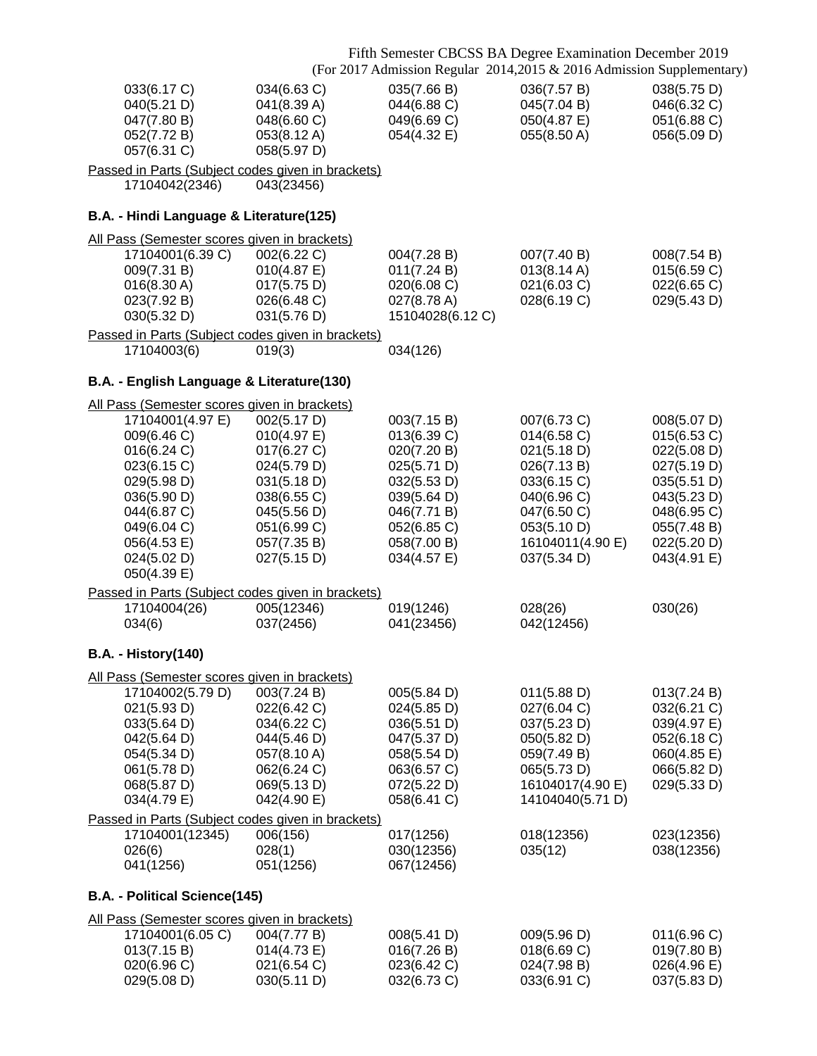| | | | | |
|---|---|---|---|---|
| 033(6.17 C) | 034(6.63 C) | 035(7.66 B) | 036(7.57 B) | 038(5.75 D) |
| 040(5.21 D) | 041(8.39 A) | 044(6.88 C) | 045(7.04 B) | 046(6.32 C) |
| 047(7.80 B) | 048(6.60 C) | 049(6.69 C) | 050(4.87 E) | 051(6.88 C) |
| 052(7.72 B) | 053(8.12 A) | 054(4.32 E) | 055(8.50 A) | 056(5.09 D) |
| 057(6.31 C) | 058(5.97 D) | | | |

Passed in Parts (Subject codes given in brackets)

| | | | | |
|---|---|---|---|---|
| 17104042(2346) | 043(23456) | | | |

### B.A. - Hindi Language & Literature(125)

All Pass (Semester scores given in brackets)

| | | | | |
|---|---|---|---|---|
| 17104001(6.39 C) | 002(6.22 C) | 004(7.28 B) | 007(7.40 B) | 008(7.54 B) |
| 009(7.31 B) | 010(4.87 E) | 011(7.24 B) | 013(8.14 A) | 015(6.59 C) |
| 016(8.30 A) | 017(5.75 D) | 020(6.08 C) | 021(6.03 C) | 022(6.65 C) |
| 023(7.92 B) | 026(6.48 C) | 027(8.78 A) | 028(6.19 C) | 029(5.43 D) |
| 030(5.32 D) | 031(5.76 D) | 15104028(6.12 C) | | |

Passed in Parts (Subject codes given in brackets)

| | | | | |
|---|---|---|---|---|
| 17104003(6) | 019(3) | 034(126) | | |

### B.A. - English Language & Literature(130)

All Pass (Semester scores given in brackets)

| | | | | |
|---|---|---|---|---|
| 17104001(4.97 E) | 002(5.17 D) | 003(7.15 B) | 007(6.73 C) | 008(5.07 D) |
| 009(6.46 C) | 010(4.97 E) | 013(6.39 C) | 014(6.58 C) | 015(6.53 C) |
| 016(6.24 C) | 017(6.27 C) | 020(7.20 B) | 021(5.18 D) | 022(5.08 D) |
| 023(6.15 C) | 024(5.79 D) | 025(5.71 D) | 026(7.13 B) | 027(5.19 D) |
| 029(5.98 D) | 031(5.18 D) | 032(5.53 D) | 033(6.15 C) | 035(5.51 D) |
| 036(5.90 D) | 038(6.55 C) | 039(5.64 D) | 040(6.96 C) | 043(5.23 D) |
| 044(6.87 C) | 045(5.56 D) | 046(7.71 B) | 047(6.50 C) | 048(6.95 C) |
| 049(6.04 C) | 051(6.99 C) | 052(6.85 C) | 053(5.10 D) | 055(7.48 B) |
| 056(4.53 E) | 057(7.35 B) | 058(7.00 B) | 16104011(4.90 E) | 022(5.20 D) |
| 024(5.02 D) | 027(5.15 D) | 034(4.57 E) | 037(5.34 D) | 043(4.91 E) |
| 050(4.39 E) | | | | |

Passed in Parts (Subject codes given in brackets)

| | | | | |
|---|---|---|---|---|
| 17104004(26) | 005(12346) | 019(1246) | 028(26) | 030(26) |
| 034(6) | 037(2456) | 041(23456) | 042(12456) | |

### B.A. - History(140)

All Pass (Semester scores given in brackets)

| | | | | |
|---|---|---|---|---|
| 17104002(5.79 D) | 003(7.24 B) | 005(5.84 D) | 011(5.88 D) | 013(7.24 B) |
| 021(5.93 D) | 022(6.42 C) | 024(5.85 D) | 027(6.04 C) | 032(6.21 C) |
| 033(5.64 D) | 034(6.22 C) | 036(5.51 D) | 037(5.23 D) | 039(4.97 E) |
| 042(5.64 D) | 044(5.46 D) | 047(5.37 D) | 050(5.82 D) | 052(6.18 C) |
| 054(5.34 D) | 057(8.10 A) | 058(5.54 D) | 059(7.49 B) | 060(4.85 E) |
| 061(5.78 D) | 062(6.24 C) | 063(6.57 C) | 065(5.73 D) | 066(5.82 D) |
| 068(5.87 D) | 069(5.13 D) | 072(5.22 D) | 16104017(4.90 E) | 029(5.33 D) |
| 034(4.79 E) | 042(4.90 E) | 058(6.41 C) | 14104040(5.71 D) | |

Passed in Parts (Subject codes given in brackets)

| | | | | |
|---|---|---|---|---|
| 17104001(12345) | 006(156) | 017(1256) | 018(12356) | 023(12356) |
| 026(6) | 028(1) | 030(12356) | 035(12) | 038(12356) |
| 041(1256) | 051(1256) | 067(12456) | | |

### B.A. - Political Science(145)

All Pass (Semester scores given in brackets)

| | | | | |
|---|---|---|---|---|
| 17104001(6.05 C) | 004(7.77 B) | 008(5.41 D) | 009(5.96 D) | 011(6.96 C) |
| 013(7.15 B) | 014(4.73 E) | 016(7.26 B) | 018(6.69 C) | 019(7.80 B) |
| 020(6.96 C) | 021(6.54 C) | 023(6.42 C) | 024(7.98 B) | 026(4.96 E) |
| 029(5.08 D) | 030(5.11 D) | 032(6.73 C) | 033(6.91 C) | 037(5.83 D) |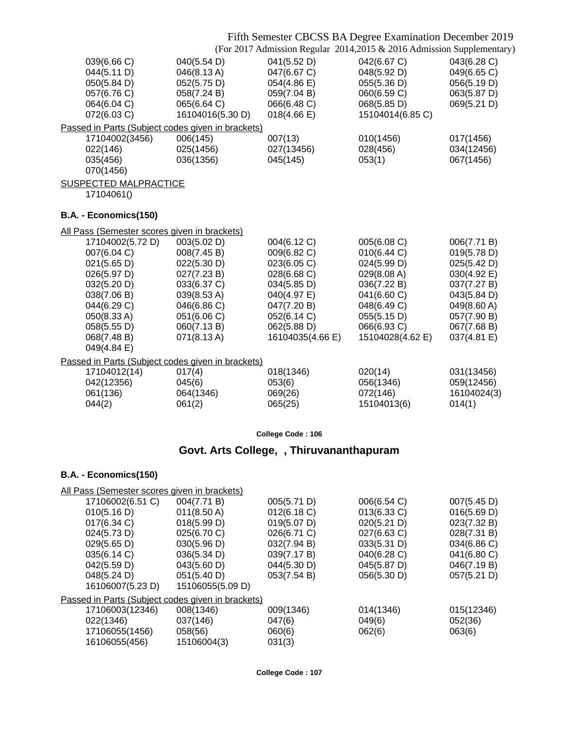039(6.66 C) 040(5.54 D) 041(5.52 D) 042(6.67 C) 043(6.28 C)
044(5.11 D) 046(8.13 A) 047(6.67 C) 048(5.92 D) 049(6.65 C)
050(5.84 D) 052(5.75 D) 054(4.86 E) 055(5.36 D) 056(5.19 D)
057(6.76 C) 058(7.24 B) 059(7.04 B) 060(6.59 C) 063(5.87 D)
064(6.04 C) 065(6.64 C) 066(6.48 C) 068(5.85 D) 069(5.21 D)
072(6.03 C) 16104016(5.30 D) 018(4.66 E) 15104014(6.85 C)

Passed in Parts (Subject codes given in brackets)

17104002(3456) 006(145) 007(13) 010(1456) 017(1456)
022(146) 025(1456) 027(13456) 028(456) 034(12456)
035(456) 036(1356) 045(145) 053(1) 067(1456)
070(1456)

SUSPECTED MALPRACTICE

17104061()

**B.A. - Economics(150)**

All Pass (Semester scores given in brackets)

17104002(5.72 D) 003(5.02 D) 004(6.12 C) 005(6.08 C) 006(7.71 B)
007(6.04 C) 008(7.45 B) 009(6.82 C) 010(6.44 C) 019(5.78 D)
021(5.65 D) 022(5.30 D) 023(6.05 C) 024(5.99 D) 025(5.42 D)
026(5.97 D) 027(7.23 B) 028(6.68 C) 029(8.08 A) 030(4.92 E)
032(5.20 D) 033(6.37 C) 034(5.85 D) 036(7.22 B) 037(7.27 B)
038(7.06 B) 039(8.53 A) 040(4.97 E) 041(6.60 C) 043(5.84 D)
044(6.29 C) 046(6.86 C) 047(7.20 B) 048(6.49 C) 049(8.60 A)
050(8.33 A) 051(6.06 C) 052(6.14 C) 055(5.15 D) 057(7.90 B)
058(5.55 D) 060(7.13 B) 062(5.88 D) 066(6.93 C) 067(7.68 B)
068(7.48 B) 071(8.13 A) 16104035(4.66 E) 15104028(4.62 E) 037(4.81 E)
049(4.84 E)

Passed in Parts (Subject codes given in brackets)

17104012(14) 017(4) 018(1346) 020(14) 031(13456)
042(12356) 045(6) 053(6) 056(1346) 059(12456)
061(136) 064(1346) 069(26) 072(146) 16104024(3)
044(2) 061(2) 065(25) 15104013(6) 014(1)

**College Code : 106**

## Govt. Arts College, , Thiruvananthapuram

**B.A. - Economics(150)**

All Pass (Semester scores given in brackets)

17106002(6.51 C) 004(7.71 B) 005(5.71 D) 006(6.54 C) 007(5.45 D)
010(5.16 D) 011(8.50 A) 012(6.18 C) 013(6.33 C) 016(5.69 D)
017(6.34 C) 018(5.99 D) 019(5.07 D) 020(5.21 D) 023(7.32 B)
024(5.73 D) 025(6.70 C) 026(6.71 C) 027(6.63 C) 028(7.31 B)
029(5.65 D) 030(5.96 D) 032(7.94 B) 033(5.31 D) 034(6.86 C)
035(6.14 C) 036(5.34 D) 039(7.17 B) 040(6.28 C) 041(6.80 C)
042(5.59 D) 043(5.60 D) 044(5.30 D) 045(5.87 D) 046(7.19 B)
048(5.24 D) 051(5.40 D) 053(7.54 B) 056(5.30 D) 057(5.21 D)
16106007(5.23 D) 15106055(5.09 D)

Passed in Parts (Subject codes given in brackets)

17106003(12346) 008(1346) 009(1346) 014(1346) 015(12346)
022(1346) 037(146) 047(6) 049(6) 052(36)
17106055(1456) 058(56) 060(6) 062(6) 063(6)
16106055(456) 15106004(3) 031(3)

**College Code : 107**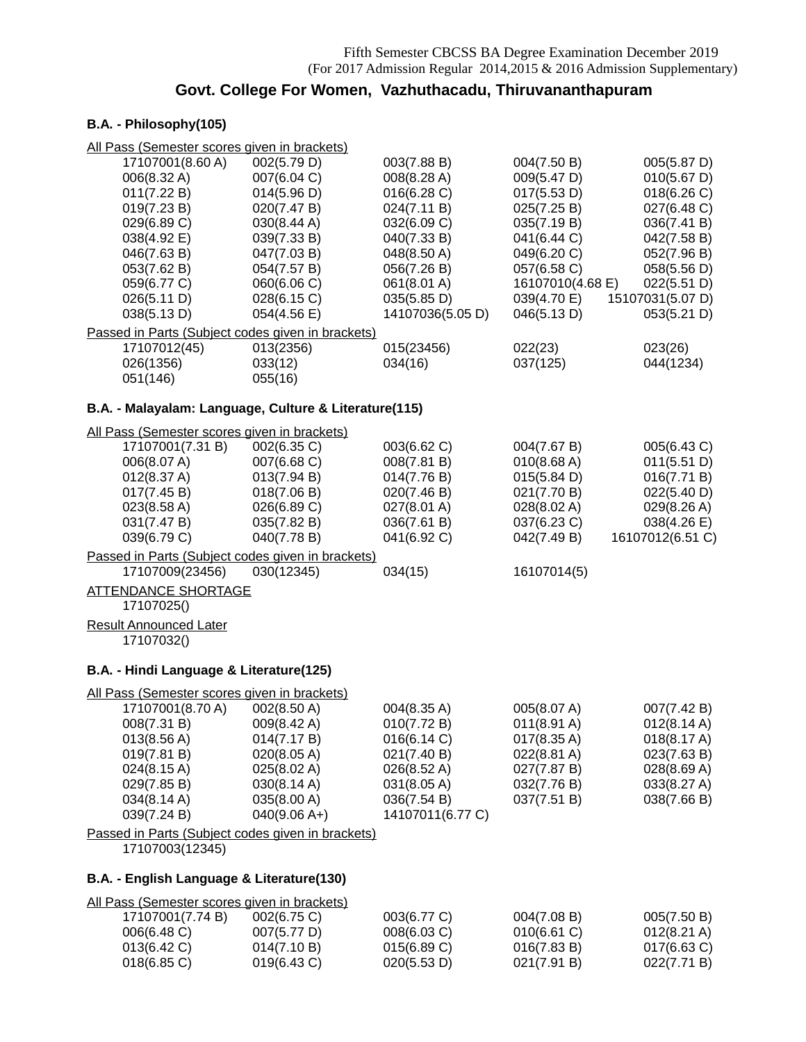Fifth Semester CBCSS BA Degree Examination December 2019
(For 2017 Admission Regular 2014,2015 & 2016 Admission Supplementary)

## Govt. College For Women, Vazhuthacadu, Thiruvananthapuram

### B.A. - Philosophy(105)

All Pass (Semester scores given in brackets)

| | | | | |
|---|---|---|---|---|
| 17107001(8.60 A) | 002(5.79 D) | 003(7.88 B) | 004(7.50 B) | 005(5.87 D) |
| 006(8.32 A) | 007(6.04 C) | 008(8.28 A) | 009(5.47 D) | 010(5.67 D) |
| 011(7.22 B) | 014(5.96 D) | 016(6.28 C) | 017(5.53 D) | 018(6.26 C) |
| 019(7.23 B) | 020(7.47 B) | 024(7.11 B) | 025(7.25 B) | 027(6.48 C) |
| 029(6.89 C) | 030(8.44 A) | 032(6.09 C) | 035(7.19 B) | 036(7.41 B) |
| 038(4.92 E) | 039(7.33 B) | 040(7.33 B) | 041(6.44 C) | 042(7.58 B) |
| 046(7.63 B) | 047(7.03 B) | 048(8.50 A) | 049(6.20 C) | 052(7.96 B) |
| 053(7.62 B) | 054(7.57 B) | 056(7.26 B) | 057(6.58 C) | 058(5.56 D) |
| 059(6.77 C) | 060(6.06 C) | 061(8.01 A) | 16107010(4.68 E) | 022(5.51 D) |
| 026(5.11 D) | 028(6.15 C) | 035(5.85 D) | 039(4.70 E) | 15107031(5.07 D) |
| 038(5.13 D) | 054(4.56 E) | 14107036(5.05 D) | 046(5.13 D) | 053(5.21 D) |

Passed in Parts (Subject codes given in brackets)

| | | | | |
|---|---|---|---|---|
| 17107012(45) | 013(2356) | 015(23456) | 022(23) | 023(26) |
| 026(1356) | 033(12) | 034(16) | 037(125) | 044(1234) |
| 051(146) | 055(16) | | | |

### B.A. - Malayalam: Language, Culture & Literature(115)

All Pass (Semester scores given in brackets)

| | | | | |
|---|---|---|---|---|
| 17107001(7.31 B) | 002(6.35 C) | 003(6.62 C) | 004(7.67 B) | 005(6.43 C) |
| 006(8.07 A) | 007(6.68 C) | 008(7.81 B) | 010(8.68 A) | 011(5.51 D) |
| 012(8.37 A) | 013(7.94 B) | 014(7.76 B) | 015(5.84 D) | 016(7.71 B) |
| 017(7.45 B) | 018(7.06 B) | 020(7.46 B) | 021(7.70 B) | 022(5.40 D) |
| 023(8.58 A) | 026(6.89 C) | 027(8.01 A) | 028(8.02 A) | 029(8.26 A) |
| 031(7.47 B) | 035(7.82 B) | 036(7.61 B) | 037(6.23 C) | 038(4.26 E) |
| 039(6.79 C) | 040(7.78 B) | 041(6.92 C) | 042(7.49 B) | 16107012(6.51 C) |

Passed in Parts (Subject codes given in brackets)

| | | | |
|---|---|---|---|
| 17107009(23456) | 030(12345) | 034(15) | 16107014(5) |

ATTENDANCE SHORTAGE

17107025()

Result Announced Later

17107032()

### B.A. - Hindi Language & Literature(125)

All Pass (Semester scores given in brackets)

| | | | | |
|---|---|---|---|---|
| 17107001(8.70 A) | 002(8.50 A) | 004(8.35 A) | 005(8.07 A) | 007(7.42 B) |
| 008(7.31 B) | 009(8.42 A) | 010(7.72 B) | 011(8.91 A) | 012(8.14 A) |
| 013(8.56 A) | 014(7.17 B) | 016(6.14 C) | 017(8.35 A) | 018(8.17 A) |
| 019(7.81 B) | 020(8.05 A) | 021(7.40 B) | 022(8.81 A) | 023(7.63 B) |
| 024(8.15 A) | 025(8.02 A) | 026(8.52 A) | 027(7.87 B) | 028(8.69 A) |
| 029(7.85 B) | 030(8.14 A) | 031(8.05 A) | 032(7.76 B) | 033(8.27 A) |
| 034(8.14 A) | 035(8.00 A) | 036(7.54 B) | 037(7.51 B) | 038(7.66 B) |
| 039(7.24 B) | 040(9.06 A+) | 14107011(6.77 C) | | |

Passed in Parts (Subject codes given in brackets)

17107003(12345)

### B.A. - English Language & Literature(130)

All Pass (Semester scores given in brackets)

| | | | | |
|---|---|---|---|---|
| 17107001(7.74 B) | 002(6.75 C) | 003(6.77 C) | 004(7.08 B) | 005(7.50 B) |
| 006(6.48 C) | 007(5.77 D) | 008(6.03 C) | 010(6.61 C) | 012(8.21 A) |
| 013(6.42 C) | 014(7.10 B) | 015(6.89 C) | 016(7.83 B) | 017(6.63 C) |
| 018(6.85 C) | 019(6.43 C) | 020(5.53 D) | 021(7.91 B) | 022(7.71 B) |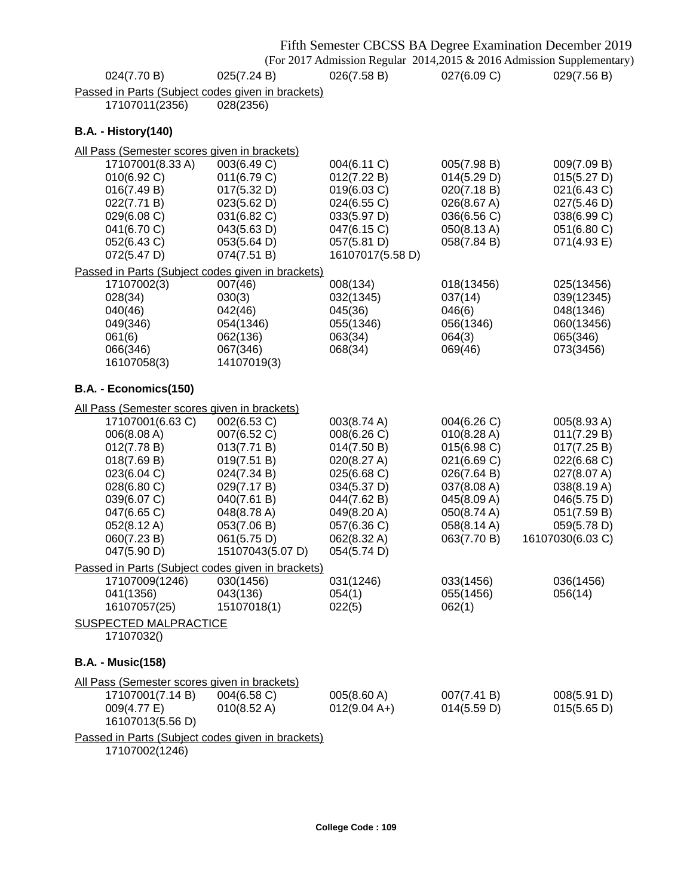024(7.70 B) 025(7.24 B) 026(7.58 B) 027(6.09 C) 029(7.56 B)

Passed in Parts (Subject codes given in brackets)

17107011(2356) 028(2356)

### B.A. - History(140)

All Pass (Semester scores given in brackets)

| | | | | |
|---|---|---|---|---|
| 17107001(8.33 A) | 003(6.49 C) | 004(6.11 C) | 005(7.98 B) | 009(7.09 B) |
| 010(6.92 C) | 011(6.79 C) | 012(7.22 B) | 014(5.29 D) | 015(5.27 D) |
| 016(7.49 B) | 017(5.32 D) | 019(6.03 C) | 020(7.18 B) | 021(6.43 C) |
| 022(7.71 B) | 023(5.62 D) | 024(6.55 C) | 026(8.67 A) | 027(5.46 D) |
| 029(6.08 C) | 031(6.82 C) | 033(5.97 D) | 036(6.56 C) | 038(6.99 C) |
| 041(6.70 C) | 043(5.63 D) | 047(6.15 C) | 050(8.13 A) | 051(6.80 C) |
| 052(6.43 C) | 053(5.64 D) | 057(5.81 D) | 058(7.84 B) | 071(4.93 E) |
| 072(5.47 D) | 074(7.51 B) | 16107017(5.58 D) | | |

Passed in Parts (Subject codes given in brackets)

| | | | | |
|---|---|---|---|---|
| 17107002(3) | 007(46) | 008(134) | 018(13456) | 025(13456) |
| 028(34) | 030(3) | 032(1345) | 037(14) | 039(12345) |
| 040(46) | 042(46) | 045(36) | 046(6) | 048(1346) |
| 049(346) | 054(1346) | 055(1346) | 056(1346) | 060(13456) |
| 061(6) | 062(136) | 063(34) | 064(3) | 065(346) |
| 066(346) | 067(346) | 068(34) | 069(46) | 073(3456) |
| 16107058(3) | 14107019(3) | | | |

### B.A. - Economics(150)

All Pass (Semester scores given in brackets)

| | | | | |
|---|---|---|---|---|
| 17107001(6.63 C) | 002(6.53 C) | 003(8.74 A) | 004(6.26 C) | 005(8.93 A) |
| 006(8.08 A) | 007(6.52 C) | 008(6.26 C) | 010(8.28 A) | 011(7.29 B) |
| 012(7.78 B) | 013(7.71 B) | 014(7.50 B) | 015(6.98 C) | 017(7.25 B) |
| 018(7.69 B) | 019(7.51 B) | 020(8.27 A) | 021(6.69 C) | 022(6.68 C) |
| 023(6.04 C) | 024(7.34 B) | 025(6.68 C) | 026(7.64 B) | 027(8.07 A) |
| 028(6.80 C) | 029(7.17 B) | 034(5.37 D) | 037(8.08 A) | 038(8.19 A) |
| 039(6.07 C) | 040(7.61 B) | 044(7.62 B) | 045(8.09 A) | 046(5.75 D) |
| 047(6.65 C) | 048(8.78 A) | 049(8.20 A) | 050(8.74 A) | 051(7.59 B) |
| 052(8.12 A) | 053(7.06 B) | 057(6.36 C) | 058(8.14 A) | 059(5.78 D) |
| 060(7.23 B) | 061(5.75 D) | 062(8.32 A) | 063(7.70 B) | 16107030(6.03 C) |
| 047(5.90 D) | 15107043(5.07 D) | 054(5.74 D) | | |

Passed in Parts (Subject codes given in brackets)

| | | | | |
|---|---|---|---|---|
| 17107009(1246) | 030(1456) | 031(1246) | 033(1456) | 036(1456) |
| 041(1356) | 043(136) | 054(1) | 055(1456) | 056(14) |
| 16107057(25) | 15107018(1) | 022(5) | 062(1) | |

SUSPECTED MALPRACTICE

17107032()

### B.A. - Music(158)

All Pass (Semester scores given in brackets)

| | | | | |
|---|---|---|---|---|
| 17107001(7.14 B) | 004(6.58 C) | 005(8.60 A) | 007(7.41 B) | 008(5.91 D) |
| 009(4.77 E) | 010(8.52 A) | 012(9.04 A+) | 014(5.59 D) | 015(5.65 D) |
| 16107013(5.56 D) | | | | |

Passed in Parts (Subject codes given in brackets)

17107002(1246)

College Code : 109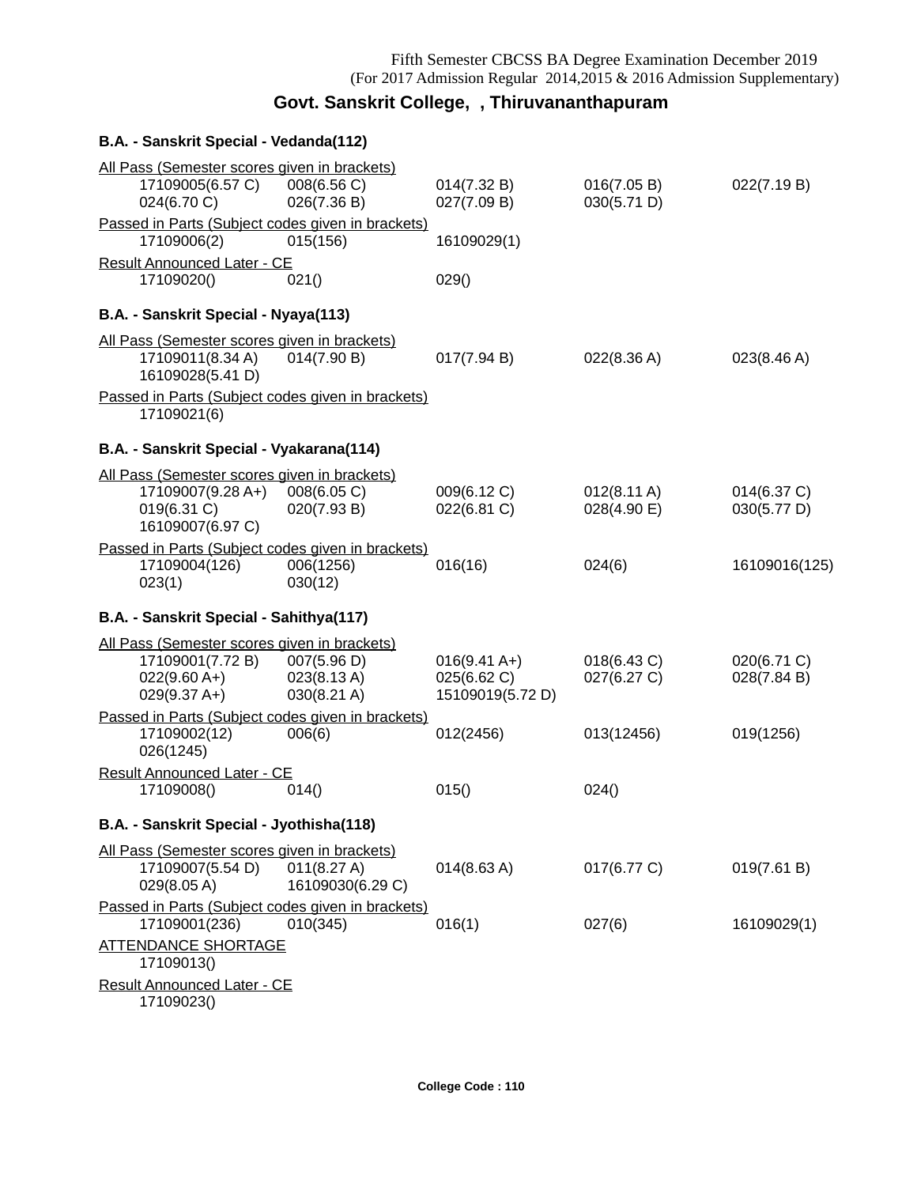Fifth Semester CBCSS BA Degree Examination December 2019
(For 2017 Admission Regular 2014,2015 & 2016 Admission Supplementary)

## Govt. Sanskrit College, , Thiruvananthapuram

### B.A. - Sanskrit Special - Vedanda(112)

All Pass (Semester scores given in brackets)

| | | | | |
|---|---|---|---|---|
| 17109005(6.57 C) | 008(6.56 C) | 014(7.32 B) | 016(7.05 B) | 022(7.19 B) |
| 024(6.70 C) | 026(7.36 B) | 027(7.09 B) | 030(5.71 D) | |

Passed in Parts (Subject codes given in brackets)

| | | |
|---|---|---|
| 17109006(2) | 015(156) | 16109029(1) |

Result Announced Later - CE

| | | |
|---|---|---|
| 17109020() | 021() | 029() |

### B.A. - Sanskrit Special - Nyaya(113)

All Pass (Semester scores given in brackets)

| | | | | |
|---|---|---|---|---|
| 17109011(8.34 A) | 014(7.90 B) | 017(7.94 B) | 022(8.36 A) | 023(8.46 A) |
| 16109028(5.41 D) | | | | |

Passed in Parts (Subject codes given in brackets)

17109021(6)

### B.A. - Sanskrit Special - Vyakarana(114)

All Pass (Semester scores given in brackets)

| | | | | |
|---|---|---|---|---|
| 17109007(9.28 A+) | 008(6.05 C) | 009(6.12 C) | 012(8.11 A) | 014(6.37 C) |
| 019(6.31 C) | 020(7.93 B) | 022(6.81 C) | 028(4.90 E) | 030(5.77 D) |
| 16109007(6.97 C) | | | | |

Passed in Parts (Subject codes given in brackets)

| | | | | |
|---|---|---|---|---|
| 17109004(126) | 006(1256) | 016(16) | 024(6) | 16109016(125) |
| 023(1) | 030(12) | | | |

### B.A. - Sanskrit Special - Sahithya(117)

All Pass (Semester scores given in brackets)

| | | | | |
|---|---|---|---|---|
| 17109001(7.72 B) | 007(5.96 D) | 016(9.41 A+) | 018(6.43 C) | 020(6.71 C) |
| 022(9.60 A+) | 023(8.13 A) | 025(6.62 C) | 027(6.27 C) | 028(7.84 B) |
| 029(9.37 A+) | 030(8.21 A) | 15109019(5.72 D) | | |

Passed in Parts (Subject codes given in brackets)

| | | | | |
|---|---|---|---|---|
| 17109002(12) | 006(6) | 012(2456) | 013(12456) | 019(1256) |
| 026(1245) | | | | |

Result Announced Later - CE

| | | | |
|---|---|---|---|
| 17109008() | 014() | 015() | 024() |

### B.A. - Sanskrit Special - Jyothisha(118)

All Pass (Semester scores given in brackets)

| | | | | |
|---|---|---|---|---|
| 17109007(5.54 D) | 011(8.27 A) | 014(8.63 A) | 017(6.77 C) | 019(7.61 B) |
| 029(8.05 A) | 16109030(6.29 C) | | | |

Passed in Parts (Subject codes given in brackets)

| | | | | |
|---|---|---|---|---|
| 17109001(236) | 010(345) | 016(1) | 027(6) | 16109029(1) |

ATTENDANCE SHORTAGE

17109013()

Result Announced Later - CE

17109023()

College Code : 110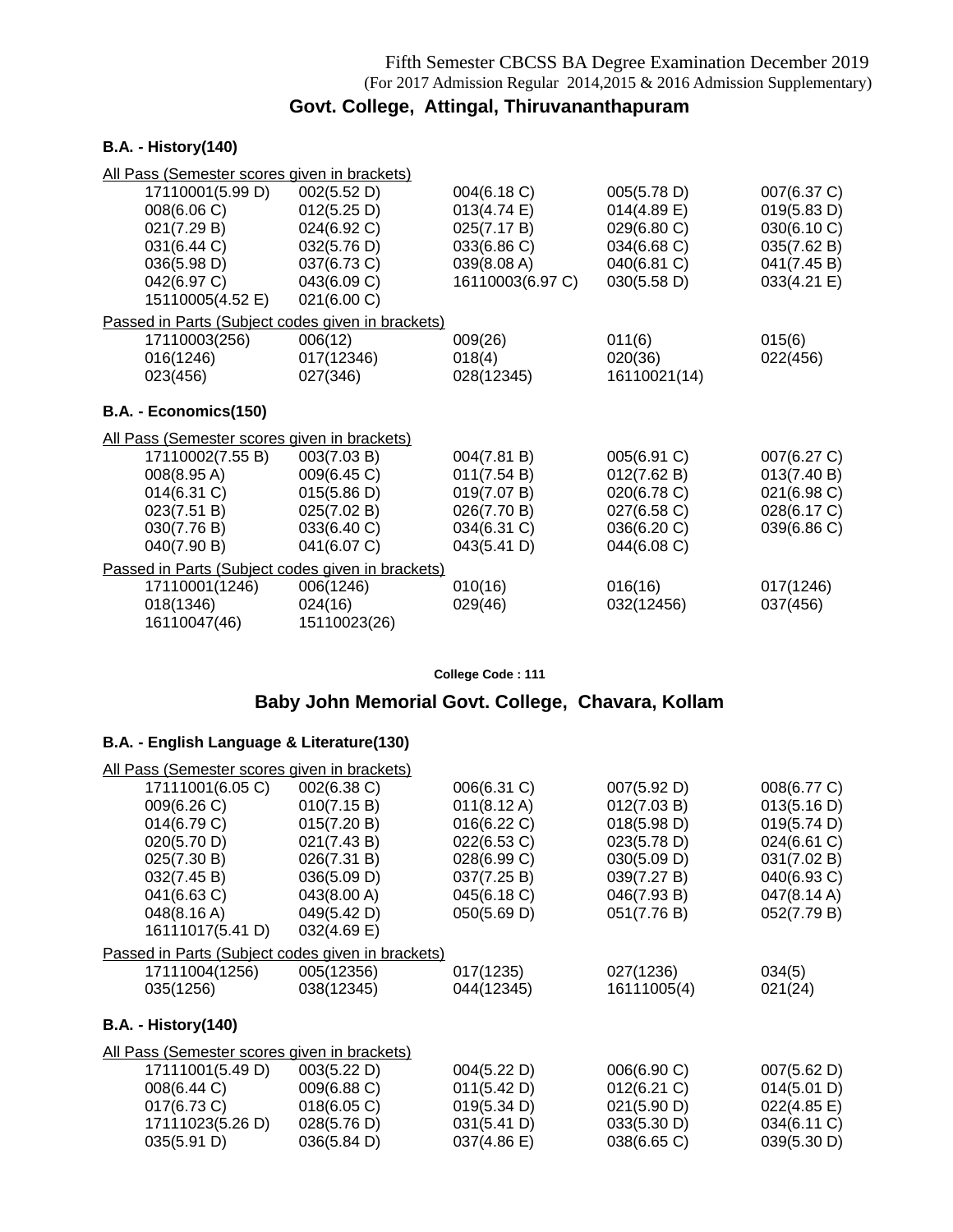# Fifth Semester CBCSS BA Degree Examination December 2019

(For 2017 Admission Regular 2014,2015 & 2016 Admission Supplementary)

## Govt. College, Attingal, Thiruvananthapuram

### B.A. - History(140)

All Pass (Semester scores given in brackets)

| | | | | |
|---|---|---|---|---|
| 17110001(5.99 D) | 002(5.52 D) | 004(6.18 C) | 005(5.78 D) | 007(6.37 C) |
| 008(6.06 C) | 012(5.25 D) | 013(4.74 E) | 014(4.89 E) | 019(5.83 D) |
| 021(7.29 B) | 024(6.92 C) | 025(7.17 B) | 029(6.80 C) | 030(6.10 C) |
| 031(6.44 C) | 032(5.76 D) | 033(6.86 C) | 034(6.68 C) | 035(7.62 B) |
| 036(5.98 D) | 037(6.73 C) | 039(8.08 A) | 040(6.81 C) | 041(7.45 B) |
| 042(6.97 C) | 043(6.09 C) | 16110003(6.97 C) | 030(5.58 D) | 033(4.21 E) |
| 15110005(4.52 E) | 021(6.00 C) | | | |

Passed in Parts (Subject codes given in brackets)

| | | | | |
|---|---|---|---|---|
| 17110003(256) | 006(12) | 009(26) | 011(6) | 015(6) |
| 016(1246) | 017(12346) | 018(4) | 020(36) | 022(456) |
| 023(456) | 027(346) | 028(12345) | 16110021(14) | |

### B.A. - Economics(150)

All Pass (Semester scores given in brackets)

| | | | | |
|---|---|---|---|---|
| 17110002(7.55 B) | 003(7.03 B) | 004(7.81 B) | 005(6.91 C) | 007(6.27 C) |
| 008(8.95 A) | 009(6.45 C) | 011(7.54 B) | 012(7.62 B) | 013(7.40 B) |
| 014(6.31 C) | 015(5.86 D) | 019(7.07 B) | 020(6.78 C) | 021(6.98 C) |
| 023(7.51 B) | 025(7.02 B) | 026(7.70 B) | 027(6.58 C) | 028(6.17 C) |
| 030(7.76 B) | 033(6.40 C) | 034(6.31 C) | 036(6.20 C) | 039(6.86 C) |
| 040(7.90 B) | 041(6.07 C) | 043(5.41 D) | 044(6.08 C) | |

Passed in Parts (Subject codes given in brackets)

| | | | | |
|---|---|---|---|---|
| 17110001(1246) | 006(1246) | 010(16) | 016(16) | 017(1246) |
| 018(1346) | 024(16) | 029(46) | 032(12456) | 037(456) |
| 16110047(46) | 15110023(26) | | | |

College Code : 111

## Baby John Memorial Govt. College, Chavara, Kollam

### B.A. - English Language & Literature(130)

All Pass (Semester scores given in brackets)

| | | | | |
|---|---|---|---|---|
| 17111001(6.05 C) | 002(6.38 C) | 006(6.31 C) | 007(5.92 D) | 008(6.77 C) |
| 009(6.26 C) | 010(7.15 B) | 011(8.12 A) | 012(7.03 B) | 013(5.16 D) |
| 014(6.79 C) | 015(7.20 B) | 016(6.22 C) | 018(5.98 D) | 019(5.74 D) |
| 020(5.70 D) | 021(7.43 B) | 022(6.53 C) | 023(5.78 D) | 024(6.61 C) |
| 025(7.30 B) | 026(7.31 B) | 028(6.99 C) | 030(5.09 D) | 031(7.02 B) |
| 032(7.45 B) | 036(5.09 D) | 037(7.25 B) | 039(7.27 B) | 040(6.93 C) |
| 041(6.63 C) | 043(8.00 A) | 045(6.18 C) | 046(7.93 B) | 047(8.14 A) |
| 048(8.16 A) | 049(5.42 D) | 050(5.69 D) | 051(7.76 B) | 052(7.79 B) |
| 16111017(5.41 D) | 032(4.69 E) | | | |

Passed in Parts (Subject codes given in brackets)

| | | | | |
|---|---|---|---|---|
| 17111004(1256) | 005(12356) | 017(1235) | 027(1236) | 034(5) |
| 035(1256) | 038(12345) | 044(12345) | 16111005(4) | 021(24) |

### B.A. - History(140)

All Pass (Semester scores given in brackets)

| | | | | |
|---|---|---|---|---|
| 17111001(5.49 D) | 003(5.22 D) | 004(5.22 D) | 006(6.90 C) | 007(5.62 D) |
| 008(6.44 C) | 009(6.88 C) | 011(5.42 D) | 012(6.21 C) | 014(5.01 D) |
| 017(6.73 C) | 018(6.05 C) | 019(5.34 D) | 021(5.90 D) | 022(4.85 E) |
| 17111023(5.26 D) | 028(5.76 D) | 031(5.41 D) | 033(5.30 D) | 034(6.11 C) |
| 035(5.91 D) | 036(5.84 D) | 037(4.86 E) | 038(6.65 C) | 039(5.30 D) |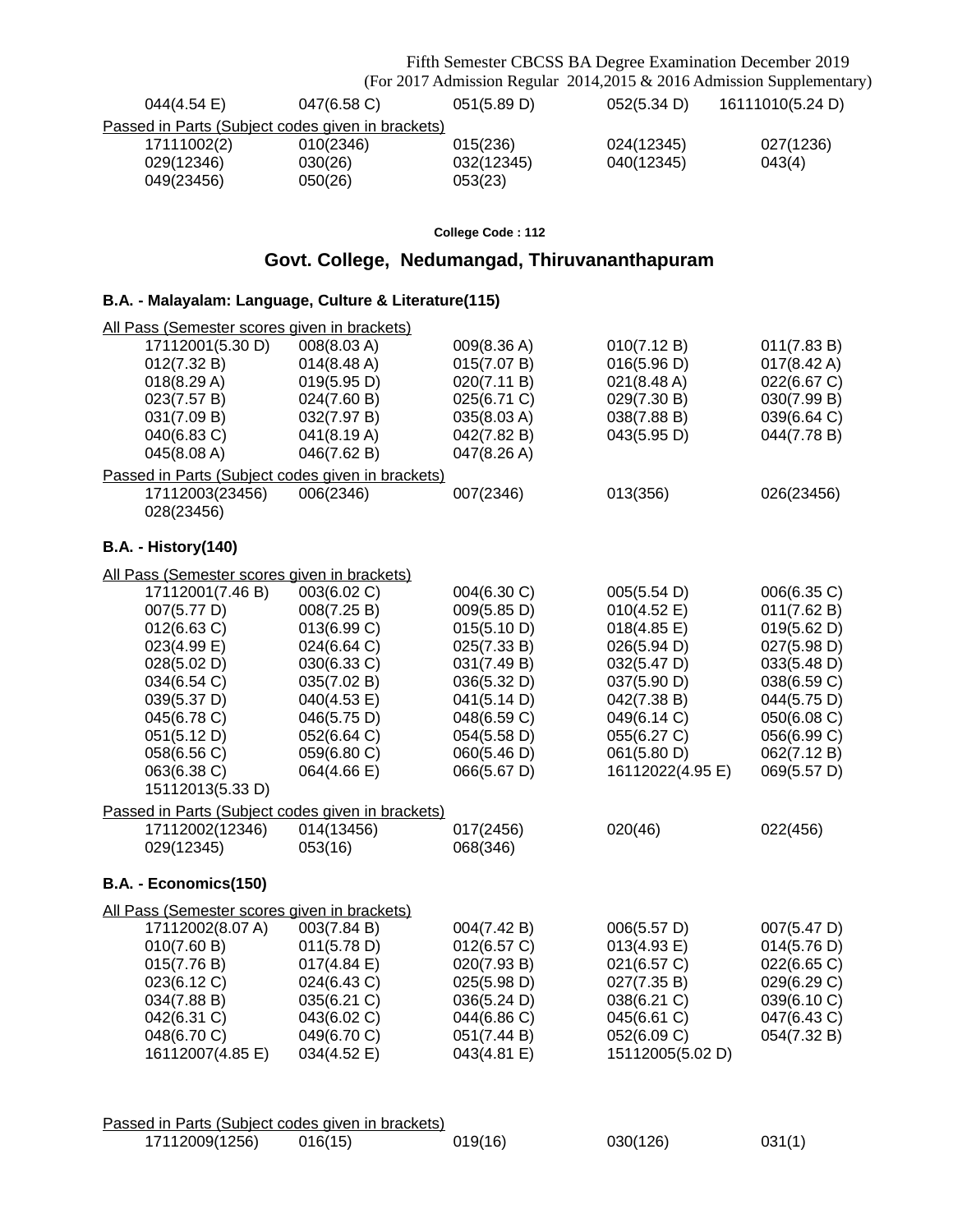| | | | | |
|---|---|---|---|---|
| 044(4.54 E) | 047(6.58 C) | 051(5.89 D) | 052(5.34 D) | 16111010(5.24 D) |

Passed in Parts (Subject codes given in brackets)

| | | | | |
|---|---|---|---|---|
| 17111002(2) | 010(2346) | 015(236) | 024(12345) | 027(1236) |
| 029(12346) | 030(26) | 032(12345) | 040(12345) | 043(4) |
| 049(23456) | 050(26) | 053(23) | | |

**College Code : 112**

## Govt. College, Nedumangad, Thiruvananthapuram

### B.A. - Malayalam: Language, Culture & Literature(115)

All Pass (Semester scores given in brackets)

| | | | | |
|---|---|---|---|---|
| 17112001(5.30 D) | 008(8.03 A) | 009(8.36 A) | 010(7.12 B) | 011(7.83 B) |
| 012(7.32 B) | 014(8.48 A) | 015(7.07 B) | 016(5.96 D) | 017(8.42 A) |
| 018(8.29 A) | 019(5.95 D) | 020(7.11 B) | 021(8.48 A) | 022(6.67 C) |
| 023(7.57 B) | 024(7.60 B) | 025(6.71 C) | 029(7.30 B) | 030(7.99 B) |
| 031(7.09 B) | 032(7.97 B) | 035(8.03 A) | 038(7.88 B) | 039(6.64 C) |
| 040(6.83 C) | 041(8.19 A) | 042(7.82 B) | 043(5.95 D) | 044(7.78 B) |
| 045(8.08 A) | 046(7.62 B) | 047(8.26 A) | | |

Passed in Parts (Subject codes given in brackets)

| | | | | |
|---|---|---|---|---|
| 17112003(23456) | 006(2346) | 007(2346) | 013(356) | 026(23456) |
| 028(23456) | | | | |

### B.A. - History(140)

All Pass (Semester scores given in brackets)

| | | | | |
|---|---|---|---|---|
| 17112001(7.46 B) | 003(6.02 C) | 004(6.30 C) | 005(5.54 D) | 006(6.35 C) |
| 007(5.77 D) | 008(7.25 B) | 009(5.85 D) | 010(4.52 E) | 011(7.62 B) |
| 012(6.63 C) | 013(6.99 C) | 015(5.10 D) | 018(4.85 E) | 019(5.62 D) |
| 023(4.99 E) | 024(6.64 C) | 025(7.33 B) | 026(5.94 D) | 027(5.98 D) |
| 028(5.02 D) | 030(6.33 C) | 031(7.49 B) | 032(5.47 D) | 033(5.48 D) |
| 034(6.54 C) | 035(7.02 B) | 036(5.32 D) | 037(5.90 D) | 038(6.59 C) |
| 039(5.37 D) | 040(4.53 E) | 041(5.14 D) | 042(7.38 B) | 044(5.75 D) |
| 045(6.78 C) | 046(5.75 D) | 048(6.59 C) | 049(6.14 C) | 050(6.08 C) |
| 051(5.12 D) | 052(6.64 C) | 054(5.58 D) | 055(6.27 C) | 056(6.99 C) |
| 058(6.56 C) | 059(6.80 C) | 060(5.46 D) | 061(5.80 D) | 062(7.12 B) |
| 063(6.38 C) | 064(4.66 E) | 066(5.67 D) | 16112022(4.95 E) | 069(5.57 D) |
| 15112013(5.33 D) | | | | |

Passed in Parts (Subject codes given in brackets)

| | | | | |
|---|---|---|---|---|
| 17112002(12346) | 014(13456) | 017(2456) | 020(46) | 022(456) |
| 029(12345) | 053(16) | 068(346) | | |

### B.A. - Economics(150)

All Pass (Semester scores given in brackets)

| | | | | |
|---|---|---|---|---|
| 17112002(8.07 A) | 003(7.84 B) | 004(7.42 B) | 006(5.57 D) | 007(5.47 D) |
| 010(7.60 B) | 011(5.78 D) | 012(6.57 C) | 013(4.93 E) | 014(5.76 D) |
| 015(7.76 B) | 017(4.84 E) | 020(7.93 B) | 021(6.57 C) | 022(6.65 C) |
| 023(6.12 C) | 024(6.43 C) | 025(5.98 D) | 027(7.35 B) | 029(6.29 C) |
| 034(7.88 B) | 035(6.21 C) | 036(5.24 D) | 038(6.21 C) | 039(6.10 C) |
| 042(6.31 C) | 043(6.02 C) | 044(6.86 C) | 045(6.61 C) | 047(6.43 C) |
| 048(6.70 C) | 049(6.70 C) | 051(7.44 B) | 052(6.09 C) | 054(7.32 B) |
| 16112007(4.85 E) | 034(4.52 E) | 043(4.81 E) | 15112005(5.02 D) | |

Passed in Parts (Subject codes given in brackets)

| | | | | |
|---|---|---|---|---|
| 17112009(1256) | 016(15) | 019(16) | 030(126) | 031(1) |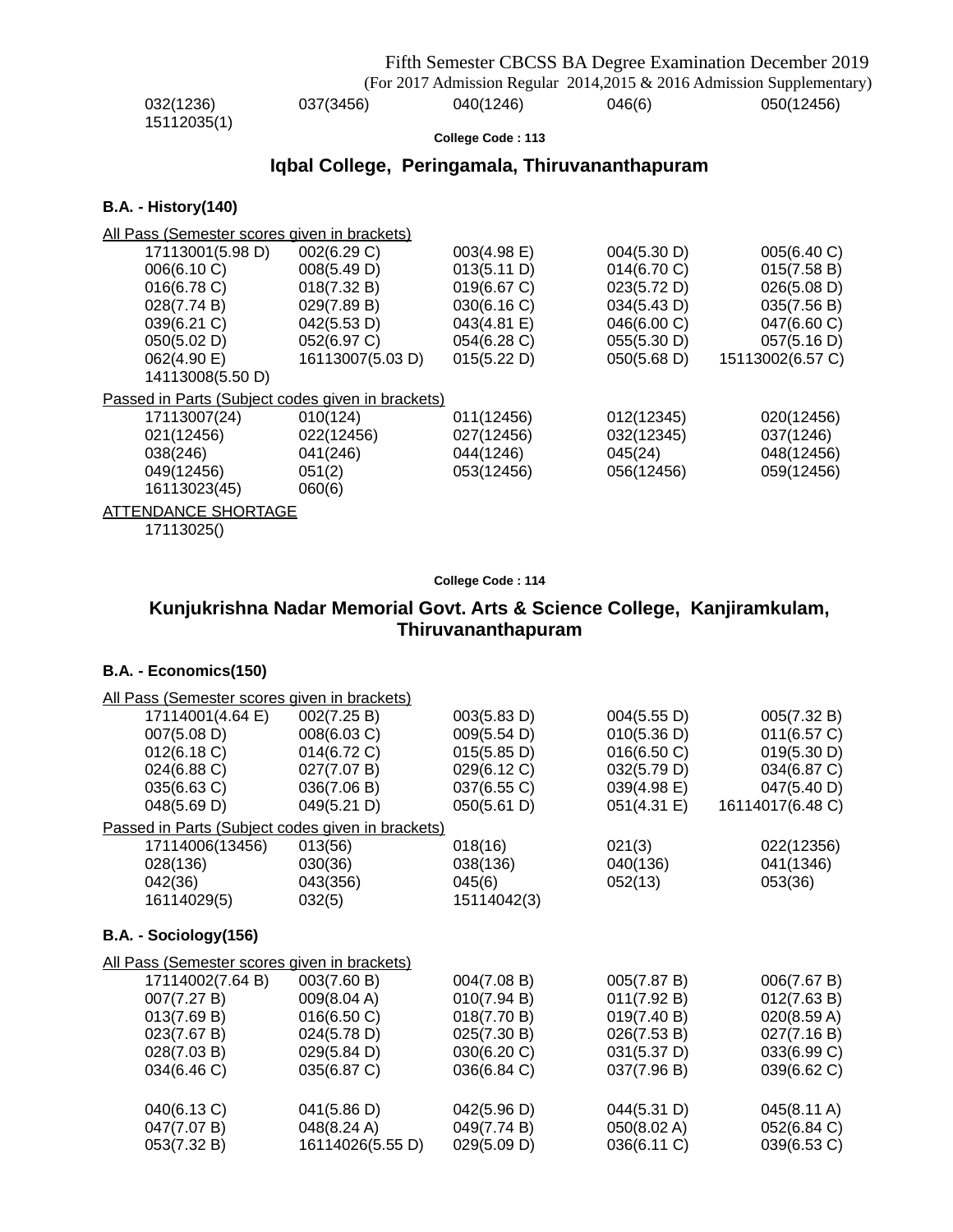032(1236) 037(3456) 040(1246) 046(6) 050(12456)
15112035(1)

**College Code : 113**

## Iqbal College, Peringamala, Thiruvananthapuram

### B.A. - History(140)

All Pass (Semester scores given in brackets)

17113001(5.98 D) 002(6.29 C) 003(4.98 E) 004(5.30 D) 005(6.40 C)
006(6.10 C) 008(5.49 D) 013(5.11 D) 014(6.70 C) 015(7.58 B)
016(6.78 C) 018(7.32 B) 019(6.67 C) 023(5.72 D) 026(5.08 D)
028(7.74 B) 029(7.89 B) 030(6.16 C) 034(5.43 D) 035(7.56 B)
039(6.21 C) 042(5.53 D) 043(4.81 E) 046(6.00 C) 047(6.60 C)
050(5.02 D) 052(6.97 C) 054(6.28 C) 055(5.30 D) 057(5.16 D)
062(4.90 E) 16113007(5.03 D) 015(5.22 D) 050(5.68 D) 15113002(6.57 C)
14113008(5.50 D)

Passed in Parts (Subject codes given in brackets)

17113007(24) 010(124) 011(12456) 012(12345) 020(12456)
021(12456) 022(12456) 027(12456) 032(12345) 037(1246)
038(246) 041(246) 044(1246) 045(24) 048(12456)
049(12456) 051(2) 053(12456) 056(12456) 059(12456)
16113023(45) 060(6)

ATTENDANCE SHORTAGE

17113025()

**College Code : 114**

## Kunjukrishna Nadar Memorial Govt. Arts & Science College, Kanjiramkulam, Thiruvananthapuram

### B.A. - Economics(150)

All Pass (Semester scores given in brackets)

17114001(4.64 E) 002(7.25 B) 003(5.83 D) 004(5.55 D) 005(7.32 B)
007(5.08 D) 008(6.03 C) 009(5.54 D) 010(5.36 D) 011(6.57 C)
012(6.18 C) 014(6.72 C) 015(5.85 D) 016(6.50 C) 019(5.30 D)
024(6.88 C) 027(7.07 B) 029(6.12 C) 032(5.79 D) 034(6.87 C)
035(6.63 C) 036(7.06 B) 037(6.55 C) 039(4.98 E) 047(5.40 D)
048(5.69 D) 049(5.21 D) 050(5.61 D) 051(4.31 E) 16114017(6.48 C)

Passed in Parts (Subject codes given in brackets)

17114006(13456) 013(56) 018(16) 021(3) 022(12356)
028(136) 030(36) 038(136) 040(136) 041(1346)
042(36) 043(356) 045(6) 052(13) 053(36)
16114029(5) 032(5) 15114042(3)

### B.A. - Sociology(156)

All Pass (Semester scores given in brackets)

17114002(7.64 B) 003(7.60 B) 004(7.08 B) 005(7.87 B) 006(7.67 B)
007(7.27 B) 009(8.04 A) 010(7.94 B) 011(7.92 B) 012(7.63 B)
013(7.69 B) 016(6.50 C) 018(7.70 B) 019(7.40 B) 020(8.59 A)
023(7.67 B) 024(5.78 D) 025(7.30 B) 026(7.53 B) 027(7.16 B)
028(7.03 B) 029(5.84 D) 030(6.20 C) 031(5.37 D) 033(6.99 C)
034(6.46 C) 035(6.87 C) 036(6.84 C) 037(7.96 B) 039(6.62 C)

040(6.13 C) 041(5.86 D) 042(5.96 D) 044(5.31 D) 045(8.11 A)
047(7.07 B) 048(8.24 A) 049(7.74 B) 050(8.02 A) 052(6.84 C)
053(7.32 B) 16114026(5.55 D) 029(5.09 D) 036(6.11 C) 039(6.53 C)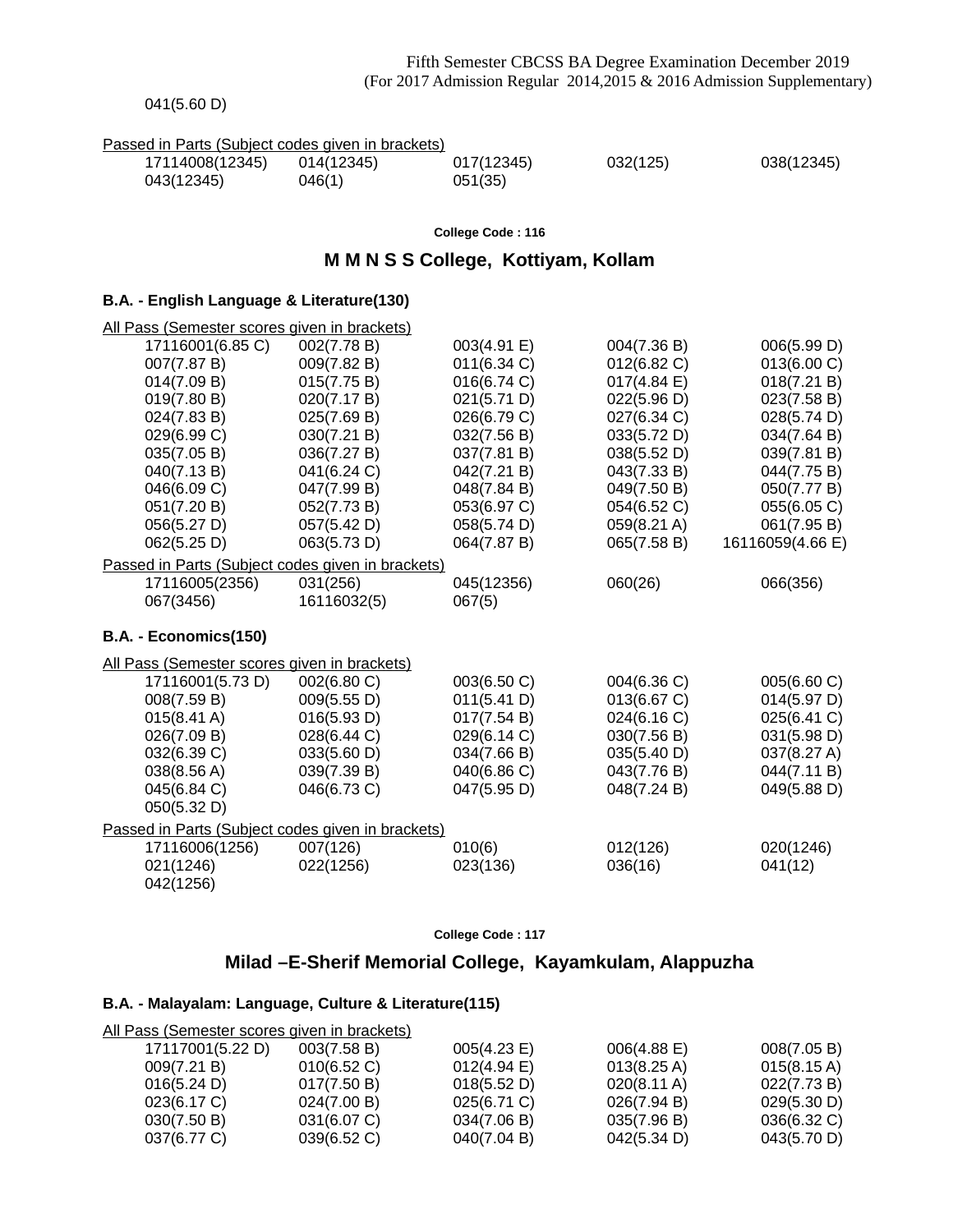041(5.60 D)

Passed in Parts (Subject codes given in brackets)

| | | | | |
|---|---|---|---|---|
| 17114008(12345) | 014(12345) | 017(12345) | 032(125) | 038(12345) |
| 043(12345) | 046(1) | 051(35) | | |

**College Code : 116**

## M M N S S College, Kottiyam, Kollam

### B.A. - English Language & Literature(130)

All Pass (Semester scores given in brackets)

| | | | | |
|---|---|---|---|---|
| 17116001(6.85 C) | 002(7.78 B) | 003(4.91 E) | 004(7.36 B) | 006(5.99 D) |
| 007(7.87 B) | 009(7.82 B) | 011(6.34 C) | 012(6.82 C) | 013(6.00 C) |
| 014(7.09 B) | 015(7.75 B) | 016(6.74 C) | 017(4.84 E) | 018(7.21 B) |
| 019(7.80 B) | 020(7.17 B) | 021(5.71 D) | 022(5.96 D) | 023(7.58 B) |
| 024(7.83 B) | 025(7.69 B) | 026(6.79 C) | 027(6.34 C) | 028(5.74 D) |
| 029(6.99 C) | 030(7.21 B) | 032(7.56 B) | 033(5.72 D) | 034(7.64 B) |
| 035(7.05 B) | 036(7.27 B) | 037(7.81 B) | 038(5.52 D) | 039(7.81 B) |
| 040(7.13 B) | 041(6.24 C) | 042(7.21 B) | 043(7.33 B) | 044(7.75 B) |
| 046(6.09 C) | 047(7.99 B) | 048(7.84 B) | 049(7.50 B) | 050(7.77 B) |
| 051(7.20 B) | 052(7.73 B) | 053(6.97 C) | 054(6.52 C) | 055(6.05 C) |
| 056(5.27 D) | 057(5.42 D) | 058(5.74 D) | 059(8.21 A) | 061(7.95 B) |
| 062(5.25 D) | 063(5.73 D) | 064(7.87 B) | 065(7.58 B) | 16116059(4.66 E) |

Passed in Parts (Subject codes given in brackets)

| | | | | |
|---|---|---|---|---|
| 17116005(2356) | 031(256) | 045(12356) | 060(26) | 066(356) |
| 067(3456) | 16116032(5) | 067(5) | | |

### B.A. - Economics(150)

All Pass (Semester scores given in brackets)

| | | | | |
|---|---|---|---|---|
| 17116001(5.73 D) | 002(6.80 C) | 003(6.50 C) | 004(6.36 C) | 005(6.60 C) |
| 008(7.59 B) | 009(5.55 D) | 011(5.41 D) | 013(6.67 C) | 014(5.97 D) |
| 015(8.41 A) | 016(5.93 D) | 017(7.54 B) | 024(6.16 C) | 025(6.41 C) |
| 026(7.09 B) | 028(6.44 C) | 029(6.14 C) | 030(7.56 B) | 031(5.98 D) |
| 032(6.39 C) | 033(5.60 D) | 034(7.66 B) | 035(5.40 D) | 037(8.27 A) |
| 038(8.56 A) | 039(7.39 B) | 040(6.86 C) | 043(7.76 B) | 044(7.11 B) |
| 045(6.84 C) | 046(6.73 C) | 047(5.95 D) | 048(7.24 B) | 049(5.88 D) |
| 050(5.32 D) | | | | |

Passed in Parts (Subject codes given in brackets)

| | | | | |
|---|---|---|---|---|
| 17116006(1256) | 007(126) | 010(6) | 012(126) | 020(1246) |
| 021(1246) | 022(1256) | 023(136) | 036(16) | 041(12) |
| 042(1256) | | | | |

**College Code : 117**

## Milad –E-Sherif Memorial College, Kayamkulam, Alappuzha

### B.A. - Malayalam: Language, Culture & Literature(115)

All Pass (Semester scores given in brackets)

| | | | | |
|---|---|---|---|---|
| 17117001(5.22 D) | 003(7.58 B) | 005(4.23 E) | 006(4.88 E) | 008(7.05 B) |
| 009(7.21 B) | 010(6.52 C) | 012(4.94 E) | 013(8.25 A) | 015(8.15 A) |
| 016(5.24 D) | 017(7.50 B) | 018(5.52 D) | 020(8.11 A) | 022(7.73 B) |
| 023(6.17 C) | 024(7.00 B) | 025(6.71 C) | 026(7.94 B) | 029(5.30 D) |
| 030(7.50 B) | 031(6.07 C) | 034(7.06 B) | 035(7.96 B) | 036(6.32 C) |
| 037(6.77 C) | 039(6.52 C) | 040(7.04 B) | 042(5.34 D) | 043(5.70 D) |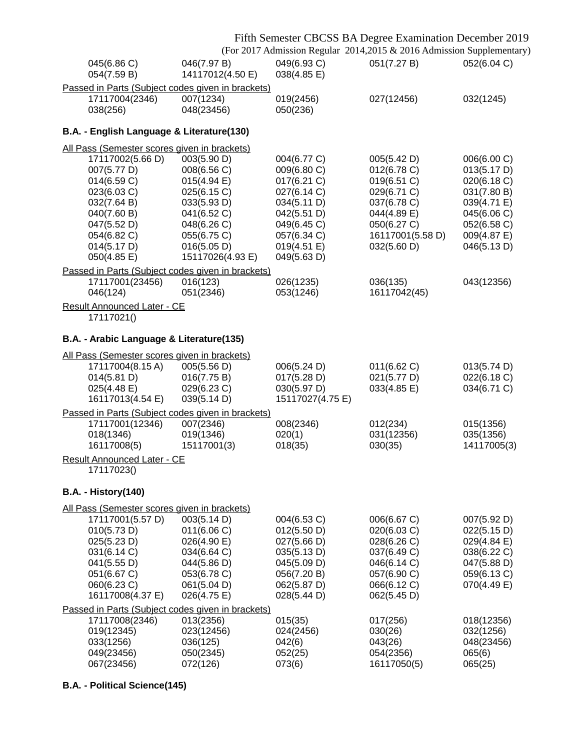| | | | | |
|---|---|---|---|---|
| 045(6.86 C) | 046(7.97 B) | 049(6.93 C) | 051(7.27 B) | 052(6.04 C) |
| 054(7.59 B) | 14117012(4.50 E) | 038(4.85 E) | | |

Passed in Parts (Subject codes given in brackets)

| | | | | |
|---|---|---|---|---|
| 17117004(2346) | 007(1234) | 019(2456) | 027(12456) | 032(1245) |
| 038(256) | 048(23456) | 050(236) | | |

### B.A. - English Language & Literature(130)

All Pass (Semester scores given in brackets)

| | | | | |
|---|---|---|---|---|
| 17117002(5.66 D) | 003(5.90 D) | 004(6.77 C) | 005(5.42 D) | 006(6.00 C) |
| 007(5.77 D) | 008(6.56 C) | 009(6.80 C) | 012(6.78 C) | 013(5.17 D) |
| 014(6.59 C) | 015(4.94 E) | 017(6.21 C) | 019(6.51 C) | 020(6.18 C) |
| 023(6.03 C) | 025(6.15 C) | 027(6.14 C) | 029(6.71 C) | 031(7.80 B) |
| 032(7.64 B) | 033(5.93 D) | 034(5.11 D) | 037(6.78 C) | 039(4.71 E) |
| 040(7.60 B) | 041(6.52 C) | 042(5.51 D) | 044(4.89 E) | 045(6.06 C) |
| 047(5.52 D) | 048(6.26 C) | 049(6.45 C) | 050(6.27 C) | 052(6.58 C) |
| 054(6.82 C) | 055(6.75 C) | 057(6.34 C) | 16117001(5.58 D) | 009(4.87 E) |
| 014(5.17 D) | 016(5.05 D) | 019(4.51 E) | 032(5.60 D) | 046(5.13 D) |
| 050(4.85 E) | 15117026(4.93 E) | 049(5.63 D) | | |

Passed in Parts (Subject codes given in brackets)

| | | | | |
|---|---|---|---|---|
| 17117001(23456) | 016(123) | 026(1235) | 036(135) | 043(12356) |
| 046(124) | 051(2346) | 053(1246) | 16117042(45) | |

Result Announced Later - CE

17117021()

### B.A. - Arabic Language & Literature(135)

All Pass (Semester scores given in brackets)

| | | | | |
|---|---|---|---|---|
| 17117004(8.15 A) | 005(5.56 D) | 006(5.24 D) | 011(6.62 C) | 013(5.74 D) |
| 014(5.81 D) | 016(7.75 B) | 017(5.28 D) | 021(5.77 D) | 022(6.18 C) |
| 025(4.48 E) | 029(6.23 C) | 030(5.97 D) | 033(4.85 E) | 034(6.71 C) |
| 16117013(4.54 E) | 039(5.14 D) | 15117027(4.75 E) | | |

Passed in Parts (Subject codes given in brackets)

| | | | | |
|---|---|---|---|---|
| 17117001(12346) | 007(2346) | 008(2346) | 012(234) | 015(1356) |
| 018(1346) | 019(1346) | 020(1) | 031(12356) | 035(1356) |
| 16117008(5) | 15117001(3) | 018(35) | 030(35) | 14117005(3) |

Result Announced Later - CE

17117023()

### B.A. - History(140)

All Pass (Semester scores given in brackets)

| | | | | |
|---|---|---|---|---|
| 17117001(5.57 D) | 003(5.14 D) | 004(6.53 C) | 006(6.67 C) | 007(5.92 D) |
| 010(5.73 D) | 011(6.06 C) | 012(5.50 D) | 020(6.03 C) | 022(5.15 D) |
| 025(5.23 D) | 026(4.90 E) | 027(5.66 D) | 028(6.26 C) | 029(4.84 E) |
| 031(6.14 C) | 034(6.64 C) | 035(5.13 D) | 037(6.49 C) | 038(6.22 C) |
| 041(5.55 D) | 044(5.86 D) | 045(5.09 D) | 046(6.14 C) | 047(5.88 D) |
| 051(6.67 C) | 053(6.78 C) | 056(7.20 B) | 057(6.90 C) | 059(6.13 C) |
| 060(6.23 C) | 061(5.04 D) | 062(5.87 D) | 066(6.12 C) | 070(4.49 E) |
| 16117008(4.37 E) | 026(4.75 E) | 028(5.44 D) | 062(5.45 D) | |

Passed in Parts (Subject codes given in brackets)

| | | | | |
|---|---|---|---|---|
| 17117008(2346) | 013(2356) | 015(35) | 017(256) | 018(12356) |
| 019(12345) | 023(12456) | 024(2456) | 030(26) | 032(1256) |
| 033(1256) | 036(125) | 042(6) | 043(26) | 048(23456) |
| 049(23456) | 050(2345) | 052(25) | 054(2356) | 065(6) |
| 067(23456) | 072(126) | 073(6) | 16117050(5) | 065(25) |

### B.A. - Political Science(145)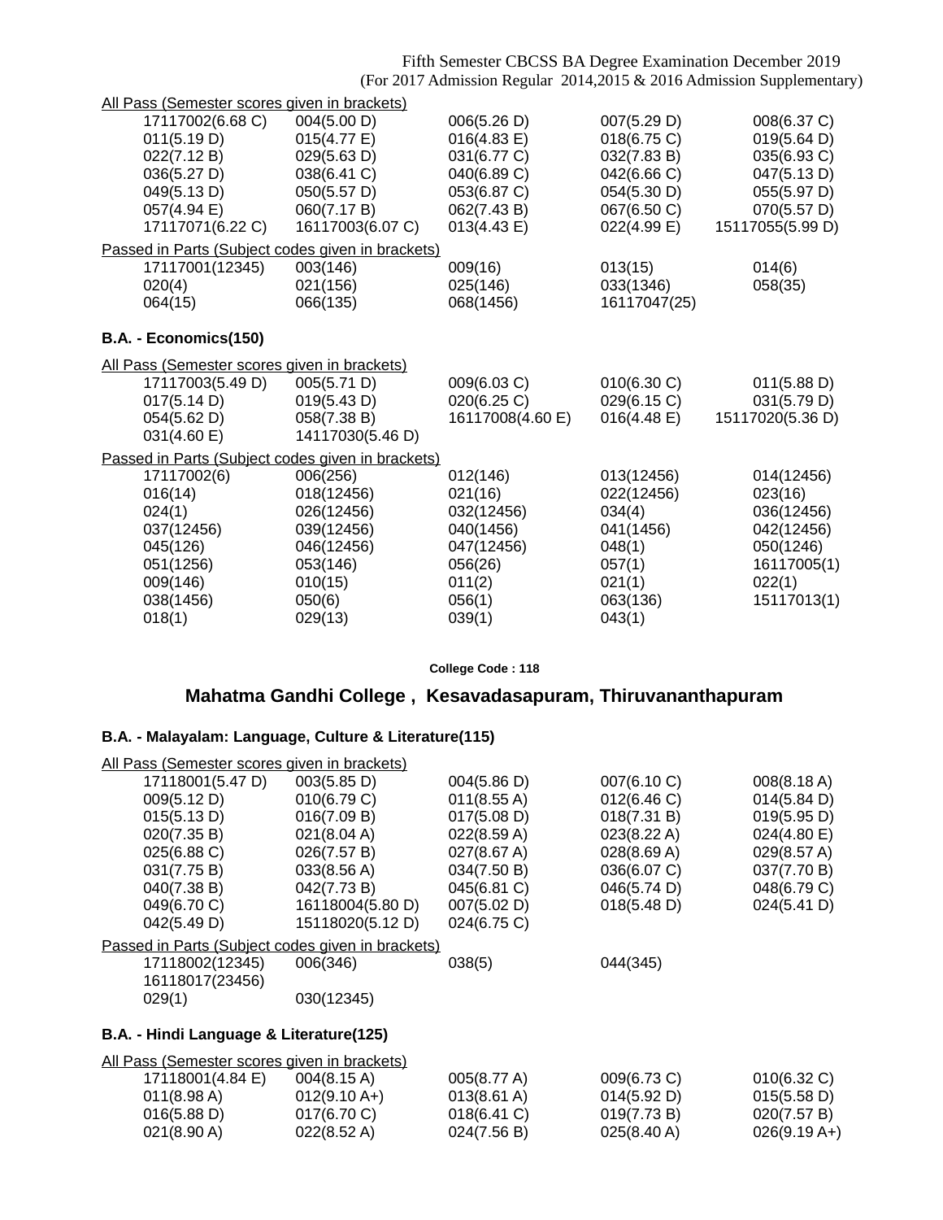Fifth Semester CBCSS BA Degree Examination December 2019
(For 2017 Admission Regular 2014,2015 & 2016 Admission Supplementary)

All Pass (Semester scores given in brackets)

| | | | | |
|---|---|---|---|---|
| 17117002(6.68 C) | 004(5.00 D) | 006(5.26 D) | 007(5.29 D) | 008(6.37 C) |
| 011(5.19 D) | 015(4.77 E) | 016(4.83 E) | 018(6.75 C) | 019(5.64 D) |
| 022(7.12 B) | 029(5.63 D) | 031(6.77 C) | 032(7.83 B) | 035(6.93 C) |
| 036(5.27 D) | 038(6.41 C) | 040(6.89 C) | 042(6.66 C) | 047(5.13 D) |
| 049(5.13 D) | 050(5.57 D) | 053(6.87 C) | 054(5.30 D) | 055(5.97 D) |
| 057(4.94 E) | 060(7.17 B) | 062(7.43 B) | 067(6.50 C) | 070(5.57 D) |
| 17117071(6.22 C) | 16117003(6.07 C) | 013(4.43 E) | 022(4.99 E) | 15117055(5.99 D) |

Passed in Parts (Subject codes given in brackets)

| | | | | |
|---|---|---|---|---|
| 17117001(12345) | 003(146) | 009(16) | 013(15) | 014(6) |
| 020(4) | 021(156) | 025(146) | 033(1346) | 058(35) |
| 064(15) | 066(135) | 068(1456) | 16117047(25) | |

### B.A. - Economics(150)

All Pass (Semester scores given in brackets)

| | | | | |
|---|---|---|---|---|
| 17117003(5.49 D) | 005(5.71 D) | 009(6.03 C) | 010(6.30 C) | 011(5.88 D) |
| 017(5.14 D) | 019(5.43 D) | 020(6.25 C) | 029(6.15 C) | 031(5.79 D) |
| 054(5.62 D) | 058(7.38 B) | 16117008(4.60 E) | 016(4.48 E) | 15117020(5.36 D) |
| 031(4.60 E) | 14117030(5.46 D) | | | |

Passed in Parts (Subject codes given in brackets)

| | | | | |
|---|---|---|---|---|
| 17117002(6) | 006(256) | 012(146) | 013(12456) | 014(12456) |
| 016(14) | 018(12456) | 021(16) | 022(12456) | 023(16) |
| 024(1) | 026(12456) | 032(12456) | 034(4) | 036(12456) |
| 037(12456) | 039(12456) | 040(1456) | 041(1456) | 042(12456) |
| 045(126) | 046(12456) | 047(12456) | 048(1) | 050(1246) |
| 051(1256) | 053(146) | 056(26) | 057(1) | 16117005(1) |
| 009(146) | 010(15) | 011(2) | 021(1) | 022(1) |
| 038(1456) | 050(6) | 056(1) | 063(136) | 15117013(1) |
| 018(1) | 029(13) | 039(1) | 043(1) | |

**College Code : 118**

## Mahatma Gandhi College , Kesavadasapuram, Thiruvananthapuram

### B.A. - Malayalam: Language, Culture & Literature(115)

All Pass (Semester scores given in brackets)

| | | | | |
|---|---|---|---|---|
| 17118001(5.47 D) | 003(5.85 D) | 004(5.86 D) | 007(6.10 C) | 008(8.18 A) |
| 009(5.12 D) | 010(6.79 C) | 011(8.55 A) | 012(6.46 C) | 014(5.84 D) |
| 015(5.13 D) | 016(7.09 B) | 017(5.08 D) | 018(7.31 B) | 019(5.95 D) |
| 020(7.35 B) | 021(8.04 A) | 022(8.59 A) | 023(8.22 A) | 024(4.80 E) |
| 025(6.88 C) | 026(7.57 B) | 027(8.67 A) | 028(8.69 A) | 029(8.57 A) |
| 031(7.75 B) | 033(8.56 A) | 034(7.50 B) | 036(6.07 C) | 037(7.70 B) |
| 040(7.38 B) | 042(7.73 B) | 045(6.81 C) | 046(5.74 D) | 048(6.79 C) |
| 049(6.70 C) | 16118004(5.80 D) | 007(5.02 D) | 018(5.48 D) | 024(5.41 D) |
| 042(5.49 D) | 15118020(5.12 D) | 024(6.75 C) | | |

Passed in Parts (Subject codes given in brackets)

| | | | |
|---|---|---|---|
| 17118002(12345) | 006(346) | 038(5) | 044(345) |
| 16118017(23456) | | | |
| 029(1) | 030(12345) | | |

### B.A. - Hindi Language & Literature(125)

All Pass (Semester scores given in brackets)

| | | | | |
|---|---|---|---|---|
| 17118001(4.84 E) | 004(8.15 A) | 005(8.77 A) | 009(6.73 C) | 010(6.32 C) |
| 011(8.98 A) | 012(9.10 A+) | 013(8.61 A) | 014(5.92 D) | 015(5.58 D) |
| 016(5.88 D) | 017(6.70 C) | 018(6.41 C) | 019(7.73 B) | 020(7.57 B) |
| 021(8.90 A) | 022(8.52 A) | 024(7.56 B) | 025(8.40 A) | 026(9.19 A+) |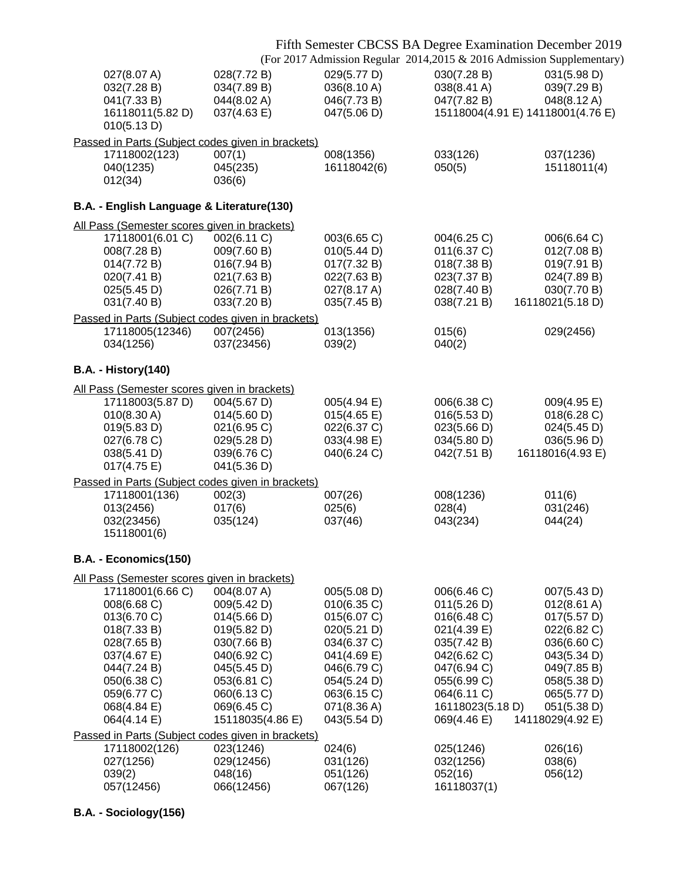| | | | | |
|---|---|---|---|---|
| 027(8.07 A) | 028(7.72 B) | 029(5.77 D) | 030(7.28 B) | 031(5.98 D) |
| 032(7.28 B) | 034(7.89 B) | 036(8.10 A) | 038(8.41 A) | 039(7.29 B) |
| 041(7.33 B) | 044(8.02 A) | 046(7.73 B) | 047(7.82 B) | 048(8.12 A) |
| 16118011(5.82 D) | 037(4.63 E) | 047(5.06 D) | 15118004(4.91 E) | 14118001(4.76 E) |
| 010(5.13 D) | | | | |

Passed in Parts (Subject codes given in brackets)

| | | | | |
|---|---|---|---|---|
| 17118002(123) | 007(1) | 008(1356) | 033(126) | 037(1236) |
| 040(1235) | 045(235) | 16118042(6) | 050(5) | 15118011(4) |
| 012(34) | 036(6) | | | |

**B.A. - English Language & Literature(130)**

All Pass (Semester scores given in brackets)

| | | | | |
|---|---|---|---|---|
| 17118001(6.01 C) | 002(6.11 C) | 003(6.65 C) | 004(6.25 C) | 006(6.64 C) |
| 008(7.28 B) | 009(7.60 B) | 010(5.44 D) | 011(6.37 C) | 012(7.08 B) |
| 014(7.72 B) | 016(7.94 B) | 017(7.32 B) | 018(7.38 B) | 019(7.91 B) |
| 020(7.41 B) | 021(7.63 B) | 022(7.63 B) | 023(7.37 B) | 024(7.89 B) |
| 025(5.45 D) | 026(7.71 B) | 027(8.17 A) | 028(7.40 B) | 030(7.70 B) |
| 031(7.40 B) | 033(7.20 B) | 035(7.45 B) | 038(7.21 B) | 16118021(5.18 D) |

Passed in Parts (Subject codes given in brackets)

| | | | | |
|---|---|---|---|---|
| 17118005(12346) | 007(2456) | 013(1356) | 015(6) | 029(2456) |
| 034(1256) | 037(23456) | 039(2) | 040(2) | |

**B.A. - History(140)**

All Pass (Semester scores given in brackets)

| | | | | |
|---|---|---|---|---|
| 17118003(5.87 D) | 004(5.67 D) | 005(4.94 E) | 006(6.38 C) | 009(4.95 E) |
| 010(8.30 A) | 014(5.60 D) | 015(4.65 E) | 016(5.53 D) | 018(6.28 C) |
| 019(5.83 D) | 021(6.95 C) | 022(6.37 C) | 023(5.66 D) | 024(5.45 D) |
| 027(6.78 C) | 029(5.28 D) | 033(4.98 E) | 034(5.80 D) | 036(5.96 D) |
| 038(5.41 D) | 039(6.76 C) | 040(6.24 C) | 042(7.51 B) | 16118016(4.93 E) |
| 017(4.75 E) | 041(5.36 D) | | | |

Passed in Parts (Subject codes given in brackets)

| | | | | |
|---|---|---|---|---|
| 17118001(136) | 002(3) | 007(26) | 008(1236) | 011(6) |
| 013(2456) | 017(6) | 025(6) | 028(4) | 031(246) |
| 032(23456) | 035(124) | 037(46) | 043(234) | 044(24) |
| 15118001(6) | | | | |

**B.A. - Economics(150)**

All Pass (Semester scores given in brackets)

| | | | | |
|---|---|---|---|---|
| 17118001(6.66 C) | 004(8.07 A) | 005(5.08 D) | 006(6.46 C) | 007(5.43 D) |
| 008(6.68 C) | 009(5.42 D) | 010(6.35 C) | 011(5.26 D) | 012(8.61 A) |
| 013(6.70 C) | 014(5.66 D) | 015(6.07 C) | 016(6.48 C) | 017(5.57 D) |
| 018(7.33 B) | 019(5.82 D) | 020(5.21 D) | 021(4.39 E) | 022(6.82 C) |
| 028(7.65 B) | 030(7.66 B) | 034(6.37 C) | 035(7.42 B) | 036(6.60 C) |
| 037(4.67 E) | 040(6.92 C) | 041(4.69 E) | 042(6.62 C) | 043(5.34 D) |
| 044(7.24 B) | 045(5.45 D) | 046(6.79 C) | 047(6.94 C) | 049(7.85 B) |
| 050(6.38 C) | 053(6.81 C) | 054(5.24 D) | 055(6.99 C) | 058(5.38 D) |
| 059(6.77 C) | 060(6.13 C) | 063(6.15 C) | 064(6.11 C) | 065(5.77 D) |
| 068(4.84 E) | 069(6.45 C) | 071(8.36 A) | 16118023(5.18 D) | 051(5.38 D) |
| 064(4.14 E) | 15118035(4.86 E) | 043(5.54 D) | 069(4.46 E) | 14118029(4.92 E) |

Passed in Parts (Subject codes given in brackets)

| | | | | |
|---|---|---|---|---|
| 17118002(126) | 023(1246) | 024(6) | 025(1246) | 026(16) |
| 027(1256) | 029(12456) | 031(126) | 032(1256) | 038(6) |
| 039(2) | 048(16) | 051(126) | 052(16) | 056(12) |
| 057(12456) | 066(12456) | 067(126) | 16118037(1) | |

**B.A. - Sociology(156)**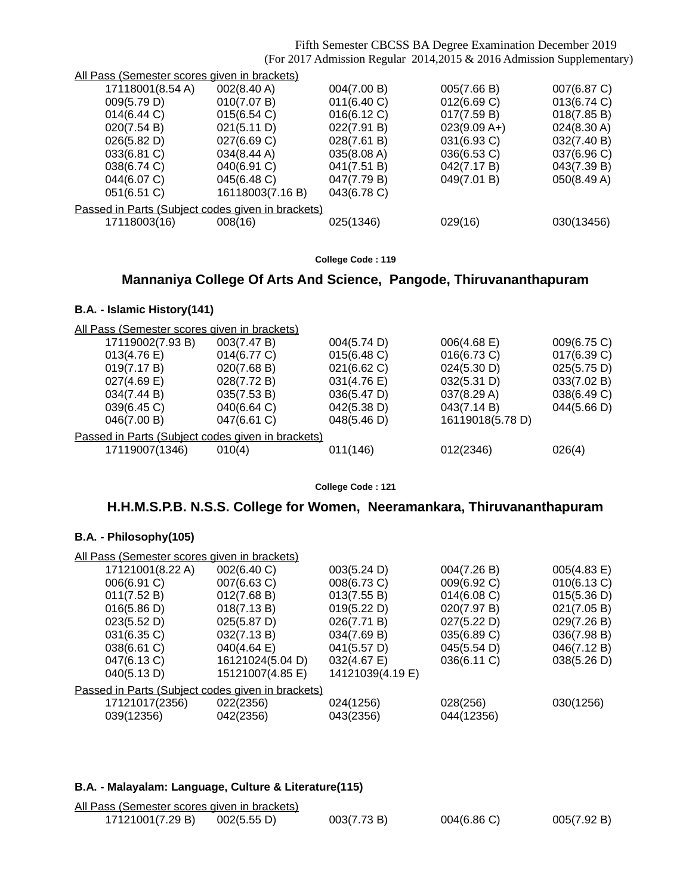All Pass (Semester scores given in brackets)

| | | | | |
|---|---|---|---|---|
| 17118001(8.54 A) | 002(8.40 A) | 004(7.00 B) | 005(7.66 B) | 007(6.87 C) |
| 009(5.79 D) | 010(7.07 B) | 011(6.40 C) | 012(6.69 C) | 013(6.74 C) |
| 014(6.44 C) | 015(6.54 C) | 016(6.12 C) | 017(7.59 B) | 018(7.85 B) |
| 020(7.54 B) | 021(5.11 D) | 022(7.91 B) | 023(9.09 A+) | 024(8.30 A) |
| 026(5.82 D) | 027(6.69 C) | 028(7.61 B) | 031(6.93 C) | 032(7.40 B) |
| 033(6.81 C) | 034(8.44 A) | 035(8.08 A) | 036(6.53 C) | 037(6.96 C) |
| 038(6.74 C) | 040(6.91 C) | 041(7.51 B) | 042(7.17 B) | 043(7.39 B) |
| 044(6.07 C) | 045(6.48 C) | 047(7.79 B) | 049(7.01 B) | 050(8.49 A) |
| 051(6.51 C) | 16118003(7.16 B) | 043(6.78 C) | | |

Passed in Parts (Subject codes given in brackets)

| | | | | |
|---|---|---|---|---|
| 17118003(16) | 008(16) | 025(1346) | 029(16) | 030(13456) |

College Code : 119

## Mannaniya College Of Arts And Science, Pangode, Thiruvananthapuram

### B.A. - Islamic History(141)

All Pass (Semester scores given in brackets)

| | | | | |
|---|---|---|---|---|
| 17119002(7.93 B) | 003(7.47 B) | 004(5.74 D) | 006(4.68 E) | 009(6.75 C) |
| 013(4.76 E) | 014(6.77 C) | 015(6.48 C) | 016(6.73 C) | 017(6.39 C) |
| 019(7.17 B) | 020(7.68 B) | 021(6.62 C) | 024(5.30 D) | 025(5.75 D) |
| 027(4.69 E) | 028(7.72 B) | 031(4.76 E) | 032(5.31 D) | 033(7.02 B) |
| 034(7.44 B) | 035(7.53 B) | 036(5.47 D) | 037(8.29 A) | 038(6.49 C) |
| 039(6.45 C) | 040(6.64 C) | 042(5.38 D) | 043(7.14 B) | 044(5.66 D) |
| 046(7.00 B) | 047(6.61 C) | 048(5.46 D) | 16119018(5.78 D) | |

Passed in Parts (Subject codes given in brackets)

| | | | | |
|---|---|---|---|---|
| 17119007(1346) | 010(4) | 011(146) | 012(2346) | 026(4) |

College Code : 121

## H.H.M.S.P.B. N.S.S. College for Women, Neeramankara, Thiruvananthapuram

### B.A. - Philosophy(105)

All Pass (Semester scores given in brackets)

| | | | | |
|---|---|---|---|---|
| 17121001(8.22 A) | 002(6.40 C) | 003(5.24 D) | 004(7.26 B) | 005(4.83 E) |
| 006(6.91 C) | 007(6.63 C) | 008(6.73 C) | 009(6.92 C) | 010(6.13 C) |
| 011(7.52 B) | 012(7.68 B) | 013(7.55 B) | 014(6.08 C) | 015(5.36 D) |
| 016(5.86 D) | 018(7.13 B) | 019(5.22 D) | 020(7.97 B) | 021(7.05 B) |
| 023(5.52 D) | 025(5.87 D) | 026(7.71 B) | 027(5.22 D) | 029(7.26 B) |
| 031(6.35 C) | 032(7.13 B) | 034(7.69 B) | 035(6.89 C) | 036(7.98 B) |
| 038(6.61 C) | 040(4.64 E) | 041(5.57 D) | 045(5.54 D) | 046(7.12 B) |
| 047(6.13 C) | 16121024(5.04 D) | 032(4.67 E) | 036(6.11 C) | 038(5.26 D) |
| 040(5.13 D) | 15121007(4.85 E) | 14121039(4.19 E) | | |

Passed in Parts (Subject codes given in brackets)

| | | | | |
|---|---|---|---|---|
| 17121017(2356) | 022(2356) | 024(1256) | 028(256) | 030(1256) |
| 039(12356) | 042(2356) | 043(2356) | 044(12356) | |

### B.A. - Malayalam: Language, Culture & Literature(115)

All Pass (Semester scores given in brackets)

| | | | | |
|---|---|---|---|---|
| 17121001(7.29 B) | 002(5.55 D) | 003(7.73 B) | 004(6.86 C) | 005(7.92 B) |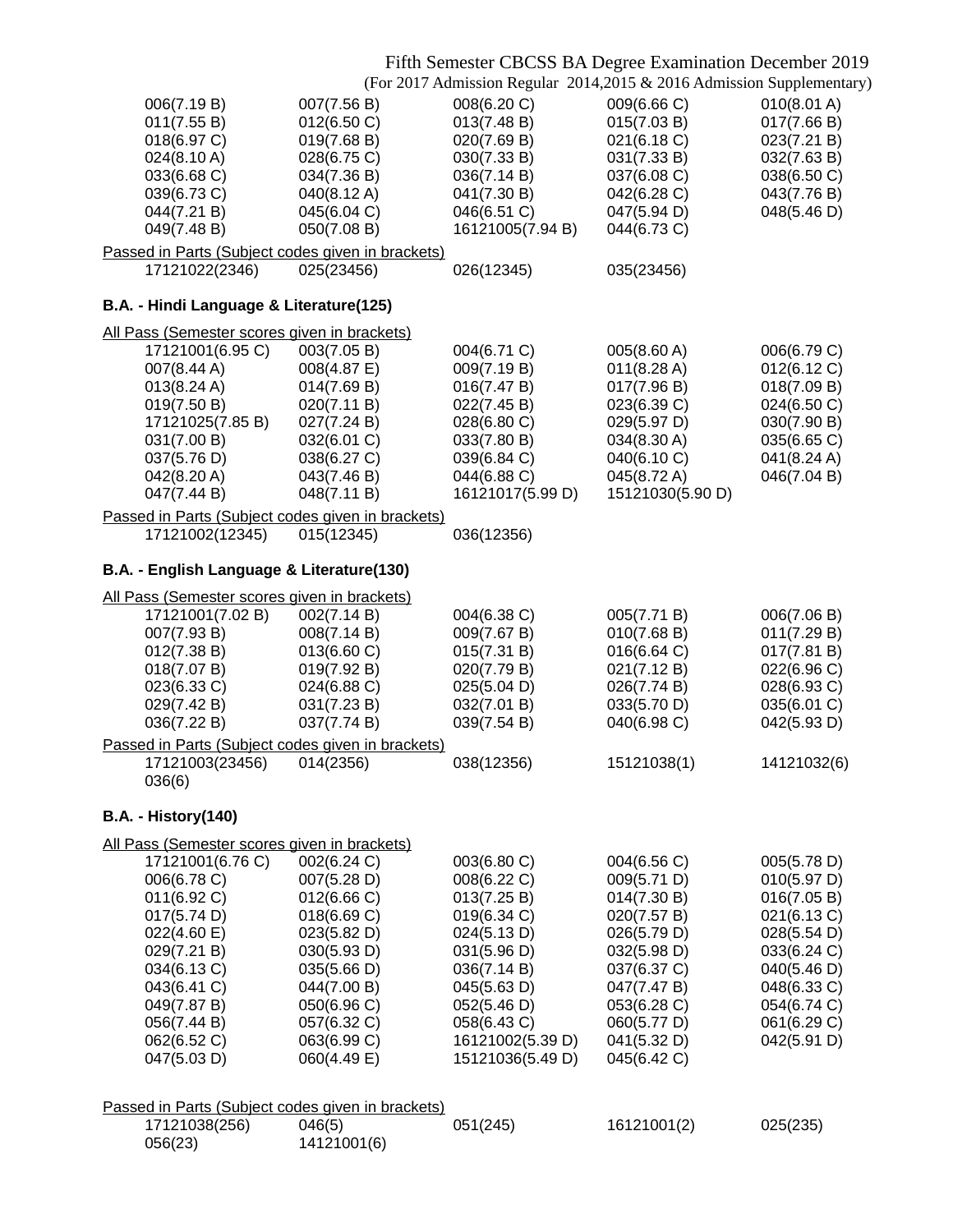Fifth Semester CBCSS BA Degree Examination December 2019

(For 2017 Admission Regular 2014,2015 & 2016 Admission Supplementary)

| | | | | |
|---|---|---|---|---|
| 006(7.19 B) | 007(7.56 B) | 008(6.20 C) | 009(6.66 C) | 010(8.01 A) |
| 011(7.55 B) | 012(6.50 C) | 013(7.48 B) | 015(7.03 B) | 017(7.66 B) |
| 018(6.97 C) | 019(7.68 B) | 020(7.69 B) | 021(6.18 C) | 023(7.21 B) |
| 024(8.10 A) | 028(6.75 C) | 030(7.33 B) | 031(7.33 B) | 032(7.63 B) |
| 033(6.68 C) | 034(7.36 B) | 036(7.14 B) | 037(6.08 C) | 038(6.50 C) |
| 039(6.73 C) | 040(8.12 A) | 041(7.30 B) | 042(6.28 C) | 043(7.76 B) |
| 044(7.21 B) | 045(6.04 C) | 046(6.51 C) | 047(5.94 D) | 048(5.46 D) |
| 049(7.48 B) | 050(7.08 B) | 16121005(7.94 B) | 044(6.73 C) | |

Passed in Parts (Subject codes given in brackets)

| | | | |
|---|---|---|---|
| 17121022(2346) | 025(23456) | 026(12345) | 035(23456) |

**B.A. - Hindi Language & Literature(125)**

All Pass (Semester scores given in brackets)

| | | | | |
|---|---|---|---|---|
| 17121001(6.95 C) | 003(7.05 B) | 004(6.71 C) | 005(8.60 A) | 006(6.79 C) |
| 007(8.44 A) | 008(4.87 E) | 009(7.19 B) | 011(8.28 A) | 012(6.12 C) |
| 013(8.24 A) | 014(7.69 B) | 016(7.47 B) | 017(7.96 B) | 018(7.09 B) |
| 019(7.50 B) | 020(7.11 B) | 022(7.45 B) | 023(6.39 C) | 024(6.50 C) |
| 17121025(7.85 B) | 027(7.24 B) | 028(6.80 C) | 029(5.97 D) | 030(7.90 B) |
| 031(7.00 B) | 032(6.01 C) | 033(7.80 B) | 034(8.30 A) | 035(6.65 C) |
| 037(5.76 D) | 038(6.27 C) | 039(6.84 C) | 040(6.10 C) | 041(8.24 A) |
| 042(8.20 A) | 043(7.46 B) | 044(6.88 C) | 045(8.72 A) | 046(7.04 B) |
| 047(7.44 B) | 048(7.11 B) | 16121017(5.99 D) | 15121030(5.90 D) | |

Passed in Parts (Subject codes given in brackets)

| | | |
|---|---|---|
| 17121002(12345) | 015(12345) | 036(12356) |

**B.A. - English Language & Literature(130)**

All Pass (Semester scores given in brackets)

| | | | | |
|---|---|---|---|---|
| 17121001(7.02 B) | 002(7.14 B) | 004(6.38 C) | 005(7.71 B) | 006(7.06 B) |
| 007(7.93 B) | 008(7.14 B) | 009(7.67 B) | 010(7.68 B) | 011(7.29 B) |
| 012(7.38 B) | 013(6.60 C) | 015(7.31 B) | 016(6.64 C) | 017(7.81 B) |
| 018(7.07 B) | 019(7.92 B) | 020(7.79 B) | 021(7.12 B) | 022(6.96 C) |
| 023(6.33 C) | 024(6.88 C) | 025(5.04 D) | 026(7.74 B) | 028(6.93 C) |
| 029(7.42 B) | 031(7.23 B) | 032(7.01 B) | 033(5.70 D) | 035(6.01 C) |
| 036(7.22 B) | 037(7.74 B) | 039(7.54 B) | 040(6.98 C) | 042(5.93 D) |

Passed in Parts (Subject codes given in brackets)

| | | | | |
|---|---|---|---|---|
| 17121003(23456) | 014(2356) | 038(12356) | 15121038(1) | 14121032(6) |
| 036(6) | | | | |

**B.A. - History(140)**

All Pass (Semester scores given in brackets)

| | | | | |
|---|---|---|---|---|
| 17121001(6.76 C) | 002(6.24 C) | 003(6.80 C) | 004(6.56 C) | 005(5.78 D) |
| 006(6.78 C) | 007(5.28 D) | 008(6.22 C) | 009(5.71 D) | 010(5.97 D) |
| 011(6.92 C) | 012(6.66 C) | 013(7.25 B) | 014(7.30 B) | 016(7.05 B) |
| 017(5.74 D) | 018(6.69 C) | 019(6.34 C) | 020(7.57 B) | 021(6.13 C) |
| 022(4.60 E) | 023(5.82 D) | 024(5.13 D) | 026(5.79 D) | 028(5.54 D) |
| 029(7.21 B) | 030(5.93 D) | 031(5.96 D) | 032(5.98 D) | 033(6.24 C) |
| 034(6.13 C) | 035(5.66 D) | 036(7.14 B) | 037(6.37 C) | 040(5.46 D) |
| 043(6.41 C) | 044(7.00 B) | 045(5.63 D) | 047(7.47 B) | 048(6.33 C) |
| 049(7.87 B) | 050(6.96 C) | 052(5.46 D) | 053(6.28 C) | 054(6.74 C) |
| 056(7.44 B) | 057(6.32 C) | 058(6.43 C) | 060(5.77 D) | 061(6.29 C) |
| 062(6.52 C) | 063(6.99 C) | 16121002(5.39 D) | 041(5.32 D) | 042(5.91 D) |
| 047(5.03 D) | 060(4.49 E) | 15121036(5.49 D) | 045(6.42 C) | |

Passed in Parts (Subject codes given in brackets)

| | | | | |
|---|---|---|---|---|
| 17121038(256) | 046(5) | 051(245) | 16121001(2) | 025(235) |
| 056(23) | 14121001(6) | | | |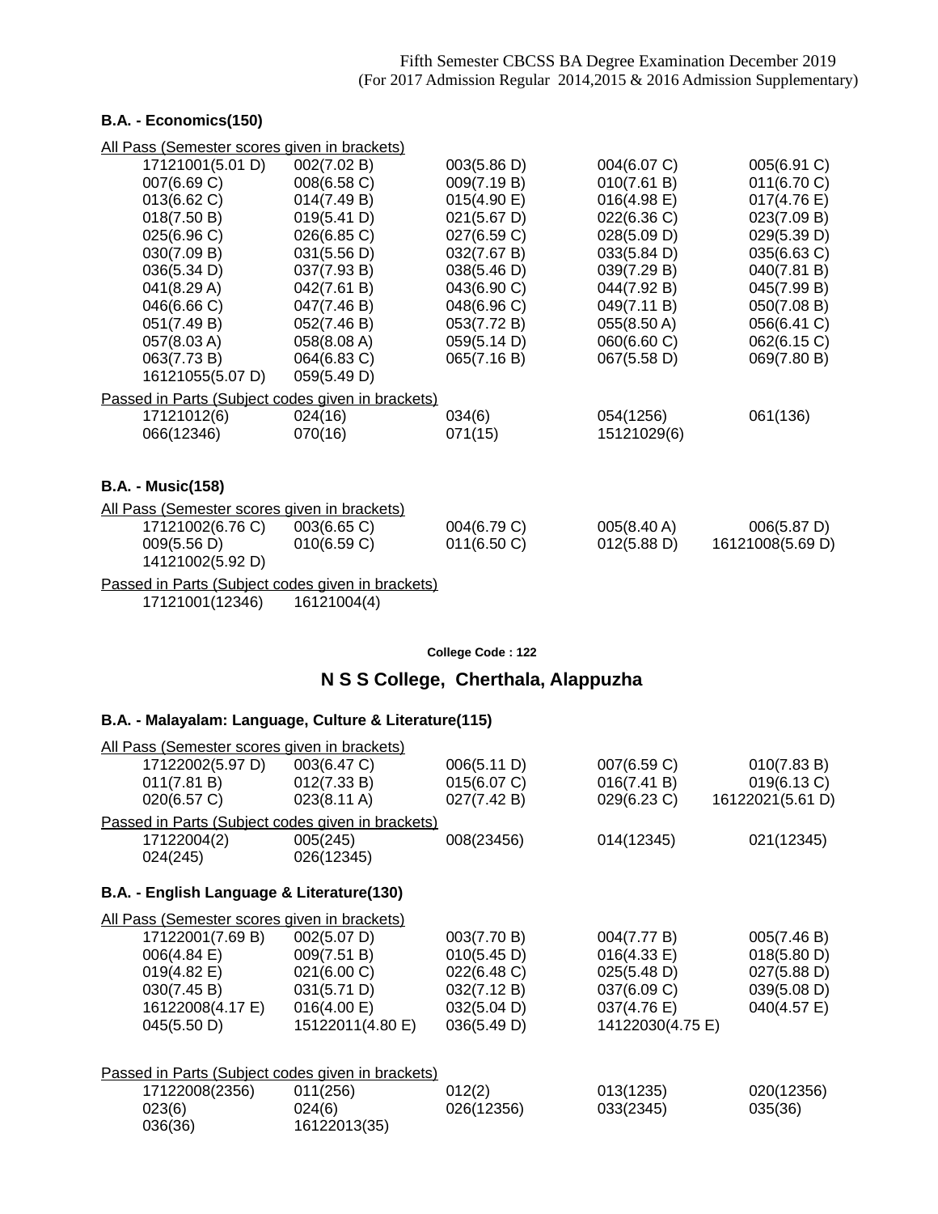**B.A. - Economics(150)**

All Pass (Semester scores given in brackets)

| | | | | |
|---|---|---|---|---|
| 17121001(5.01 D) | 002(7.02 B) | 003(5.86 D) | 004(6.07 C) | 005(6.91 C) |
| 007(6.69 C) | 008(6.58 C) | 009(7.19 B) | 010(7.61 B) | 011(6.70 C) |
| 013(6.62 C) | 014(7.49 B) | 015(4.90 E) | 016(4.98 E) | 017(4.76 E) |
| 018(7.50 B) | 019(5.41 D) | 021(5.67 D) | 022(6.36 C) | 023(7.09 B) |
| 025(6.96 C) | 026(6.85 C) | 027(6.59 C) | 028(5.09 D) | 029(5.39 D) |
| 030(7.09 B) | 031(5.56 D) | 032(7.67 B) | 033(5.84 D) | 035(6.63 C) |
| 036(5.34 D) | 037(7.93 B) | 038(5.46 D) | 039(7.29 B) | 040(7.81 B) |
| 041(8.29 A) | 042(7.61 B) | 043(6.90 C) | 044(7.92 B) | 045(7.99 B) |
| 046(6.66 C) | 047(7.46 B) | 048(6.96 C) | 049(7.11 B) | 050(7.08 B) |
| 051(7.49 B) | 052(7.46 B) | 053(7.72 B) | 055(8.50 A) | 056(6.41 C) |
| 057(8.03 A) | 058(8.08 A) | 059(5.14 D) | 060(6.60 C) | 062(6.15 C) |
| 063(7.73 B) | 064(6.83 C) | 065(7.16 B) | 067(5.58 D) | 069(7.80 B) |
| 16121055(5.07 D) | 059(5.49 D) | | | |

Passed in Parts (Subject codes given in brackets)

| | | | | |
|---|---|---|---|---|
| 17121012(6) | 024(16) | 034(6) | 054(1256) | 061(136) |
| 066(12346) | 070(16) | 071(15) | 15121029(6) | |

**B.A. - Music(158)**

All Pass (Semester scores given in brackets)

| | | | | |
|---|---|---|---|---|
| 17121002(6.76 C) | 003(6.65 C) | 004(6.79 C) | 005(8.40 A) | 006(5.87 D) |
| 009(5.56 D) | 010(6.59 C) | 011(6.50 C) | 012(5.88 D) | 16121008(5.69 D) |
| 14121002(5.92 D) | | | | |

Passed in Parts (Subject codes given in brackets)

| | |
|---|---|
| 17121001(12346) | 16121004(4) |

**College Code : 122**

## N S S College, Cherthala, Alappuzha

**B.A. - Malayalam: Language, Culture & Literature(115)**

All Pass (Semester scores given in brackets)

| | | | | |
|---|---|---|---|---|
| 17122002(5.97 D) | 003(6.47 C) | 006(5.11 D) | 007(6.59 C) | 010(7.83 B) |
| 011(7.81 B) | 012(7.33 B) | 015(6.07 C) | 016(7.41 B) | 019(6.13 C) |
| 020(6.57 C) | 023(8.11 A) | 027(7.42 B) | 029(6.23 C) | 16122021(5.61 D) |

Passed in Parts (Subject codes given in brackets)

| | | | | |
|---|---|---|---|---|
| 17122004(2) | 005(245) | 008(23456) | 014(12345) | 021(12345) |
| 024(245) | 026(12345) | | | |

**B.A. - English Language & Literature(130)**

All Pass (Semester scores given in brackets)

| | | | | |
|---|---|---|---|---|
| 17122001(7.69 B) | 002(5.07 D) | 003(7.70 B) | 004(7.77 B) | 005(7.46 B) |
| 006(4.84 E) | 009(7.51 B) | 010(5.45 D) | 016(4.33 E) | 018(5.80 D) |
| 019(4.82 E) | 021(6.00 C) | 022(6.48 C) | 025(5.48 D) | 027(5.88 D) |
| 030(7.45 B) | 031(5.71 D) | 032(7.12 B) | 037(6.09 C) | 039(5.08 D) |
| 16122008(4.17 E) | 016(4.00 E) | 032(5.04 D) | 037(4.76 E) | 040(4.57 E) |
| 045(5.50 D) | 15122011(4.80 E) | 036(5.49 D) | 14122030(4.75 E) | |

Passed in Parts (Subject codes given in brackets)

| | | | | |
|---|---|---|---|---|
| 17122008(2356) | 011(256) | 012(2) | 013(1235) | 020(12356) |
| 023(6) | 024(6) | 026(12356) | 033(2345) | 035(36) |
| 036(36) | 16122013(35) | | | |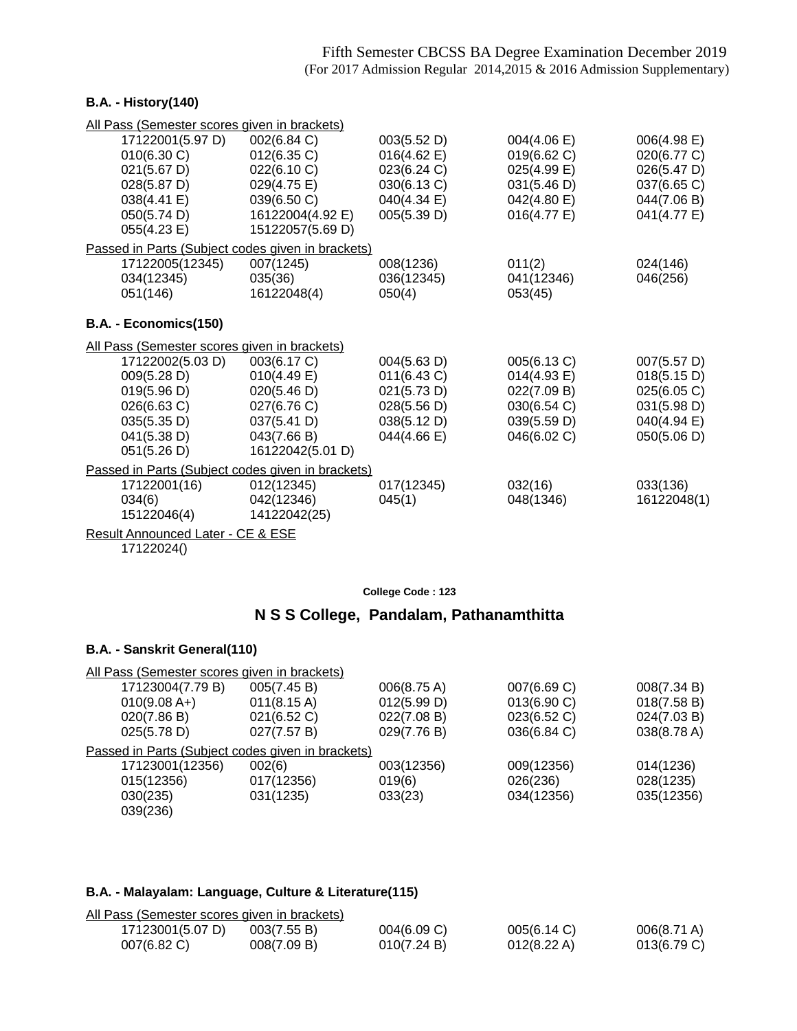Fifth Semester CBCSS BA Degree Examination December 2019
(For 2017 Admission Regular 2014,2015 & 2016 Admission Supplementary)

**B.A. - History(140)**

All Pass (Semester scores given in brackets)

| | | | | |
|---|---|---|---|---|
| 17122001(5.97 D) | 002(6.84 C) | 003(5.52 D) | 004(4.06 E) | 006(4.98 E) |
| 010(6.30 C) | 012(6.35 C) | 016(4.62 E) | 019(6.62 C) | 020(6.77 C) |
| 021(5.67 D) | 022(6.10 C) | 023(6.24 C) | 025(4.99 E) | 026(5.47 D) |
| 028(5.87 D) | 029(4.75 E) | 030(6.13 C) | 031(5.46 D) | 037(6.65 C) |
| 038(4.41 E) | 039(6.50 C) | 040(4.34 E) | 042(4.80 E) | 044(7.06 B) |
| 050(5.74 D) | 16122004(4.92 E) | 005(5.39 D) | 016(4.77 E) | 041(4.77 E) |
| 055(4.23 E) | 15122057(5.69 D) | | | |

Passed in Parts (Subject codes given in brackets)

| | | | | |
|---|---|---|---|---|
| 17122005(12345) | 007(1245) | 008(1236) | 011(2) | 024(146) |
| 034(12345) | 035(36) | 036(12345) | 041(12346) | 046(256) |
| 051(146) | 16122048(4) | 050(4) | 053(45) | |

**B.A. - Economics(150)**

All Pass (Semester scores given in brackets)

| | | | | |
|---|---|---|---|---|
| 17122002(5.03 D) | 003(6.17 C) | 004(5.63 D) | 005(6.13 C) | 007(5.57 D) |
| 009(5.28 D) | 010(4.49 E) | 011(6.43 C) | 014(4.93 E) | 018(5.15 D) |
| 019(5.96 D) | 020(5.46 D) | 021(5.73 D) | 022(7.09 B) | 025(6.05 C) |
| 026(6.63 C) | 027(6.76 C) | 028(5.56 D) | 030(6.54 C) | 031(5.98 D) |
| 035(5.35 D) | 037(5.41 D) | 038(5.12 D) | 039(5.59 D) | 040(4.94 E) |
| 041(5.38 D) | 043(7.66 B) | 044(4.66 E) | 046(6.02 C) | 050(5.06 D) |
| 051(5.26 D) | 16122042(5.01 D) | | | |

Passed in Parts (Subject codes given in brackets)

| | | | | |
|---|---|---|---|---|
| 17122001(16) | 012(12345) | 017(12345) | 032(16) | 033(136) |
| 034(6) | 042(12346) | 045(1) | 048(1346) | 16122048(1) |
| 15122046(4) | 14122042(25) | | | |

Result Announced Later - CE & ESE

17122024()

**College Code : 123**

## N S S College, Pandalam, Pathanamthitta

**B.A. - Sanskrit General(110)**

All Pass (Semester scores given in brackets)

| | | | | |
|---|---|---|---|---|
| 17123004(7.79 B) | 005(7.45 B) | 006(8.75 A) | 007(6.69 C) | 008(7.34 B) |
| 010(9.08 A+) | 011(8.15 A) | 012(5.99 D) | 013(6.90 C) | 018(7.58 B) |
| 020(7.86 B) | 021(6.52 C) | 022(7.08 B) | 023(6.52 C) | 024(7.03 B) |
| 025(5.78 D) | 027(7.57 B) | 029(7.76 B) | 036(6.84 C) | 038(8.78 A) |

Passed in Parts (Subject codes given in brackets)

| | | | | |
|---|---|---|---|---|
| 17123001(12356) | 002(6) | 003(12356) | 009(12356) | 014(1236) |
| 015(12356) | 017(12356) | 019(6) | 026(236) | 028(1235) |
| 030(235) | 031(1235) | 033(23) | 034(12356) | 035(12356) |
| 039(236) | | | | |

**B.A. - Malayalam: Language, Culture & Literature(115)**

All Pass (Semester scores given in brackets)

| | | | | |
|---|---|---|---|---|
| 17123001(5.07 D) | 003(7.55 B) | 004(6.09 C) | 005(6.14 C) | 006(8.71 A) |
| 007(6.82 C) | 008(7.09 B) | 010(7.24 B) | 012(8.22 A) | 013(6.79 C) |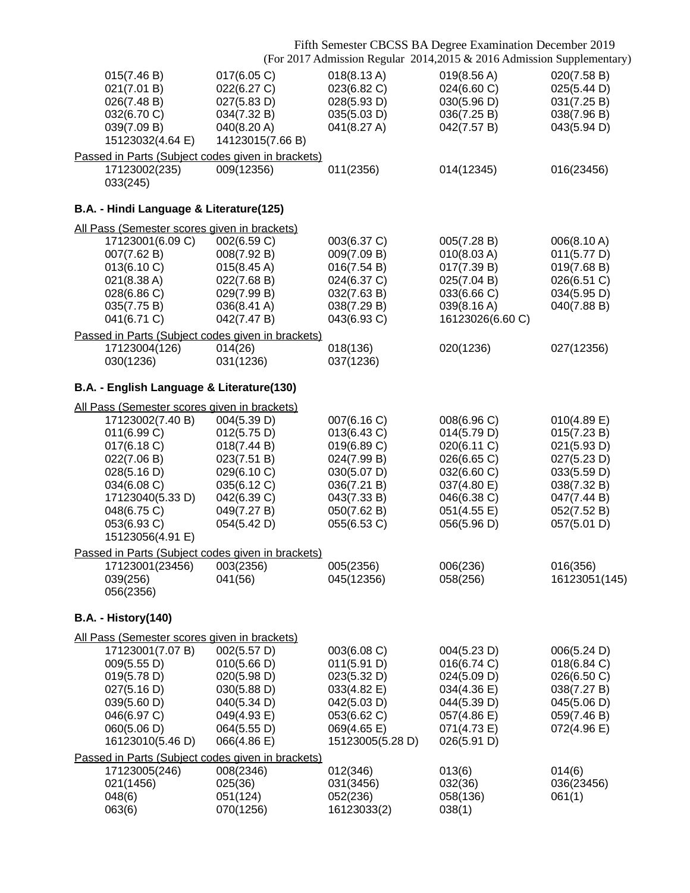Fifth Semester CBCSS BA Degree Examination December 2019
(For 2017 Admission Regular 2014,2015 & 2016 Admission Supplementary)

| | | | | |
|---|---|---|---|---|
| 015(7.46 B) | 017(6.05 C) | 018(8.13 A) | 019(8.56 A) | 020(7.58 B) |
| 021(7.01 B) | 022(6.27 C) | 023(6.82 C) | 024(6.60 C) | 025(5.44 D) |
| 026(7.48 B) | 027(5.83 D) | 028(5.93 D) | 030(5.96 D) | 031(7.25 B) |
| 032(6.70 C) | 034(7.32 B) | 035(5.03 D) | 036(7.25 B) | 038(7.96 B) |
| 039(7.09 B) | 040(8.20 A) | 041(8.27 A) | 042(7.57 B) | 043(5.94 D) |
| 15123032(4.64 E) | 14123015(7.66 B) | | | |

Passed in Parts (Subject codes given in brackets)

| | | | | |
|---|---|---|---|---|
| 17123002(235) | 009(12356) | 011(2356) | 014(12345) | 016(23456) |
| 033(245) | | | | |

**B.A. - Hindi Language & Literature(125)**

All Pass (Semester scores given in brackets)

| | | | | |
|---|---|---|---|---|
| 17123001(6.09 C) | 002(6.59 C) | 003(6.37 C) | 005(7.28 B) | 006(8.10 A) |
| 007(7.62 B) | 008(7.92 B) | 009(7.09 B) | 010(8.03 A) | 011(5.77 D) |
| 013(6.10 C) | 015(8.45 A) | 016(7.54 B) | 017(7.39 B) | 019(7.68 B) |
| 021(8.38 A) | 022(7.68 B) | 024(6.37 C) | 025(7.04 B) | 026(6.51 C) |
| 028(6.86 C) | 029(7.99 B) | 032(7.63 B) | 033(6.66 C) | 034(5.95 D) |
| 035(7.75 B) | 036(8.41 A) | 038(7.29 B) | 039(8.16 A) | 040(7.88 B) |
| 041(6.71 C) | 042(7.47 B) | 043(6.93 C) | 16123026(6.60 C) | |

Passed in Parts (Subject codes given in brackets)

| | | | | |
|---|---|---|---|---|
| 17123004(126) | 014(26) | 018(136) | 020(1236) | 027(12356) |
| 030(1236) | 031(1236) | 037(1236) | | |

**B.A. - English Language & Literature(130)**

All Pass (Semester scores given in brackets)

| | | | | |
|---|---|---|---|---|
| 17123002(7.40 B) | 004(5.39 D) | 007(6.16 C) | 008(6.96 C) | 010(4.89 E) |
| 011(6.99 C) | 012(5.75 D) | 013(6.43 C) | 014(5.79 D) | 015(7.23 B) |
| 017(6.18 C) | 018(7.44 B) | 019(6.89 C) | 020(6.11 C) | 021(5.93 D) |
| 022(7.06 B) | 023(7.51 B) | 024(7.99 B) | 026(6.65 C) | 027(5.23 D) |
| 028(5.16 D) | 029(6.10 C) | 030(5.07 D) | 032(6.60 C) | 033(5.59 D) |
| 034(6.08 C) | 035(6.12 C) | 036(7.21 B) | 037(4.80 E) | 038(7.32 B) |
| 17123040(5.33 D) | 042(6.39 C) | 043(7.33 B) | 046(6.38 C) | 047(7.44 B) |
| 048(6.75 C) | 049(7.27 B) | 050(7.62 B) | 051(4.55 E) | 052(7.52 B) |
| 053(6.93 C) | 054(5.42 D) | 055(6.53 C) | 056(5.96 D) | 057(5.01 D) |
| 15123056(4.91 E) | | | | |

Passed in Parts (Subject codes given in brackets)

| | | | | |
|---|---|---|---|---|
| 17123001(23456) | 003(2356) | 005(2356) | 006(236) | 016(356) |
| 039(256) | 041(56) | 045(12356) | 058(256) | 16123051(145) |
| 056(2356) | | | | |

**B.A. - History(140)**

All Pass (Semester scores given in brackets)

| | | | | |
|---|---|---|---|---|
| 17123001(7.07 B) | 002(5.57 D) | 003(6.08 C) | 004(5.23 D) | 006(5.24 D) |
| 009(5.55 D) | 010(5.66 D) | 011(5.91 D) | 016(6.74 C) | 018(6.84 C) |
| 019(5.78 D) | 020(5.98 D) | 023(5.32 D) | 024(5.09 D) | 026(6.50 C) |
| 027(5.16 D) | 030(5.88 D) | 033(4.82 E) | 034(4.36 E) | 038(7.27 B) |
| 039(5.60 D) | 040(5.34 D) | 042(5.03 D) | 044(5.39 D) | 045(5.06 D) |
| 046(6.97 C) | 049(4.93 E) | 053(6.62 C) | 057(4.86 E) | 059(7.46 B) |
| 060(5.06 D) | 064(5.55 D) | 069(4.65 E) | 071(4.73 E) | 072(4.96 E) |
| 16123010(5.46 D) | 066(4.86 E) | 15123005(5.28 D) | 026(5.91 D) | |

Passed in Parts (Subject codes given in brackets)

| | | | | |
|---|---|---|---|---|
| 17123005(246) | 008(2346) | 012(346) | 013(6) | 014(6) |
| 021(1456) | 025(36) | 031(3456) | 032(36) | 036(23456) |
| 048(6) | 051(124) | 052(236) | 058(136) | 061(1) |
| 063(6) | 070(1256) | 16123033(2) | 038(1) | |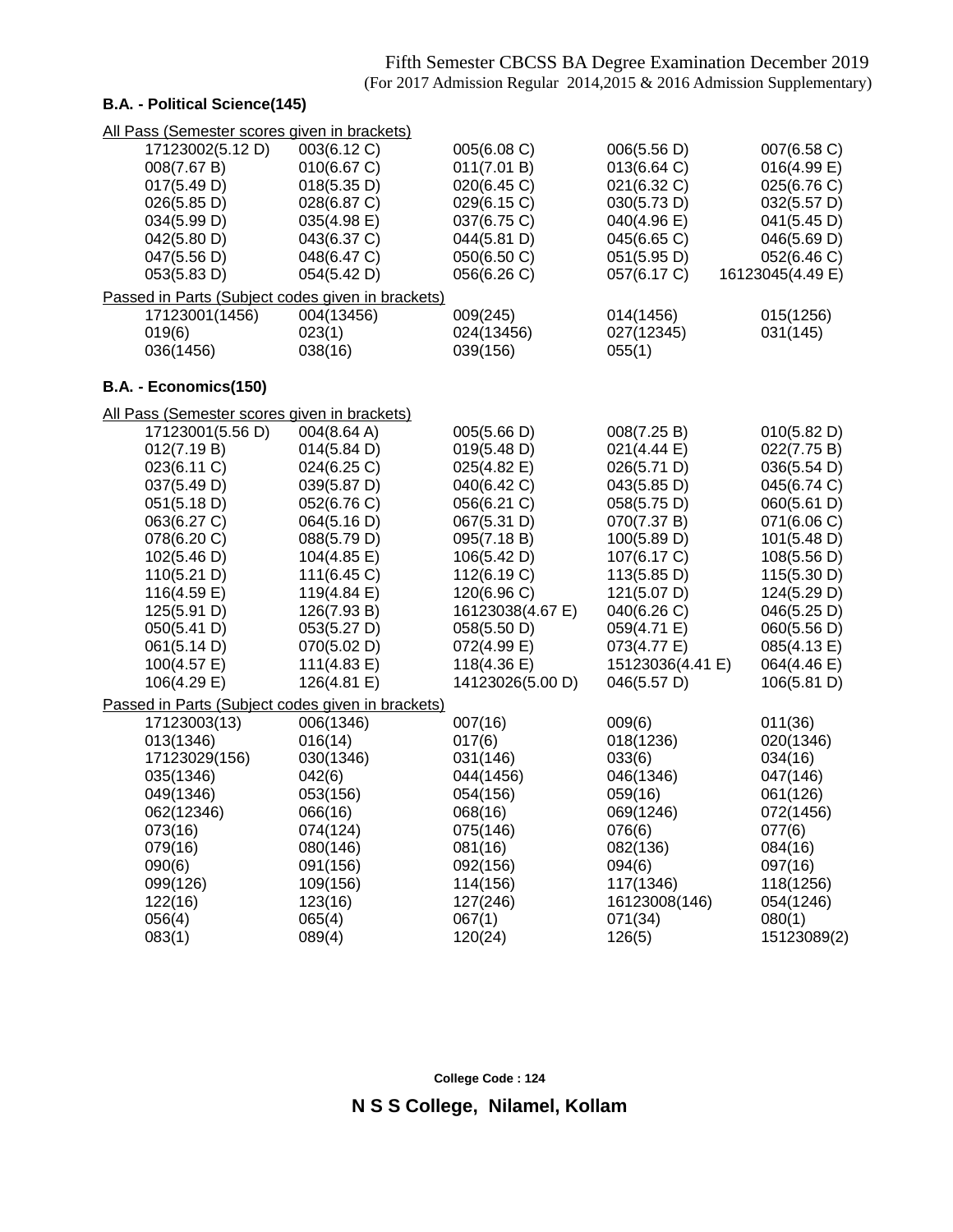Fifth Semester CBCSS BA Degree Examination December 2019
(For 2017 Admission Regular 2014,2015 & 2016 Admission Supplementary)

**B.A. - Political Science(145)**

All Pass (Semester scores given in brackets)

| | | | | |
|---|---|---|---|---|
| 17123002(5.12 D) | 003(6.12 C) | 005(6.08 C) | 006(5.56 D) | 007(6.58 C) |
| 008(7.67 B) | 010(6.67 C) | 011(7.01 B) | 013(6.64 C) | 016(4.99 E) |
| 017(5.49 D) | 018(5.35 D) | 020(6.45 C) | 021(6.32 C) | 025(6.76 C) |
| 026(5.85 D) | 028(6.87 C) | 029(6.15 C) | 030(5.73 D) | 032(5.57 D) |
| 034(5.99 D) | 035(4.98 E) | 037(6.75 C) | 040(4.96 E) | 041(5.45 D) |
| 042(5.80 D) | 043(6.37 C) | 044(5.81 D) | 045(6.65 C) | 046(5.69 D) |
| 047(5.56 D) | 048(6.47 C) | 050(6.50 C) | 051(5.95 D) | 052(6.46 C) |
| 053(5.83 D) | 054(5.42 D) | 056(6.26 C) | 057(6.17 C) | 16123045(4.49 E) |

Passed in Parts (Subject codes given in brackets)

| | | | | |
|---|---|---|---|---|
| 17123001(1456) | 004(13456) | 009(245) | 014(1456) | 015(1256) |
| 019(6) | 023(1) | 024(13456) | 027(12345) | 031(145) |
| 036(1456) | 038(16) | 039(156) | 055(1) | |

**B.A. - Economics(150)**

All Pass (Semester scores given in brackets)

| | | | | |
|---|---|---|---|---|
| 17123001(5.56 D) | 004(8.64 A) | 005(5.66 D) | 008(7.25 B) | 010(5.82 D) |
| 012(7.19 B) | 014(5.84 D) | 019(5.48 D) | 021(4.44 E) | 022(7.75 B) |
| 023(6.11 C) | 024(6.25 C) | 025(4.82 E) | 026(5.71 D) | 036(5.54 D) |
| 037(5.49 D) | 039(5.87 D) | 040(6.42 C) | 043(5.85 D) | 045(6.74 C) |
| 051(5.18 D) | 052(6.76 C) | 056(6.21 C) | 058(5.75 D) | 060(5.61 D) |
| 063(6.27 C) | 064(5.16 D) | 067(5.31 D) | 070(7.37 B) | 071(6.06 C) |
| 078(6.20 C) | 088(5.79 D) | 095(7.18 B) | 100(5.89 D) | 101(5.48 D) |
| 102(5.46 D) | 104(4.85 E) | 106(5.42 D) | 107(6.17 C) | 108(5.56 D) |
| 110(5.21 D) | 111(6.45 C) | 112(6.19 C) | 113(5.85 D) | 115(5.30 D) |
| 116(4.59 E) | 119(4.84 E) | 120(6.96 C) | 121(5.07 D) | 124(5.29 D) |
| 125(5.91 D) | 126(7.93 B) | 16123038(4.67 E) | 040(6.26 C) | 046(5.25 D) |
| 050(5.41 D) | 053(5.27 D) | 058(5.50 D) | 059(4.71 E) | 060(5.56 D) |
| 061(5.14 D) | 070(5.02 D) | 072(4.99 E) | 073(4.77 E) | 085(4.13 E) |
| 100(4.57 E) | 111(4.83 E) | 118(4.36 E) | 15123036(4.41 E) | 064(4.46 E) |
| 106(4.29 E) | 126(4.81 E) | 14123026(5.00 D) | 046(5.57 D) | 106(5.81 D) |

Passed in Parts (Subject codes given in brackets)

| | | | | |
|---|---|---|---|---|
| 17123003(13) | 006(1346) | 007(16) | 009(6) | 011(36) |
| 013(1346) | 016(14) | 017(6) | 018(1236) | 020(1346) |
| 17123029(156) | 030(1346) | 031(146) | 033(6) | 034(16) |
| 035(1346) | 042(6) | 044(1456) | 046(1346) | 047(146) |
| 049(1346) | 053(156) | 054(156) | 059(16) | 061(126) |
| 062(12346) | 066(16) | 068(16) | 069(1246) | 072(1456) |
| 073(16) | 074(124) | 075(146) | 076(6) | 077(6) |
| 079(16) | 080(146) | 081(16) | 082(136) | 084(16) |
| 090(6) | 091(156) | 092(156) | 094(6) | 097(16) |
| 099(126) | 109(156) | 114(156) | 117(1346) | 118(1256) |
| 122(16) | 123(16) | 127(246) | 16123008(146) | 054(1246) |
| 056(4) | 065(4) | 067(1) | 071(34) | 080(1) |
| 083(1) | 089(4) | 120(24) | 126(5) | 15123089(2) |

College Code : 124

**N S S College, Nilamel, Kollam**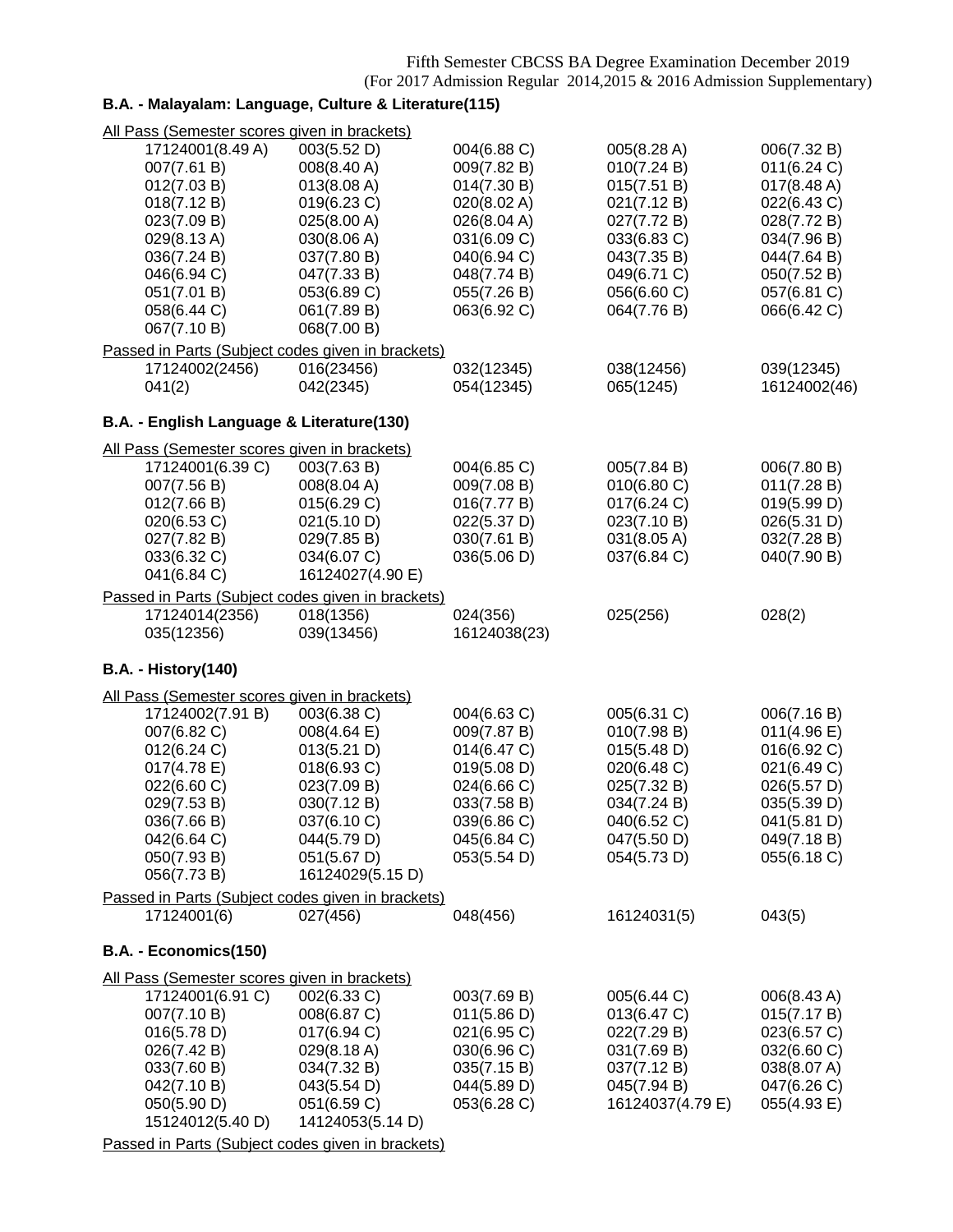Fifth Semester CBCSS BA Degree Examination December 2019
(For 2017 Admission Regular 2014,2015 & 2016 Admission Supplementary)

## B.A. - Malayalam: Language, Culture & Literature(115)

All Pass (Semester scores given in brackets)

| | | | | |
|---|---|---|---|---|
| 17124001(8.49 A) | 003(5.52 D) | 004(6.88 C) | 005(8.28 A) | 006(7.32 B) |
| 007(7.61 B) | 008(8.40 A) | 009(7.82 B) | 010(7.24 B) | 011(6.24 C) |
| 012(7.03 B) | 013(8.08 A) | 014(7.30 B) | 015(7.51 B) | 017(8.48 A) |
| 018(7.12 B) | 019(6.23 C) | 020(8.02 A) | 021(7.12 B) | 022(6.43 C) |
| 023(7.09 B) | 025(8.00 A) | 026(8.04 A) | 027(7.72 B) | 028(7.72 B) |
| 029(8.13 A) | 030(8.06 A) | 031(6.09 C) | 033(6.83 C) | 034(7.96 B) |
| 036(7.24 B) | 037(7.80 B) | 040(6.94 C) | 043(7.35 B) | 044(7.64 B) |
| 046(6.94 C) | 047(7.33 B) | 048(7.74 B) | 049(6.71 C) | 050(7.52 B) |
| 051(7.01 B) | 053(6.89 C) | 055(7.26 B) | 056(6.60 C) | 057(6.81 C) |
| 058(6.44 C) | 061(7.89 B) | 063(6.92 C) | 064(7.76 B) | 066(6.42 C) |
| 067(7.10 B) | 068(7.00 B) | | | |

Passed in Parts (Subject codes given in brackets)

| | | | | |
|---|---|---|---|---|
| 17124002(2456) | 016(23456) | 032(12345) | 038(12456) | 039(12345) |
| 041(2) | 042(2345) | 054(12345) | 065(1245) | 16124002(46) |

## B.A. - English Language & Literature(130)

All Pass (Semester scores given in brackets)

| | | | | |
|---|---|---|---|---|
| 17124001(6.39 C) | 003(7.63 B) | 004(6.85 C) | 005(7.84 B) | 006(7.80 B) |
| 007(7.56 B) | 008(8.04 A) | 009(7.08 B) | 010(6.80 C) | 011(7.28 B) |
| 012(7.66 B) | 015(6.29 C) | 016(7.77 B) | 017(6.24 C) | 019(5.99 D) |
| 020(6.53 C) | 021(5.10 D) | 022(5.37 D) | 023(7.10 B) | 026(5.31 D) |
| 027(7.82 B) | 029(7.85 B) | 030(7.61 B) | 031(8.05 A) | 032(7.28 B) |
| 033(6.32 C) | 034(6.07 C) | 036(5.06 D) | 037(6.84 C) | 040(7.90 B) |
| 041(6.84 C) | 16124027(4.90 E) | | | |

Passed in Parts (Subject codes given in brackets)

| | | | | |
|---|---|---|---|---|
| 17124014(2356) | 018(1356) | 024(356) | 025(256) | 028(2) |
| 035(12356) | 039(13456) | 16124038(23) | | |

## B.A. - History(140)

All Pass (Semester scores given in brackets)

| | | | | |
|---|---|---|---|---|
| 17124002(7.91 B) | 003(6.38 C) | 004(6.63 C) | 005(6.31 C) | 006(7.16 B) |
| 007(6.82 C) | 008(4.64 E) | 009(7.87 B) | 010(7.98 B) | 011(4.96 E) |
| 012(6.24 C) | 013(5.21 D) | 014(6.47 C) | 015(5.48 D) | 016(6.92 C) |
| 017(4.78 E) | 018(6.93 C) | 019(5.08 D) | 020(6.48 C) | 021(6.49 C) |
| 022(6.60 C) | 023(7.09 B) | 024(6.66 C) | 025(7.32 B) | 026(5.57 D) |
| 029(7.53 B) | 030(7.12 B) | 033(7.58 B) | 034(7.24 B) | 035(5.39 D) |
| 036(7.66 B) | 037(6.10 C) | 039(6.86 C) | 040(6.52 C) | 041(5.81 D) |
| 042(6.64 C) | 044(5.79 D) | 045(6.84 C) | 047(5.50 D) | 049(7.18 B) |
| 050(7.93 B) | 051(5.67 D) | 053(5.54 D) | 054(5.73 D) | 055(6.18 C) |
| 056(7.73 B) | 16124029(5.15 D) | | | |

Passed in Parts (Subject codes given in brackets)

| | | | | |
|---|---|---|---|---|
| 17124001(6) | 027(456) | 048(456) | 16124031(5) | 043(5) |

## B.A. - Economics(150)

All Pass (Semester scores given in brackets)

| | | | | |
|---|---|---|---|---|
| 17124001(6.91 C) | 002(6.33 C) | 003(7.69 B) | 005(6.44 C) | 006(8.43 A) |
| 007(7.10 B) | 008(6.87 C) | 011(5.86 D) | 013(6.47 C) | 015(7.17 B) |
| 016(5.78 D) | 017(6.94 C) | 021(6.95 C) | 022(7.29 B) | 023(6.57 C) |
| 026(7.42 B) | 029(8.18 A) | 030(6.96 C) | 031(7.69 B) | 032(6.60 C) |
| 033(7.60 B) | 034(7.32 B) | 035(7.15 B) | 037(7.12 B) | 038(8.07 A) |
| 042(7.10 B) | 043(5.54 D) | 044(5.89 D) | 045(7.94 B) | 047(6.26 C) |
| 050(5.90 D) | 051(6.59 C) | 053(6.28 C) | 16124037(4.79 E) | 055(4.93 E) |
| 15124012(5.40 D) | 14124053(5.14 D) | | | |

Passed in Parts (Subject codes given in brackets)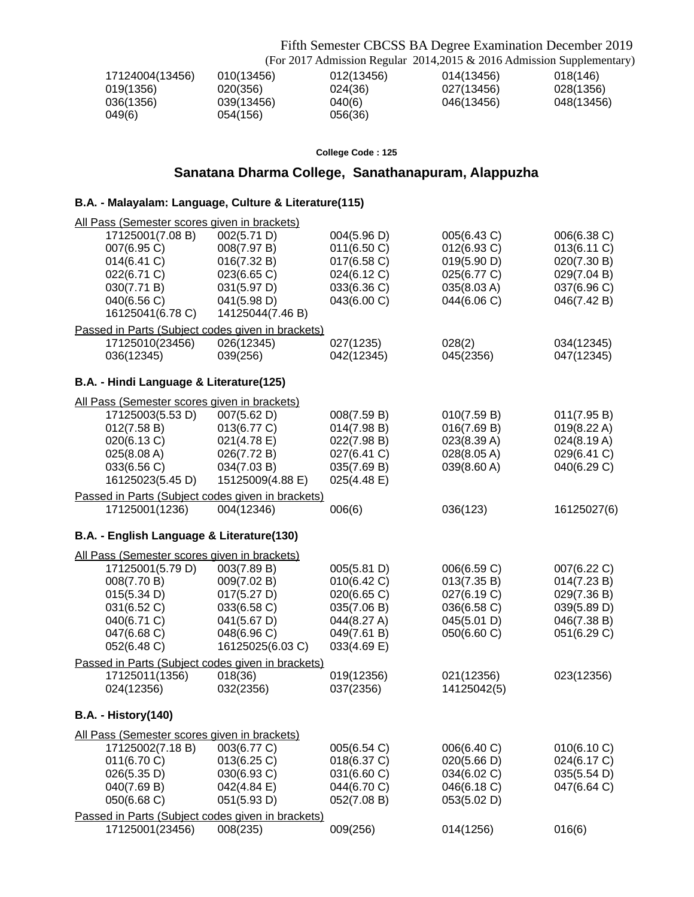Fifth Semester CBCSS BA Degree Examination December 2019
(For 2017 Admission Regular 2014,2015 & 2016 Admission Supplementary)

| | | | | |
|---|---|---|---|---|
| 17124004(13456) | 010(13456) | 012(13456) | 014(13456) | 018(146) |
| 019(1356) | 020(356) | 024(36) | 027(13456) | 028(1356) |
| 036(1356) | 039(13456) | 040(6) | 046(13456) | 048(13456) |
| 049(6) | 054(156) | 056(36) | | |

**College Code : 125**

## Sanatana Dharma College, Sanathanapuram, Alappuzha

### B.A. - Malayalam: Language, Culture & Literature(115)

All Pass (Semester scores given in brackets)

| | | | | |
|---|---|---|---|---|
| 17125001(7.08 B) | 002(5.71 D) | 004(5.96 D) | 005(6.43 C) | 006(6.38 C) |
| 007(6.95 C) | 008(7.97 B) | 011(6.50 C) | 012(6.93 C) | 013(6.11 C) |
| 014(6.41 C) | 016(7.32 B) | 017(6.58 C) | 019(5.90 D) | 020(7.30 B) |
| 022(6.71 C) | 023(6.65 C) | 024(6.12 C) | 025(6.77 C) | 029(7.04 B) |
| 030(7.71 B) | 031(5.97 D) | 033(6.36 C) | 035(8.03 A) | 037(6.96 C) |
| 040(6.56 C) | 041(5.98 D) | 043(6.00 C) | 044(6.06 C) | 046(7.42 B) |
| 16125041(6.78 C) | 14125044(7.46 B) | | | |

Passed in Parts (Subject codes given in brackets)

| | | | | |
|---|---|---|---|---|
| 17125010(23456) | 026(12345) | 027(1235) | 028(2) | 034(12345) |
| 036(12345) | 039(256) | 042(12345) | 045(2356) | 047(12345) |

### B.A. - Hindi Language & Literature(125)

All Pass (Semester scores given in brackets)

| | | | | |
|---|---|---|---|---|
| 17125003(5.53 D) | 007(5.62 D) | 008(7.59 B) | 010(7.59 B) | 011(7.95 B) |
| 012(7.58 B) | 013(6.77 C) | 014(7.98 B) | 016(7.69 B) | 019(8.22 A) |
| 020(6.13 C) | 021(4.78 E) | 022(7.98 B) | 023(8.39 A) | 024(8.19 A) |
| 025(8.08 A) | 026(7.72 B) | 027(6.41 C) | 028(8.05 A) | 029(6.41 C) |
| 033(6.56 C) | 034(7.03 B) | 035(7.69 B) | 039(8.60 A) | 040(6.29 C) |
| 16125023(5.45 D) | 15125009(4.88 E) | 025(4.48 E) | | |

Passed in Parts (Subject codes given in brackets)

| | | | | |
|---|---|---|---|---|
| 17125001(1236) | 004(12346) | 006(6) | 036(123) | 16125027(6) |

### B.A. - English Language & Literature(130)

All Pass (Semester scores given in brackets)

| | | | | |
|---|---|---|---|---|
| 17125001(5.79 D) | 003(7.89 B) | 005(5.81 D) | 006(6.59 C) | 007(6.22 C) |
| 008(7.70 B) | 009(7.02 B) | 010(6.42 C) | 013(7.35 B) | 014(7.23 B) |
| 015(5.34 D) | 017(5.27 D) | 020(6.65 C) | 027(6.19 C) | 029(7.36 B) |
| 031(6.52 C) | 033(6.58 C) | 035(7.06 B) | 036(6.58 C) | 039(5.89 D) |
| 040(6.71 C) | 041(5.67 D) | 044(8.27 A) | 045(5.01 D) | 046(7.38 B) |
| 047(6.68 C) | 048(6.96 C) | 049(7.61 B) | 050(6.60 C) | 051(6.29 C) |
| 052(6.48 C) | 16125025(6.03 C) | 033(4.69 E) | | |

Passed in Parts (Subject codes given in brackets)

| | | | | |
|---|---|---|---|---|
| 17125011(1356) | 018(36) | 019(12356) | 021(12356) | 023(12356) |
| 024(12356) | 032(2356) | 037(2356) | 14125042(5) | |

### B.A. - History(140)

All Pass (Semester scores given in brackets)

| | | | | |
|---|---|---|---|---|
| 17125002(7.18 B) | 003(6.77 C) | 005(6.54 C) | 006(6.40 C) | 010(6.10 C) |
| 011(6.70 C) | 013(6.25 C) | 018(6.37 C) | 020(5.66 D) | 024(6.17 C) |
| 026(5.35 D) | 030(6.93 C) | 031(6.60 C) | 034(6.02 C) | 035(5.54 D) |
| 040(7.69 B) | 042(4.84 E) | 044(6.70 C) | 046(6.18 C) | 047(6.64 C) |
| 050(6.68 C) | 051(5.93 D) | 052(7.08 B) | 053(5.02 D) | |

Passed in Parts (Subject codes given in brackets)

| | | | | |
|---|---|---|---|---|
| 17125001(23456) | 008(235) | 009(256) | 014(1256) | 016(6) |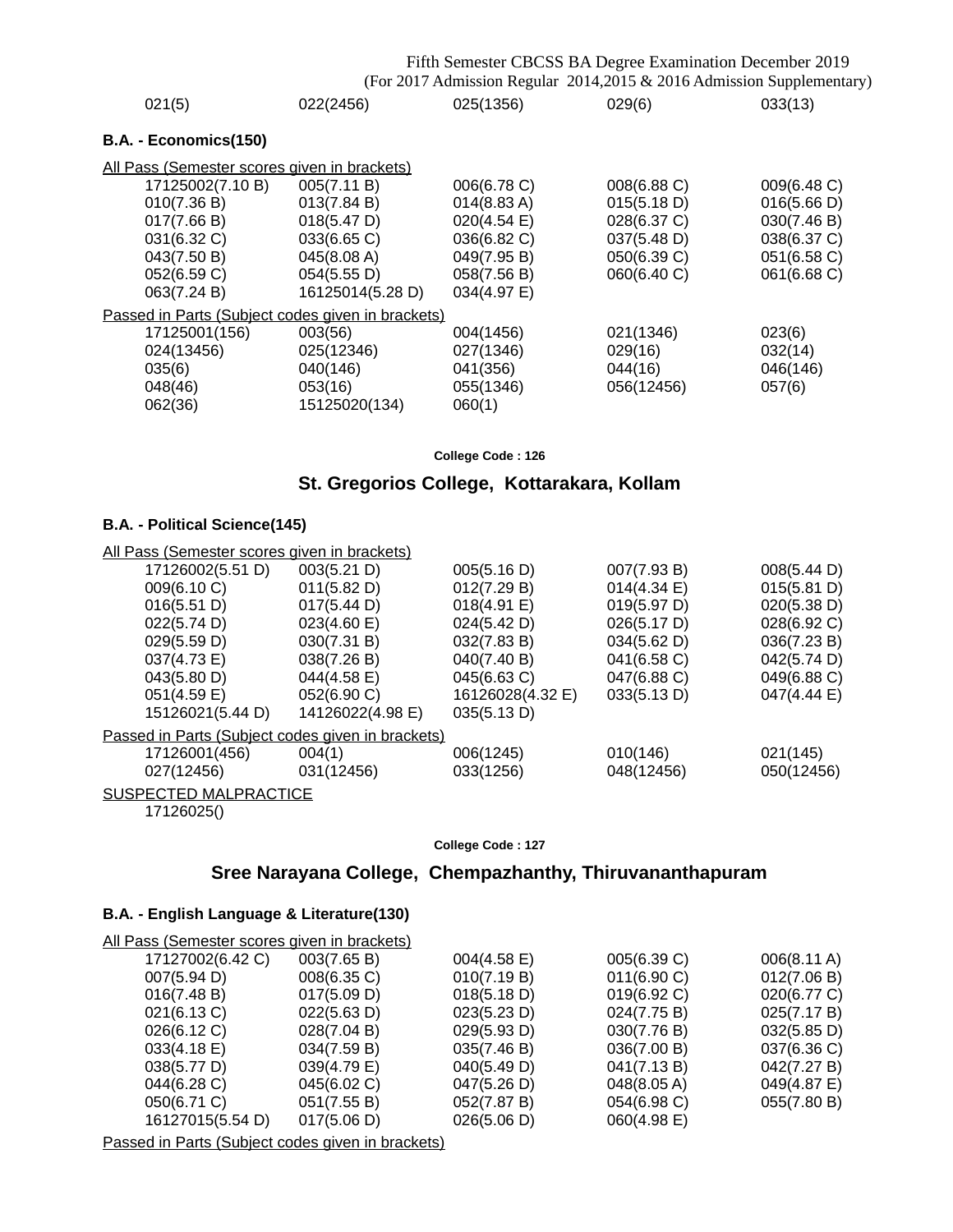| 021(5) | 022(2456) | 025(1356) | 029(6) | 033(13) |
|---|---|---|---|---|

**B.A. - Economics(150)**

All Pass (Semester scores given in brackets)

| | | | | |
|---|---|---|---|---|
| 17125002(7.10 B) | 005(7.11 B) | 006(6.78 C) | 008(6.88 C) | 009(6.48 C) |
| 010(7.36 B) | 013(7.84 B) | 014(8.83 A) | 015(5.18 D) | 016(5.66 D) |
| 017(7.66 B) | 018(5.47 D) | 020(4.54 E) | 028(6.37 C) | 030(7.46 B) |
| 031(6.32 C) | 033(6.65 C) | 036(6.82 C) | 037(5.48 D) | 038(6.37 C) |
| 043(7.50 B) | 045(8.08 A) | 049(7.95 B) | 050(6.39 C) | 051(6.58 C) |
| 052(6.59 C) | 054(5.55 D) | 058(7.56 B) | 060(6.40 C) | 061(6.68 C) |
| 063(7.24 B) | 16125014(5.28 D) | 034(4.97 E) | | |

Passed in Parts (Subject codes given in brackets)

| | | | | |
|---|---|---|---|---|
| 17125001(156) | 003(56) | 004(1456) | 021(1346) | 023(6) |
| 024(13456) | 025(12346) | 027(1346) | 029(16) | 032(14) |
| 035(6) | 040(146) | 041(356) | 044(16) | 046(146) |
| 048(46) | 053(16) | 055(1346) | 056(12456) | 057(6) |
| 062(36) | 15125020(134) | 060(1) | | |

**College Code : 126**

## St. Gregorios College, Kottarakara, Kollam

**B.A. - Political Science(145)**

All Pass (Semester scores given in brackets)

| | | | | |
|---|---|---|---|---|
| 17126002(5.51 D) | 003(5.21 D) | 005(5.16 D) | 007(7.93 B) | 008(5.44 D) |
| 009(6.10 C) | 011(5.82 D) | 012(7.29 B) | 014(4.34 E) | 015(5.81 D) |
| 016(5.51 D) | 017(5.44 D) | 018(4.91 E) | 019(5.97 D) | 020(5.38 D) |
| 022(5.74 D) | 023(4.60 E) | 024(5.42 D) | 026(5.17 D) | 028(6.92 C) |
| 029(5.59 D) | 030(7.31 B) | 032(7.83 B) | 034(5.62 D) | 036(7.23 B) |
| 037(4.73 E) | 038(7.26 B) | 040(7.40 B) | 041(6.58 C) | 042(5.74 D) |
| 043(5.80 D) | 044(4.58 E) | 045(6.63 C) | 047(6.88 C) | 049(6.88 C) |
| 051(4.59 E) | 052(6.90 C) | 16126028(4.32 E) | 033(5.13 D) | 047(4.44 E) |
| 15126021(5.44 D) | 14126022(4.98 E) | 035(5.13 D) | | |

Passed in Parts (Subject codes given in brackets)

| | | | | |
|---|---|---|---|---|
| 17126001(456) | 004(1) | 006(1245) | 010(146) | 021(145) |
| 027(12456) | 031(12456) | 033(1256) | 048(12456) | 050(12456) |

SUSPECTED MALPRACTICE

17126025()

**College Code : 127**

## Sree Narayana College, Chempazhanthy, Thiruvananthapuram

**B.A. - English Language & Literature(130)**

All Pass (Semester scores given in brackets)

| | | | | |
|---|---|---|---|---|
| 17127002(6.42 C) | 003(7.65 B) | 004(4.58 E) | 005(6.39 C) | 006(8.11 A) |
| 007(5.94 D) | 008(6.35 C) | 010(7.19 B) | 011(6.90 C) | 012(7.06 B) |
| 016(7.48 B) | 017(5.09 D) | 018(5.18 D) | 019(6.92 C) | 020(6.77 C) |
| 021(6.13 C) | 022(5.63 D) | 023(5.23 D) | 024(7.75 B) | 025(7.17 B) |
| 026(6.12 C) | 028(7.04 B) | 029(5.93 D) | 030(7.76 B) | 032(5.85 D) |
| 033(4.18 E) | 034(7.59 B) | 035(7.46 B) | 036(7.00 B) | 037(6.36 C) |
| 038(5.77 D) | 039(4.79 E) | 040(5.49 D) | 041(7.13 B) | 042(7.27 B) |
| 044(6.28 C) | 045(6.02 C) | 047(5.26 D) | 048(8.05 A) | 049(4.87 E) |
| 050(6.71 C) | 051(7.55 B) | 052(7.87 B) | 054(6.98 C) | 055(7.80 B) |
| 16127015(5.54 D) | 017(5.06 D) | 026(5.06 D) | 060(4.98 E) | |

Passed in Parts (Subject codes given in brackets)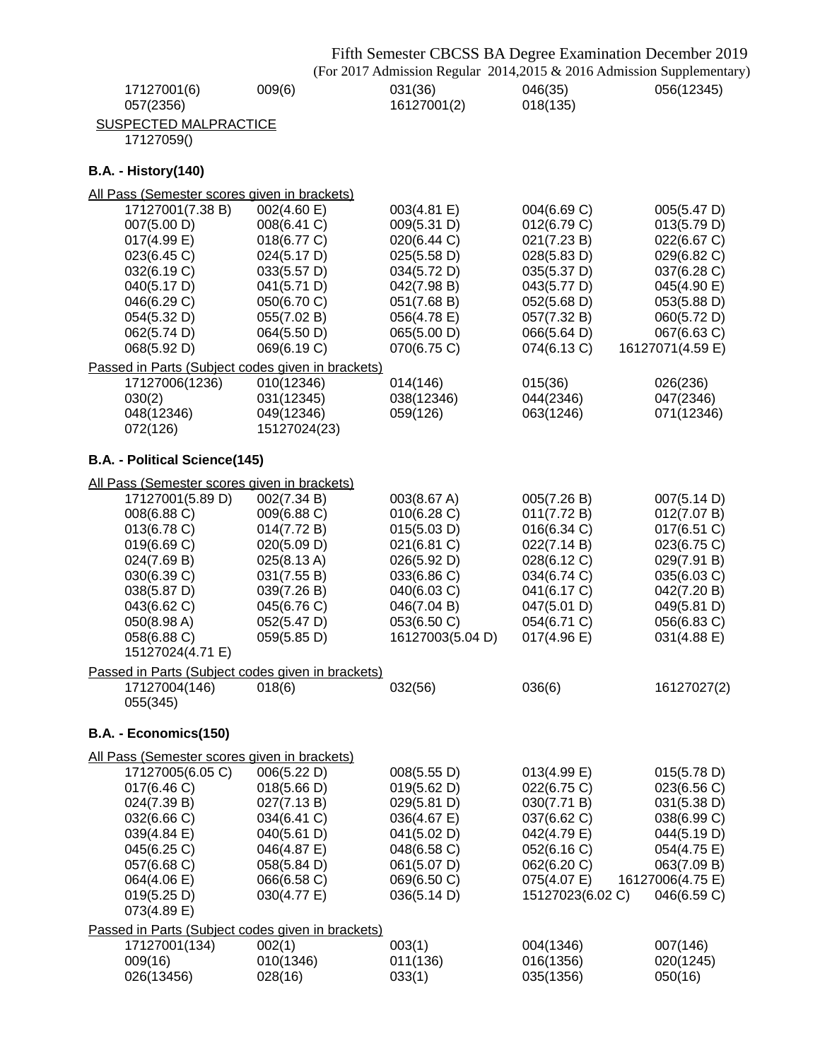17127001(6) 009(6) 031(36) 046(35) 056(12345)
057(2356) 16127001(2) 018(135)

SUSPECTED MALPRACTICE

17127059()

**B.A. - History(140)**

All Pass (Semester scores given in brackets)

17127001(7.38 B) 002(4.60 E) 003(4.81 E) 004(6.69 C) 005(5.47 D)
007(5.00 D) 008(6.41 C) 009(5.31 D) 012(6.79 C) 013(5.79 D)
017(4.99 E) 018(6.77 C) 020(6.44 C) 021(7.23 B) 022(6.67 C)
023(6.45 C) 024(5.17 D) 025(5.58 D) 028(5.83 D) 029(6.82 C)
032(6.19 C) 033(5.57 D) 034(5.72 D) 035(5.37 D) 037(6.28 C)
040(5.17 D) 041(5.71 D) 042(7.98 B) 043(5.77 D) 045(4.90 E)
046(6.29 C) 050(6.70 C) 051(7.68 B) 052(5.68 D) 053(5.88 D)
054(5.32 D) 055(7.02 B) 056(4.78 E) 057(7.32 B) 060(5.72 D)
062(5.74 D) 064(5.50 D) 065(5.00 D) 066(5.64 D) 067(6.63 C)
068(5.92 D) 069(6.19 C) 070(6.75 C) 074(6.13 C) 16127071(4.59 E)

Passed in Parts (Subject codes given in brackets)

17127006(1236) 010(12346) 014(146) 015(36) 026(236)
030(2) 031(12345) 038(12346) 044(2346) 047(2346)
048(12346) 049(12346) 059(126) 063(1246) 071(12346)
072(126) 15127024(23)

**B.A. - Political Science(145)**

All Pass (Semester scores given in brackets)

17127001(5.89 D) 002(7.34 B) 003(8.67 A) 005(7.26 B) 007(5.14 D)
008(6.88 C) 009(6.88 C) 010(6.28 C) 011(7.72 B) 012(7.07 B)
013(6.78 C) 014(7.72 B) 015(5.03 D) 016(6.34 C) 017(6.51 C)
019(6.69 C) 020(5.09 D) 021(6.81 C) 022(7.14 B) 023(6.75 C)
024(7.69 B) 025(8.13 A) 026(5.92 D) 028(6.12 C) 029(7.91 B)
030(6.39 C) 031(7.55 B) 033(6.86 C) 034(6.74 C) 035(6.03 C)
038(5.87 D) 039(7.26 B) 040(6.03 C) 041(6.17 C) 042(7.20 B)
043(6.62 C) 045(6.76 C) 046(7.04 B) 047(5.01 D) 049(5.81 D)
050(8.98 A) 052(5.47 D) 053(6.50 C) 054(6.71 C) 056(6.83 C)
058(6.88 C) 059(5.85 D) 16127003(5.04 D) 017(4.96 E) 031(4.88 E)
15127024(4.71 E)

Passed in Parts (Subject codes given in brackets)

17127004(146) 018(6) 032(56) 036(6) 16127027(2)
055(345)

**B.A. - Economics(150)**

All Pass (Semester scores given in brackets)

17127005(6.05 C) 006(5.22 D) 008(5.55 D) 013(4.99 E) 015(5.78 D)
017(6.46 C) 018(5.66 D) 019(5.62 D) 022(6.75 C) 023(6.56 C)
024(7.39 B) 027(7.13 B) 029(5.81 D) 030(7.71 B) 031(5.38 D)
032(6.66 C) 034(6.41 C) 036(4.67 E) 037(6.62 C) 038(6.99 C)
039(4.84 E) 040(5.61 D) 041(5.02 D) 042(4.79 E) 044(5.19 D)
045(6.25 C) 046(4.87 E) 048(6.58 C) 052(6.16 C) 054(4.75 E)
057(6.68 C) 058(5.84 D) 061(5.07 D) 062(6.20 C) 063(7.09 B)
064(4.06 E) 066(6.58 C) 069(6.50 C) 075(4.07 E) 16127006(4.75 E)
019(5.25 D) 030(4.77 E) 036(5.14 D) 15127023(6.02 C) 046(6.59 C)
073(4.89 E)

Passed in Parts (Subject codes given in brackets)

17127001(134) 002(1) 003(1) 004(1346) 007(146)
009(16) 010(1346) 011(136) 016(1356) 020(1245)
026(13456) 028(16) 033(1) 035(1356) 050(16)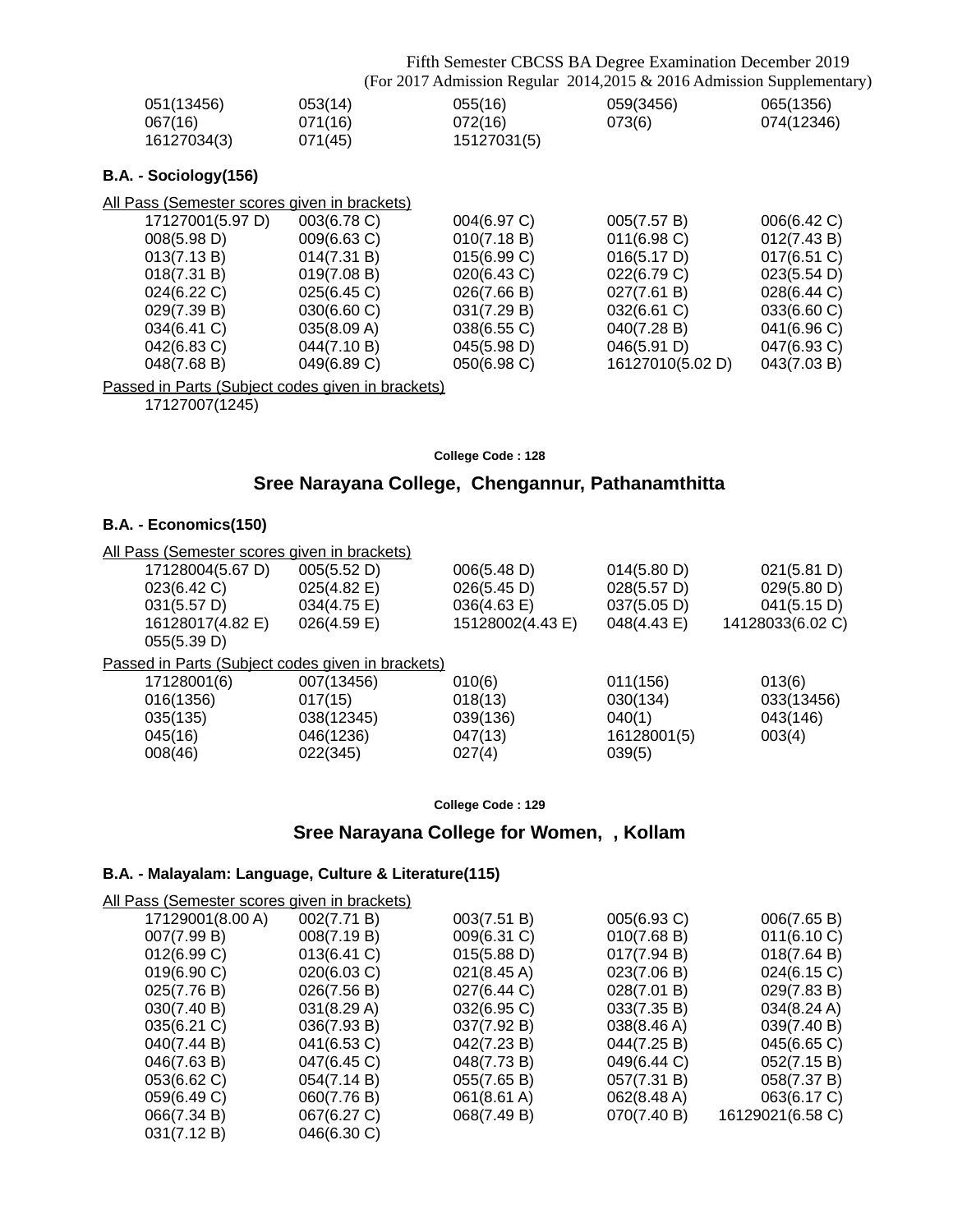051(13456) 053(14) 055(16) 059(3456) 065(1356)
067(16) 071(16) 072(16) 073(6) 074(12346)
16127034(3) 071(45) 15127031(5)

**B.A. - Sociology(156)**

All Pass (Semester scores given in brackets)

17127001(5.97 D) 003(6.78 C) 004(6.97 C) 005(7.57 B) 006(6.42 C)
008(5.98 D) 009(6.63 C) 010(7.18 B) 011(6.98 C) 012(7.43 B)
013(7.13 B) 014(7.31 B) 015(6.99 C) 016(5.17 D) 017(6.51 C)
018(7.31 B) 019(7.08 B) 020(6.43 C) 022(6.79 C) 023(5.54 D)
024(6.22 C) 025(6.45 C) 026(7.66 B) 027(7.61 B) 028(6.44 C)
029(7.39 B) 030(6.60 C) 031(7.29 B) 032(6.61 C) 033(6.60 C)
034(6.41 C) 035(8.09 A) 038(6.55 C) 040(7.28 B) 041(6.96 C)
042(6.83 C) 044(7.10 B) 045(5.98 D) 046(5.91 D) 047(6.93 C)
048(7.68 B) 049(6.89 C) 050(6.98 C) 16127010(5.02 D) 043(7.03 B)

Passed in Parts (Subject codes given in brackets)

17127007(1245)

College Code : 128

## Sree Narayana College, Chengannur, Pathanamthitta

**B.A. - Economics(150)**

All Pass (Semester scores given in brackets)

17128004(5.67 D) 005(5.52 D) 006(5.48 D) 014(5.80 D) 021(5.81 D)
023(6.42 C) 025(4.82 E) 026(5.45 D) 028(5.57 D) 029(5.80 D)
031(5.57 D) 034(4.75 E) 036(4.63 E) 037(5.05 D) 041(5.15 D)
16128017(4.82 E) 026(4.59 E) 15128002(4.43 E) 048(4.43 E) 14128033(6.02 C)
055(5.39 D)

Passed in Parts (Subject codes given in brackets)

17128001(6) 007(13456) 010(6) 011(156) 013(6)
016(1356) 017(15) 018(13) 030(134) 033(13456)
035(135) 038(12345) 039(136) 040(1) 043(146)
045(16) 046(1236) 047(13) 16128001(5) 003(4)
008(46) 022(345) 027(4) 039(5)

College Code : 129

## Sree Narayana College for Women, , Kollam

**B.A. - Malayalam: Language, Culture & Literature(115)**

All Pass (Semester scores given in brackets)

17129001(8.00 A) 002(7.71 B) 003(7.51 B) 005(6.93 C) 006(7.65 B)
007(7.99 B) 008(7.19 B) 009(6.31 C) 010(7.68 B) 011(6.10 C)
012(6.99 C) 013(6.41 C) 015(5.88 D) 017(7.94 B) 018(7.64 B)
019(6.90 C) 020(6.03 C) 021(8.45 A) 023(7.06 B) 024(6.15 C)
025(7.76 B) 026(7.56 B) 027(6.44 C) 028(7.01 B) 029(7.83 B)
030(7.40 B) 031(8.29 A) 032(6.95 C) 033(7.35 B) 034(8.24 A)
035(6.21 C) 036(7.93 B) 037(7.92 B) 038(8.46 A) 039(7.40 B)
040(7.44 B) 041(6.53 C) 042(7.23 B) 044(7.25 B) 045(6.65 C)
046(7.63 B) 047(6.45 C) 048(7.73 B) 049(6.44 C) 052(7.15 B)
053(6.62 C) 054(7.14 B) 055(7.65 B) 057(7.31 B) 058(7.37 B)
059(6.49 C) 060(7.76 B) 061(8.61 A) 062(8.48 A) 063(6.17 C)
066(7.34 B) 067(6.27 C) 068(7.49 B) 070(7.40 B) 16129021(6.58 C)
031(7.12 B) 046(6.30 C)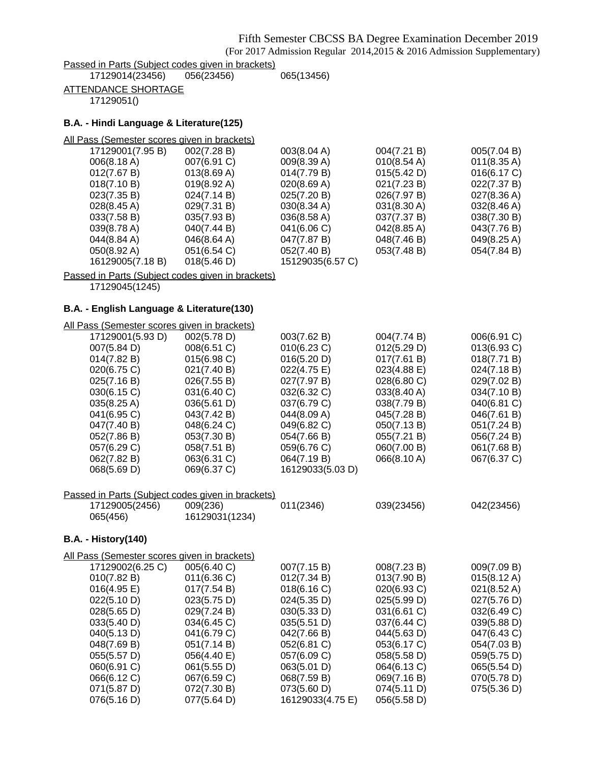Fifth Semester CBCSS BA Degree Examination December 2019
(For 2017 Admission Regular 2014,2015 & 2016 Admission Supplementary)

Passed in Parts (Subject codes given in brackets)

| | | |
|---|---|---|
| 17129014(23456) | 056(23456) | 065(13456) |

ATTENDANCE SHORTAGE

17129051()

### B.A. - Hindi Language & Literature(125)

All Pass (Semester scores given in brackets)

| | | | | |
|---|---|---|---|---|
| 17129001(7.95 B) | 002(7.28 B) | 003(8.04 A) | 004(7.21 B) | 005(7.04 B) |
| 006(8.18 A) | 007(6.91 C) | 009(8.39 A) | 010(8.54 A) | 011(8.35 A) |
| 012(7.67 B) | 013(8.69 A) | 014(7.79 B) | 015(5.42 D) | 016(6.17 C) |
| 018(7.10 B) | 019(8.92 A) | 020(8.69 A) | 021(7.23 B) | 022(7.37 B) |
| 023(7.35 B) | 024(7.14 B) | 025(7.20 B) | 026(7.97 B) | 027(8.36 A) |
| 028(8.45 A) | 029(7.31 B) | 030(8.34 A) | 031(8.30 A) | 032(8.46 A) |
| 033(7.58 B) | 035(7.93 B) | 036(8.58 A) | 037(7.37 B) | 038(7.30 B) |
| 039(8.78 A) | 040(7.44 B) | 041(6.06 C) | 042(8.85 A) | 043(7.76 B) |
| 044(8.84 A) | 046(8.64 A) | 047(7.87 B) | 048(7.46 B) | 049(8.25 A) |
| 050(8.92 A) | 051(6.54 C) | 052(7.40 B) | 053(7.48 B) | 054(7.84 B) |
| 16129005(7.18 B) | 018(5.46 D) | 15129035(6.57 C) | | |

Passed in Parts (Subject codes given in brackets)

17129045(1245)

### B.A. - English Language & Literature(130)

All Pass (Semester scores given in brackets)

| | | | | |
|---|---|---|---|---|
| 17129001(5.93 D) | 002(5.78 D) | 003(7.62 B) | 004(7.74 B) | 006(6.91 C) |
| 007(5.84 D) | 008(6.51 C) | 010(6.23 C) | 012(5.29 D) | 013(6.93 C) |
| 014(7.82 B) | 015(6.98 C) | 016(5.20 D) | 017(7.61 B) | 018(7.71 B) |
| 020(6.75 C) | 021(7.40 B) | 022(4.75 E) | 023(4.88 E) | 024(7.18 B) |
| 025(7.16 B) | 026(7.55 B) | 027(7.97 B) | 028(6.80 C) | 029(7.02 B) |
| 030(6.15 C) | 031(6.40 C) | 032(6.32 C) | 033(8.40 A) | 034(7.10 B) |
| 035(8.25 A) | 036(5.61 D) | 037(6.79 C) | 038(7.79 B) | 040(6.81 C) |
| 041(6.95 C) | 043(7.42 B) | 044(8.09 A) | 045(7.28 B) | 046(7.61 B) |
| 047(7.40 B) | 048(6.24 C) | 049(6.82 C) | 050(7.13 B) | 051(7.24 B) |
| 052(7.86 B) | 053(7.30 B) | 054(7.66 B) | 055(7.21 B) | 056(7.24 B) |
| 057(6.29 C) | 058(7.51 B) | 059(6.76 C) | 060(7.00 B) | 061(7.68 B) |
| 062(7.82 B) | 063(6.31 C) | 064(7.19 B) | 066(8.10 A) | 067(6.37 C) |
| 068(5.69 D) | 069(6.37 C) | 16129033(5.03 D) | | |

Passed in Parts (Subject codes given in brackets)

| | | | | |
|---|---|---|---|---|
| 17129005(2456) | 009(236) | 011(2346) | 039(23456) | 042(23456) |
| 065(456) | 16129031(1234) | | | |

### B.A. - History(140)

All Pass (Semester scores given in brackets)

| | | | | |
|---|---|---|---|---|
| 17129002(6.25 C) | 005(6.40 C) | 007(7.15 B) | 008(7.23 B) | 009(7.09 B) |
| 010(7.82 B) | 011(6.36 C) | 012(7.34 B) | 013(7.90 B) | 015(8.12 A) |
| 016(4.95 E) | 017(7.54 B) | 018(6.16 C) | 020(6.93 C) | 021(8.52 A) |
| 022(5.10 D) | 023(5.75 D) | 024(5.35 D) | 025(5.99 D) | 027(5.76 D) |
| 028(5.65 D) | 029(7.24 B) | 030(5.33 D) | 031(6.61 C) | 032(6.49 C) |
| 033(5.40 D) | 034(6.45 C) | 035(5.51 D) | 037(6.44 C) | 039(5.88 D) |
| 040(5.13 D) | 041(6.79 C) | 042(7.66 B) | 044(5.63 D) | 047(6.43 C) |
| 048(7.69 B) | 051(7.14 B) | 052(6.81 C) | 053(6.17 C) | 054(7.03 B) |
| 055(5.57 D) | 056(4.40 E) | 057(6.09 C) | 058(5.58 D) | 059(5.75 D) |
| 060(6.91 C) | 061(5.55 D) | 063(5.01 D) | 064(6.13 C) | 065(5.54 D) |
| 066(6.12 C) | 067(6.59 C) | 068(7.59 B) | 069(7.16 B) | 070(5.78 D) |
| 071(5.87 D) | 072(7.30 B) | 073(5.60 D) | 074(5.11 D) | 075(5.36 D) |
| 076(5.16 D) | 077(5.64 D) | 16129033(4.75 E) | 056(5.58 D) | |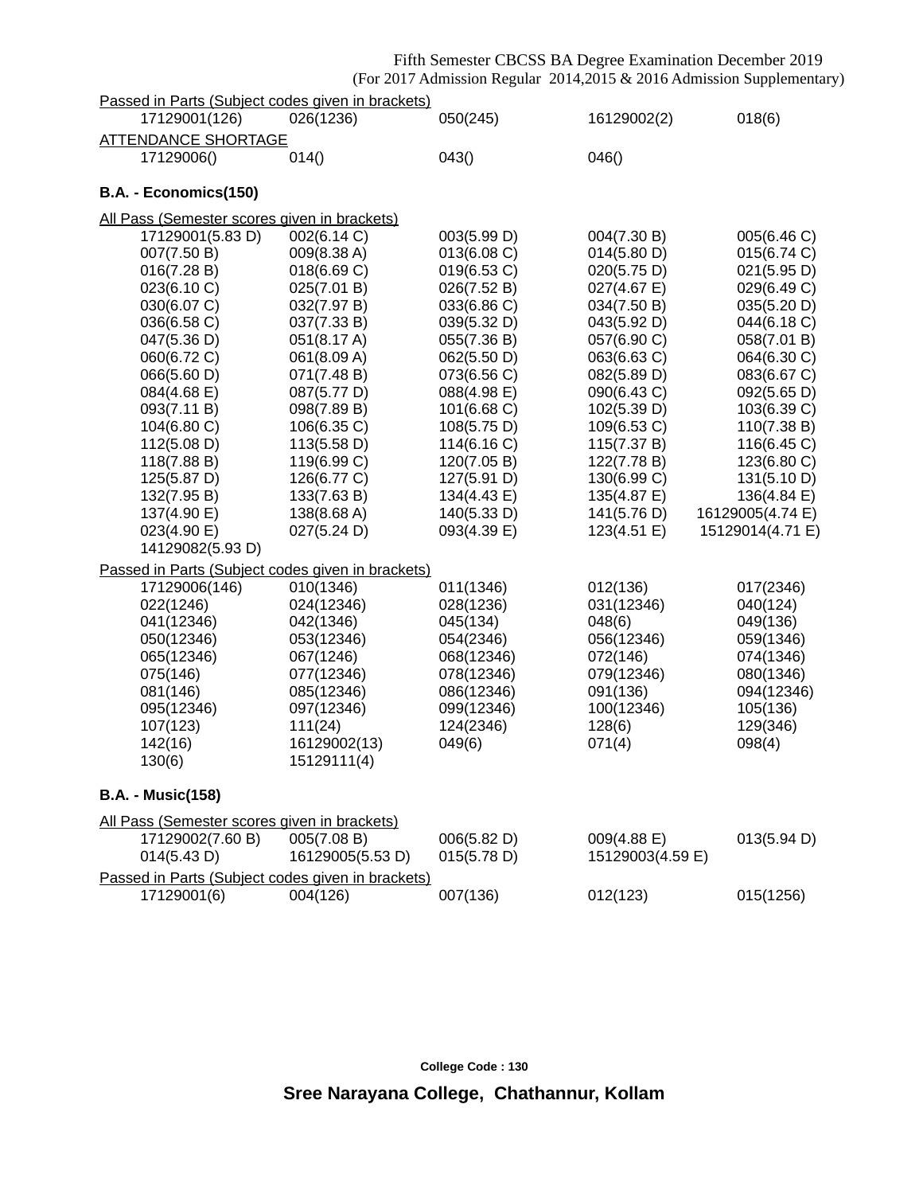Fifth Semester CBCSS BA Degree Examination December 2019
(For 2017 Admission Regular 2014,2015 & 2016 Admission Supplementary)

Passed in Parts (Subject codes given in brackets)

| | | | | |
|---|---|---|---|---|
| 17129001(126) | 026(1236) | 050(245) | 16129002(2) | 018(6) |

ATTENDANCE SHORTAGE

| | | | |
|---|---|---|---|
| 17129006() | 014() | 043() | 046() |

**B.A. - Economics(150)**

All Pass (Semester scores given in brackets)

| | | | | |
|---|---|---|---|---|
| 17129001(5.83 D) | 002(6.14 C) | 003(5.99 D) | 004(7.30 B) | 005(6.46 C) |
| 007(7.50 B) | 009(8.38 A) | 013(6.08 C) | 014(5.80 D) | 015(6.74 C) |
| 016(7.28 B) | 018(6.69 C) | 019(6.53 C) | 020(5.75 D) | 021(5.95 D) |
| 023(6.10 C) | 025(7.01 B) | 026(7.52 B) | 027(4.67 E) | 029(6.49 C) |
| 030(6.07 C) | 032(7.97 B) | 033(6.86 C) | 034(7.50 B) | 035(5.20 D) |
| 036(6.58 C) | 037(7.33 B) | 039(5.32 D) | 043(5.92 D) | 044(6.18 C) |
| 047(5.36 D) | 051(8.17 A) | 055(7.36 B) | 057(6.90 C) | 058(7.01 B) |
| 060(6.72 C) | 061(8.09 A) | 062(5.50 D) | 063(6.63 C) | 064(6.30 C) |
| 066(5.60 D) | 071(7.48 B) | 073(6.56 C) | 082(5.89 D) | 083(6.67 C) |
| 084(4.68 E) | 087(5.77 D) | 088(4.98 E) | 090(6.43 C) | 092(5.65 D) |
| 093(7.11 B) | 098(7.89 B) | 101(6.68 C) | 102(5.39 D) | 103(6.39 C) |
| 104(6.80 C) | 106(6.35 C) | 108(5.75 D) | 109(6.53 C) | 110(7.38 B) |
| 112(5.08 D) | 113(5.58 D) | 114(6.16 C) | 115(7.37 B) | 116(6.45 C) |
| 118(7.88 B) | 119(6.99 C) | 120(7.05 B) | 122(7.78 B) | 123(6.80 C) |
| 125(5.87 D) | 126(6.77 C) | 127(5.91 D) | 130(6.99 C) | 131(5.10 D) |
| 132(7.95 B) | 133(7.63 B) | 134(4.43 E) | 135(4.87 E) | 136(4.84 E) |
| 137(4.90 E) | 138(8.68 A) | 140(5.33 D) | 141(5.76 D) | 16129005(4.74 E) |
| 023(4.90 E) | 027(5.24 D) | 093(4.39 E) | 123(4.51 E) | 15129014(4.71 E) |
| 14129082(5.93 D) | | | | |

Passed in Parts (Subject codes given in brackets)

| | | | | |
|---|---|---|---|---|
| 17129006(146) | 010(1346) | 011(1346) | 012(136) | 017(2346) |
| 022(1246) | 024(12346) | 028(1236) | 031(12346) | 040(124) |
| 041(12346) | 042(1346) | 045(134) | 048(6) | 049(136) |
| 050(12346) | 053(12346) | 054(2346) | 056(12346) | 059(1346) |
| 065(12346) | 067(1246) | 068(12346) | 072(146) | 074(1346) |
| 075(146) | 077(12346) | 078(12346) | 079(12346) | 080(1346) |
| 081(146) | 085(12346) | 086(12346) | 091(136) | 094(12346) |
| 095(12346) | 097(12346) | 099(12346) | 100(12346) | 105(136) |
| 107(123) | 111(24) | 124(2346) | 128(6) | 129(346) |
| 142(16) | 16129002(13) | 049(6) | 071(4) | 098(4) |
| 130(6) | 15129111(4) | | | |

**B.A. - Music(158)**

All Pass (Semester scores given in brackets)

| | | | | |
|---|---|---|---|---|
| 17129002(7.60 B) | 005(7.08 B) | 006(5.82 D) | 009(4.88 E) | 013(5.94 D) |
| 014(5.43 D) | 16129005(5.53 D) | 015(5.78 D) | 15129003(4.59 E) | |

Passed in Parts (Subject codes given in brackets)

| | | | | |
|---|---|---|---|---|
| 17129001(6) | 004(126) | 007(136) | 012(123) | 015(1256) |

College Code : 130

**Sree Narayana College, Chathannur, Kollam**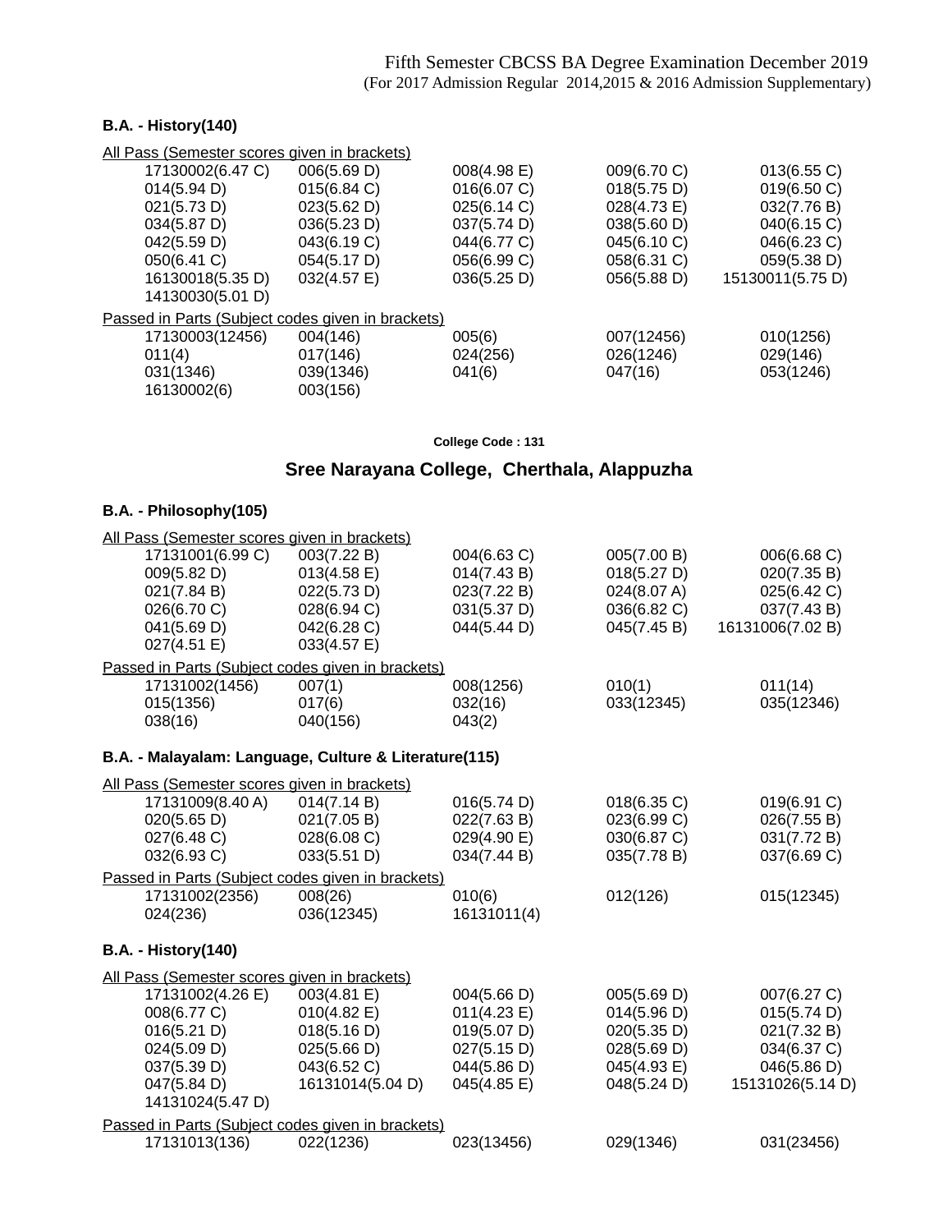### B.A. - History(140)

All Pass (Semester scores given in brackets)

| | | | | |
|---|---|---|---|---|
| 17130002(6.47 C) | 006(5.69 D) | 008(4.98 E) | 009(6.70 C) | 013(6.55 C) |
| 014(5.94 D) | 015(6.84 C) | 016(6.07 C) | 018(5.75 D) | 019(6.50 C) |
| 021(5.73 D) | 023(5.62 D) | 025(6.14 C) | 028(4.73 E) | 032(7.76 B) |
| 034(5.87 D) | 036(5.23 D) | 037(5.74 D) | 038(5.60 D) | 040(6.15 C) |
| 042(5.59 D) | 043(6.19 C) | 044(6.77 C) | 045(6.10 C) | 046(6.23 C) |
| 050(6.41 C) | 054(5.17 D) | 056(6.99 C) | 058(6.31 C) | 059(5.38 D) |
| 16130018(5.35 D) | 032(4.57 E) | 036(5.25 D) | 056(5.88 D) | 15130011(5.75 D) |
| 14130030(5.01 D) | | | | |

Passed in Parts (Subject codes given in brackets)

| | | | | |
|---|---|---|---|---|
| 17130003(12456) | 004(146) | 005(6) | 007(12456) | 010(1256) |
| 011(4) | 017(146) | 024(256) | 026(1246) | 029(146) |
| 031(1346) | 039(1346) | 041(6) | 047(16) | 053(1246) |
| 16130002(6) | 003(156) | | | |

**College Code : 131**

## Sree Narayana College, Cherthala, Alappuzha

### B.A. - Philosophy(105)

All Pass (Semester scores given in brackets)

| | | | | |
|---|---|---|---|---|
| 17131001(6.99 C) | 003(7.22 B) | 004(6.63 C) | 005(7.00 B) | 006(6.68 C) |
| 009(5.82 D) | 013(4.58 E) | 014(7.43 B) | 018(5.27 D) | 020(7.35 B) |
| 021(7.84 B) | 022(5.73 D) | 023(7.22 B) | 024(8.07 A) | 025(6.42 C) |
| 026(6.70 C) | 028(6.94 C) | 031(5.37 D) | 036(6.82 C) | 037(7.43 B) |
| 041(5.69 D) | 042(6.28 C) | 044(5.44 D) | 045(7.45 B) | 16131006(7.02 B) |
| 027(4.51 E) | 033(4.57 E) | | | |

Passed in Parts (Subject codes given in brackets)

| | | | | |
|---|---|---|---|---|
| 17131002(1456) | 007(1) | 008(1256) | 010(1) | 011(14) |
| 015(1356) | 017(6) | 032(16) | 033(12345) | 035(12346) |
| 038(16) | 040(156) | 043(2) | | |

### B.A. - Malayalam: Language, Culture & Literature(115)

All Pass (Semester scores given in brackets)

| | | | | |
|---|---|---|---|---|
| 17131009(8.40 A) | 014(7.14 B) | 016(5.74 D) | 018(6.35 C) | 019(6.91 C) |
| 020(5.65 D) | 021(7.05 B) | 022(7.63 B) | 023(6.99 C) | 026(7.55 B) |
| 027(6.48 C) | 028(6.08 C) | 029(4.90 E) | 030(6.87 C) | 031(7.72 B) |
| 032(6.93 C) | 033(5.51 D) | 034(7.44 B) | 035(7.78 B) | 037(6.69 C) |

Passed in Parts (Subject codes given in brackets)

| | | | | |
|---|---|---|---|---|
| 17131002(2356) | 008(26) | 010(6) | 012(126) | 015(12345) |
| 024(236) | 036(12345) | 16131011(4) | | |

### B.A. - History(140)

All Pass (Semester scores given in brackets)

| | | | | |
|---|---|---|---|---|
| 17131002(4.26 E) | 003(4.81 E) | 004(5.66 D) | 005(5.69 D) | 007(6.27 C) |
| 008(6.77 C) | 010(4.82 E) | 011(4.23 E) | 014(5.96 D) | 015(5.74 D) |
| 016(5.21 D) | 018(5.16 D) | 019(5.07 D) | 020(5.35 D) | 021(7.32 B) |
| 024(5.09 D) | 025(5.66 D) | 027(5.15 D) | 028(5.69 D) | 034(6.37 C) |
| 037(5.39 D) | 043(6.52 C) | 044(5.86 D) | 045(4.93 E) | 046(5.86 D) |
| 047(5.84 D) | 16131014(5.04 D) | 045(4.85 E) | 048(5.24 D) | 15131026(5.14 D) |
| 14131024(5.47 D) | | | | |

Passed in Parts (Subject codes given in brackets)

| | | | | |
|---|---|---|---|---|
| 17131013(136) | 022(1236) | 023(13456) | 029(1346) | 031(23456) |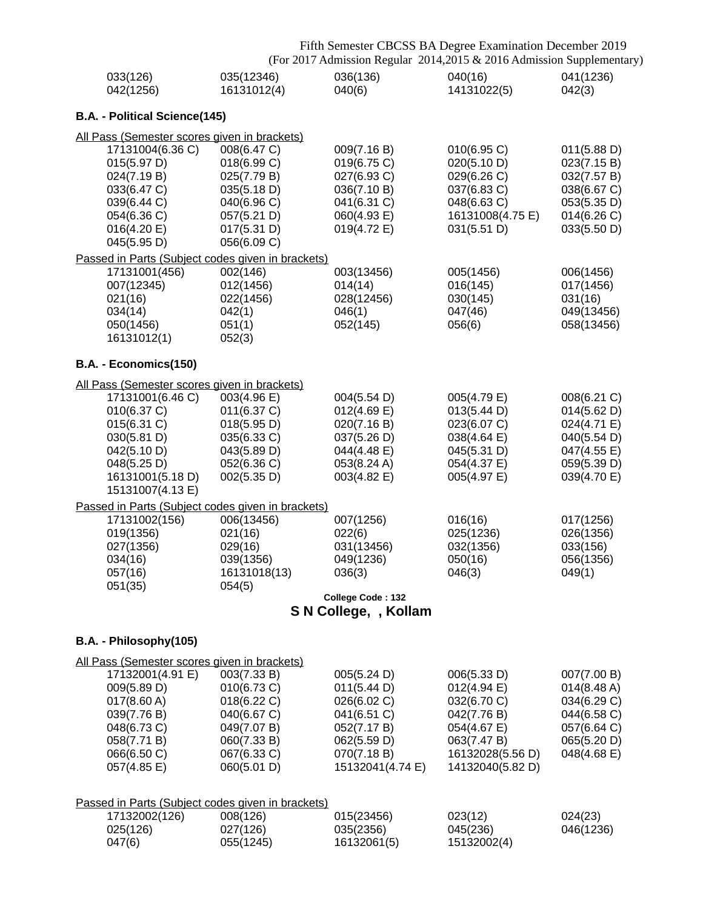| | | | | |
|---|---|---|---|---|
| 033(126) | 035(12346) | 036(136) | 040(16) | 041(1236) |
| 042(1256) | 16131012(4) | 040(6) | 14131022(5) | 042(3) |

### B.A. - Political Science(145)

All Pass (Semester scores given in brackets)

| | | | | |
|---|---|---|---|---|
| 17131004(6.36 C) | 008(6.47 C) | 009(7.16 B) | 010(6.95 C) | 011(5.88 D) |
| 015(5.97 D) | 018(6.99 C) | 019(6.75 C) | 020(5.10 D) | 023(7.15 B) |
| 024(7.19 B) | 025(7.79 B) | 027(6.93 C) | 029(6.26 C) | 032(7.57 B) |
| 033(6.47 C) | 035(5.18 D) | 036(7.10 B) | 037(6.83 C) | 038(6.67 C) |
| 039(6.44 C) | 040(6.96 C) | 041(6.31 C) | 048(6.63 C) | 053(5.35 D) |
| 054(6.36 C) | 057(5.21 D) | 060(4.93 E) | 16131008(4.75 E) | 014(6.26 C) |
| 016(4.20 E) | 017(5.31 D) | 019(4.72 E) | 031(5.51 D) | 033(5.50 D) |
| 045(5.95 D) | 056(6.09 C) | | | |

Passed in Parts (Subject codes given in brackets)

| | | | | |
|---|---|---|---|---|
| 17131001(456) | 002(146) | 003(13456) | 005(1456) | 006(1456) |
| 007(12345) | 012(1456) | 014(14) | 016(145) | 017(1456) |
| 021(16) | 022(1456) | 028(12456) | 030(145) | 031(16) |
| 034(14) | 042(1) | 046(1) | 047(46) | 049(13456) |
| 050(1456) | 051(1) | 052(145) | 056(6) | 058(13456) |
| 16131012(1) | 052(3) | | | |

### B.A. - Economics(150)

All Pass (Semester scores given in brackets)

| | | | | |
|---|---|---|---|---|
| 17131001(6.46 C) | 003(4.96 E) | 004(5.54 D) | 005(4.79 E) | 008(6.21 C) |
| 010(6.37 C) | 011(6.37 C) | 012(4.69 E) | 013(5.44 D) | 014(5.62 D) |
| 015(6.31 C) | 018(5.95 D) | 020(7.16 B) | 023(6.07 C) | 024(4.71 E) |
| 030(5.81 D) | 035(6.33 C) | 037(5.26 D) | 038(4.64 E) | 040(5.54 D) |
| 042(5.10 D) | 043(5.89 D) | 044(4.48 E) | 045(5.31 D) | 047(4.55 E) |
| 048(5.25 D) | 052(6.36 C) | 053(8.24 A) | 054(4.37 E) | 059(5.39 D) |
| 16131001(5.18 D) | 002(5.35 D) | 003(4.82 E) | 005(4.97 E) | 039(4.70 E) |
| 15131007(4.13 E) | | | | |

Passed in Parts (Subject codes given in brackets)

| | | | | |
|---|---|---|---|---|
| 17131002(156) | 006(13456) | 007(1256) | 016(16) | 017(1256) |
| 019(1356) | 021(16) | 022(6) | 025(1236) | 026(1356) |
| 027(1356) | 029(16) | 031(13456) | 032(1356) | 033(156) |
| 034(16) | 039(1356) | 049(1236) | 050(16) | 056(1356) |
| 057(16) | 16131018(13) | 036(3) | 046(3) | 049(1) |
| 051(35) | 054(5) | | | |

College Code : 132

## S N College, , Kollam

### B.A. - Philosophy(105)

All Pass (Semester scores given in brackets)

| | | | | |
|---|---|---|---|---|
| 17132001(4.91 E) | 003(7.33 B) | 005(5.24 D) | 006(5.33 D) | 007(7.00 B) |
| 009(5.89 D) | 010(6.73 C) | 011(5.44 D) | 012(4.94 E) | 014(8.48 A) |
| 017(8.60 A) | 018(6.22 C) | 026(6.02 C) | 032(6.70 C) | 034(6.29 C) |
| 039(7.76 B) | 040(6.67 C) | 041(6.51 C) | 042(7.76 B) | 044(6.58 C) |
| 048(6.73 C) | 049(7.07 B) | 052(7.17 B) | 054(4.67 E) | 057(6.64 C) |
| 058(7.71 B) | 060(7.33 B) | 062(5.59 D) | 063(7.47 B) | 065(5.20 D) |
| 066(6.50 C) | 067(6.33 C) | 070(7.18 B) | 16132028(5.56 D) | 048(4.68 E) |
| 057(4.85 E) | 060(5.01 D) | 15132041(4.74 E) | 14132040(5.82 D) | |

Passed in Parts (Subject codes given in brackets)

| | | | | |
|---|---|---|---|---|
| 17132002(126) | 008(126) | 015(23456) | 023(12) | 024(23) |
| 025(126) | 027(126) | 035(2356) | 045(236) | 046(1236) |
| 047(6) | 055(1245) | 16132061(5) | 15132002(4) | |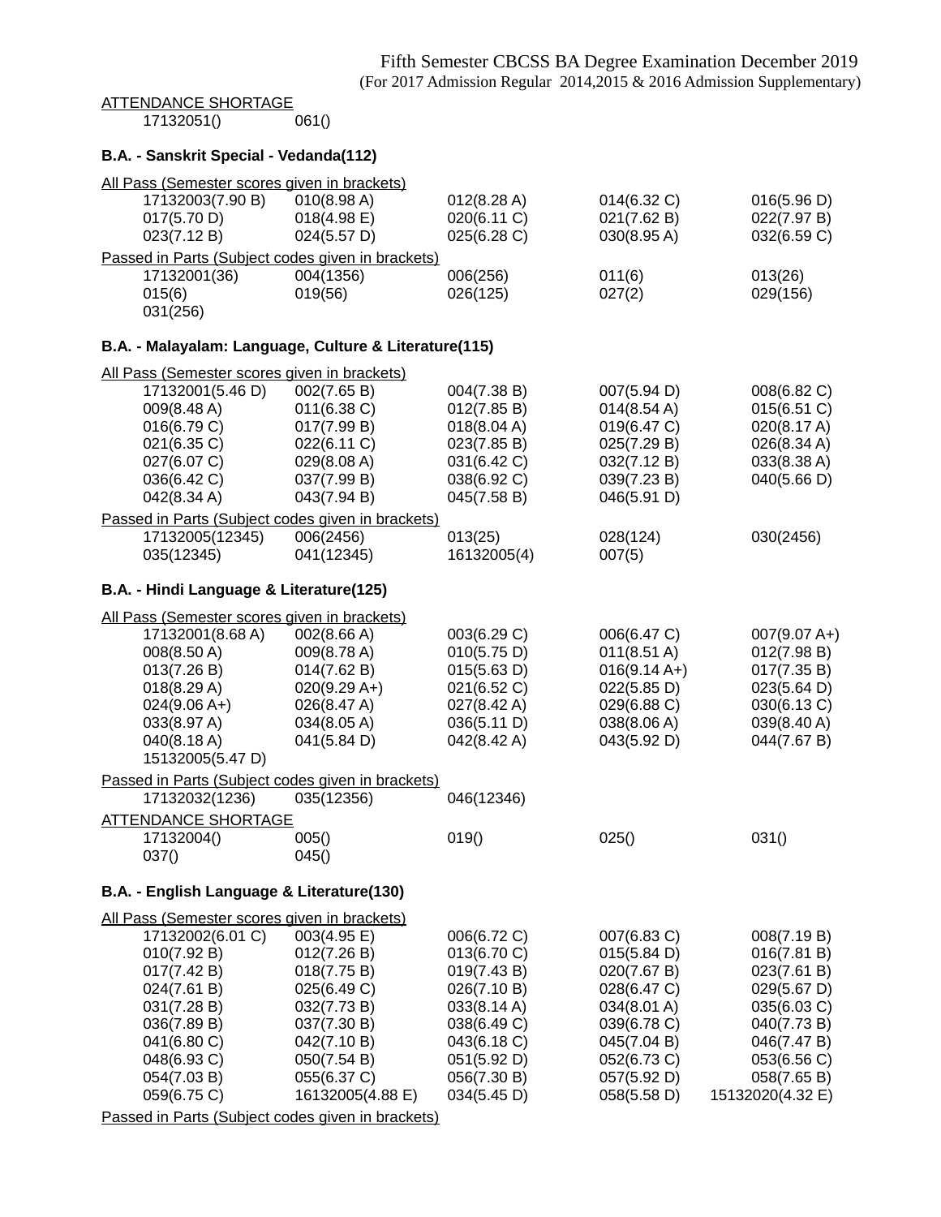Fifth Semester CBCSS BA Degree Examination December 2019
(For 2017 Admission Regular 2014,2015 & 2016 Admission Supplementary)

ATTENDANCE SHORTAGE

| | |
|---|---|
| 17132051() | 061() |

### B.A. - Sanskrit Special - Vedanda(112)

All Pass (Semester scores given in brackets)

| | | | | |
|---|---|---|---|---|
| 17132003(7.90 B) | 010(8.98 A) | 012(8.28 A) | 014(6.32 C) | 016(5.96 D) |
| 017(5.70 D) | 018(4.98 E) | 020(6.11 C) | 021(7.62 B) | 022(7.97 B) |
| 023(7.12 B) | 024(5.57 D) | 025(6.28 C) | 030(8.95 A) | 032(6.59 C) |

Passed in Parts (Subject codes given in brackets)

| | | | | |
|---|---|---|---|---|
| 17132001(36) | 004(1356) | 006(256) | 011(6) | 013(26) |
| 015(6) | 019(56) | 026(125) | 027(2) | 029(156) |
| 031(256) | | | | |

### B.A. - Malayalam: Language, Culture & Literature(115)

All Pass (Semester scores given in brackets)

| | | | | |
|---|---|---|---|---|
| 17132001(5.46 D) | 002(7.65 B) | 004(7.38 B) | 007(5.94 D) | 008(6.82 C) |
| 009(8.48 A) | 011(6.38 C) | 012(7.85 B) | 014(8.54 A) | 015(6.51 C) |
| 016(6.79 C) | 017(7.99 B) | 018(8.04 A) | 019(6.47 C) | 020(8.17 A) |
| 021(6.35 C) | 022(6.11 C) | 023(7.85 B) | 025(7.29 B) | 026(8.34 A) |
| 027(6.07 C) | 029(8.08 A) | 031(6.42 C) | 032(7.12 B) | 033(8.38 A) |
| 036(6.42 C) | 037(7.99 B) | 038(6.92 C) | 039(7.23 B) | 040(5.66 D) |
| 042(8.34 A) | 043(7.94 B) | 045(7.58 B) | 046(5.91 D) | |

Passed in Parts (Subject codes given in brackets)

| | | | | |
|---|---|---|---|---|
| 17132005(12345) | 006(2456) | 013(25) | 028(124) | 030(2456) |
| 035(12345) | 041(12345) | 16132005(4) | 007(5) | |

### B.A. - Hindi Language & Literature(125)

All Pass (Semester scores given in brackets)

| | | | | |
|---|---|---|---|---|
| 17132001(8.68 A) | 002(8.66 A) | 003(6.29 C) | 006(6.47 C) | 007(9.07 A+) |
| 008(8.50 A) | 009(8.78 A) | 010(5.75 D) | 011(8.51 A) | 012(7.98 B) |
| 013(7.26 B) | 014(7.62 B) | 015(5.63 D) | 016(9.14 A+) | 017(7.35 B) |
| 018(8.29 A) | 020(9.29 A+) | 021(6.52 C) | 022(5.85 D) | 023(5.64 D) |
| 024(9.06 A+) | 026(8.47 A) | 027(8.42 A) | 029(6.88 C) | 030(6.13 C) |
| 033(8.97 A) | 034(8.05 A) | 036(5.11 D) | 038(8.06 A) | 039(8.40 A) |
| 040(8.18 A) | 041(5.84 D) | 042(8.42 A) | 043(5.92 D) | 044(7.67 B) |
| 15132005(5.47 D) | | | | |

Passed in Parts (Subject codes given in brackets)

| | | |
|---|---|---|
| 17132032(1236) | 035(12356) | 046(12346) |

ATTENDANCE SHORTAGE

| | | | | |
|---|---|---|---|---|
| 17132004() | 005() | 019() | 025() | 031() |
| 037() | 045() | | | |

### B.A. - English Language & Literature(130)

All Pass (Semester scores given in brackets)

| | | | | |
|---|---|---|---|---|
| 17132002(6.01 C) | 003(4.95 E) | 006(6.72 C) | 007(6.83 C) | 008(7.19 B) |
| 010(7.92 B) | 012(7.26 B) | 013(6.70 C) | 015(5.84 D) | 016(7.81 B) |
| 017(7.42 B) | 018(7.75 B) | 019(7.43 B) | 020(7.67 B) | 023(7.61 B) |
| 024(7.61 B) | 025(6.49 C) | 026(7.10 B) | 028(6.47 C) | 029(5.67 D) |
| 031(7.28 B) | 032(7.73 B) | 033(8.14 A) | 034(8.01 A) | 035(6.03 C) |
| 036(7.89 B) | 037(7.30 B) | 038(6.49 C) | 039(6.78 C) | 040(7.73 B) |
| 041(6.80 C) | 042(7.10 B) | 043(6.18 C) | 045(7.04 B) | 046(7.47 B) |
| 048(6.93 C) | 050(7.54 B) | 051(5.92 D) | 052(6.73 C) | 053(6.56 C) |
| 054(7.03 B) | 055(6.37 C) | 056(7.30 B) | 057(5.92 D) | 058(7.65 B) |
| 059(6.75 C) | 16132005(4.88 E) | 034(5.45 D) | 058(5.58 D) | 15132020(4.32 E) |

Passed in Parts (Subject codes given in brackets)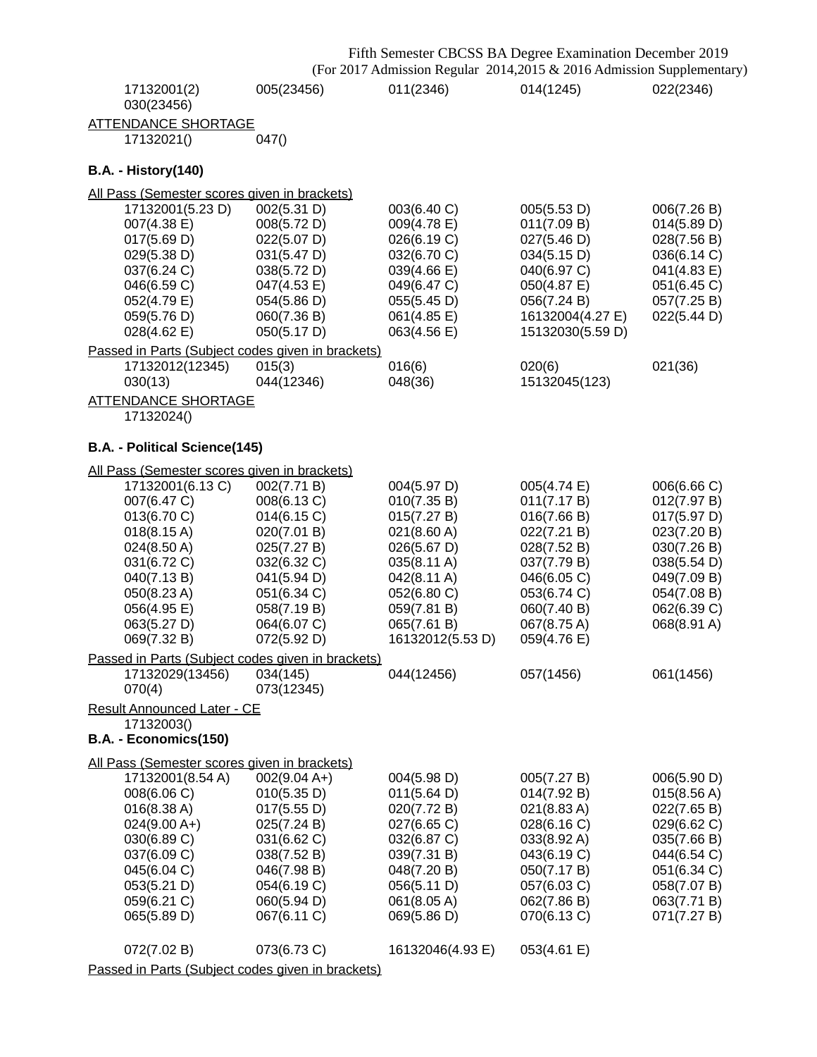17132001(2) 005(23456) 011(2346) 014(1245) 022(2346)
030(23456)

ATTENDANCE SHORTAGE

17132021() 047()

**B.A. - History(140)**

All Pass (Semester scores given in brackets)

| | | | | |
|---|---|---|---|---|
| 17132001(5.23 D) | 002(5.31 D) | 003(6.40 C) | 005(5.53 D) | 006(7.26 B) |
| 007(4.38 E) | 008(5.72 D) | 009(4.78 E) | 011(7.09 B) | 014(5.89 D) |
| 017(5.69 D) | 022(5.07 D) | 026(6.19 C) | 027(5.46 D) | 028(7.56 B) |
| 029(5.38 D) | 031(5.47 D) | 032(6.70 C) | 034(5.15 D) | 036(6.14 C) |
| 037(6.24 C) | 038(5.72 D) | 039(4.66 E) | 040(6.97 C) | 041(4.83 E) |
| 046(6.59 C) | 047(4.53 E) | 049(6.47 C) | 050(4.87 E) | 051(6.45 C) |
| 052(4.79 E) | 054(5.86 D) | 055(5.45 D) | 056(7.24 B) | 057(7.25 B) |
| 059(5.76 D) | 060(7.36 B) | 061(4.85 E) | 16132004(4.27 E) | 022(5.44 D) |
| 028(4.62 E) | 050(5.17 D) | 063(4.56 E) | 15132030(5.59 D) | |

Passed in Parts (Subject codes given in brackets)

| | | | | |
|---|---|---|---|---|
| 17132012(12345) | 015(3) | 016(6) | 020(6) | 021(36) |
| 030(13) | 044(12346) | 048(36) | 15132045(123) | |

ATTENDANCE SHORTAGE

17132024()

**B.A. - Political Science(145)**

All Pass (Semester scores given in brackets)

| | | | | |
|---|---|---|---|---|
| 17132001(6.13 C) | 002(7.71 B) | 004(5.97 D) | 005(4.74 E) | 006(6.66 C) |
| 007(6.47 C) | 008(6.13 C) | 010(7.35 B) | 011(7.17 B) | 012(7.97 B) |
| 013(6.70 C) | 014(6.15 C) | 015(7.27 B) | 016(7.66 B) | 017(5.97 D) |
| 018(8.15 A) | 020(7.01 B) | 021(8.60 A) | 022(7.21 B) | 023(7.20 B) |
| 024(8.50 A) | 025(7.27 B) | 026(5.67 D) | 028(7.52 B) | 030(7.26 B) |
| 031(6.72 C) | 032(6.32 C) | 035(8.11 A) | 037(7.79 B) | 038(5.54 D) |
| 040(7.13 B) | 041(5.94 D) | 042(8.11 A) | 046(6.05 C) | 049(7.09 B) |
| 050(8.23 A) | 051(6.34 C) | 052(6.80 C) | 053(6.74 C) | 054(7.08 B) |
| 056(4.95 E) | 058(7.19 B) | 059(7.81 B) | 060(7.40 B) | 062(6.39 C) |
| 063(5.27 D) | 064(6.07 C) | 065(7.61 B) | 067(8.75 A) | 068(8.91 A) |
| 069(7.32 B) | 072(5.92 D) | 16132012(5.53 D) | 059(4.76 E) | |

Passed in Parts (Subject codes given in brackets)

| | | | | |
|---|---|---|---|---|
| 17132029(13456) | 034(145) | 044(12456) | 057(1456) | 061(1456) |
| 070(4) | 073(12345) | | | |

Result Announced Later - CE

17132003()

**B.A. - Economics(150)**

All Pass (Semester scores given in brackets)

| | | | | |
|---|---|---|---|---|
| 17132001(8.54 A) | 002(9.04 A+) | 004(5.98 D) | 005(7.27 B) | 006(5.90 D) |
| 008(6.06 C) | 010(5.35 D) | 011(5.64 D) | 014(7.92 B) | 015(8.56 A) |
| 016(8.38 A) | 017(5.55 D) | 020(7.72 B) | 021(8.83 A) | 022(7.65 B) |
| 024(9.00 A+) | 025(7.24 B) | 027(6.65 C) | 028(6.16 C) | 029(6.62 C) |
| 030(6.89 C) | 031(6.62 C) | 032(6.87 C) | 033(8.92 A) | 035(7.66 B) |
| 037(6.09 C) | 038(7.52 B) | 039(7.31 B) | 043(6.19 C) | 044(6.54 C) |
| 045(6.04 C) | 046(7.98 B) | 048(7.20 B) | 050(7.17 B) | 051(6.34 C) |
| 053(5.21 D) | 054(6.19 C) | 056(5.11 D) | 057(6.03 C) | 058(7.07 B) |
| 059(6.21 C) | 060(5.94 D) | 061(8.05 A) | 062(7.86 B) | 063(7.71 B) |
| 065(5.89 D) | 067(6.11 C) | 069(5.86 D) | 070(6.13 C) | 071(7.27 B) |
| 072(7.02 B) | 073(6.73 C) | 16132046(4.93 E) | 053(4.61 E) | |

Passed in Parts (Subject codes given in brackets)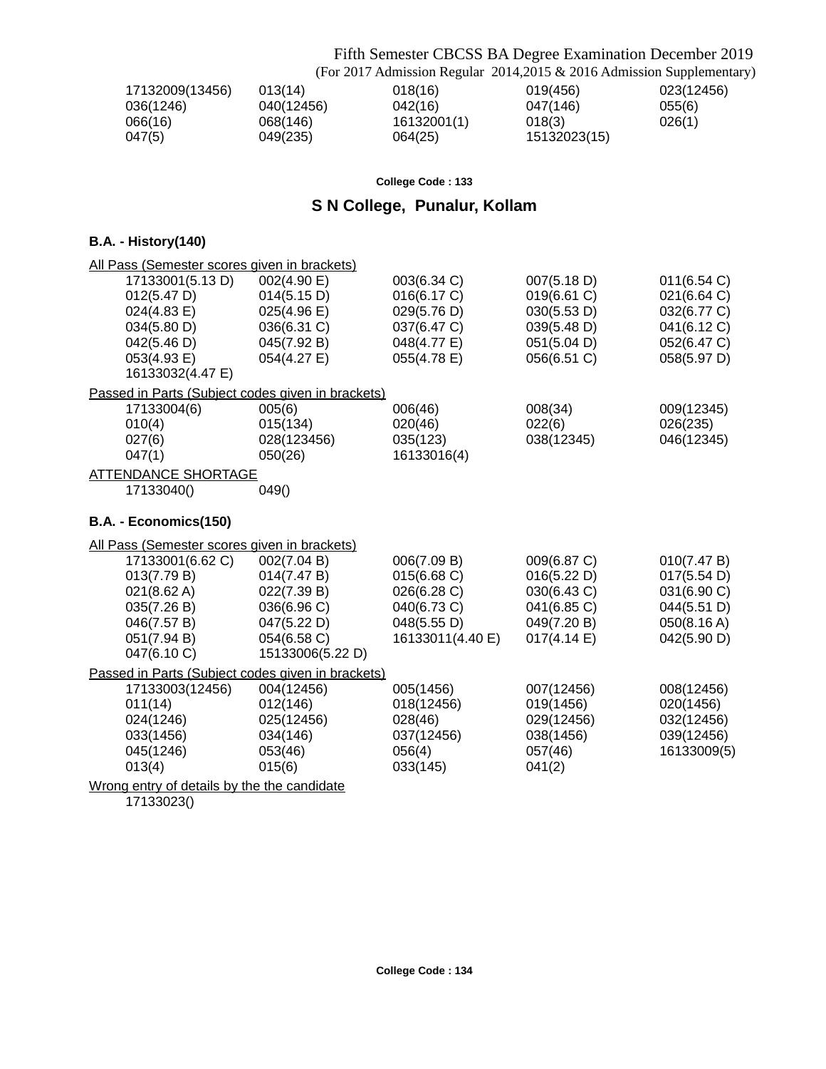17132009(13456) 013(14) 018(16) 019(456) 023(12456)
036(1246) 040(12456) 042(16) 047(146) 055(6)
066(16) 068(146) 16132001(1) 018(3) 026(1)
047(5) 049(235) 064(25) 15132023(15)

**College Code : 133**

## S N College, Punalur, Kollam

### B.A. - History(140)

All Pass (Semester scores given in brackets)

17133001(5.13 D) 002(4.90 E) 003(6.34 C) 007(5.18 D) 011(6.54 C)
012(5.47 D) 014(5.15 D) 016(6.17 C) 019(6.61 C) 021(6.64 C)
024(4.83 E) 025(4.96 E) 029(5.76 D) 030(5.53 D) 032(6.77 C)
034(5.80 D) 036(6.31 C) 037(6.47 C) 039(5.48 D) 041(6.12 C)
042(5.46 D) 045(7.92 B) 048(4.77 E) 051(5.04 D) 052(6.47 C)
053(4.93 E) 054(4.27 E) 055(4.78 E) 056(6.51 C) 058(5.97 D)
16133032(4.47 E)

Passed in Parts (Subject codes given in brackets)

17133004(6) 005(6) 006(46) 008(34) 009(12345)
010(4) 015(134) 020(46) 022(6) 026(235)
027(6) 028(123456) 035(123) 038(12345) 046(12345)
047(1) 050(26) 16133016(4)

ATTENDANCE SHORTAGE

17133040() 049()

### B.A. - Economics(150)

All Pass (Semester scores given in brackets)

17133001(6.62 C) 002(7.04 B) 006(7.09 B) 009(6.87 C) 010(7.47 B)
013(7.79 B) 014(7.47 B) 015(6.68 C) 016(5.22 D) 017(5.54 D)
021(8.62 A) 022(7.39 B) 026(6.28 C) 030(6.43 C) 031(6.90 C)
035(7.26 B) 036(6.96 C) 040(6.73 C) 041(6.85 C) 044(5.51 D)
046(7.57 B) 047(5.22 D) 048(5.55 D) 049(7.20 B) 050(8.16 A)
051(7.94 B) 054(6.58 C) 16133011(4.40 E) 017(4.14 E) 042(5.90 D)
047(6.10 C) 15133006(5.22 D)

Passed in Parts (Subject codes given in brackets)

17133003(12456) 004(12456) 005(1456) 007(12456) 008(12456)
011(14) 012(146) 018(12456) 019(1456) 020(1456)
024(1246) 025(12456) 028(46) 029(12456) 032(12456)
033(1456) 034(146) 037(12456) 038(1456) 039(12456)
045(1246) 053(46) 056(4) 057(46) 16133009(5)
013(4) 015(6) 033(145) 041(2)

Wrong entry of details by the the candidate

17133023()

**College Code : 134**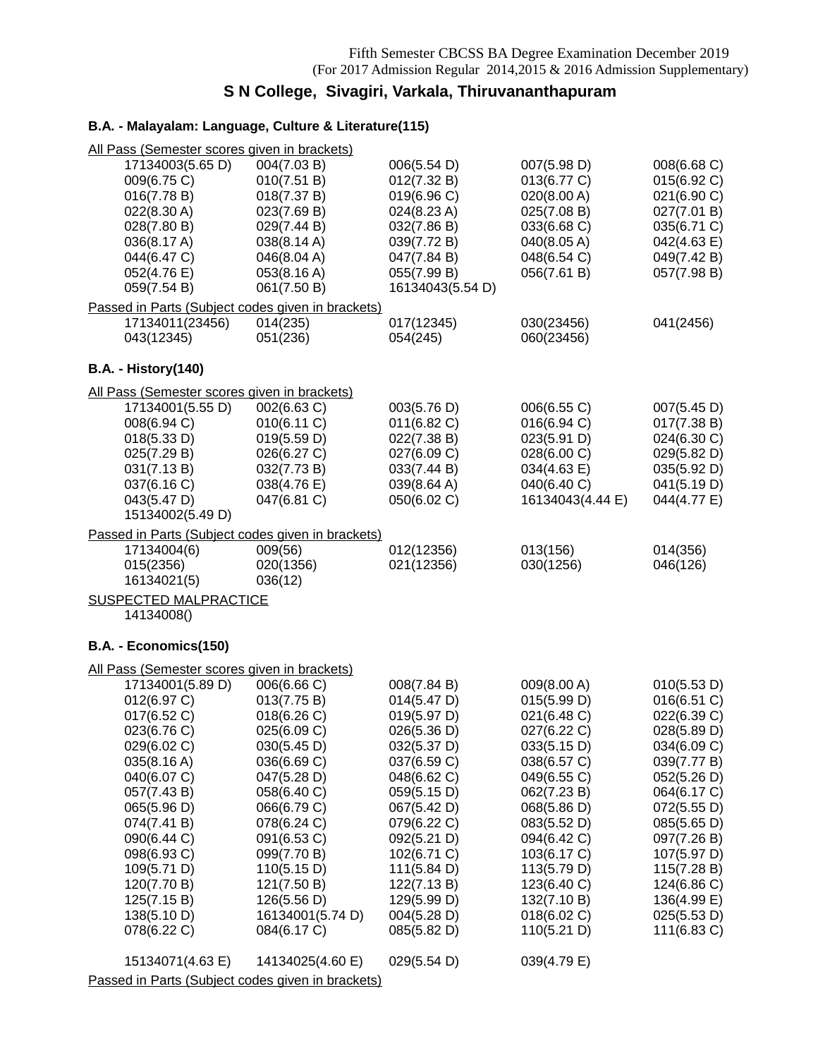Fifth Semester CBCSS BA Degree Examination December 2019
(For 2017 Admission Regular 2014,2015 & 2016 Admission Supplementary)

## S N College, Sivagiri, Varkala, Thiruvananthapuram

### B.A. - Malayalam: Language, Culture & Literature(115)

All Pass (Semester scores given in brackets)

| | | | | |
|---|---|---|---|---|
| 17134003(5.65 D) | 004(7.03 B) | 006(5.54 D) | 007(5.98 D) | 008(6.68 C) |
| 009(6.75 C) | 010(7.51 B) | 012(7.32 B) | 013(6.77 C) | 015(6.92 C) |
| 016(7.78 B) | 018(7.37 B) | 019(6.96 C) | 020(8.00 A) | 021(6.90 C) |
| 022(8.30 A) | 023(7.69 B) | 024(8.23 A) | 025(7.08 B) | 027(7.01 B) |
| 028(7.80 B) | 029(7.44 B) | 032(7.86 B) | 033(6.68 C) | 035(6.71 C) |
| 036(8.17 A) | 038(8.14 A) | 039(7.72 B) | 040(8.05 A) | 042(4.63 E) |
| 044(6.47 C) | 046(8.04 A) | 047(7.84 B) | 048(6.54 C) | 049(7.42 B) |
| 052(4.76 E) | 053(8.16 A) | 055(7.99 B) | 056(7.61 B) | 057(7.98 B) |
| 059(7.54 B) | 061(7.50 B) | 16134043(5.54 D) | | |

Passed in Parts (Subject codes given in brackets)

| | | | | |
|---|---|---|---|---|
| 17134011(23456) | 014(235) | 017(12345) | 030(23456) | 041(2456) |
| 043(12345) | 051(236) | 054(245) | 060(23456) | |

### B.A. - History(140)

All Pass (Semester scores given in brackets)

| | | | | |
|---|---|---|---|---|
| 17134001(5.55 D) | 002(6.63 C) | 003(5.76 D) | 006(6.55 C) | 007(5.45 D) |
| 008(6.94 C) | 010(6.11 C) | 011(6.82 C) | 016(6.94 C) | 017(7.38 B) |
| 018(5.33 D) | 019(5.59 D) | 022(7.38 B) | 023(5.91 D) | 024(6.30 C) |
| 025(7.29 B) | 026(6.27 C) | 027(6.09 C) | 028(6.00 C) | 029(5.82 D) |
| 031(7.13 B) | 032(7.73 B) | 033(7.44 B) | 034(4.63 E) | 035(5.92 D) |
| 037(6.16 C) | 038(4.76 E) | 039(8.64 A) | 040(6.40 C) | 041(5.19 D) |
| 043(5.47 D) | 047(6.81 C) | 050(6.02 C) | 16134043(4.44 E) | 044(4.77 E) |
| 15134002(5.49 D) | | | | |

Passed in Parts (Subject codes given in brackets)

| | | | | |
|---|---|---|---|---|
| 17134004(6) | 009(56) | 012(12356) | 013(156) | 014(356) |
| 015(2356) | 020(1356) | 021(12356) | 030(1256) | 046(126) |
| 16134021(5) | 036(12) | | | |

SUSPECTED MALPRACTICE

14134008()

### B.A. - Economics(150)

All Pass (Semester scores given in brackets)

| | | | | |
|---|---|---|---|---|
| 17134001(5.89 D) | 006(6.66 C) | 008(7.84 B) | 009(8.00 A) | 010(5.53 D) |
| 012(6.97 C) | 013(7.75 B) | 014(5.47 D) | 015(5.99 D) | 016(6.51 C) |
| 017(6.52 C) | 018(6.26 C) | 019(5.97 D) | 021(6.48 C) | 022(6.39 C) |
| 023(6.76 C) | 025(6.09 C) | 026(5.36 D) | 027(6.22 C) | 028(5.89 D) |
| 029(6.02 C) | 030(5.45 D) | 032(5.37 D) | 033(5.15 D) | 034(6.09 C) |
| 035(8.16 A) | 036(6.69 C) | 037(6.59 C) | 038(6.57 C) | 039(7.77 B) |
| 040(6.07 C) | 047(5.28 D) | 048(6.62 C) | 049(6.55 C) | 052(5.26 D) |
| 057(7.43 B) | 058(6.40 C) | 059(5.15 D) | 062(7.23 B) | 064(6.17 C) |
| 065(5.96 D) | 066(6.79 C) | 067(5.42 D) | 068(5.86 D) | 072(5.55 D) |
| 074(7.41 B) | 078(6.24 C) | 079(6.22 C) | 083(5.52 D) | 085(5.65 D) |
| 090(6.44 C) | 091(6.53 C) | 092(5.21 D) | 094(6.42 C) | 097(7.26 B) |
| 098(6.93 C) | 099(7.70 B) | 102(6.71 C) | 103(6.17 C) | 107(5.97 D) |
| 109(5.71 D) | 110(5.15 D) | 111(5.84 D) | 113(5.79 D) | 115(7.28 B) |
| 120(7.70 B) | 121(7.50 B) | 122(7.13 B) | 123(6.40 C) | 124(6.86 C) |
| 125(7.15 B) | 126(5.56 D) | 129(5.99 D) | 132(7.10 B) | 136(4.99 E) |
| 138(5.10 D) | 16134001(5.74 D) | 004(5.28 D) | 018(6.02 C) | 025(5.53 D) |
| 078(6.22 C) | 084(6.17 C) | 085(5.82 D) | 110(5.21 D) | 111(6.83 C) |
| 15134071(4.63 E) | 14134025(4.60 E) | 029(5.54 D) | 039(4.79 E) | |

Passed in Parts (Subject codes given in brackets)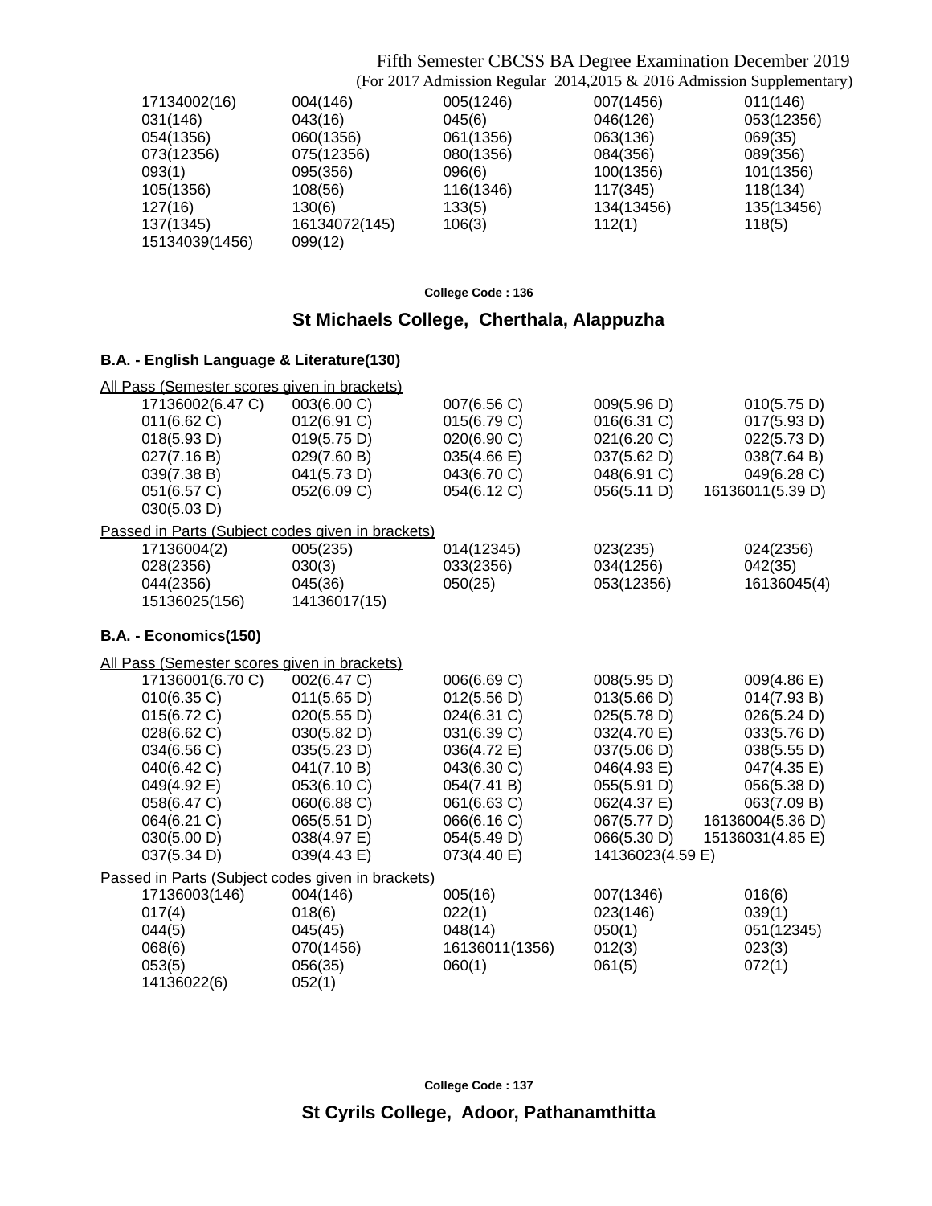17134002(16) 004(146) 005(1246) 007(1456) 011(146)
031(146) 043(16) 045(6) 046(126) 053(12356)
054(1356) 060(1356) 061(1356) 063(136) 069(35)
073(12356) 075(12356) 080(1356) 084(356) 089(356)
093(1) 095(356) 096(6) 100(1356) 101(1356)
105(1356) 108(56) 116(1346) 117(345) 118(134)
127(16) 130(6) 133(5) 134(13456) 135(13456)
137(1345) 16134072(145) 106(3) 112(1) 118(5)
15134039(1456) 099(12)

**College Code : 136**

## St Michaels College, Cherthala, Alappuzha

### B.A. - English Language & Literature(130)

All Pass (Semester scores given in brackets)

17136002(6.47 C) 003(6.00 C) 007(6.56 C) 009(5.96 D) 010(5.75 D)
011(6.62 C) 012(6.91 C) 015(6.79 C) 016(6.31 C) 017(5.93 D)
018(5.93 D) 019(5.75 D) 020(6.90 C) 021(6.20 C) 022(5.73 D)
027(7.16 B) 029(7.60 B) 035(4.66 E) 037(5.62 D) 038(7.64 B)
039(7.38 B) 041(5.73 D) 043(6.70 C) 048(6.91 C) 049(6.28 C)
051(6.57 C) 052(6.09 C) 054(6.12 C) 056(5.11 D) 16136011(5.39 D)
030(5.03 D)

Passed in Parts (Subject codes given in brackets)

17136004(2) 005(235) 014(12345) 023(235) 024(2356)
028(2356) 030(3) 033(2356) 034(1256) 042(35)
044(2356) 045(36) 050(25) 053(12356) 16136045(4)
15136025(156) 14136017(15)

### B.A. - Economics(150)

All Pass (Semester scores given in brackets)

17136001(6.70 C) 002(6.47 C) 006(6.69 C) 008(5.95 D) 009(4.86 E)
010(6.35 C) 011(5.65 D) 012(5.56 D) 013(5.66 D) 014(7.93 B)
015(6.72 C) 020(5.55 D) 024(6.31 C) 025(5.78 D) 026(5.24 D)
028(6.62 C) 030(5.82 D) 031(6.39 C) 032(4.70 E) 033(5.76 D)
034(6.56 C) 035(5.23 D) 036(4.72 E) 037(5.06 D) 038(5.55 D)
040(6.42 C) 041(7.10 B) 043(6.30 C) 046(4.93 E) 047(4.35 E)
049(4.92 E) 053(6.10 C) 054(7.41 B) 055(5.91 D) 056(5.38 D)
058(6.47 C) 060(6.88 C) 061(6.63 C) 062(4.37 E) 063(7.09 B)
064(6.21 C) 065(5.51 D) 066(6.16 C) 067(5.77 D) 16136004(5.36 D)
030(5.00 D) 038(4.97 E) 054(5.49 D) 066(5.30 D) 15136031(4.85 E)
037(5.34 D) 039(4.43 E) 073(4.40 E) 14136023(4.59 E)

Passed in Parts (Subject codes given in brackets)

17136003(146) 004(146) 005(16) 007(1346) 016(6)
017(4) 018(6) 022(1) 023(146) 039(1)
044(5) 045(45) 048(14) 050(1) 051(12345)
068(6) 070(1456) 16136011(1356) 012(3) 023(3)
053(5) 056(35) 060(1) 061(5) 072(1)
14136022(6) 052(1)

**College Code : 137**

## St Cyrils College, Adoor, Pathanamthitta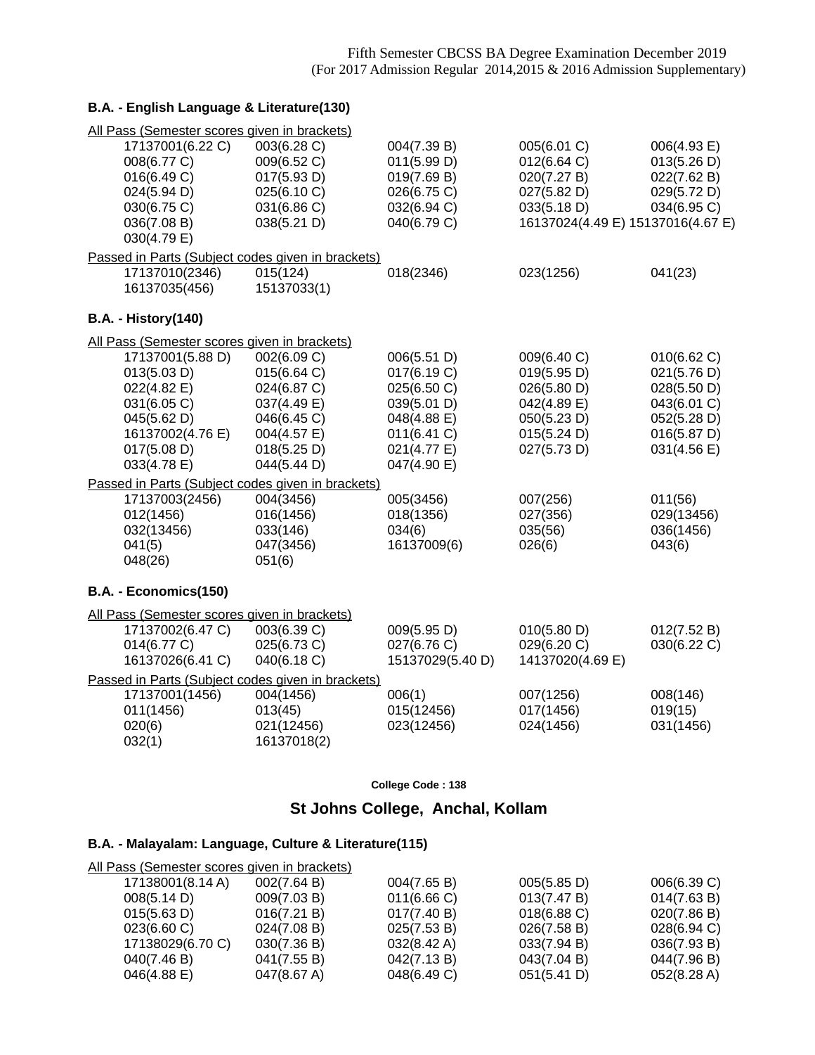Fifth Semester CBCSS BA Degree Examination December 2019
(For 2017 Admission Regular 2014,2015 & 2016 Admission Supplementary)

### B.A. - English Language & Literature(130)

All Pass (Semester scores given in brackets)

| | | | | |
|---|---|---|---|---|
| 17137001(6.22 C) | 003(6.28 C) | 004(7.39 B) | 005(6.01 C) | 006(4.93 E) |
| 008(6.77 C) | 009(6.52 C) | 011(5.99 D) | 012(6.64 C) | 013(5.26 D) |
| 016(6.49 C) | 017(5.93 D) | 019(7.69 B) | 020(7.27 B) | 022(7.62 B) |
| 024(5.94 D) | 025(6.10 C) | 026(6.75 C) | 027(5.82 D) | 029(5.72 D) |
| 030(6.75 C) | 031(6.86 C) | 032(6.94 C) | 033(5.18 D) | 034(6.95 C) |
| 036(7.08 B) | 038(5.21 D) | 040(6.79 C) | 16137024(4.49 E) | 15137016(4.67 E) |
| 030(4.79 E) | | | | |

Passed in Parts (Subject codes given in brackets)

| | | | | |
|---|---|---|---|---|
| 17137010(2346) | 015(124) | 018(2346) | 023(1256) | 041(23) |
| 16137035(456) | 15137033(1) | | | |

### B.A. - History(140)

All Pass (Semester scores given in brackets)

| | | | | |
|---|---|---|---|---|
| 17137001(5.88 D) | 002(6.09 C) | 006(5.51 D) | 009(6.40 C) | 010(6.62 C) |
| 013(5.03 D) | 015(6.64 C) | 017(6.19 C) | 019(5.95 D) | 021(5.76 D) |
| 022(4.82 E) | 024(6.87 C) | 025(6.50 C) | 026(5.80 D) | 028(5.50 D) |
| 031(6.05 C) | 037(4.49 E) | 039(5.01 D) | 042(4.89 E) | 043(6.01 C) |
| 045(5.62 D) | 046(6.45 C) | 048(4.88 E) | 050(5.23 D) | 052(5.28 D) |
| 16137002(4.76 E) | 004(4.57 E) | 011(6.41 C) | 015(5.24 D) | 016(5.87 D) |
| 017(5.08 D) | 018(5.25 D) | 021(4.77 E) | 027(5.73 D) | 031(4.56 E) |
| 033(4.78 E) | 044(5.44 D) | 047(4.90 E) | | |

Passed in Parts (Subject codes given in brackets)

| | | | | |
|---|---|---|---|---|
| 17137003(2456) | 004(3456) | 005(3456) | 007(256) | 011(56) |
| 012(1456) | 016(1456) | 018(1356) | 027(356) | 029(13456) |
| 032(13456) | 033(146) | 034(6) | 035(56) | 036(1456) |
| 041(5) | 047(3456) | 16137009(6) | 026(6) | 043(6) |
| 048(26) | 051(6) | | | |

### B.A. - Economics(150)

All Pass (Semester scores given in brackets)

| | | | | |
|---|---|---|---|---|
| 17137002(6.47 C) | 003(6.39 C) | 009(5.95 D) | 010(5.80 D) | 012(7.52 B) |
| 014(6.77 C) | 025(6.73 C) | 027(6.76 C) | 029(6.20 C) | 030(6.22 C) |
| 16137026(6.41 C) | 040(6.18 C) | 15137029(5.40 D) | 14137020(4.69 E) | |

Passed in Parts (Subject codes given in brackets)

| | | | | |
|---|---|---|---|---|
| 17137001(1456) | 004(1456) | 006(1) | 007(1256) | 008(146) |
| 011(1456) | 013(45) | 015(12456) | 017(1456) | 019(15) |
| 020(6) | 021(12456) | 023(12456) | 024(1456) | 031(1456) |
| 032(1) | 16137018(2) | | | |

**College Code : 138**

## St Johns College, Anchal, Kollam

### B.A. - Malayalam: Language, Culture & Literature(115)

All Pass (Semester scores given in brackets)

| | | | | |
|---|---|---|---|---|
| 17138001(8.14 A) | 002(7.64 B) | 004(7.65 B) | 005(5.85 D) | 006(6.39 C) |
| 008(5.14 D) | 009(7.03 B) | 011(6.66 C) | 013(7.47 B) | 014(7.63 B) |
| 015(5.63 D) | 016(7.21 B) | 017(7.40 B) | 018(6.88 C) | 020(7.86 B) |
| 023(6.60 C) | 024(7.08 B) | 025(7.53 B) | 026(7.58 B) | 028(6.94 C) |
| 17138029(6.70 C) | 030(7.36 B) | 032(8.42 A) | 033(7.94 B) | 036(7.93 B) |
| 040(7.46 B) | 041(7.55 B) | 042(7.13 B) | 043(7.04 B) | 044(7.96 B) |
| 046(4.88 E) | 047(8.67 A) | 048(6.49 C) | 051(5.41 D) | 052(8.28 A) |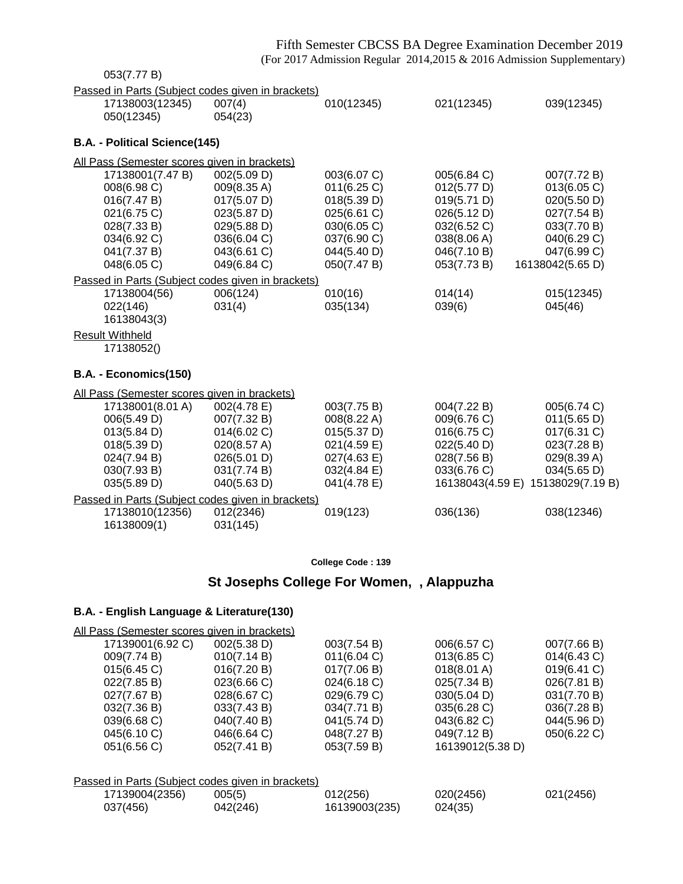053(7.77 B)

Passed in Parts (Subject codes given in brackets)

| | | | | |
|---|---|---|---|---|
| 17138003(12345) | 007(4) | 010(12345) | 021(12345) | 039(12345) |
| 050(12345) | 054(23) | | | |

**B.A. - Political Science(145)**

All Pass (Semester scores given in brackets)

| | | | | |
|---|---|---|---|---|
| 17138001(7.47 B) | 002(5.09 D) | 003(6.07 C) | 005(6.84 C) | 007(7.72 B) |
| 008(6.98 C) | 009(8.35 A) | 011(6.25 C) | 012(5.77 D) | 013(6.05 C) |
| 016(7.47 B) | 017(5.07 D) | 018(5.39 D) | 019(5.71 D) | 020(5.50 D) |
| 021(6.75 C) | 023(5.87 D) | 025(6.61 C) | 026(5.12 D) | 027(7.54 B) |
| 028(7.33 B) | 029(5.88 D) | 030(6.05 C) | 032(6.52 C) | 033(7.70 B) |
| 034(6.92 C) | 036(6.04 C) | 037(6.90 C) | 038(8.06 A) | 040(6.29 C) |
| 041(7.37 B) | 043(6.61 C) | 044(5.40 D) | 046(7.10 B) | 047(6.99 C) |
| 048(6.05 C) | 049(6.84 C) | 050(7.47 B) | 053(7.73 B) | 16138042(5.65 D) |

Passed in Parts (Subject codes given in brackets)

| | | | | |
|---|---|---|---|---|
| 17138004(56) | 006(124) | 010(16) | 014(14) | 015(12345) |
| 022(146) | 031(4) | 035(134) | 039(6) | 045(46) |
| 16138043(3) | | | | |

Result Withheld

17138052()

**B.A. - Economics(150)**

All Pass (Semester scores given in brackets)

| | | | | |
|---|---|---|---|---|
| 17138001(8.01 A) | 002(4.78 E) | 003(7.75 B) | 004(7.22 B) | 005(6.74 C) |
| 006(5.49 D) | 007(7.32 B) | 008(8.22 A) | 009(6.76 C) | 011(5.65 D) |
| 013(5.84 D) | 014(6.02 C) | 015(5.37 D) | 016(6.75 C) | 017(6.31 C) |
| 018(5.39 D) | 020(8.57 A) | 021(4.59 E) | 022(5.40 D) | 023(7.28 B) |
| 024(7.94 B) | 026(5.01 D) | 027(4.63 E) | 028(7.56 B) | 029(8.39 A) |
| 030(7.93 B) | 031(7.74 B) | 032(4.84 E) | 033(6.76 C) | 034(5.65 D) |
| 035(5.89 D) | 040(5.63 D) | 041(4.78 E) | 16138043(4.59 E) | 15138029(7.19 B) |

Passed in Parts (Subject codes given in brackets)

| | | | | |
|---|---|---|---|---|
| 17138010(12356) | 012(2346) | 019(123) | 036(136) | 038(12346) |
| 16138009(1) | 031(145) | | | |

**College Code : 139**

## St Josephs College For Women, , Alappuzha

**B.A. - English Language & Literature(130)**

All Pass (Semester scores given in brackets)

| | | | | |
|---|---|---|---|---|
| 17139001(6.92 C) | 002(5.38 D) | 003(7.54 B) | 006(6.57 C) | 007(7.66 B) |
| 009(7.74 B) | 010(7.14 B) | 011(6.04 C) | 013(6.85 C) | 014(6.43 C) |
| 015(6.45 C) | 016(7.20 B) | 017(7.06 B) | 018(8.01 A) | 019(6.41 C) |
| 022(7.85 B) | 023(6.66 C) | 024(6.18 C) | 025(7.34 B) | 026(7.81 B) |
| 027(7.67 B) | 028(6.67 C) | 029(6.79 C) | 030(5.04 D) | 031(7.70 B) |
| 032(7.36 B) | 033(7.43 B) | 034(7.71 B) | 035(6.28 C) | 036(7.28 B) |
| 039(6.68 C) | 040(7.40 B) | 041(5.74 D) | 043(6.82 C) | 044(5.96 D) |
| 045(6.10 C) | 046(6.64 C) | 048(7.27 B) | 049(7.12 B) | 050(6.22 C) |
| 051(6.56 C) | 052(7.41 B) | 053(7.59 B) | 16139012(5.38 D) | |

Passed in Parts (Subject codes given in brackets)

| | | | | |
|---|---|---|---|---|
| 17139004(2356) | 005(5) | 012(256) | 020(2456) | 021(2456) |
| 037(456) | 042(246) | 16139003(235) | 024(35) | |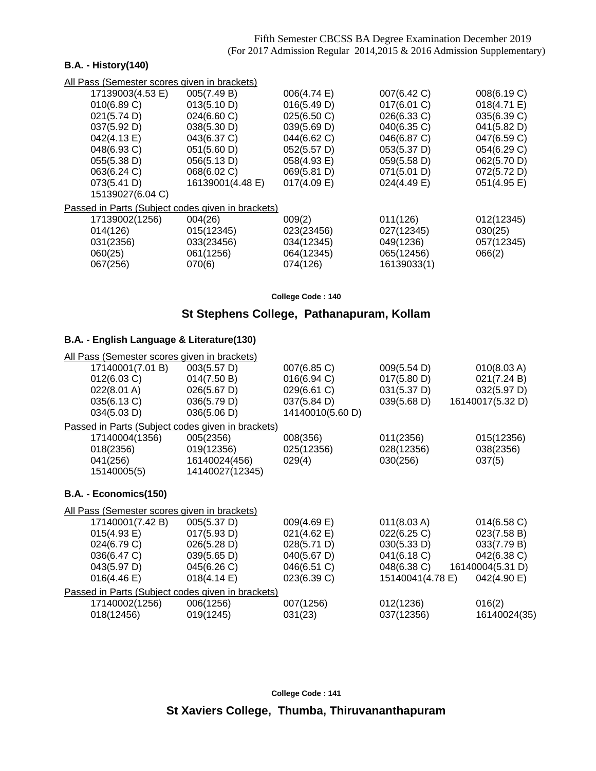Fifth Semester CBCSS BA Degree Examination December 2019
(For 2017 Admission Regular 2014,2015 & 2016 Admission Supplementary)

**B.A. - History(140)**

All Pass (Semester scores given in brackets)

| | | | | |
|---|---|---|---|---|
| 17139003(4.53 E) | 005(7.49 B) | 006(4.74 E) | 007(6.42 C) | 008(6.19 C) |
| 010(6.89 C) | 013(5.10 D) | 016(5.49 D) | 017(6.01 C) | 018(4.71 E) |
| 021(5.74 D) | 024(6.60 C) | 025(6.50 C) | 026(6.33 C) | 035(6.39 C) |
| 037(5.92 D) | 038(5.30 D) | 039(5.69 D) | 040(6.35 C) | 041(5.82 D) |
| 042(4.13 E) | 043(6.37 C) | 044(6.62 C) | 046(6.87 C) | 047(6.59 C) |
| 048(6.93 C) | 051(5.60 D) | 052(5.57 D) | 053(5.37 D) | 054(6.29 C) |
| 055(5.38 D) | 056(5.13 D) | 058(4.93 E) | 059(5.58 D) | 062(5.70 D) |
| 063(6.24 C) | 068(6.02 C) | 069(5.81 D) | 071(5.01 D) | 072(5.72 D) |
| 073(5.41 D) | 16139001(4.48 E) | 017(4.09 E) | 024(4.49 E) | 051(4.95 E) |
| 15139027(6.04 C) | | | | |

Passed in Parts (Subject codes given in brackets)

| | | | | |
|---|---|---|---|---|
| 17139002(1256) | 004(26) | 009(2) | 011(126) | 012(12345) |
| 014(126) | 015(12345) | 023(23456) | 027(12345) | 030(25) |
| 031(2356) | 033(23456) | 034(12345) | 049(1236) | 057(12345) |
| 060(25) | 061(1256) | 064(12345) | 065(12456) | 066(2) |
| 067(256) | 070(6) | 074(126) | 16139033(1) | |

**College Code : 140**

## St Stephens College, Pathanapuram, Kollam

**B.A. - English Language & Literature(130)**

All Pass (Semester scores given in brackets)

| | | | | |
|---|---|---|---|---|
| 17140001(7.01 B) | 003(5.57 D) | 007(6.85 C) | 009(5.54 D) | 010(8.03 A) |
| 012(6.03 C) | 014(7.50 B) | 016(6.94 C) | 017(5.80 D) | 021(7.24 B) |
| 022(8.01 A) | 026(5.67 D) | 029(6.61 C) | 031(5.37 D) | 032(5.97 D) |
| 035(6.13 C) | 036(5.79 D) | 037(5.84 D) | 039(5.68 D) | 16140017(5.32 D) |
| 034(5.03 D) | 036(5.06 D) | 14140010(5.60 D) | | |

Passed in Parts (Subject codes given in brackets)

| | | | | |
|---|---|---|---|---|
| 17140004(1356) | 005(2356) | 008(356) | 011(2356) | 015(12356) |
| 018(2356) | 019(12356) | 025(12356) | 028(12356) | 038(2356) |
| 041(256) | 16140024(456) | 029(4) | 030(256) | 037(5) |
| 15140005(5) | 14140027(12345) | | | |

**B.A. - Economics(150)**

All Pass (Semester scores given in brackets)

| | | | | |
|---|---|---|---|---|
| 17140001(7.42 B) | 005(5.37 D) | 009(4.69 E) | 011(8.03 A) | 014(6.58 C) |
| 015(4.93 E) | 017(5.93 D) | 021(4.62 E) | 022(6.25 C) | 023(7.58 B) |
| 024(6.79 C) | 026(5.28 D) | 028(5.71 D) | 030(5.33 D) | 033(7.79 B) |
| 036(6.47 C) | 039(5.65 D) | 040(5.67 D) | 041(6.18 C) | 042(6.38 C) |
| 043(5.97 D) | 045(6.26 C) | 046(6.51 C) | 048(6.38 C) | 16140004(5.31 D) |
| 016(4.46 E) | 018(4.14 E) | 023(6.39 C) | 15140041(4.78 E) | 042(4.90 E) |

Passed in Parts (Subject codes given in brackets)

| | | | | |
|---|---|---|---|---|
| 17140002(1256) | 006(1256) | 007(1256) | 012(1236) | 016(2) |
| 018(12456) | 019(1245) | 031(23) | 037(12356) | 16140024(35) |

**College Code : 141**

## St Xaviers College, Thumba, Thiruvananthapuram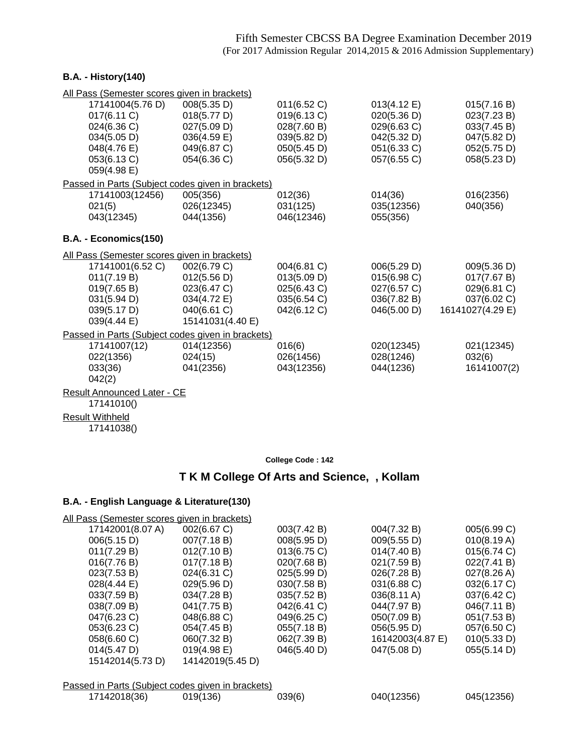Fifth Semester CBCSS BA Degree Examination December 2019
(For 2017 Admission Regular 2014,2015 & 2016 Admission Supplementary)

**B.A. - History(140)**

All Pass (Semester scores given in brackets)

| | | | | |
|---|---|---|---|---|
| 17141004(5.76 D) | 008(5.35 D) | 011(6.52 C) | 013(4.12 E) | 015(7.16 B) |
| 017(6.11 C) | 018(5.77 D) | 019(6.13 C) | 020(5.36 D) | 023(7.23 B) |
| 024(6.36 C) | 027(5.09 D) | 028(7.60 B) | 029(6.63 C) | 033(7.45 B) |
| 034(5.05 D) | 036(4.59 E) | 039(5.82 D) | 042(5.32 D) | 047(5.82 D) |
| 048(4.76 E) | 049(6.87 C) | 050(5.45 D) | 051(6.33 C) | 052(5.75 D) |
| 053(6.13 C) | 054(6.36 C) | 056(5.32 D) | 057(6.55 C) | 058(5.23 D) |
| 059(4.98 E) | | | | |

Passed in Parts (Subject codes given in brackets)

| | | | | |
|---|---|---|---|---|
| 17141003(12456) | 005(356) | 012(36) | 014(36) | 016(2356) |
| 021(5) | 026(12345) | 031(125) | 035(12356) | 040(356) |
| 043(12345) | 044(1356) | 046(12346) | 055(356) | |

**B.A. - Economics(150)**

All Pass (Semester scores given in brackets)

| | | | | |
|---|---|---|---|---|
| 17141001(6.52 C) | 002(6.79 C) | 004(6.81 C) | 006(5.29 D) | 009(5.36 D) |
| 011(7.19 B) | 012(5.56 D) | 013(5.09 D) | 015(6.98 C) | 017(7.67 B) |
| 019(7.65 B) | 023(6.47 C) | 025(6.43 C) | 027(6.57 C) | 029(6.81 C) |
| 031(5.94 D) | 034(4.72 E) | 035(6.54 C) | 036(7.82 B) | 037(6.02 C) |
| 039(5.17 D) | 040(6.61 C) | 042(6.12 C) | 046(5.00 D) | 16141027(4.29 E) |
| 039(4.44 E) | 15141031(4.40 E) | | | |

Passed in Parts (Subject codes given in brackets)

| | | | | |
|---|---|---|---|---|
| 17141007(12) | 014(12356) | 016(6) | 020(12345) | 021(12345) |
| 022(1356) | 024(15) | 026(1456) | 028(1246) | 032(6) |
| 033(36) | 041(2356) | 043(12356) | 044(1236) | 16141007(2) |
| 042(2) | | | | |

Result Announced Later - CE

17141010()

Result Withheld

17141038()

**College Code : 142**

## T K M College Of Arts and Science, , Kollam

**B.A. - English Language & Literature(130)**

All Pass (Semester scores given in brackets)

| | | | | |
|---|---|---|---|---|
| 17142001(8.07 A) | 002(6.67 C) | 003(7.42 B) | 004(7.32 B) | 005(6.99 C) |
| 006(5.15 D) | 007(7.18 B) | 008(5.95 D) | 009(5.55 D) | 010(8.19 A) |
| 011(7.29 B) | 012(7.10 B) | 013(6.75 C) | 014(7.40 B) | 015(6.74 C) |
| 016(7.76 B) | 017(7.18 B) | 020(7.68 B) | 021(7.59 B) | 022(7.41 B) |
| 023(7.53 B) | 024(6.31 C) | 025(5.99 D) | 026(7.28 B) | 027(8.26 A) |
| 028(4.44 E) | 029(5.96 D) | 030(7.58 B) | 031(6.88 C) | 032(6.17 C) |
| 033(7.59 B) | 034(7.28 B) | 035(7.52 B) | 036(8.11 A) | 037(6.42 C) |
| 038(7.09 B) | 041(7.75 B) | 042(6.41 C) | 044(7.97 B) | 046(7.11 B) |
| 047(6.23 C) | 048(6.88 C) | 049(6.25 C) | 050(7.09 B) | 051(7.53 B) |
| 053(6.23 C) | 054(7.45 B) | 055(7.18 B) | 056(5.95 D) | 057(6.50 C) |
| 058(6.60 C) | 060(7.32 B) | 062(7.39 B) | 16142003(4.87 E) | 010(5.33 D) |
| 014(5.47 D) | 019(4.98 E) | 046(5.40 D) | 047(5.08 D) | 055(5.14 D) |
| 15142014(5.73 D) | 14142019(5.45 D) | | | |

Passed in Parts (Subject codes given in brackets)

| | | | | |
|---|---|---|---|---|
| 17142018(36) | 019(136) | 039(6) | 040(12356) | 045(12356) |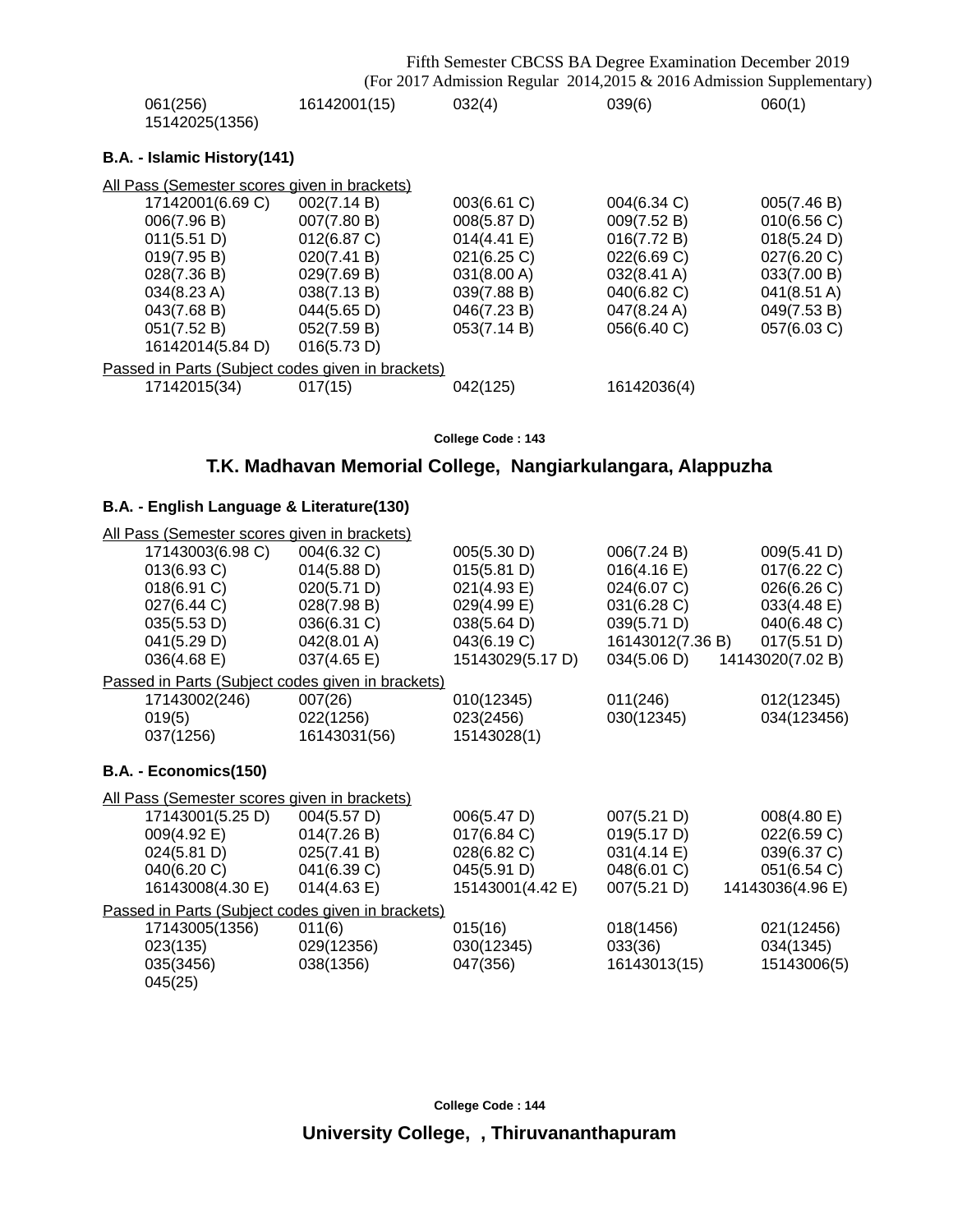| | | | | |
|---|---|---|---|---|
| 061(256) | 16142001(15) | 032(4) | 039(6) | 060(1) |
| 15142025(1356) | | | | |

**B.A. - Islamic History(141)**

All Pass (Semester scores given in brackets)

| | | | | |
|---|---|---|---|---|
| 17142001(6.69 C) | 002(7.14 B) | 003(6.61 C) | 004(6.34 C) | 005(7.46 B) |
| 006(7.96 B) | 007(7.80 B) | 008(5.87 D) | 009(7.52 B) | 010(6.56 C) |
| 011(5.51 D) | 012(6.87 C) | 014(4.41 E) | 016(7.72 B) | 018(5.24 D) |
| 019(7.95 B) | 020(7.41 B) | 021(6.25 C) | 022(6.69 C) | 027(6.20 C) |
| 028(7.36 B) | 029(7.69 B) | 031(8.00 A) | 032(8.41 A) | 033(7.00 B) |
| 034(8.23 A) | 038(7.13 B) | 039(7.88 B) | 040(6.82 C) | 041(8.51 A) |
| 043(7.68 B) | 044(5.65 D) | 046(7.23 B) | 047(8.24 A) | 049(7.53 B) |
| 051(7.52 B) | 052(7.59 B) | 053(7.14 B) | 056(6.40 C) | 057(6.03 C) |
| 16142014(5.84 D) | 016(5.73 D) | | | |

Passed in Parts (Subject codes given in brackets)

| | | | |
|---|---|---|---|
| 17142015(34) | 017(15) | 042(125) | 16142036(4) |

College Code : 143

## T.K. Madhavan Memorial College, Nangiarkulangara, Alappuzha

**B.A. - English Language & Literature(130)**

All Pass (Semester scores given in brackets)

| | | | | |
|---|---|---|---|---|
| 17143003(6.98 C) | 004(6.32 C) | 005(5.30 D) | 006(7.24 B) | 009(5.41 D) |
| 013(6.93 C) | 014(5.88 D) | 015(5.81 D) | 016(4.16 E) | 017(6.22 C) |
| 018(6.91 C) | 020(5.71 D) | 021(4.93 E) | 024(6.07 C) | 026(6.26 C) |
| 027(6.44 C) | 028(7.98 B) | 029(4.99 E) | 031(6.28 C) | 033(4.48 E) |
| 035(5.53 D) | 036(6.31 C) | 038(5.64 D) | 039(5.71 D) | 040(6.48 C) |
| 041(5.29 D) | 042(8.01 A) | 043(6.19 C) | 16143012(7.36 B) | 017(5.51 D) |
| 036(4.68 E) | 037(4.65 E) | 15143029(5.17 D) | 034(5.06 D) | 14143020(7.02 B) |

Passed in Parts (Subject codes given in brackets)

| | | | | |
|---|---|---|---|---|
| 17143002(246) | 007(26) | 010(12345) | 011(246) | 012(12345) |
| 019(5) | 022(1256) | 023(2456) | 030(12345) | 034(123456) |
| 037(1256) | 16143031(56) | 15143028(1) | | |

**B.A. - Economics(150)**

All Pass (Semester scores given in brackets)

| | | | | |
|---|---|---|---|---|
| 17143001(5.25 D) | 004(5.57 D) | 006(5.47 D) | 007(5.21 D) | 008(4.80 E) |
| 009(4.92 E) | 014(7.26 B) | 017(6.84 C) | 019(5.17 D) | 022(6.59 C) |
| 024(5.81 D) | 025(7.41 B) | 028(6.82 C) | 031(4.14 E) | 039(6.37 C) |
| 040(6.20 C) | 041(6.39 C) | 045(5.91 D) | 048(6.01 C) | 051(6.54 C) |
| 16143008(4.30 E) | 014(4.63 E) | 15143001(4.42 E) | 007(5.21 D) | 14143036(4.96 E) |

Passed in Parts (Subject codes given in brackets)

| | | | | |
|---|---|---|---|---|
| 17143005(1356) | 011(6) | 015(16) | 018(1456) | 021(12456) |
| 023(135) | 029(12356) | 030(12345) | 033(36) | 034(1345) |
| 035(3456) | 038(1356) | 047(356) | 16143013(15) | 15143006(5) |
| 045(25) | | | | |

College Code : 144

## University College, , Thiruvananthapuram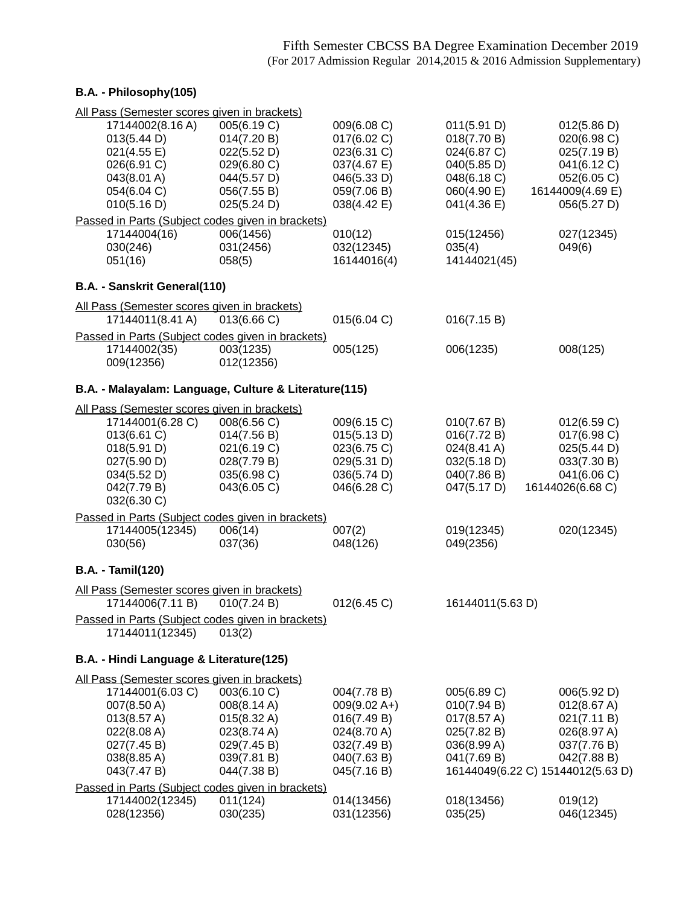Fifth Semester CBCSS BA Degree Examination December 2019
(For 2017 Admission Regular 2014,2015 & 2016 Admission Supplementary)

### B.A. - Philosophy(105)

All Pass (Semester scores given in brackets)

| | | | | |
|---|---|---|---|---|
| 17144002(8.16 A) | 005(6.19 C) | 009(6.08 C) | 011(5.91 D) | 012(5.86 D) |
| 013(5.44 D) | 014(7.20 B) | 017(6.02 C) | 018(7.70 B) | 020(6.98 C) |
| 021(4.55 E) | 022(5.52 D) | 023(6.31 C) | 024(6.87 C) | 025(7.19 B) |
| 026(6.91 C) | 029(6.80 C) | 037(4.67 E) | 040(5.85 D) | 041(6.12 C) |
| 043(8.01 A) | 044(5.57 D) | 046(5.33 D) | 048(6.18 C) | 052(6.05 C) |
| 054(6.04 C) | 056(7.55 B) | 059(7.06 B) | 060(4.90 E) | 16144009(4.69 E) |
| 010(5.16 D) | 025(5.24 D) | 038(4.42 E) | 041(4.36 E) | 056(5.27 D) |

Passed in Parts (Subject codes given in brackets)

| | | | | |
|---|---|---|---|---|
| 17144004(16) | 006(1456) | 010(12) | 015(12456) | 027(12345) |
| 030(246) | 031(2456) | 032(12345) | 035(4) | 049(6) |
| 051(16) | 058(5) | 16144016(4) | 14144021(45) | |

### B.A. - Sanskrit General(110)

All Pass (Semester scores given in brackets)

| | | | |
|---|---|---|---|
| 17144011(8.41 A) | 013(6.66 C) | 015(6.04 C) | 016(7.15 B) |

Passed in Parts (Subject codes given in brackets)

| | | | | |
|---|---|---|---|---|
| 17144002(35) | 003(1235) | 005(125) | 006(1235) | 008(125) |
| 009(12356) | 012(12356) | | | |

### B.A. - Malayalam: Language, Culture & Literature(115)

All Pass (Semester scores given in brackets)

| | | | | |
|---|---|---|---|---|
| 17144001(6.28 C) | 008(6.56 C) | 009(6.15 C) | 010(7.67 B) | 012(6.59 C) |
| 013(6.61 C) | 014(7.56 B) | 015(5.13 D) | 016(7.72 B) | 017(6.98 C) |
| 018(5.91 D) | 021(6.19 C) | 023(6.75 C) | 024(8.41 A) | 025(5.44 D) |
| 027(5.90 D) | 028(7.79 B) | 029(5.31 D) | 032(5.18 D) | 033(7.30 B) |
| 034(5.52 D) | 035(6.98 C) | 036(5.74 D) | 040(7.86 B) | 041(6.06 C) |
| 042(7.79 B) | 043(6.05 C) | 046(6.28 C) | 047(5.17 D) | 16144026(6.68 C) |
| 032(6.30 C) | | | | |

Passed in Parts (Subject codes given in brackets)

| | | | | |
|---|---|---|---|---|
| 17144005(12345) | 006(14) | 007(2) | 019(12345) | 020(12345) |
| 030(56) | 037(36) | 048(126) | 049(2356) | |

### B.A. - Tamil(120)

All Pass (Semester scores given in brackets)

| | | | |
|---|---|---|---|
| 17144006(7.11 B) | 010(7.24 B) | 012(6.45 C) | 16144011(5.63 D) |

Passed in Parts (Subject codes given in brackets)

| | |
|---|---|
| 17144011(12345) | 013(2) |

### B.A. - Hindi Language & Literature(125)

All Pass (Semester scores given in brackets)

| | | | | |
|---|---|---|---|---|
| 17144001(6.03 C) | 003(6.10 C) | 004(7.78 B) | 005(6.89 C) | 006(5.92 D) |
| 007(8.50 A) | 008(8.14 A) | 009(9.02 A+) | 010(7.94 B) | 012(8.67 A) |
| 013(8.57 A) | 015(8.32 A) | 016(7.49 B) | 017(8.57 A) | 021(7.11 B) |
| 022(8.08 A) | 023(8.74 A) | 024(8.70 A) | 025(7.82 B) | 026(8.97 A) |
| 027(7.45 B) | 029(7.45 B) | 032(7.49 B) | 036(8.99 A) | 037(7.76 B) |
| 038(8.85 A) | 039(7.81 B) | 040(7.63 B) | 041(7.69 B) | 042(7.88 B) |
| 043(7.47 B) | 044(7.38 B) | 045(7.16 B) | 16144049(6.22 C) | 15144012(5.63 D) |

Passed in Parts (Subject codes given in brackets)

| | | | | |
|---|---|---|---|---|
| 17144002(12345) | 011(124) | 014(13456) | 018(13456) | 019(12) |
| 028(12356) | 030(235) | 031(12356) | 035(25) | 046(12345) |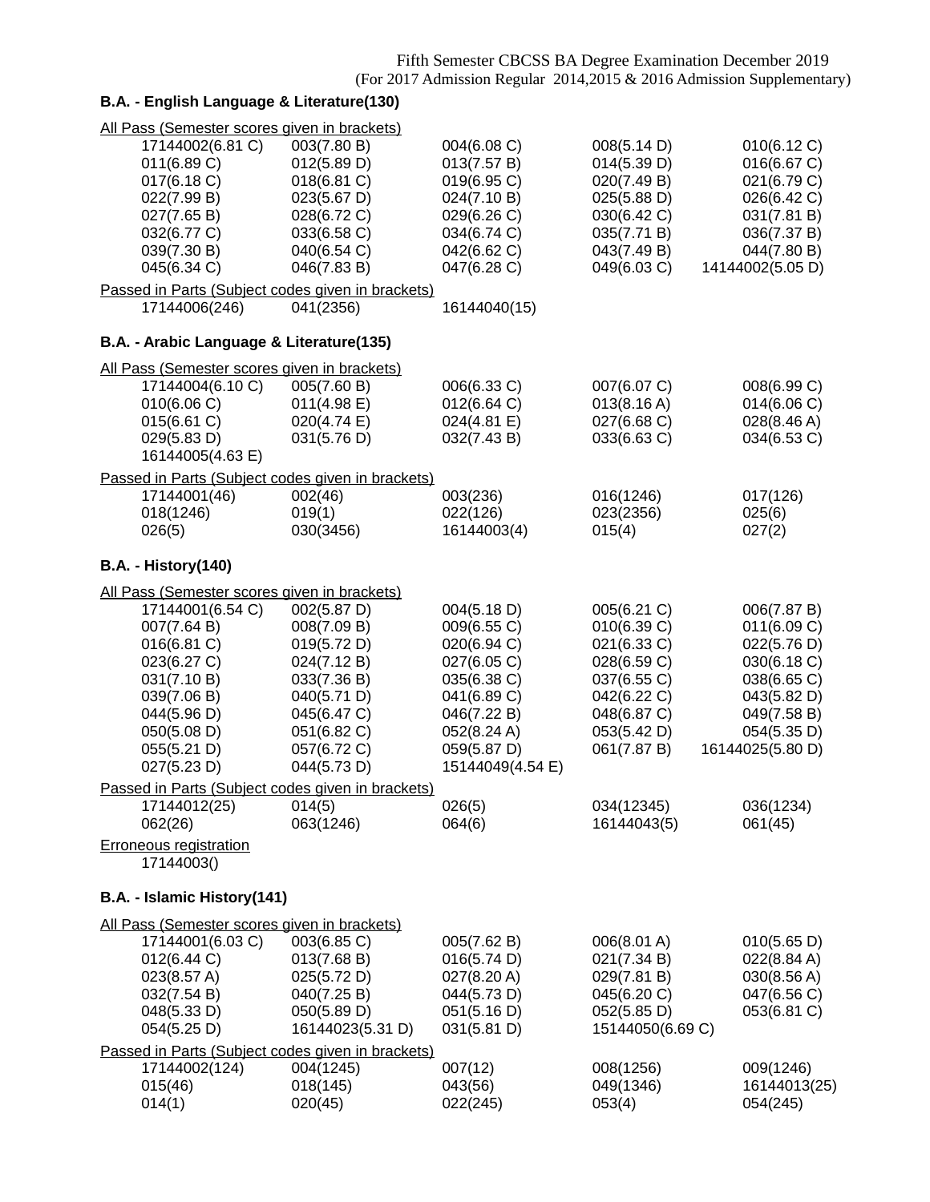Fifth Semester CBCSS BA Degree Examination December 2019
(For 2017 Admission Regular 2014,2015 & 2016 Admission Supplementary)

### B.A. - English Language & Literature(130)

All Pass (Semester scores given in brackets)

| | | | | |
|---|---|---|---|---|
| 17144002(6.81 C) | 003(7.80 B) | 004(6.08 C) | 008(5.14 D) | 010(6.12 C) |
| 011(6.89 C) | 012(5.89 D) | 013(7.57 B) | 014(5.39 D) | 016(6.67 C) |
| 017(6.18 C) | 018(6.81 C) | 019(6.95 C) | 020(7.49 B) | 021(6.79 C) |
| 022(7.99 B) | 023(5.67 D) | 024(7.10 B) | 025(5.88 D) | 026(6.42 C) |
| 027(7.65 B) | 028(6.72 C) | 029(6.26 C) | 030(6.42 C) | 031(7.81 B) |
| 032(6.77 C) | 033(6.58 C) | 034(6.74 C) | 035(7.71 B) | 036(7.37 B) |
| 039(7.30 B) | 040(6.54 C) | 042(6.62 C) | 043(7.49 B) | 044(7.80 B) |
| 045(6.34 C) | 046(7.83 B) | 047(6.28 C) | 049(6.03 C) | 14144002(5.05 D) |

Passed in Parts (Subject codes given in brackets)

| | | |
|---|---|---|
| 17144006(246) | 041(2356) | 16144040(15) |

### B.A. - Arabic Language & Literature(135)

All Pass (Semester scores given in brackets)

| | | | | |
|---|---|---|---|---|
| 17144004(6.10 C) | 005(7.60 B) | 006(6.33 C) | 007(6.07 C) | 008(6.99 C) |
| 010(6.06 C) | 011(4.98 E) | 012(6.64 C) | 013(8.16 A) | 014(6.06 C) |
| 015(6.61 C) | 020(4.74 E) | 024(4.81 E) | 027(6.68 C) | 028(8.46 A) |
| 029(5.83 D) | 031(5.76 D) | 032(7.43 B) | 033(6.63 C) | 034(6.53 C) |
| 16144005(4.63 E) | | | | |

Passed in Parts (Subject codes given in brackets)

| | | | | |
|---|---|---|---|---|
| 17144001(46) | 002(46) | 003(236) | 016(1246) | 017(126) |
| 018(1246) | 019(1) | 022(126) | 023(2356) | 025(6) |
| 026(5) | 030(3456) | 16144003(4) | 015(4) | 027(2) |

### B.A. - History(140)

All Pass (Semester scores given in brackets)

| | | | | |
|---|---|---|---|---|
| 17144001(6.54 C) | 002(5.87 D) | 004(5.18 D) | 005(6.21 C) | 006(7.87 B) |
| 007(7.64 B) | 008(7.09 B) | 009(6.55 C) | 010(6.39 C) | 011(6.09 C) |
| 016(6.81 C) | 019(5.72 D) | 020(6.94 C) | 021(6.33 C) | 022(5.76 D) |
| 023(6.27 C) | 024(7.12 B) | 027(6.05 C) | 028(6.59 C) | 030(6.18 C) |
| 031(7.10 B) | 033(7.36 B) | 035(6.38 C) | 037(6.55 C) | 038(6.65 C) |
| 039(7.06 B) | 040(5.71 D) | 041(6.89 C) | 042(6.22 C) | 043(5.82 D) |
| 044(5.96 D) | 045(6.47 C) | 046(7.22 B) | 048(6.87 C) | 049(7.58 B) |
| 050(5.08 D) | 051(6.82 C) | 052(8.24 A) | 053(5.42 D) | 054(5.35 D) |
| 055(5.21 D) | 057(6.72 C) | 059(5.87 D) | 061(7.87 B) | 16144025(5.80 D) |
| 027(5.23 D) | 044(5.73 D) | 15144049(4.54 E) | | |

Passed in Parts (Subject codes given in brackets)

| | | | | |
|---|---|---|---|---|
| 17144012(25) | 014(5) | 026(5) | 034(12345) | 036(1234) |
| 062(26) | 063(1246) | 064(6) | 16144043(5) | 061(45) |

Erroneous registration

17144003()

### B.A. - Islamic History(141)

All Pass (Semester scores given in brackets)

| | | | | |
|---|---|---|---|---|
| 17144001(6.03 C) | 003(6.85 C) | 005(7.62 B) | 006(8.01 A) | 010(5.65 D) |
| 012(6.44 C) | 013(7.68 B) | 016(5.74 D) | 021(7.34 B) | 022(8.84 A) |
| 023(8.57 A) | 025(5.72 D) | 027(8.20 A) | 029(7.81 B) | 030(8.56 A) |
| 032(7.54 B) | 040(7.25 B) | 044(5.73 D) | 045(6.20 C) | 047(6.56 C) |
| 048(5.33 D) | 050(5.89 D) | 051(5.16 D) | 052(5.85 D) | 053(6.81 C) |
| 054(5.25 D) | 16144023(5.31 D) | 031(5.81 D) | 15144050(6.69 C) | |

Passed in Parts (Subject codes given in brackets)

| | | | | |
|---|---|---|---|---|
| 17144002(124) | 004(1245) | 007(12) | 008(1256) | 009(1246) |
| 015(46) | 018(145) | 043(56) | 049(1346) | 16144013(25) |
| 014(1) | 020(45) | 022(245) | 053(4) | 054(245) |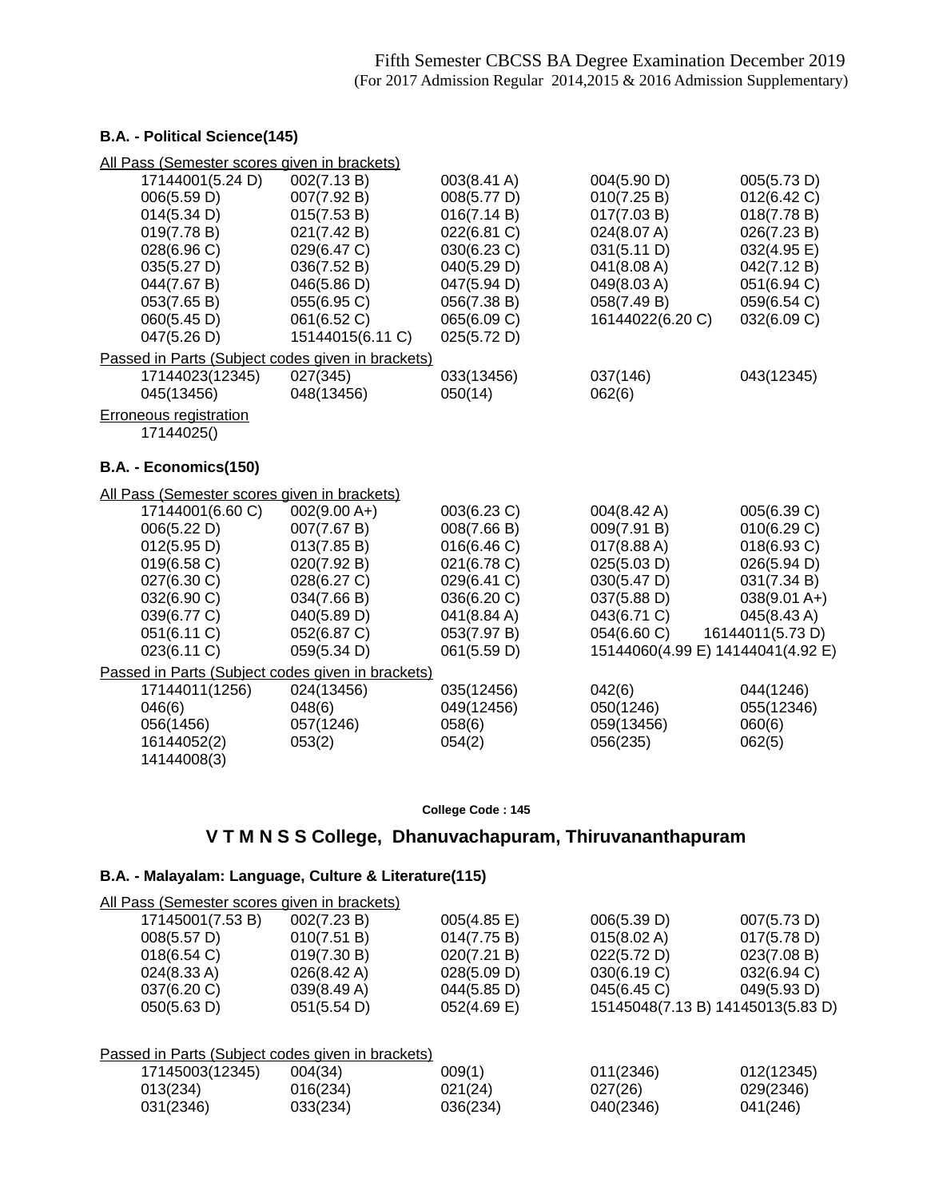Fifth Semester CBCSS BA Degree Examination December 2019
(For 2017 Admission Regular 2014,2015 & 2016 Admission Supplementary)

### B.A. - Political Science(145)

All Pass (Semester scores given in brackets)

| | | | | |
|---|---|---|---|---|
| 17144001(5.24 D) | 002(7.13 B) | 003(8.41 A) | 004(5.90 D) | 005(5.73 D) |
| 006(5.59 D) | 007(7.92 B) | 008(5.77 D) | 010(7.25 B) | 012(6.42 C) |
| 014(5.34 D) | 015(7.53 B) | 016(7.14 B) | 017(7.03 B) | 018(7.78 B) |
| 019(7.78 B) | 021(7.42 B) | 022(6.81 C) | 024(8.07 A) | 026(7.23 B) |
| 028(6.96 C) | 029(6.47 C) | 030(6.23 C) | 031(5.11 D) | 032(4.95 E) |
| 035(5.27 D) | 036(7.52 B) | 040(5.29 D) | 041(8.08 A) | 042(7.12 B) |
| 044(7.67 B) | 046(5.86 D) | 047(5.94 D) | 049(8.03 A) | 051(6.94 C) |
| 053(7.65 B) | 055(6.95 C) | 056(7.38 B) | 058(7.49 B) | 059(6.54 C) |
| 060(5.45 D) | 061(6.52 C) | 065(6.09 C) | 16144022(6.20 C) | 032(6.09 C) |
| 047(5.26 D) | 15144015(6.11 C) | 025(5.72 D) | | |

Passed in Parts (Subject codes given in brackets)

| | | | | |
|---|---|---|---|---|
| 17144023(12345) | 027(345) | 033(13456) | 037(146) | 043(12345) |
| 045(13456) | 048(13456) | 050(14) | 062(6) | |

Erroneous registration

17144025()

### B.A. - Economics(150)

All Pass (Semester scores given in brackets)

| | | | | |
|---|---|---|---|---|
| 17144001(6.60 C) | 002(9.00 A+) | 003(6.23 C) | 004(8.42 A) | 005(6.39 C) |
| 006(5.22 D) | 007(7.67 B) | 008(7.66 B) | 009(7.91 B) | 010(6.29 C) |
| 012(5.95 D) | 013(7.85 B) | 016(6.46 C) | 017(8.88 A) | 018(6.93 C) |
| 019(6.58 C) | 020(7.92 B) | 021(6.78 C) | 025(5.03 D) | 026(5.94 D) |
| 027(6.30 C) | 028(6.27 C) | 029(6.41 C) | 030(5.47 D) | 031(7.34 B) |
| 032(6.90 C) | 034(7.66 B) | 036(6.20 C) | 037(5.88 D) | 038(9.01 A+) |
| 039(6.77 C) | 040(5.89 D) | 041(8.84 A) | 043(6.71 C) | 045(8.43 A) |
| 051(6.11 C) | 052(6.87 C) | 053(7.97 B) | 054(6.60 C) | 16144011(5.73 D) |
| 023(6.11 C) | 059(5.34 D) | 061(5.59 D) | 15144060(4.99 E) | 14144041(4.92 E) |

Passed in Parts (Subject codes given in brackets)

| | | | | |
|---|---|---|---|---|
| 17144011(1256) | 024(13456) | 035(12456) | 042(6) | 044(1246) |
| 046(6) | 048(6) | 049(12456) | 050(1246) | 055(12346) |
| 056(1456) | 057(1246) | 058(6) | 059(13456) | 060(6) |
| 16144052(2) | 053(2) | 054(2) | 056(235) | 062(5) |
| 14144008(3) | | | | |

**College Code : 145**

## V T M N S S College, Dhanuvachapuram, Thiruvananthapuram

### B.A. - Malayalam: Language, Culture & Literature(115)

All Pass (Semester scores given in brackets)

| | | | | |
|---|---|---|---|---|
| 17145001(7.53 B) | 002(7.23 B) | 005(4.85 E) | 006(5.39 D) | 007(5.73 D) |
| 008(5.57 D) | 010(7.51 B) | 014(7.75 B) | 015(8.02 A) | 017(5.78 D) |
| 018(6.54 C) | 019(7.30 B) | 020(7.21 B) | 022(5.72 D) | 023(7.08 B) |
| 024(8.33 A) | 026(8.42 A) | 028(5.09 D) | 030(6.19 C) | 032(6.94 C) |
| 037(6.20 C) | 039(8.49 A) | 044(5.85 D) | 045(6.45 C) | 049(5.93 D) |
| 050(5.63 D) | 051(5.54 D) | 052(4.69 E) | 15145048(7.13 B) | 14145013(5.83 D) |

Passed in Parts (Subject codes given in brackets)

| | | | | |
|---|---|---|---|---|
| 17145003(12345) | 004(34) | 009(1) | 011(2346) | 012(12345) |
| 013(234) | 016(234) | 021(24) | 027(26) | 029(2346) |
| 031(2346) | 033(234) | 036(234) | 040(2346) | 041(246) |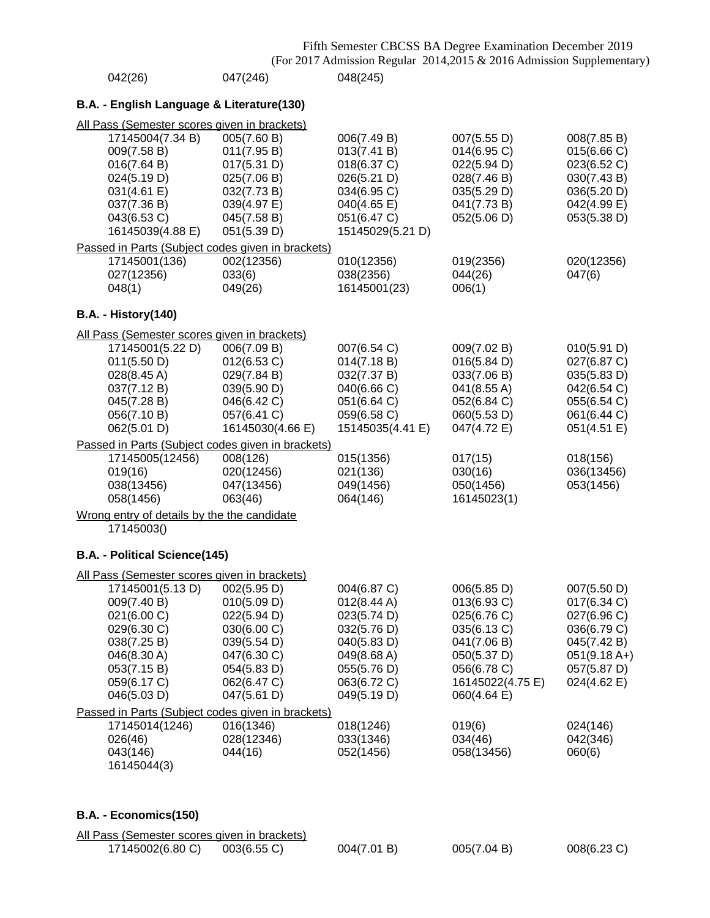042(26) 047(246) 048(245)

### B.A. - English Language & Literature(130)

All Pass (Semester scores given in brackets)

| | | | | |
|---|---|---|---|---|
| 17145004(7.34 B) | 005(7.60 B) | 006(7.49 B) | 007(5.55 D) | 008(7.85 B) |
| 009(7.58 B) | 011(7.95 B) | 013(7.41 B) | 014(6.95 C) | 015(6.66 C) |
| 016(7.64 B) | 017(5.31 D) | 018(6.37 C) | 022(5.94 D) | 023(6.52 C) |
| 024(5.19 D) | 025(7.06 B) | 026(5.21 D) | 028(7.46 B) | 030(7.43 B) |
| 031(4.61 E) | 032(7.73 B) | 034(6.95 C) | 035(5.29 D) | 036(5.20 D) |
| 037(7.36 B) | 039(4.97 E) | 040(4.65 E) | 041(7.73 B) | 042(4.99 E) |
| 043(6.53 C) | 045(7.58 B) | 051(6.47 C) | 052(5.06 D) | 053(5.38 D) |
| 16145039(4.88 E) | 051(5.39 D) | 15145029(5.21 D) | | |

Passed in Parts (Subject codes given in brackets)

| | | | | |
|---|---|---|---|---|
| 17145001(136) | 002(12356) | 010(12356) | 019(2356) | 020(12356) |
| 027(12356) | 033(6) | 038(2356) | 044(26) | 047(6) |
| 048(1) | 049(26) | 16145001(23) | 006(1) | |

### B.A. - History(140)

All Pass (Semester scores given in brackets)

| | | | | |
|---|---|---|---|---|
| 17145001(5.22 D) | 006(7.09 B) | 007(6.54 C) | 009(7.02 B) | 010(5.91 D) |
| 011(5.50 D) | 012(6.53 C) | 014(7.18 B) | 016(5.84 D) | 027(6.87 C) |
| 028(8.45 A) | 029(7.84 B) | 032(7.37 B) | 033(7.06 B) | 035(5.83 D) |
| 037(7.12 B) | 039(5.90 D) | 040(6.66 C) | 041(8.55 A) | 042(6.54 C) |
| 045(7.28 B) | 046(6.42 C) | 051(6.64 C) | 052(6.84 C) | 055(6.54 C) |
| 056(7.10 B) | 057(6.41 C) | 059(6.58 C) | 060(5.53 D) | 061(6.44 C) |
| 062(5.01 D) | 16145030(4.66 E) | 15145035(4.41 E) | 047(4.72 E) | 051(4.51 E) |

Passed in Parts (Subject codes given in brackets)

| | | | | |
|---|---|---|---|---|
| 17145005(12456) | 008(126) | 015(1356) | 017(15) | 018(156) |
| 019(16) | 020(12456) | 021(136) | 030(16) | 036(13456) |
| 038(13456) | 047(13456) | 049(1456) | 050(1456) | 053(1456) |
| 058(1456) | 063(46) | 064(146) | 16145023(1) | |

Wrong entry of details by the candidate

17145003()

### B.A. - Political Science(145)

All Pass (Semester scores given in brackets)

| | | | | |
|---|---|---|---|---|
| 17145001(5.13 D) | 002(5.95 D) | 004(6.87 C) | 006(5.85 D) | 007(5.50 D) |
| 009(7.40 B) | 010(5.09 D) | 012(8.44 A) | 013(6.93 C) | 017(6.34 C) |
| 021(6.00 C) | 022(5.94 D) | 023(5.74 D) | 025(6.76 C) | 027(6.96 C) |
| 029(6.30 C) | 030(6.00 C) | 032(5.76 D) | 035(6.13 C) | 036(6.79 C) |
| 038(7.25 B) | 039(5.54 D) | 040(5.83 D) | 041(7.06 B) | 045(7.42 B) |
| 046(8.30 A) | 047(6.30 C) | 049(8.68 A) | 050(5.37 D) | 051(9.18 A+) |
| 053(7.15 B) | 054(5.83 D) | 055(5.76 D) | 056(6.78 C) | 057(5.87 D) |
| 059(6.17 C) | 062(6.47 C) | 063(6.72 C) | 16145022(4.75 E) | 024(4.62 E) |
| 046(5.03 D) | 047(5.61 D) | 049(5.19 D) | 060(4.64 E) | |

Passed in Parts (Subject codes given in brackets)

| | | | | |
|---|---|---|---|---|
| 17145014(1246) | 016(1346) | 018(1246) | 019(6) | 024(146) |
| 026(46) | 028(12346) | 033(1346) | 034(46) | 042(346) |
| 043(146) | 044(16) | 052(1456) | 058(13456) | 060(6) |
| 16145044(3) | | | | |

### B.A. - Economics(150)

All Pass (Semester scores given in brackets)

| | | | | |
|---|---|---|---|---|
| 17145002(6.80 C) | 003(6.55 C) | 004(7.01 B) | 005(7.04 B) | 008(6.23 C) |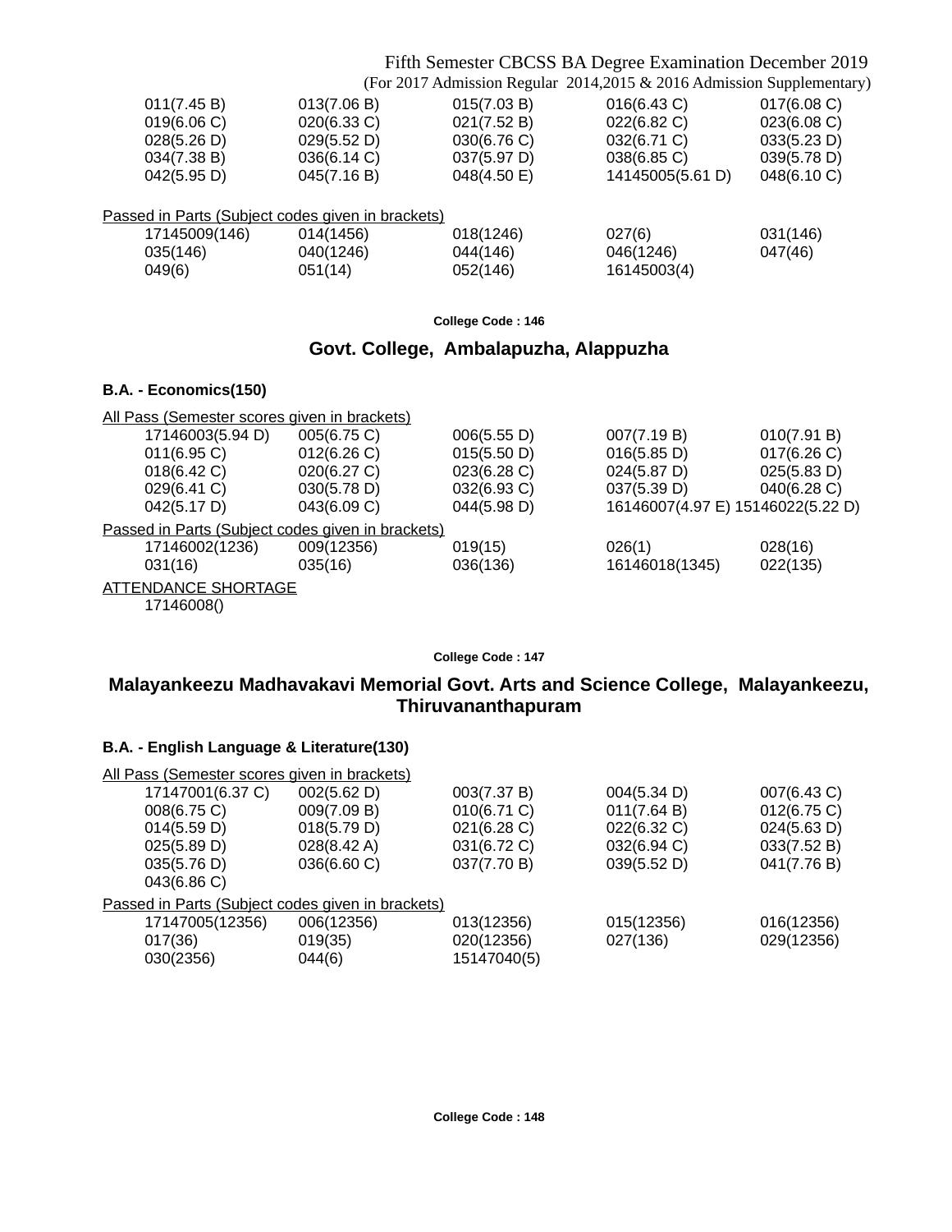011(7.45 B) 013(7.06 B) 015(7.03 B) 016(6.43 C) 017(6.08 C)
019(6.06 C) 020(6.33 C) 021(7.52 B) 022(6.82 C) 023(6.08 C)
028(5.26 D) 029(5.52 D) 030(6.76 C) 032(6.71 C) 033(5.23 D)
034(7.38 B) 036(6.14 C) 037(5.97 D) 038(6.85 C) 039(5.78 D)
042(5.95 D) 045(7.16 B) 048(4.50 E) 14145005(5.61 D) 048(6.10 C)

Passed in Parts (Subject codes given in brackets)

17145009(146) 014(1456) 018(1246) 027(6) 031(146)
035(146) 040(1246) 044(146) 046(1246) 047(46)
049(6) 051(14) 052(146) 16145003(4)

**College Code : 146**

## Govt. College, Ambalapuzha, Alappuzha

### B.A. - Economics(150)

All Pass (Semester scores given in brackets)

17146003(5.94 D) 005(6.75 C) 006(5.55 D) 007(7.19 B) 010(7.91 B)
011(6.95 C) 012(6.26 C) 015(5.50 D) 016(5.85 D) 017(6.26 C)
018(6.42 C) 020(6.27 C) 023(6.28 C) 024(5.87 D) 025(5.83 D)
029(6.41 C) 030(5.78 D) 032(6.93 C) 037(5.39 D) 040(6.28 C)
042(5.17 D) 043(6.09 C) 044(5.98 D) 16146007(4.97 E) 15146022(5.22 D)

Passed in Parts (Subject codes given in brackets)

17146002(1236) 009(12356) 019(15) 026(1) 028(16)
031(16) 035(16) 036(136) 16146018(1345) 022(135)

ATTENDANCE SHORTAGE

17146008()

**College Code : 147**

## Malayankeezu Madhavakavi Memorial Govt. Arts and Science College, Malayankeezu, Thiruvananthapuram

### B.A. - English Language & Literature(130)

All Pass (Semester scores given in brackets)

17147001(6.37 C) 002(5.62 D) 003(7.37 B) 004(5.34 D) 007(6.43 C)
008(6.75 C) 009(7.09 B) 010(6.71 C) 011(7.64 B) 012(6.75 C)
014(5.59 D) 018(5.79 D) 021(6.28 C) 022(6.32 C) 024(5.63 D)
025(5.89 D) 028(8.42 A) 031(6.72 C) 032(6.94 C) 033(7.52 B)
035(5.76 D) 036(6.60 C) 037(7.70 B) 039(5.52 D) 041(7.76 B)
043(6.86 C)

Passed in Parts (Subject codes given in brackets)

17147005(12356) 006(12356) 013(12356) 015(12356) 016(12356)
017(36) 019(35) 020(12356) 027(136) 029(12356)
030(2356) 044(6) 15147040(5)

**College Code : 148**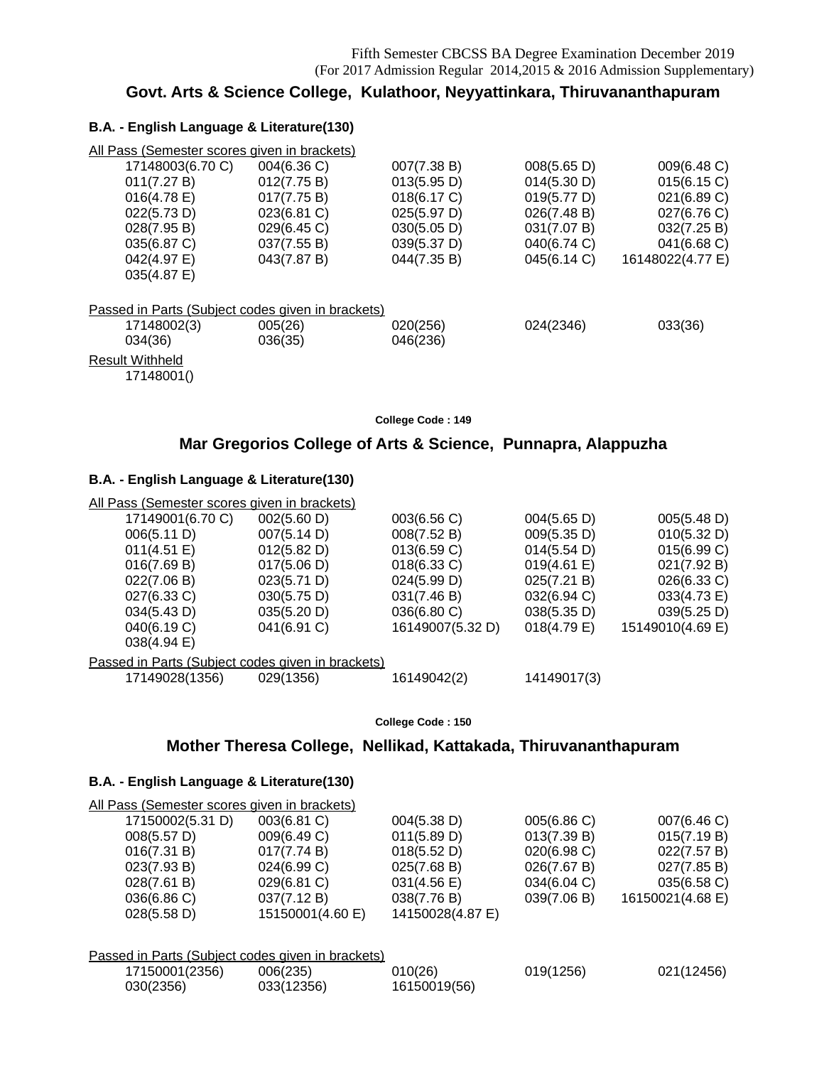Fifth Semester CBCSS BA Degree Examination December 2019
(For 2017 Admission Regular 2014,2015 & 2016 Admission Supplementary)

## Govt. Arts & Science College, Kulathoor, Neyyattinkara, Thiruvananthapuram

### B.A. - English Language & Literature(130)

All Pass (Semester scores given in brackets)

| | | | | |
|---|---|---|---|---|
| 17148003(6.70 C) | 004(6.36 C) | 007(7.38 B) | 008(5.65 D) | 009(6.48 C) |
| 011(7.27 B) | 012(7.75 B) | 013(5.95 D) | 014(5.30 D) | 015(6.15 C) |
| 016(4.78 E) | 017(7.75 B) | 018(6.17 C) | 019(5.77 D) | 021(6.89 C) |
| 022(5.73 D) | 023(6.81 C) | 025(5.97 D) | 026(7.48 B) | 027(6.76 C) |
| 028(7.95 B) | 029(6.45 C) | 030(5.05 D) | 031(7.07 B) | 032(7.25 B) |
| 035(6.87 C) | 037(7.55 B) | 039(5.37 D) | 040(6.74 C) | 041(6.68 C) |
| 042(4.97 E) | 043(7.87 B) | 044(7.35 B) | 045(6.14 C) | 16148022(4.77 E) |
| 035(4.87 E) | | | | |

Passed in Parts (Subject codes given in brackets)

| | | | | |
|---|---|---|---|---|
| 17148002(3) | 005(26) | 020(256) | 024(2346) | 033(36) |
| 034(36) | 036(35) | 046(236) | | |

Result Withheld

17148001()

College Code : 149

## Mar Gregorios College of Arts & Science, Punnapra, Alappuzha

### B.A. - English Language & Literature(130)

All Pass (Semester scores given in brackets)

| | | | | |
|---|---|---|---|---|
| 17149001(6.70 C) | 002(5.60 D) | 003(6.56 C) | 004(5.65 D) | 005(5.48 D) |
| 006(5.11 D) | 007(5.14 D) | 008(7.52 B) | 009(5.35 D) | 010(5.32 D) |
| 011(4.51 E) | 012(5.82 D) | 013(6.59 C) | 014(5.54 D) | 015(6.99 C) |
| 016(7.69 B) | 017(5.06 D) | 018(6.33 C) | 019(4.61 E) | 021(7.92 B) |
| 022(7.06 B) | 023(5.71 D) | 024(5.99 D) | 025(7.21 B) | 026(6.33 C) |
| 027(6.33 C) | 030(5.75 D) | 031(7.46 B) | 032(6.94 C) | 033(4.73 E) |
| 034(5.43 D) | 035(5.20 D) | 036(6.80 C) | 038(5.35 D) | 039(5.25 D) |
| 040(6.19 C) | 041(6.91 C) | 16149007(5.32 D) | 018(4.79 E) | 15149010(4.69 E) |
| 038(4.94 E) | | | | |

Passed in Parts (Subject codes given in brackets)

| | | | |
|---|---|---|---|
| 17149028(1356) | 029(1356) | 16149042(2) | 14149017(3) |

College Code : 150

## Mother Theresa College, Nellikad, Kattakada, Thiruvananthapuram

### B.A. - English Language & Literature(130)

All Pass (Semester scores given in brackets)

| | | | | |
|---|---|---|---|---|
| 17150002(5.31 D) | 003(6.81 C) | 004(5.38 D) | 005(6.86 C) | 007(6.46 C) |
| 008(5.57 D) | 009(6.49 C) | 011(5.89 D) | 013(7.39 B) | 015(7.19 B) |
| 016(7.31 B) | 017(7.74 B) | 018(5.52 D) | 020(6.98 C) | 022(7.57 B) |
| 023(7.93 B) | 024(6.99 C) | 025(7.68 B) | 026(7.67 B) | 027(7.85 B) |
| 028(7.61 B) | 029(6.81 C) | 031(4.56 E) | 034(6.04 C) | 035(6.58 C) |
| 036(6.86 C) | 037(7.12 B) | 038(7.76 B) | 039(7.06 B) | 16150021(4.68 E) |
| 028(5.58 D) | 15150001(4.60 E) | 14150028(4.87 E) | | |

Passed in Parts (Subject codes given in brackets)

| | | | | |
|---|---|---|---|---|
| 17150001(2356) | 006(235) | 010(26) | 019(1256) | 021(12456) |
| 030(2356) | 033(12356) | 16150019(56) | | |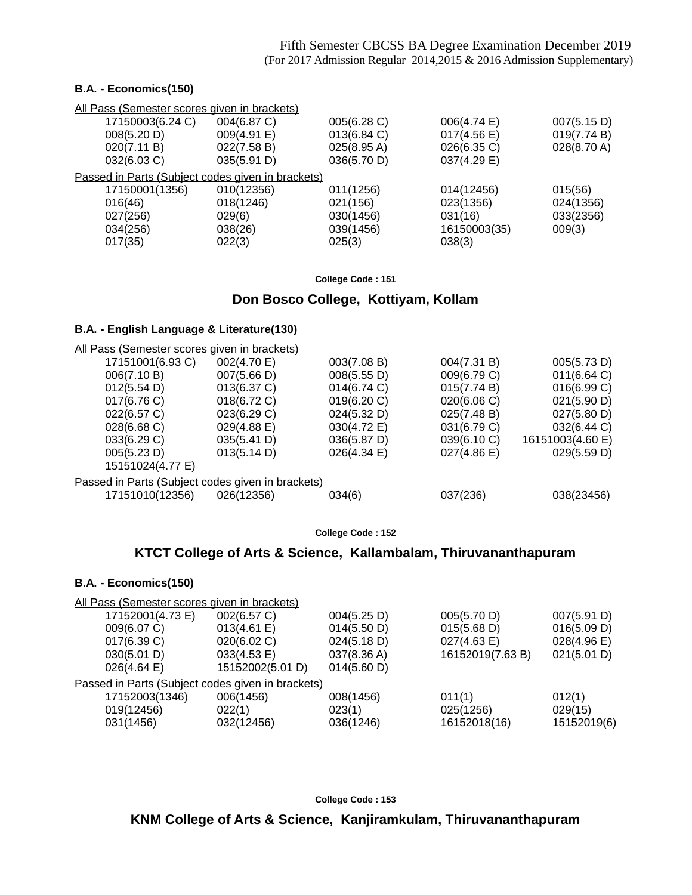### B.A. - Economics(150)

All Pass (Semester scores given in brackets)

| | | | | |
|---|---|---|---|---|
| 17150003(6.24 C) | 004(6.87 C) | 005(6.28 C) | 006(4.74 E) | 007(5.15 D) |
| 008(5.20 D) | 009(4.91 E) | 013(6.84 C) | 017(4.56 E) | 019(7.74 B) |
| 020(7.11 B) | 022(7.58 B) | 025(8.95 A) | 026(6.35 C) | 028(8.70 A) |
| 032(6.03 C) | 035(5.91 D) | 036(5.70 D) | 037(4.29 E) | |

Passed in Parts (Subject codes given in brackets)

| | | | | |
|---|---|---|---|---|
| 17150001(1356) | 010(12356) | 011(1256) | 014(12456) | 015(56) |
| 016(46) | 018(1246) | 021(156) | 023(1356) | 024(1356) |
| 027(256) | 029(6) | 030(1456) | 031(16) | 033(2356) |
| 034(256) | 038(26) | 039(1456) | 16150003(35) | 009(3) |
| 017(35) | 022(3) | 025(3) | 038(3) | |

College Code : 151

## Don Bosco College, Kottiyam, Kollam

### B.A. - English Language & Literature(130)

All Pass (Semester scores given in brackets)

| | | | | |
|---|---|---|---|---|
| 17151001(6.93 C) | 002(4.70 E) | 003(7.08 B) | 004(7.31 B) | 005(5.73 D) |
| 006(7.10 B) | 007(5.66 D) | 008(5.55 D) | 009(6.79 C) | 011(6.64 C) |
| 012(5.54 D) | 013(6.37 C) | 014(6.74 C) | 015(7.74 B) | 016(6.99 C) |
| 017(6.76 C) | 018(6.72 C) | 019(6.20 C) | 020(6.06 C) | 021(5.90 D) |
| 022(6.57 C) | 023(6.29 C) | 024(5.32 D) | 025(7.48 B) | 027(5.80 D) |
| 028(6.68 C) | 029(4.88 E) | 030(4.72 E) | 031(6.79 C) | 032(6.44 C) |
| 033(6.29 C) | 035(5.41 D) | 036(5.87 D) | 039(6.10 C) | 16151003(4.60 E) |
| 005(5.23 D) | 013(5.14 D) | 026(4.34 E) | 027(4.86 E) | 029(5.59 D) |
| 15151024(4.77 E) | | | | |

Passed in Parts (Subject codes given in brackets)

| | | | | |
|---|---|---|---|---|
| 17151010(12356) | 026(12356) | 034(6) | 037(236) | 038(23456) |

College Code : 152

## KTCT College of Arts & Science, Kallambalam, Thiruvananthapuram

### B.A. - Economics(150)

All Pass (Semester scores given in brackets)

| | | | | |
|---|---|---|---|---|
| 17152001(4.73 E) | 002(6.57 C) | 004(5.25 D) | 005(5.70 D) | 007(5.91 D) |
| 009(6.07 C) | 013(4.61 E) | 014(5.50 D) | 015(5.68 D) | 016(5.09 D) |
| 017(6.39 C) | 020(6.02 C) | 024(5.18 D) | 027(4.63 E) | 028(4.96 E) |
| 030(5.01 D) | 033(4.53 E) | 037(8.36 A) | 16152019(7.63 B) | 021(5.01 D) |
| 026(4.64 E) | 15152002(5.01 D) | 014(5.60 D) | | |

Passed in Parts (Subject codes given in brackets)

| | | | | |
|---|---|---|---|---|
| 17152003(1346) | 006(1456) | 008(1456) | 011(1) | 012(1) |
| 019(12456) | 022(1) | 023(1) | 025(1256) | 029(15) |
| 031(1456) | 032(12456) | 036(1246) | 16152018(16) | 15152019(6) |

College Code : 153

## KNM College of Arts & Science, Kanjiramkulam, Thiruvananthapuram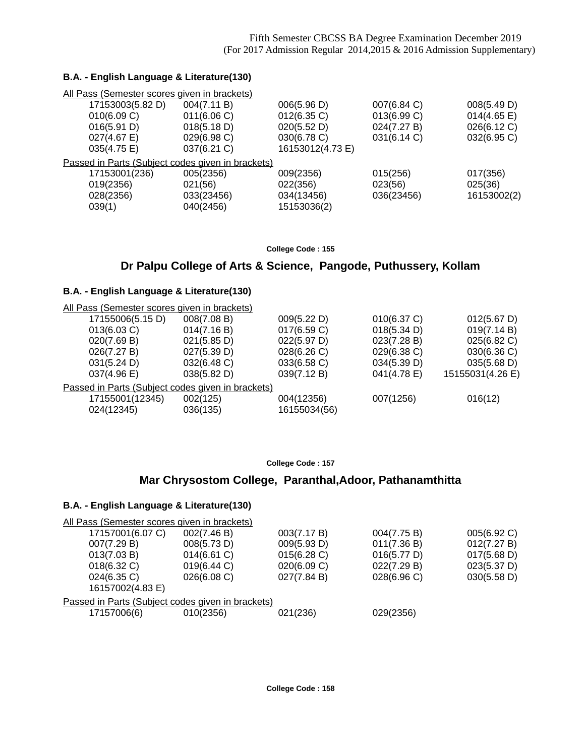### B.A. - English Language & Literature(130)

All Pass (Semester scores given in brackets)

| | | | | |
|---|---|---|---|---|
| 17153003(5.82 D) | 004(7.11 B) | 006(5.96 D) | 007(6.84 C) | 008(5.49 D) |
| 010(6.09 C) | 011(6.06 C) | 012(6.35 C) | 013(6.99 C) | 014(4.65 E) |
| 016(5.91 D) | 018(5.18 D) | 020(5.52 D) | 024(7.27 B) | 026(6.12 C) |
| 027(4.67 E) | 029(6.98 C) | 030(6.78 C) | 031(6.14 C) | 032(6.95 C) |
| 035(4.75 E) | 037(6.21 C) | 16153012(4.73 E) | | |

Passed in Parts (Subject codes given in brackets)

| | | | | |
|---|---|---|---|---|
| 17153001(236) | 005(2356) | 009(2356) | 015(256) | 017(356) |
| 019(2356) | 021(56) | 022(356) | 023(56) | 025(36) |
| 028(2356) | 033(23456) | 034(13456) | 036(23456) | 16153002(2) |
| 039(1) | 040(2456) | 15153036(2) | | |

**College Code : 155**

## Dr Palpu College of Arts & Science, Pangode, Puthussery, Kollam

### B.A. - English Language & Literature(130)

All Pass (Semester scores given in brackets)

| | | | | |
|---|---|---|---|---|
| 17155006(5.15 D) | 008(7.08 B) | 009(5.22 D) | 010(6.37 C) | 012(5.67 D) |
| 013(6.03 C) | 014(7.16 B) | 017(6.59 C) | 018(5.34 D) | 019(7.14 B) |
| 020(7.69 B) | 021(5.85 D) | 022(5.97 D) | 023(7.28 B) | 025(6.82 C) |
| 026(7.27 B) | 027(5.39 D) | 028(6.26 C) | 029(6.38 C) | 030(6.36 C) |
| 031(5.24 D) | 032(6.48 C) | 033(6.58 C) | 034(5.39 D) | 035(5.68 D) |
| 037(4.96 E) | 038(5.82 D) | 039(7.12 B) | 041(4.78 E) | 15155031(4.26 E) |

Passed in Parts (Subject codes given in brackets)

| | | | | |
|---|---|---|---|---|
| 17155001(12345) | 002(125) | 004(12356) | 007(1256) | 016(12) |
| 024(12345) | 036(135) | 16155034(56) | | |

**College Code : 157**

## Mar Chrysostom College, Paranthal,Adoor, Pathanamthitta

### B.A. - English Language & Literature(130)

All Pass (Semester scores given in brackets)

| | | | | |
|---|---|---|---|---|
| 17157001(6.07 C) | 002(7.46 B) | 003(7.17 B) | 004(7.75 B) | 005(6.92 C) |
| 007(7.29 B) | 008(5.73 D) | 009(5.93 D) | 011(7.36 B) | 012(7.27 B) |
| 013(7.03 B) | 014(6.61 C) | 015(6.28 C) | 016(5.77 D) | 017(5.68 D) |
| 018(6.32 C) | 019(6.44 C) | 020(6.09 C) | 022(7.29 B) | 023(5.37 D) |
| 024(6.35 C) | 026(6.08 C) | 027(7.84 B) | 028(6.96 C) | 030(5.58 D) |
| 16157002(4.83 E) | | | | |

Passed in Parts (Subject codes given in brackets)

| | | | |
|---|---|---|---|
| 17157006(6) | 010(2356) | 021(236) | 029(2356) |

**College Code : 158**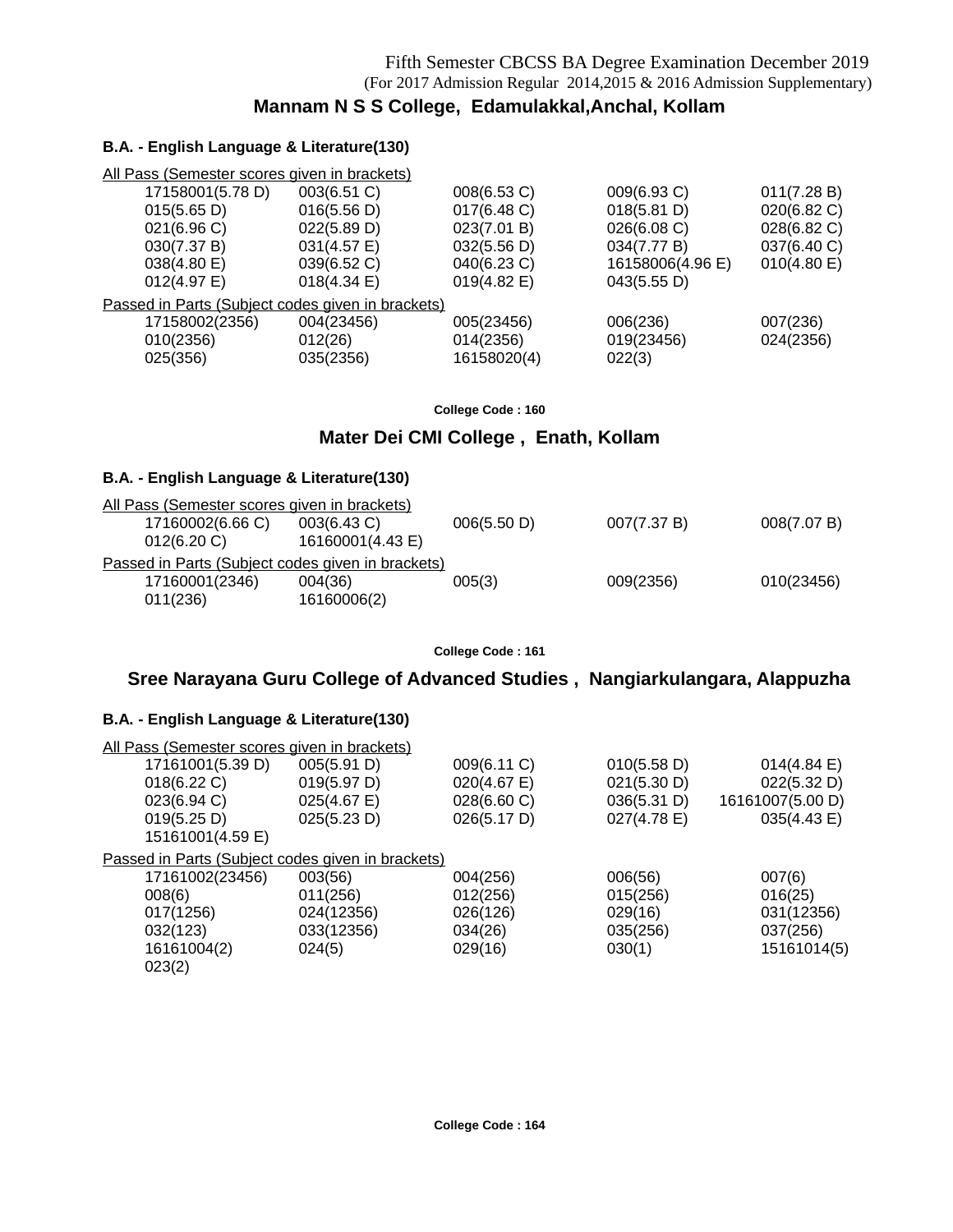Fifth Semester CBCSS BA Degree Examination December 2019
(For 2017 Admission Regular 2014,2015 & 2016 Admission Supplementary)

## Mannam N S S College, Edamulakkal,Anchal, Kollam

### B.A. - English Language & Literature(130)

All Pass (Semester scores given in brackets)

| | | | | |
|---|---|---|---|---|
| 17158001(5.78 D) | 003(6.51 C) | 008(6.53 C) | 009(6.93 C) | 011(7.28 B) |
| 015(5.65 D) | 016(5.56 D) | 017(6.48 C) | 018(5.81 D) | 020(6.82 C) |
| 021(6.96 C) | 022(5.89 D) | 023(7.01 B) | 026(6.08 C) | 028(6.82 C) |
| 030(7.37 B) | 031(4.57 E) | 032(5.56 D) | 034(7.77 B) | 037(6.40 C) |
| 038(4.80 E) | 039(6.52 C) | 040(6.23 C) | 16158006(4.96 E) | 010(4.80 E) |
| 012(4.97 E) | 018(4.34 E) | 019(4.82 E) | 043(5.55 D) | |

Passed in Parts (Subject codes given in brackets)

| | | | | |
|---|---|---|---|---|
| 17158002(2356) | 004(23456) | 005(23456) | 006(236) | 007(236) |
| 010(2356) | 012(26) | 014(2356) | 019(23456) | 024(2356) |
| 025(356) | 035(2356) | 16158020(4) | 022(3) | |

**College Code : 160**

## Mater Dei CMI College , Enath, Kollam

### B.A. - English Language & Literature(130)

All Pass (Semester scores given in brackets)

| | | | | |
|---|---|---|---|---|
| 17160002(6.66 C) | 003(6.43 C) | 006(5.50 D) | 007(7.37 B) | 008(7.07 B) |
| 012(6.20 C) | 16160001(4.43 E) | | | |

Passed in Parts (Subject codes given in brackets)

| | | | | |
|---|---|---|---|---|
| 17160001(2346) | 004(36) | 005(3) | 009(2356) | 010(23456) |
| 011(236) | 16160006(2) | | | |

**College Code : 161**

## Sree Narayana Guru College of Advanced Studies , Nangiarkulangara, Alappuzha

### B.A. - English Language & Literature(130)

All Pass (Semester scores given in brackets)

| | | | | |
|---|---|---|---|---|
| 17161001(5.39 D) | 005(5.91 D) | 009(6.11 C) | 010(5.58 D) | 014(4.84 E) |
| 018(6.22 C) | 019(5.97 D) | 020(4.67 E) | 021(5.30 D) | 022(5.32 D) |
| 023(6.94 C) | 025(4.67 E) | 028(6.60 C) | 036(5.31 D) | 16161007(5.00 D) |
| 019(5.25 D) | 025(5.23 D) | 026(5.17 D) | 027(4.78 E) | 035(4.43 E) |
| 15161001(4.59 E) | | | | |

Passed in Parts (Subject codes given in brackets)

| | | | | |
|---|---|---|---|---|
| 17161002(23456) | 003(56) | 004(256) | 006(56) | 007(6) |
| 008(6) | 011(256) | 012(256) | 015(256) | 016(25) |
| 017(1256) | 024(12356) | 026(126) | 029(16) | 031(12356) |
| 032(123) | 033(12356) | 034(26) | 035(256) | 037(256) |
| 16161004(2) | 024(5) | 029(16) | 030(1) | 15161014(5) |
| 023(2) | | | | |

**College Code : 164**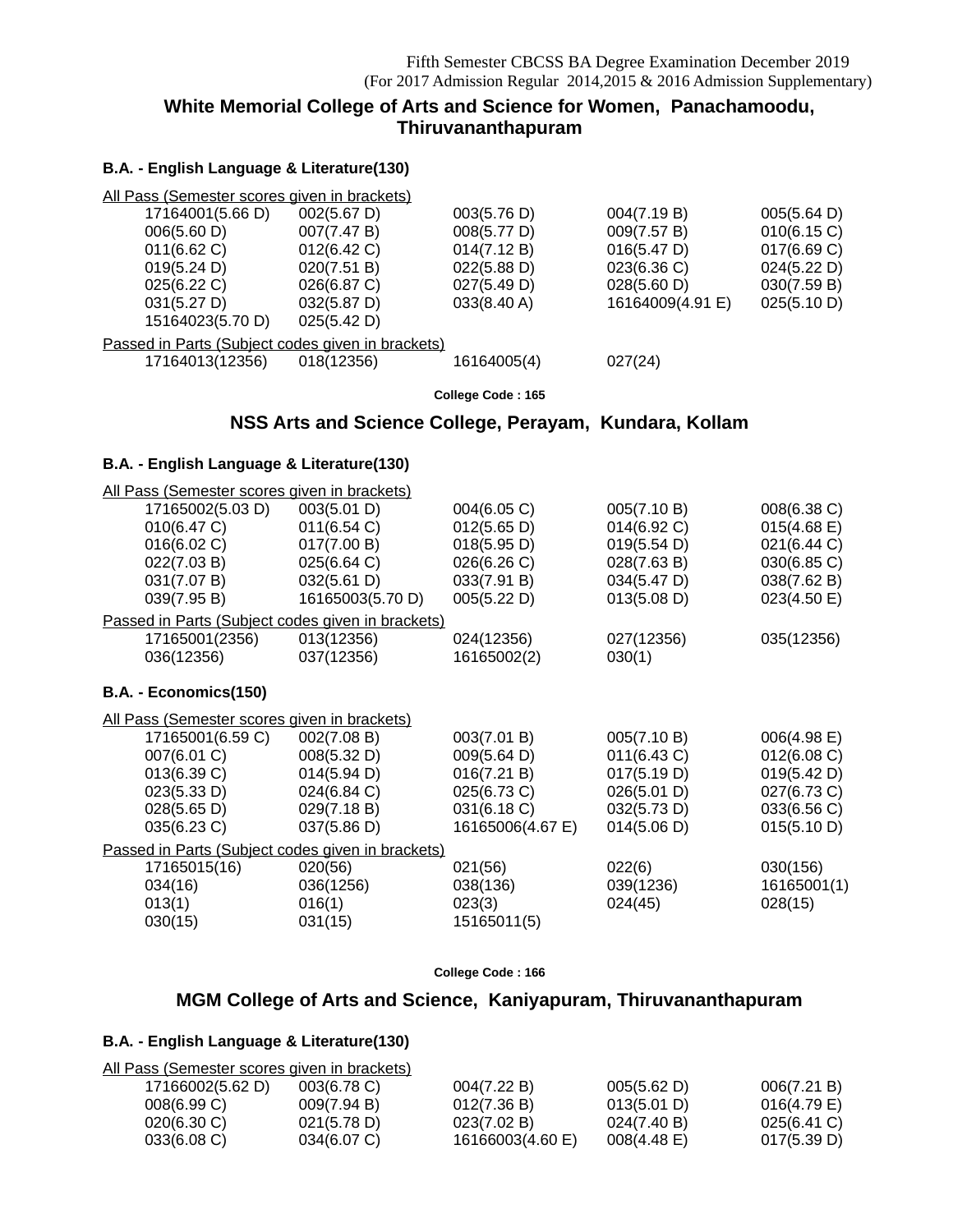Fifth Semester CBCSS BA Degree Examination December 2019
(For 2017 Admission Regular 2014,2015 & 2016 Admission Supplementary)

## White Memorial College of Arts and Science for Women, Panachamoodu, Thiruvananthapuram

### B.A. - English Language & Literature(130)

All Pass (Semester scores given in brackets)

| | | | | |
|---|---|---|---|---|
| 17164001(5.66 D) | 002(5.67 D) | 003(5.76 D) | 004(7.19 B) | 005(5.64 D) |
| 006(5.60 D) | 007(7.47 B) | 008(5.77 D) | 009(7.57 B) | 010(6.15 C) |
| 011(6.62 C) | 012(6.42 C) | 014(7.12 B) | 016(5.47 D) | 017(6.69 C) |
| 019(5.24 D) | 020(7.51 B) | 022(5.88 D) | 023(6.36 C) | 024(5.22 D) |
| 025(6.22 C) | 026(6.87 C) | 027(5.49 D) | 028(5.60 D) | 030(7.59 B) |
| 031(5.27 D) | 032(5.87 D) | 033(8.40 A) | 16164009(4.91 E) | 025(5.10 D) |
| 15164023(5.70 D) | 025(5.42 D) | | | |

Passed in Parts (Subject codes given in brackets)

| | | | |
|---|---|---|---|
| 17164013(12356) | 018(12356) | 16164005(4) | 027(24) |

**College Code : 165**

## NSS Arts and Science College, Perayam, Kundara, Kollam

### B.A. - English Language & Literature(130)

All Pass (Semester scores given in brackets)

| | | | | |
|---|---|---|---|---|
| 17165002(5.03 D) | 003(5.01 D) | 004(6.05 C) | 005(7.10 B) | 008(6.38 C) |
| 010(6.47 C) | 011(6.54 C) | 012(5.65 D) | 014(6.92 C) | 015(4.68 E) |
| 016(6.02 C) | 017(7.00 B) | 018(5.95 D) | 019(5.54 D) | 021(6.44 C) |
| 022(7.03 B) | 025(6.64 C) | 026(6.26 C) | 028(7.63 B) | 030(6.85 C) |
| 031(7.07 B) | 032(5.61 D) | 033(7.91 B) | 034(5.47 D) | 038(7.62 B) |
| 039(7.95 B) | 16165003(5.70 D) | 005(5.22 D) | 013(5.08 D) | 023(4.50 E) |

Passed in Parts (Subject codes given in brackets)

| | | | | |
|---|---|---|---|---|
| 17165001(2356) | 013(12356) | 024(12356) | 027(12356) | 035(12356) |
| 036(12356) | 037(12356) | 16165002(2) | 030(1) | |

### B.A. - Economics(150)

All Pass (Semester scores given in brackets)

| | | | | |
|---|---|---|---|---|
| 17165001(6.59 C) | 002(7.08 B) | 003(7.01 B) | 005(7.10 B) | 006(4.98 E) |
| 007(6.01 C) | 008(5.32 D) | 009(5.64 D) | 011(6.43 C) | 012(6.08 C) |
| 013(6.39 C) | 014(5.94 D) | 016(7.21 B) | 017(5.19 D) | 019(5.42 D) |
| 023(5.33 D) | 024(6.84 C) | 025(6.73 C) | 026(5.01 D) | 027(6.73 C) |
| 028(5.65 D) | 029(7.18 B) | 031(6.18 C) | 032(5.73 D) | 033(6.56 C) |
| 035(6.23 C) | 037(5.86 D) | 16165006(4.67 E) | 014(5.06 D) | 015(5.10 D) |

Passed in Parts (Subject codes given in brackets)

| | | | | |
|---|---|---|---|---|
| 17165015(16) | 020(56) | 021(56) | 022(6) | 030(156) |
| 034(16) | 036(1256) | 038(136) | 039(1236) | 16165001(1) |
| 013(1) | 016(1) | 023(3) | 024(45) | 028(15) |
| 030(15) | 031(15) | 15165011(5) | | |

**College Code : 166**

## MGM College of Arts and Science, Kaniyapuram, Thiruvananthapuram

### B.A. - English Language & Literature(130)

All Pass (Semester scores given in brackets)

| | | | | |
|---|---|---|---|---|
| 17166002(5.62 D) | 003(6.78 C) | 004(7.22 B) | 005(5.62 D) | 006(7.21 B) |
| 008(6.99 C) | 009(7.94 B) | 012(7.36 B) | 013(5.01 D) | 016(4.79 E) |
| 020(6.30 C) | 021(5.78 D) | 023(7.02 B) | 024(7.40 B) | 025(6.41 C) |
| 033(6.08 C) | 034(6.07 C) | 16166003(4.60 E) | 008(4.48 E) | 017(5.39 D) |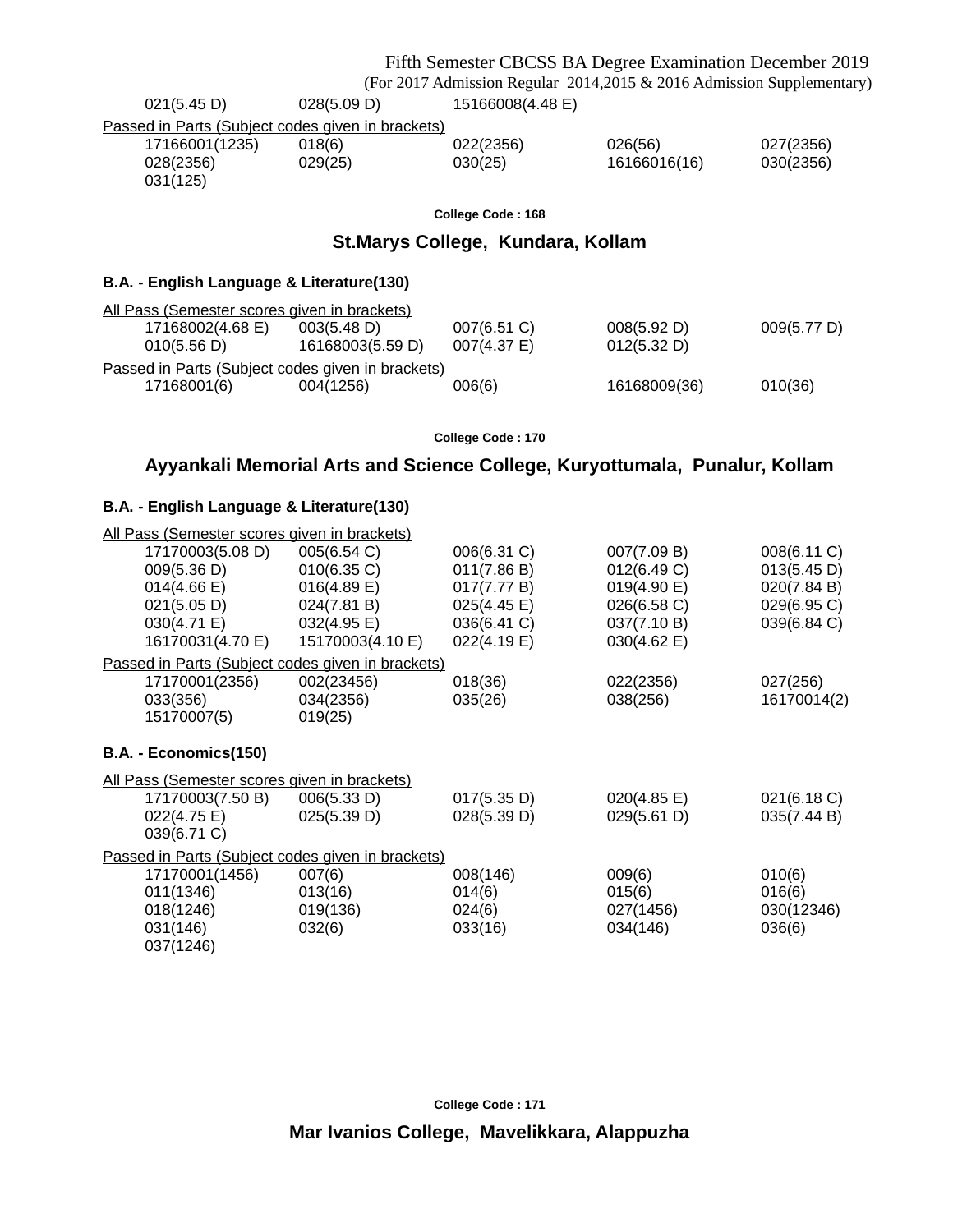021(5.45 D) 028(5.09 D) 15166008(4.48 E)

Passed in Parts (Subject codes given in brackets)

| | | | | |
|---|---|---|---|---|
| 17166001(1235) | 018(6) | 022(2356) | 026(56) | 027(2356) |
| 028(2356) | 029(25) | 030(25) | 16166016(16) | 030(2356) |
| 031(125) | | | | |

**College Code : 168**

## St.Marys College, Kundara, Kollam

### B.A. - English Language & Literature(130)

All Pass (Semester scores given in brackets)

| | | | | |
|---|---|---|---|---|
| 17168002(4.68 E) | 003(5.48 D) | 007(6.51 C) | 008(5.92 D) | 009(5.77 D) |
| 010(5.56 D) | 16168003(5.59 D) | 007(4.37 E) | 012(5.32 D) | |

Passed in Parts (Subject codes given in brackets)

| | | | | |
|---|---|---|---|---|
| 17168001(6) | 004(1256) | 006(6) | 16168009(36) | 010(36) |

**College Code : 170**

## Ayyankali Memorial Arts and Science College, Kuryottumala, Punalur, Kollam

### B.A. - English Language & Literature(130)

All Pass (Semester scores given in brackets)

| | | | | |
|---|---|---|---|---|
| 17170003(5.08 D) | 005(6.54 C) | 006(6.31 C) | 007(7.09 B) | 008(6.11 C) |
| 009(5.36 D) | 010(6.35 C) | 011(7.86 B) | 012(6.49 C) | 013(5.45 D) |
| 014(4.66 E) | 016(4.89 E) | 017(7.77 B) | 019(4.90 E) | 020(7.84 B) |
| 021(5.05 D) | 024(7.81 B) | 025(4.45 E) | 026(6.58 C) | 029(6.95 C) |
| 030(4.71 E) | 032(4.95 E) | 036(6.41 C) | 037(7.10 B) | 039(6.84 C) |
| 16170031(4.70 E) | 15170003(4.10 E) | 022(4.19 E) | 030(4.62 E) | |

Passed in Parts (Subject codes given in brackets)

| | | | | |
|---|---|---|---|---|
| 17170001(2356) | 002(23456) | 018(36) | 022(2356) | 027(256) |
| 033(356) | 034(2356) | 035(26) | 038(256) | 16170014(2) |
| 15170007(5) | 019(25) | | | |

### B.A. - Economics(150)

All Pass (Semester scores given in brackets)

| | | | | |
|---|---|---|---|---|
| 17170003(7.50 B) | 006(5.33 D) | 017(5.35 D) | 020(4.85 E) | 021(6.18 C) |
| 022(4.75 E) | 025(5.39 D) | 028(5.39 D) | 029(5.61 D) | 035(7.44 B) |
| 039(6.71 C) | | | | |

Passed in Parts (Subject codes given in brackets)

| | | | | |
|---|---|---|---|---|
| 17170001(1456) | 007(6) | 008(146) | 009(6) | 010(6) |
| 011(1346) | 013(16) | 014(6) | 015(6) | 016(6) |
| 018(1246) | 019(136) | 024(6) | 027(1456) | 030(12346) |
| 031(146) | 032(6) | 033(16) | 034(146) | 036(6) |
| 037(1246) | | | | |

**College Code : 171**

## Mar Ivanios College, Mavelikkara, Alappuzha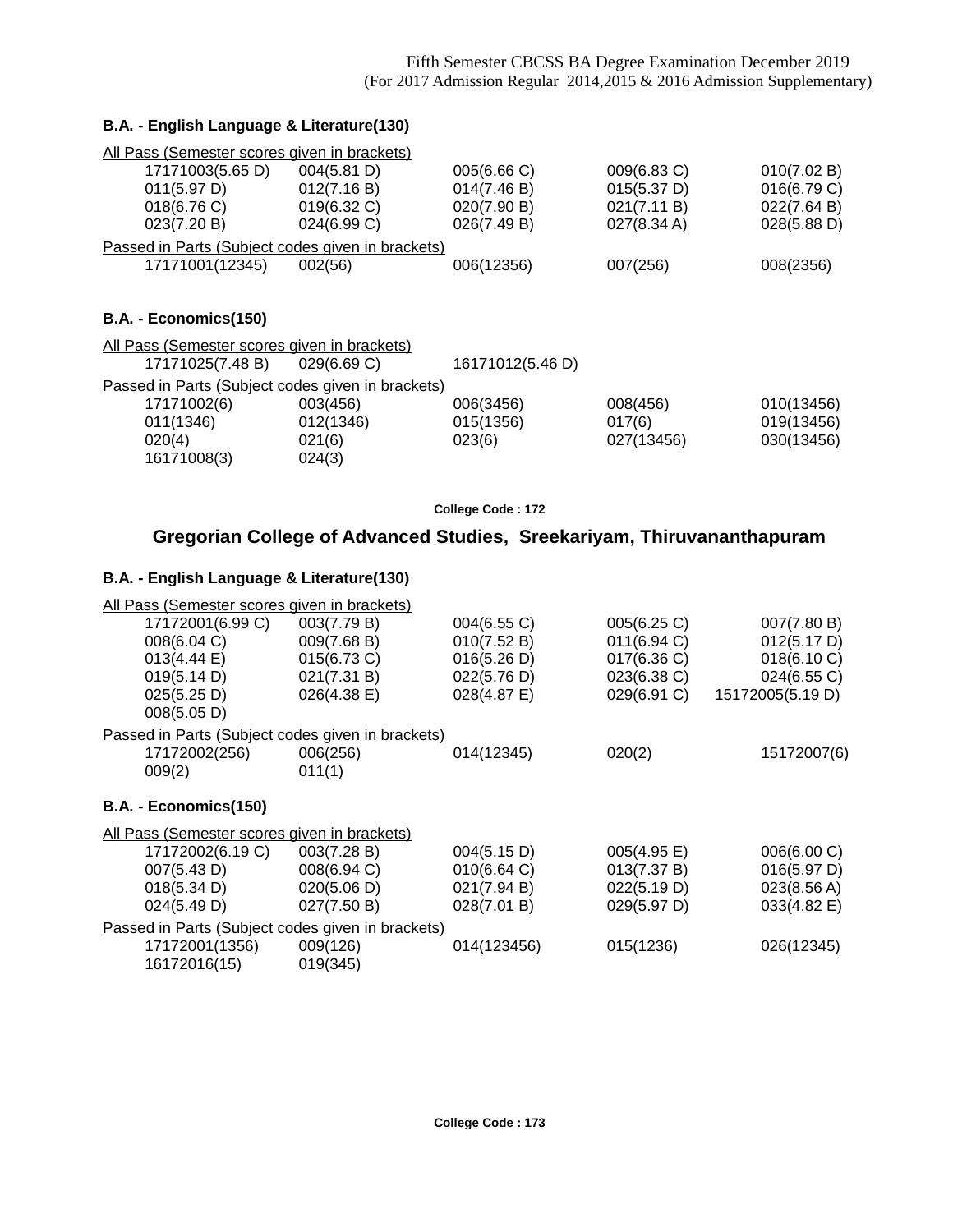### B.A. - English Language & Literature(130)

All Pass (Semester scores given in brackets)

| | | | | |
|---|---|---|---|---|
| 17171003(5.65 D) | 004(5.81 D) | 005(6.66 C) | 009(6.83 C) | 010(7.02 B) |
| 011(5.97 D) | 012(7.16 B) | 014(7.46 B) | 015(5.37 D) | 016(6.79 C) |
| 018(6.76 C) | 019(6.32 C) | 020(7.90 B) | 021(7.11 B) | 022(7.64 B) |
| 023(7.20 B) | 024(6.99 C) | 026(7.49 B) | 027(8.34 A) | 028(5.88 D) |

Passed in Parts (Subject codes given in brackets)

| | | | | |
|---|---|---|---|---|
| 17171001(12345) | 002(56) | 006(12356) | 007(256) | 008(2356) |

### B.A. - Economics(150)

All Pass (Semester scores given in brackets)

| | | |
|---|---|---|
| 17171025(7.48 B) | 029(6.69 C) | 16171012(5.46 D) |

Passed in Parts (Subject codes given in brackets)

| | | | | |
|---|---|---|---|---|
| 17171002(6) | 003(456) | 006(3456) | 008(456) | 010(13456) |
| 011(1346) | 012(1346) | 015(1356) | 017(6) | 019(13456) |
| 020(4) | 021(6) | 023(6) | 027(13456) | 030(13456) |
| 16171008(3) | 024(3) | | | |

**College Code : 172**

## Gregorian College of Advanced Studies, Sreekariyam, Thiruvananthapuram

### B.A. - English Language & Literature(130)

All Pass (Semester scores given in brackets)

| | | | | |
|---|---|---|---|---|
| 17172001(6.99 C) | 003(7.79 B) | 004(6.55 C) | 005(6.25 C) | 007(7.80 B) |
| 008(6.04 C) | 009(7.68 B) | 010(7.52 B) | 011(6.94 C) | 012(5.17 D) |
| 013(4.44 E) | 015(6.73 C) | 016(5.26 D) | 017(6.36 C) | 018(6.10 C) |
| 019(5.14 D) | 021(7.31 B) | 022(5.76 D) | 023(6.38 C) | 024(6.55 C) |
| 025(5.25 D) | 026(4.38 E) | 028(4.87 E) | 029(6.91 C) | 15172005(5.19 D) |
| 008(5.05 D) | | | | |

Passed in Parts (Subject codes given in brackets)

| | | | | |
|---|---|---|---|---|
| 17172002(256) | 006(256) | 014(12345) | 020(2) | 15172007(6) |
| 009(2) | 011(1) | | | |

### B.A. - Economics(150)

All Pass (Semester scores given in brackets)

| | | | | |
|---|---|---|---|---|
| 17172002(6.19 C) | 003(7.28 B) | 004(5.15 D) | 005(4.95 E) | 006(6.00 C) |
| 007(5.43 D) | 008(6.94 C) | 010(6.64 C) | 013(7.37 B) | 016(5.97 D) |
| 018(5.34 D) | 020(5.06 D) | 021(7.94 B) | 022(5.19 D) | 023(8.56 A) |
| 024(5.49 D) | 027(7.50 B) | 028(7.01 B) | 029(5.97 D) | 033(4.82 E) |

Passed in Parts (Subject codes given in brackets)

| | | | | |
|---|---|---|---|---|
| 17172001(1356) | 009(126) | 014(123456) | 015(1236) | 026(12345) |
| 16172016(15) | 019(345) | | | |

**College Code : 173**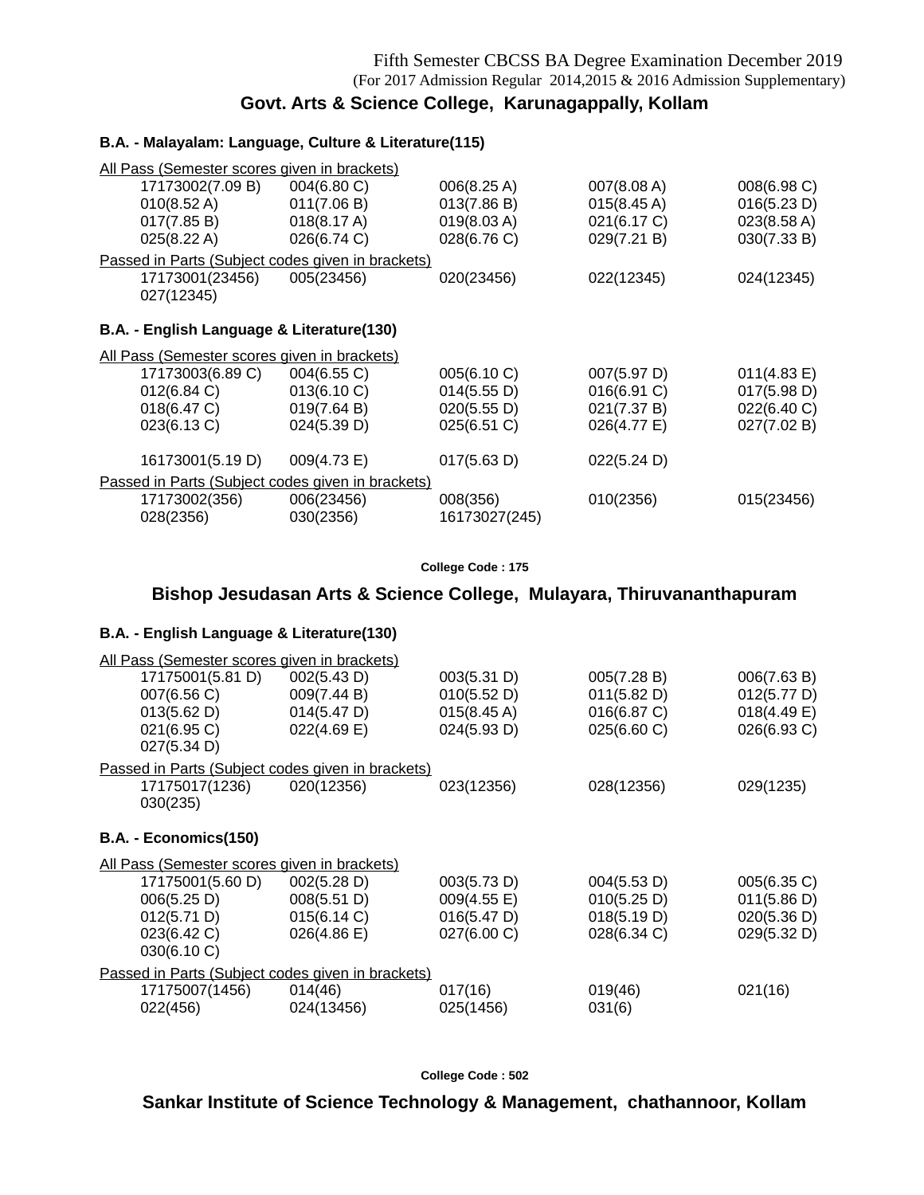Fifth Semester CBCSS BA Degree Examination December 2019
(For 2017 Admission Regular 2014,2015 & 2016 Admission Supplementary)

## Govt. Arts & Science College, Karunagappally, Kollam

### B.A. - Malayalam: Language, Culture & Literature(115)

All Pass (Semester scores given in brackets)

| | | | | |
|---|---|---|---|---|
| 17173002(7.09 B) | 004(6.80 C) | 006(8.25 A) | 007(8.08 A) | 008(6.98 C) |
| 010(8.52 A) | 011(7.06 B) | 013(7.86 B) | 015(8.45 A) | 016(5.23 D) |
| 017(7.85 B) | 018(8.17 A) | 019(8.03 A) | 021(6.17 C) | 023(8.58 A) |
| 025(8.22 A) | 026(6.74 C) | 028(6.76 C) | 029(7.21 B) | 030(7.33 B) |

Passed in Parts (Subject codes given in brackets)

| | | | | |
|---|---|---|---|---|
| 17173001(23456) | 005(23456) | 020(23456) | 022(12345) | 024(12345) |
| 027(12345) | | | | |

### B.A. - English Language & Literature(130)

All Pass (Semester scores given in brackets)

| | | | | |
|---|---|---|---|---|
| 17173003(6.89 C) | 004(6.55 C) | 005(6.10 C) | 007(5.97 D) | 011(4.83 E) |
| 012(6.84 C) | 013(6.10 C) | 014(5.55 D) | 016(6.91 C) | 017(5.98 D) |
| 018(6.47 C) | 019(7.64 B) | 020(5.55 D) | 021(7.37 B) | 022(6.40 C) |
| 023(6.13 C) | 024(5.39 D) | 025(6.51 C) | 026(4.77 E) | 027(7.02 B) |
| 16173001(5.19 D) | 009(4.73 E) | 017(5.63 D) | 022(5.24 D) | |

Passed in Parts (Subject codes given in brackets)

| | | | | |
|---|---|---|---|---|
| 17173002(356) | 006(23456) | 008(356) | 010(2356) | 015(23456) |
| 028(2356) | 030(2356) | 16173027(245) | | |

College Code : 175

## Bishop Jesudasan Arts & Science College, Mulayara, Thiruvananthapuram

### B.A. - English Language & Literature(130)

All Pass (Semester scores given in brackets)

| | | | | |
|---|---|---|---|---|
| 17175001(5.81 D) | 002(5.43 D) | 003(5.31 D) | 005(7.28 B) | 006(7.63 B) |
| 007(6.56 C) | 009(7.44 B) | 010(5.52 D) | 011(5.82 D) | 012(5.77 D) |
| 013(5.62 D) | 014(5.47 D) | 015(8.45 A) | 016(6.87 C) | 018(4.49 E) |
| 021(6.95 C) | 022(4.69 E) | 024(5.93 D) | 025(6.60 C) | 026(6.93 C) |
| 027(5.34 D) | | | | |

Passed in Parts (Subject codes given in brackets)

| | | | | |
|---|---|---|---|---|
| 17175017(1236) | 020(12356) | 023(12356) | 028(12356) | 029(1235) |
| 030(235) | | | | |

### B.A. - Economics(150)

All Pass (Semester scores given in brackets)

| | | | | |
|---|---|---|---|---|
| 17175001(5.60 D) | 002(5.28 D) | 003(5.73 D) | 004(5.53 D) | 005(6.35 C) |
| 006(5.25 D) | 008(5.51 D) | 009(4.55 E) | 010(5.25 D) | 011(5.86 D) |
| 012(5.71 D) | 015(6.14 C) | 016(5.47 D) | 018(5.19 D) | 020(5.36 D) |
| 023(6.42 C) | 026(4.86 E) | 027(6.00 C) | 028(6.34 C) | 029(5.32 D) |
| 030(6.10 C) | | | | |

Passed in Parts (Subject codes given in brackets)

| | | | | |
|---|---|---|---|---|
| 17175007(1456) | 014(46) | 017(16) | 019(46) | 021(16) |
| 022(456) | 024(13456) | 025(1456) | 031(6) | |

College Code : 502

## Sankar Institute of Science Technology & Management, chathannoor, Kollam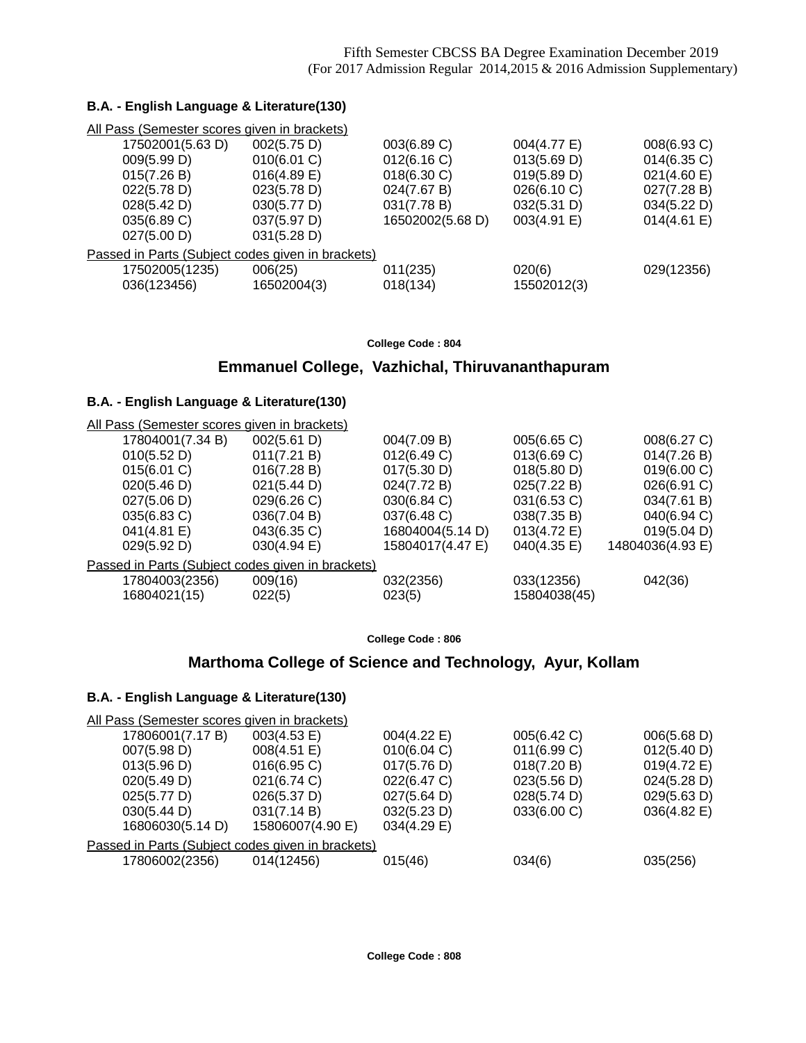Fifth Semester CBCSS BA Degree Examination December 2019
(For 2017 Admission Regular 2014,2015 & 2016 Admission Supplementary)

**B.A. - English Language & Literature(130)**

All Pass (Semester scores given in brackets)

| | | | | |
|---|---|---|---|---|
| 17502001(5.63 D) | 002(5.75 D) | 003(6.89 C) | 004(4.77 E) | 008(6.93 C) |
| 009(5.99 D) | 010(6.01 C) | 012(6.16 C) | 013(5.69 D) | 014(6.35 C) |
| 015(7.26 B) | 016(4.89 E) | 018(6.30 C) | 019(5.89 D) | 021(4.60 E) |
| 022(5.78 D) | 023(5.78 D) | 024(7.67 B) | 026(6.10 C) | 027(7.28 B) |
| 028(5.42 D) | 030(5.77 D) | 031(7.78 B) | 032(5.31 D) | 034(5.22 D) |
| 035(6.89 C) | 037(5.97 D) | 16502002(5.68 D) | 003(4.91 E) | 014(4.61 E) |
| 027(5.00 D) | 031(5.28 D) | | | |

Passed in Parts (Subject codes given in brackets)

| | | | | |
|---|---|---|---|---|
| 17502005(1235) | 006(25) | 011(235) | 020(6) | 029(12356) |
| 036(123456) | 16502004(3) | 018(134) | 15502012(3) | |

**College Code : 804**

## Emmanuel College, Vazhichal, Thiruvananthapuram

**B.A. - English Language & Literature(130)**

All Pass (Semester scores given in brackets)

| | | | | |
|---|---|---|---|---|
| 17804001(7.34 B) | 002(5.61 D) | 004(7.09 B) | 005(6.65 C) | 008(6.27 C) |
| 010(5.52 D) | 011(7.21 B) | 012(6.49 C) | 013(6.69 C) | 014(7.26 B) |
| 015(6.01 C) | 016(7.28 B) | 017(5.30 D) | 018(5.80 D) | 019(6.00 C) |
| 020(5.46 D) | 021(5.44 D) | 024(7.72 B) | 025(7.22 B) | 026(6.91 C) |
| 027(5.06 D) | 029(6.26 C) | 030(6.84 C) | 031(6.53 C) | 034(7.61 B) |
| 035(6.83 C) | 036(7.04 B) | 037(6.48 C) | 038(7.35 B) | 040(6.94 C) |
| 041(4.81 E) | 043(6.35 C) | 16804004(5.14 D) | 013(4.72 E) | 019(5.04 D) |
| 029(5.92 D) | 030(4.94 E) | 15804017(4.47 E) | 040(4.35 E) | 14804036(4.93 E) |

Passed in Parts (Subject codes given in brackets)

| | | | | |
|---|---|---|---|---|
| 17804003(2356) | 009(16) | 032(2356) | 033(12356) | 042(36) |
| 16804021(15) | 022(5) | 023(5) | 15804038(45) | |

**College Code : 806**

## Marthoma College of Science and Technology, Ayur, Kollam

**B.A. - English Language & Literature(130)**

All Pass (Semester scores given in brackets)

| | | | | |
|---|---|---|---|---|
| 17806001(7.17 B) | 003(4.53 E) | 004(4.22 E) | 005(6.42 C) | 006(5.68 D) |
| 007(5.98 D) | 008(4.51 E) | 010(6.04 C) | 011(6.99 C) | 012(5.40 D) |
| 013(5.96 D) | 016(6.95 C) | 017(5.76 D) | 018(7.20 B) | 019(4.72 E) |
| 020(5.49 D) | 021(6.74 C) | 022(6.47 C) | 023(5.56 D) | 024(5.28 D) |
| 025(5.77 D) | 026(5.37 D) | 027(5.64 D) | 028(5.74 D) | 029(5.63 D) |
| 030(5.44 D) | 031(7.14 B) | 032(5.23 D) | 033(6.00 C) | 036(4.82 E) |
| 16806030(5.14 D) | 15806007(4.90 E) | 034(4.29 E) | | |

Passed in Parts (Subject codes given in brackets)

| | | | | |
|---|---|---|---|---|
| 17806002(2356) | 014(12456) | 015(46) | 034(6) | 035(256) |

**College Code : 808**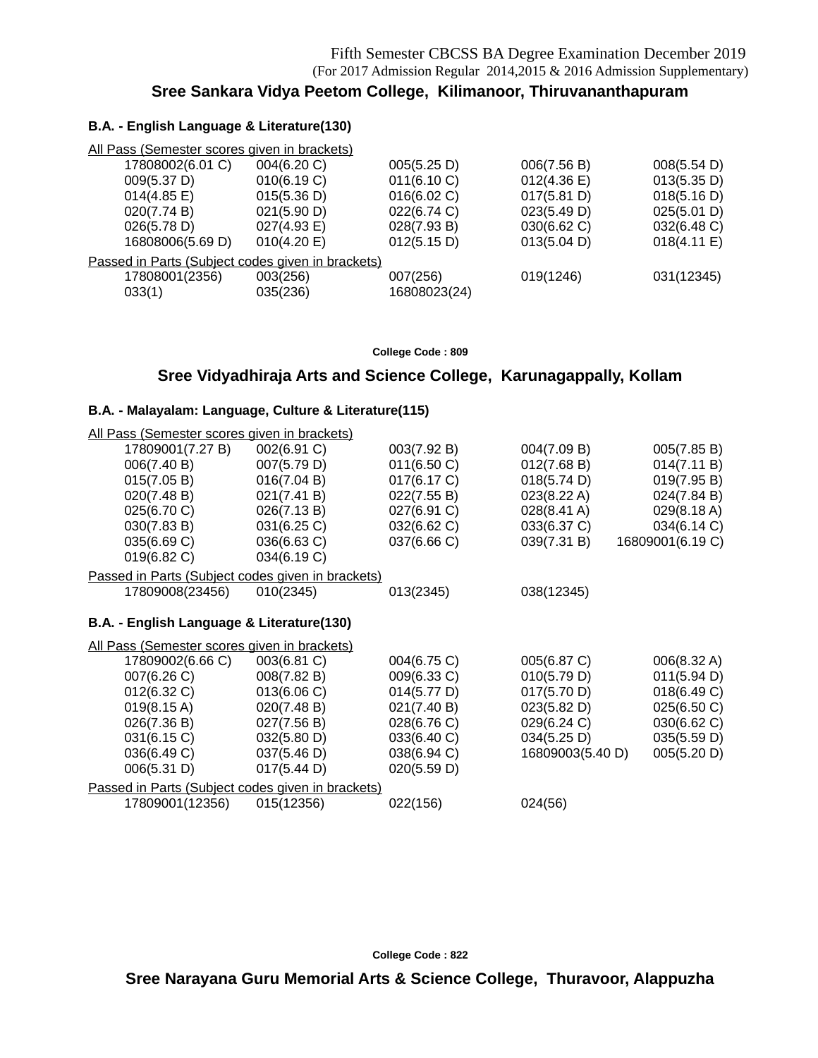Fifth Semester CBCSS BA Degree Examination December 2019
(For 2017 Admission Regular 2014,2015 & 2016 Admission Supplementary)

## Sree Sankara Vidya Peetom College, Kilimanoor, Thiruvananthapuram

### B.A. - English Language & Literature(130)

All Pass (Semester scores given in brackets)

| | | | | |
|---|---|---|---|---|
| 17808002(6.01 C) | 004(6.20 C) | 005(5.25 D) | 006(7.56 B) | 008(5.54 D) |
| 009(5.37 D) | 010(6.19 C) | 011(6.10 C) | 012(4.36 E) | 013(5.35 D) |
| 014(4.85 E) | 015(5.36 D) | 016(6.02 C) | 017(5.81 D) | 018(5.16 D) |
| 020(7.74 B) | 021(5.90 D) | 022(6.74 C) | 023(5.49 D) | 025(5.01 D) |
| 026(5.78 D) | 027(4.93 E) | 028(7.93 B) | 030(6.62 C) | 032(6.48 C) |
| 16808006(5.69 D) | 010(4.20 E) | 012(5.15 D) | 013(5.04 D) | 018(4.11 E) |

Passed in Parts (Subject codes given in brackets)

| | | | | |
|---|---|---|---|---|
| 17808001(2356) | 003(256) | 007(256) | 019(1246) | 031(12345) |
| 033(1) | 035(236) | 16808023(24) | | |

College Code : 809

## Sree Vidyadhiraja Arts and Science College, Karunagappally, Kollam

### B.A. - Malayalam: Language, Culture & Literature(115)

All Pass (Semester scores given in brackets)

| | | | | |
|---|---|---|---|---|
| 17809001(7.27 B) | 002(6.91 C) | 003(7.92 B) | 004(7.09 B) | 005(7.85 B) |
| 006(7.40 B) | 007(5.79 D) | 011(6.50 C) | 012(7.68 B) | 014(7.11 B) |
| 015(7.05 B) | 016(7.04 B) | 017(6.17 C) | 018(5.74 D) | 019(7.95 B) |
| 020(7.48 B) | 021(7.41 B) | 022(7.55 B) | 023(8.22 A) | 024(7.84 B) |
| 025(6.70 C) | 026(7.13 B) | 027(6.91 C) | 028(8.41 A) | 029(8.18 A) |
| 030(7.83 B) | 031(6.25 C) | 032(6.62 C) | 033(6.37 C) | 034(6.14 C) |
| 035(6.69 C) | 036(6.63 C) | 037(6.66 C) | 039(7.31 B) | 16809001(6.19 C) |
| 019(6.82 C) | 034(6.19 C) | | | |

Passed in Parts (Subject codes given in brackets)

| | | | |
|---|---|---|---|
| 17809008(23456) | 010(2345) | 013(2345) | 038(12345) |

### B.A. - English Language & Literature(130)

All Pass (Semester scores given in brackets)

| | | | | |
|---|---|---|---|---|
| 17809002(6.66 C) | 003(6.81 C) | 004(6.75 C) | 005(6.87 C) | 006(8.32 A) |
| 007(6.26 C) | 008(7.82 B) | 009(6.33 C) | 010(5.79 D) | 011(5.94 D) |
| 012(6.32 C) | 013(6.06 C) | 014(5.77 D) | 017(5.70 D) | 018(6.49 C) |
| 019(8.15 A) | 020(7.48 B) | 021(7.40 B) | 023(5.82 D) | 025(6.50 C) |
| 026(7.36 B) | 027(7.56 B) | 028(6.76 C) | 029(6.24 C) | 030(6.62 C) |
| 031(6.15 C) | 032(5.80 D) | 033(6.40 C) | 034(5.25 D) | 035(5.59 D) |
| 036(6.49 C) | 037(5.46 D) | 038(6.94 C) | 16809003(5.40 D) | 005(5.20 D) |
| 006(5.31 D) | 017(5.44 D) | 020(5.59 D) | | |

Passed in Parts (Subject codes given in brackets)

| | | | |
|---|---|---|---|
| 17809001(12356) | 015(12356) | 022(156) | 024(56) |

College Code : 822

## Sree Narayana Guru Memorial Arts & Science College, Thuravoor, Alappuzha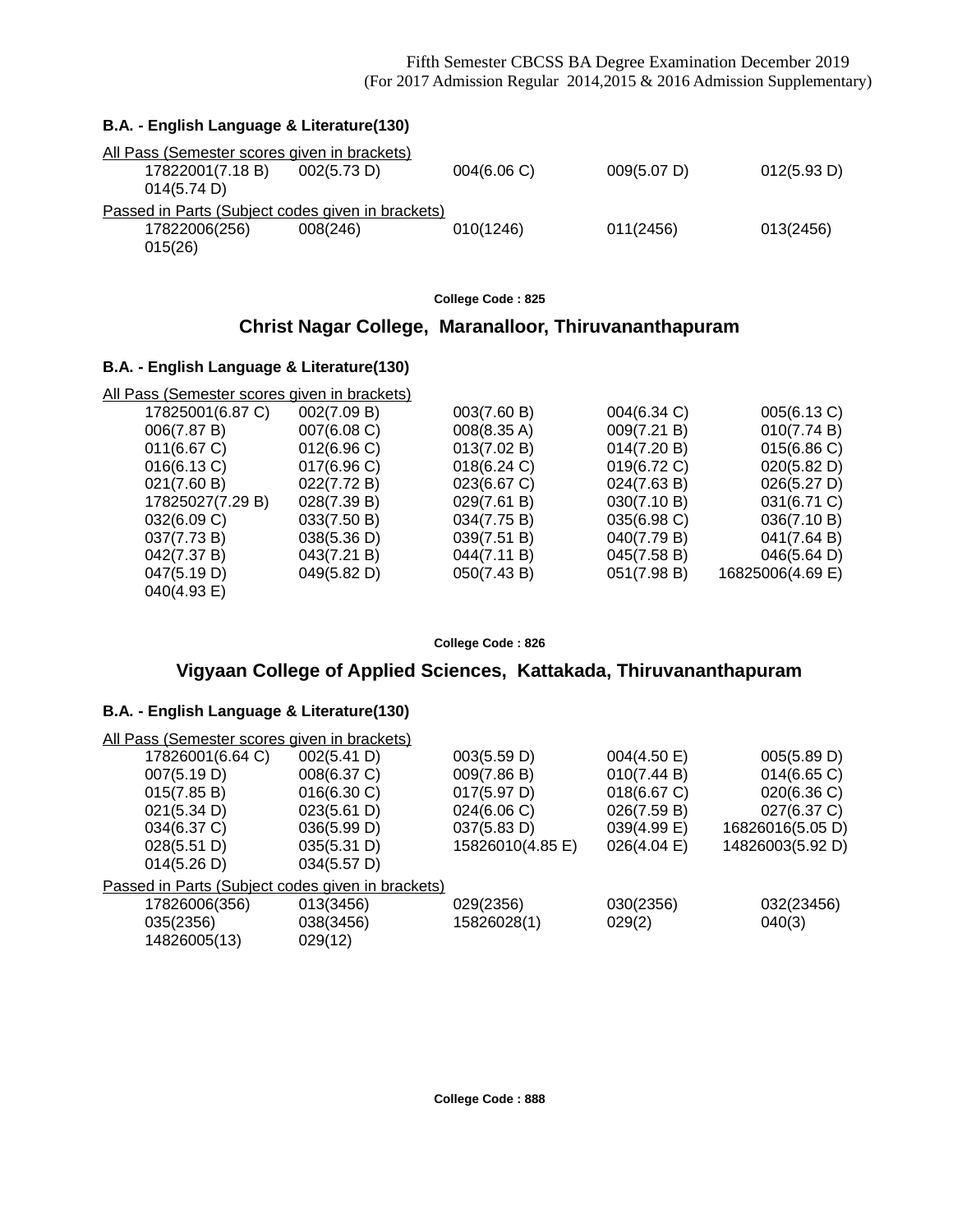### B.A. - English Language & Literature(130)

All Pass (Semester scores given in brackets)

| | | | | |
|---|---|---|---|---|
| 17822001(7.18 B) | 002(5.73 D) | 004(6.06 C) | 009(5.07 D) | 012(5.93 D) |
| 014(5.74 D) | | | | |

Passed in Parts (Subject codes given in brackets)

| | | | | |
|---|---|---|---|---|
| 17822006(256) | 008(246) | 010(1246) | 011(2456) | 013(2456) |
| 015(26) | | | | |

**College Code : 825**

## Christ Nagar College, Maranalloor, Thiruvananthapuram

### B.A. - English Language & Literature(130)

All Pass (Semester scores given in brackets)

| | | | | |
|---|---|---|---|---|
| 17825001(6.87 C) | 002(7.09 B) | 003(7.60 B) | 004(6.34 C) | 005(6.13 C) |
| 006(7.87 B) | 007(6.08 C) | 008(8.35 A) | 009(7.21 B) | 010(7.74 B) |
| 011(6.67 C) | 012(6.96 C) | 013(7.02 B) | 014(7.20 B) | 015(6.86 C) |
| 016(6.13 C) | 017(6.96 C) | 018(6.24 C) | 019(6.72 C) | 020(5.82 D) |
| 021(7.60 B) | 022(7.72 B) | 023(6.67 C) | 024(7.63 B) | 026(5.27 D) |
| 17825027(7.29 B) | 028(7.39 B) | 029(7.61 B) | 030(7.10 B) | 031(6.71 C) |
| 032(6.09 C) | 033(7.50 B) | 034(7.75 B) | 035(6.98 C) | 036(7.10 B) |
| 037(7.73 B) | 038(5.36 D) | 039(7.51 B) | 040(7.79 B) | 041(7.64 B) |
| 042(7.37 B) | 043(7.21 B) | 044(7.11 B) | 045(7.58 B) | 046(5.64 D) |
| 047(5.19 D) | 049(5.82 D) | 050(7.43 B) | 051(7.98 B) | 16825006(4.69 E) |
| 040(4.93 E) | | | | |

**College Code : 826**

## Vigyaan College of Applied Sciences, Kattakada, Thiruvananthapuram

### B.A. - English Language & Literature(130)

All Pass (Semester scores given in brackets)

| | | | | |
|---|---|---|---|---|
| 17826001(6.64 C) | 002(5.41 D) | 003(5.59 D) | 004(4.50 E) | 005(5.89 D) |
| 007(5.19 D) | 008(6.37 C) | 009(7.86 B) | 010(7.44 B) | 014(6.65 C) |
| 015(7.85 B) | 016(6.30 C) | 017(5.97 D) | 018(6.67 C) | 020(6.36 C) |
| 021(5.34 D) | 023(5.61 D) | 024(6.06 C) | 026(7.59 B) | 027(6.37 C) |
| 034(6.37 C) | 036(5.99 D) | 037(5.83 D) | 039(4.99 E) | 16826016(5.05 D) |
| 028(5.51 D) | 035(5.31 D) | 15826010(4.85 E) | 026(4.04 E) | 14826003(5.92 D) |
| 014(5.26 D) | 034(5.57 D) | | | |

Passed in Parts (Subject codes given in brackets)

| | | | | |
|---|---|---|---|---|
| 17826006(356) | 013(3456) | 029(2356) | 030(2356) | 032(23456) |
| 035(2356) | 038(3456) | 15826028(1) | 029(2) | 040(3) |
| 14826005(13) | 029(12) | | | |

**College Code : 888**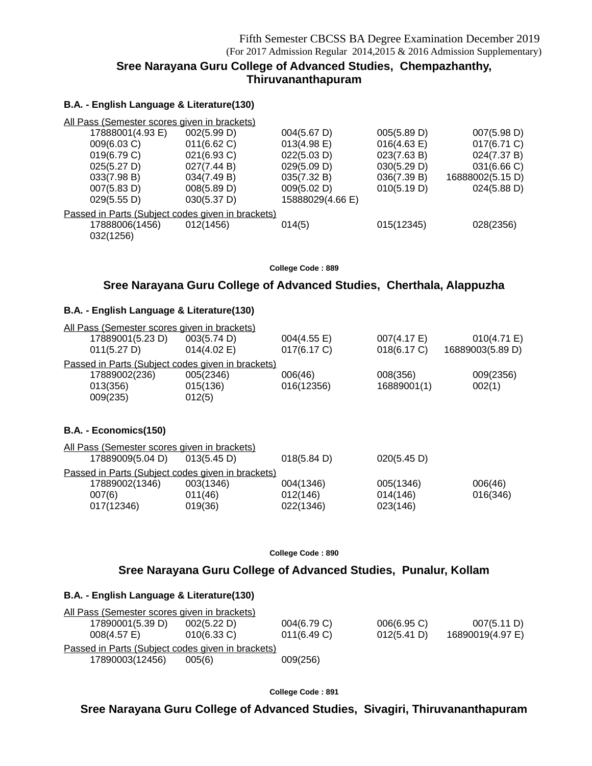Fifth Semester CBCSS BA Degree Examination December 2019
(For 2017 Admission Regular 2014,2015 & 2016 Admission Supplementary)

## Sree Narayana Guru College of Advanced Studies, Chempazhanthy, Thiruvananthapuram

### B.A. - English Language & Literature(130)

All Pass (Semester scores given in brackets)

| | | | | |
|---|---|---|---|---|
| 17888001(4.93 E) | 002(5.99 D) | 004(5.67 D) | 005(5.89 D) | 007(5.98 D) |
| 009(6.03 C) | 011(6.62 C) | 013(4.98 E) | 016(4.63 E) | 017(6.71 C) |
| 019(6.79 C) | 021(6.93 C) | 022(5.03 D) | 023(7.63 B) | 024(7.37 B) |
| 025(5.27 D) | 027(7.44 B) | 029(5.09 D) | 030(5.29 D) | 031(6.66 C) |
| 033(7.98 B) | 034(7.49 B) | 035(7.32 B) | 036(7.39 B) | 16888002(5.15 D) |
| 007(5.83 D) | 008(5.89 D) | 009(5.02 D) | 010(5.19 D) | 024(5.88 D) |
| 029(5.55 D) | 030(5.37 D) | 15888029(4.66 E) | | |

Passed in Parts (Subject codes given in brackets)

| | | | | |
|---|---|---|---|---|
| 17888006(1456) | 012(1456) | 014(5) | 015(12345) | 028(2356) |
| 032(1256) | | | | |

College Code : 889

## Sree Narayana Guru College of Advanced Studies, Cherthala, Alappuzha

### B.A. - English Language & Literature(130)

All Pass (Semester scores given in brackets)

| | | | | |
|---|---|---|---|---|
| 17889001(5.23 D) | 003(5.74 D) | 004(4.55 E) | 007(4.17 E) | 010(4.71 E) |
| 011(5.27 D) | 014(4.02 E) | 017(6.17 C) | 018(6.17 C) | 16889003(5.89 D) |

Passed in Parts (Subject codes given in brackets)

| | | | | |
|---|---|---|---|---|
| 17889002(236) | 005(2346) | 006(46) | 008(356) | 009(2356) |
| 013(356) | 015(136) | 016(12356) | 16889001(1) | 002(1) |
| 009(235) | 012(5) | | | |

### B.A. - Economics(150)

All Pass (Semester scores given in brackets)

| | | | |
|---|---|---|---|
| 17889009(5.04 D) | 013(5.45 D) | 018(5.84 D) | 020(5.45 D) |

Passed in Parts (Subject codes given in brackets)

| | | | | |
|---|---|---|---|---|
| 17889002(1346) | 003(1346) | 004(1346) | 005(1346) | 006(46) |
| 007(6) | 011(46) | 012(146) | 014(146) | 016(346) |
| 017(12346) | 019(36) | 022(1346) | 023(146) | |

College Code : 890

## Sree Narayana Guru College of Advanced Studies, Punalur, Kollam

### B.A. - English Language & Literature(130)

All Pass (Semester scores given in brackets)

| | | | | |
|---|---|---|---|---|
| 17890001(5.39 D) | 002(5.22 D) | 004(6.79 C) | 006(6.95 C) | 007(5.11 D) |
| 008(4.57 E) | 010(6.33 C) | 011(6.49 C) | 012(5.41 D) | 16890019(4.97 E) |

Passed in Parts (Subject codes given in brackets)

| | | |
|---|---|---|
| 17890003(12456) | 005(6) | 009(256) |

College Code : 891

## Sree Narayana Guru College of Advanced Studies, Sivagiri, Thiruvananthapuram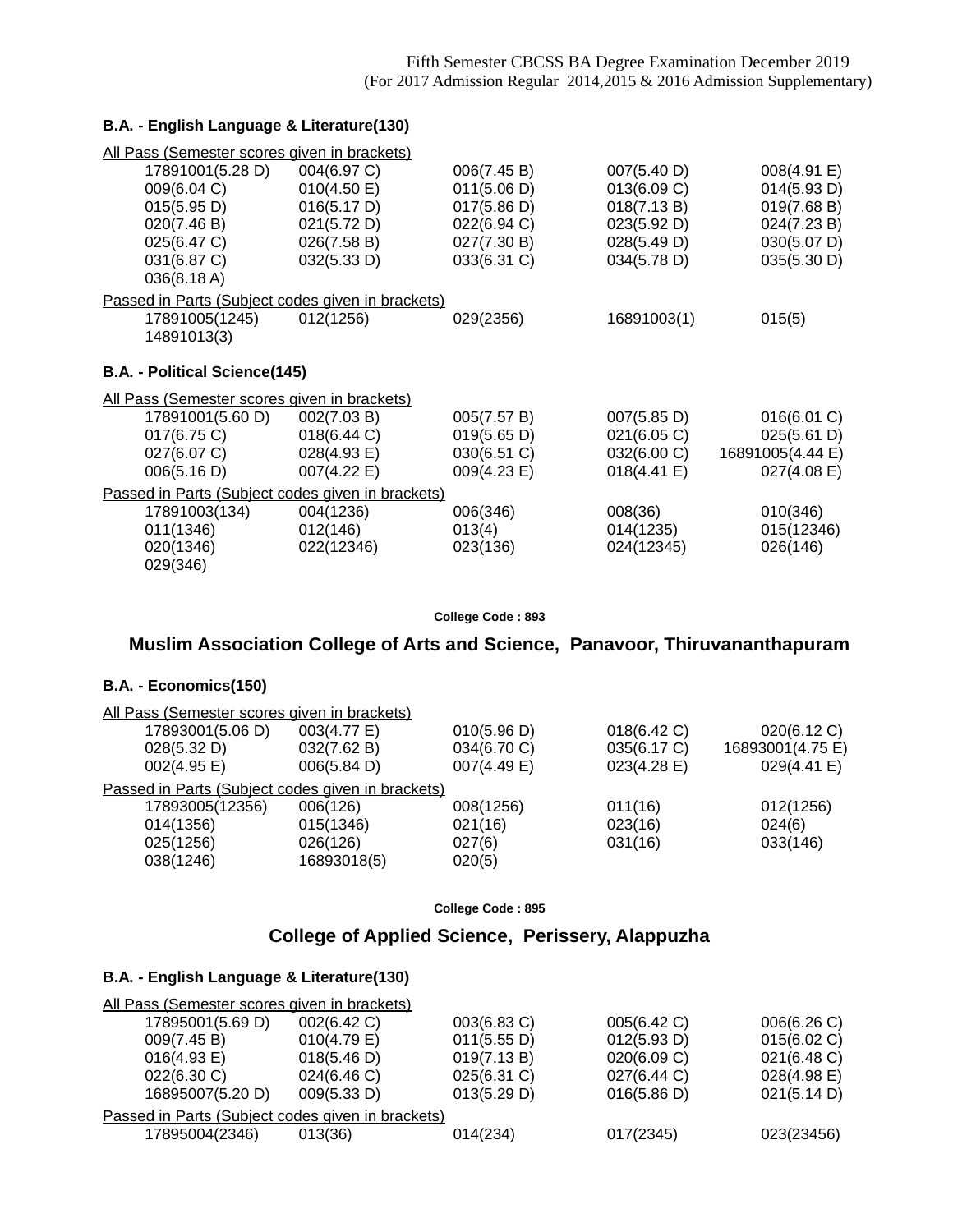Fifth Semester CBCSS BA Degree Examination December 2019
(For 2017 Admission Regular 2014,2015 & 2016 Admission Supplementary)

**B.A. - English Language & Literature(130)**

All Pass (Semester scores given in brackets)

| | | | | |
|---|---|---|---|---|
| 17891001(5.28 D) | 004(6.97 C) | 006(7.45 B) | 007(5.40 D) | 008(4.91 E) |
| 009(6.04 C) | 010(4.50 E) | 011(5.06 D) | 013(6.09 C) | 014(5.93 D) |
| 015(5.95 D) | 016(5.17 D) | 017(5.86 D) | 018(7.13 B) | 019(7.68 B) |
| 020(7.46 B) | 021(5.72 D) | 022(6.94 C) | 023(5.92 D) | 024(7.23 B) |
| 025(6.47 C) | 026(7.58 B) | 027(7.30 B) | 028(5.49 D) | 030(5.07 D) |
| 031(6.87 C) | 032(5.33 D) | 033(6.31 C) | 034(5.78 D) | 035(5.30 D) |
| 036(8.18 A) | | | | |

Passed in Parts (Subject codes given in brackets)

| | | | | |
|---|---|---|---|---|
| 17891005(1245) | 012(1256) | 029(2356) | 16891003(1) | 015(5) |
| 14891013(3) | | | | |

**B.A. - Political Science(145)**

All Pass (Semester scores given in brackets)

| | | | | |
|---|---|---|---|---|
| 17891001(5.60 D) | 002(7.03 B) | 005(7.57 B) | 007(5.85 D) | 016(6.01 C) |
| 017(6.75 C) | 018(6.44 C) | 019(5.65 D) | 021(6.05 C) | 025(5.61 D) |
| 027(6.07 C) | 028(4.93 E) | 030(6.51 C) | 032(6.00 C) | 16891005(4.44 E) |
| 006(5.16 D) | 007(4.22 E) | 009(4.23 E) | 018(4.41 E) | 027(4.08 E) |

Passed in Parts (Subject codes given in brackets)

| | | | | |
|---|---|---|---|---|
| 17891003(134) | 004(1236) | 006(346) | 008(36) | 010(346) |
| 011(1346) | 012(146) | 013(4) | 014(1235) | 015(12346) |
| 020(1346) | 022(12346) | 023(136) | 024(12345) | 026(146) |
| 029(346) | | | | |

**College Code : 893**

## Muslim Association College of Arts and Science, Panavoor, Thiruvananthapuram

**B.A. - Economics(150)**

All Pass (Semester scores given in brackets)

| | | | | |
|---|---|---|---|---|
| 17893001(5.06 D) | 003(4.77 E) | 010(5.96 D) | 018(6.42 C) | 020(6.12 C) |
| 028(5.32 D) | 032(7.62 B) | 034(6.70 C) | 035(6.17 C) | 16893001(4.75 E) |
| 002(4.95 E) | 006(5.84 D) | 007(4.49 E) | 023(4.28 E) | 029(4.41 E) |

Passed in Parts (Subject codes given in brackets)

| | | | | |
|---|---|---|---|---|
| 17893005(12356) | 006(126) | 008(1256) | 011(16) | 012(1256) |
| 014(1356) | 015(1346) | 021(16) | 023(16) | 024(6) |
| 025(1256) | 026(126) | 027(6) | 031(16) | 033(146) |
| 038(1246) | 16893018(5) | 020(5) | | |

**College Code : 895**

## College of Applied Science, Perissery, Alappuzha

**B.A. - English Language & Literature(130)**

All Pass (Semester scores given in brackets)

| | | | | |
|---|---|---|---|---|
| 17895001(5.69 D) | 002(6.42 C) | 003(6.83 C) | 005(6.42 C) | 006(6.26 C) |
| 009(7.45 B) | 010(4.79 E) | 011(5.55 D) | 012(5.93 D) | 015(6.02 C) |
| 016(4.93 E) | 018(5.46 D) | 019(7.13 B) | 020(6.09 C) | 021(6.48 C) |
| 022(6.30 C) | 024(6.46 C) | 025(6.31 C) | 027(6.44 C) | 028(4.98 E) |
| 16895007(5.20 D) | 009(5.33 D) | 013(5.29 D) | 016(5.86 D) | 021(5.14 D) |

Passed in Parts (Subject codes given in brackets)

| | | | | |
|---|---|---|---|---|
| 17895004(2346) | 013(36) | 014(234) | 017(2345) | 023(23456) |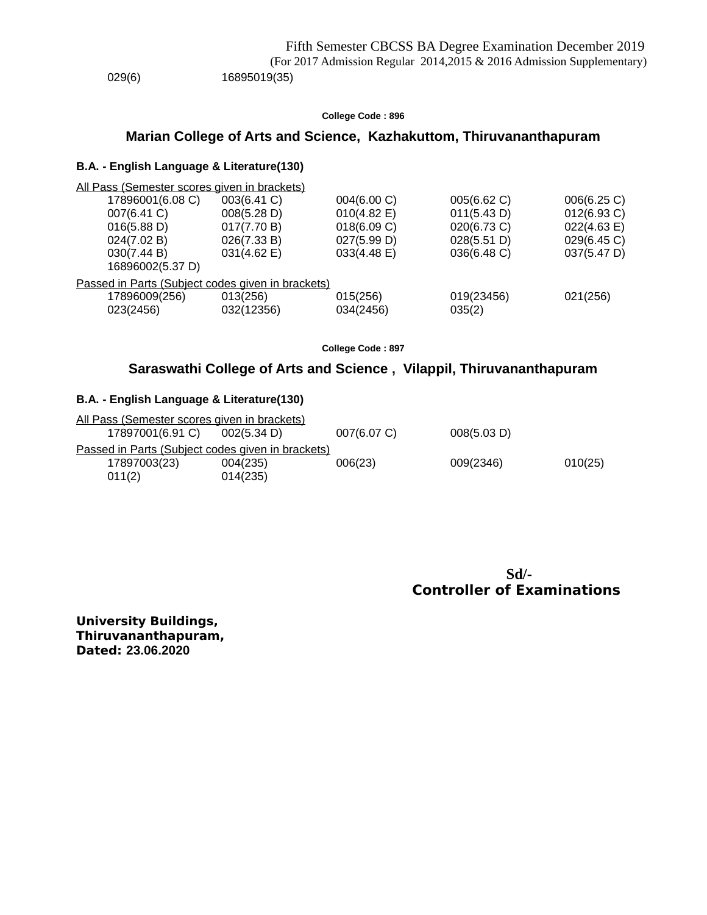029(6) 16895019(35)

College Code : 896

## Marian College of Arts and Science, Kazhakuttom, Thiruvananthapuram

### B.A. - English Language & Literature(130)

All Pass (Semester scores given in brackets)

| | | | | |
|---|---|---|---|---|
| 17896001(6.08 C) | 003(6.41 C) | 004(6.00 C) | 005(6.62 C) | 006(6.25 C) |
| 007(6.41 C) | 008(5.28 D) | 010(4.82 E) | 011(5.43 D) | 012(6.93 C) |
| 016(5.88 D) | 017(7.70 B) | 018(6.09 C) | 020(6.73 C) | 022(4.63 E) |
| 024(7.02 B) | 026(7.33 B) | 027(5.99 D) | 028(5.51 D) | 029(6.45 C) |
| 030(7.44 B) | 031(4.62 E) | 033(4.48 E) | 036(6.48 C) | 037(5.47 D) |
| 16896002(5.37 D) | | | | |

Passed in Parts (Subject codes given in brackets)

| | | | | |
|---|---|---|---|---|
| 17896009(256) | 013(256) | 015(256) | 019(23456) | 021(256) |
| 023(2456) | 032(12356) | 034(2456) | 035(2) | |

College Code : 897

## Saraswathi College of Arts and Science , Vilappil, Thiruvananthapuram

### B.A. - English Language & Literature(130)

All Pass (Semester scores given in brackets)

| | | | | |
|---|---|---|---|---|
| 17897001(6.91 C) | 002(5.34 D) | 007(6.07 C) | 008(5.03 D) | |

Passed in Parts (Subject codes given in brackets)

| | | | | |
|---|---|---|---|---|
| 17897003(23) | 004(235) | 006(23) | 009(2346) | 010(25) |
| 011(2) | 014(235) | | | |

Sd/-
**Controller of Examinations**

**University Buildings,**
**Thiruvananthapuram,**
**Dated: 23.06.2020**